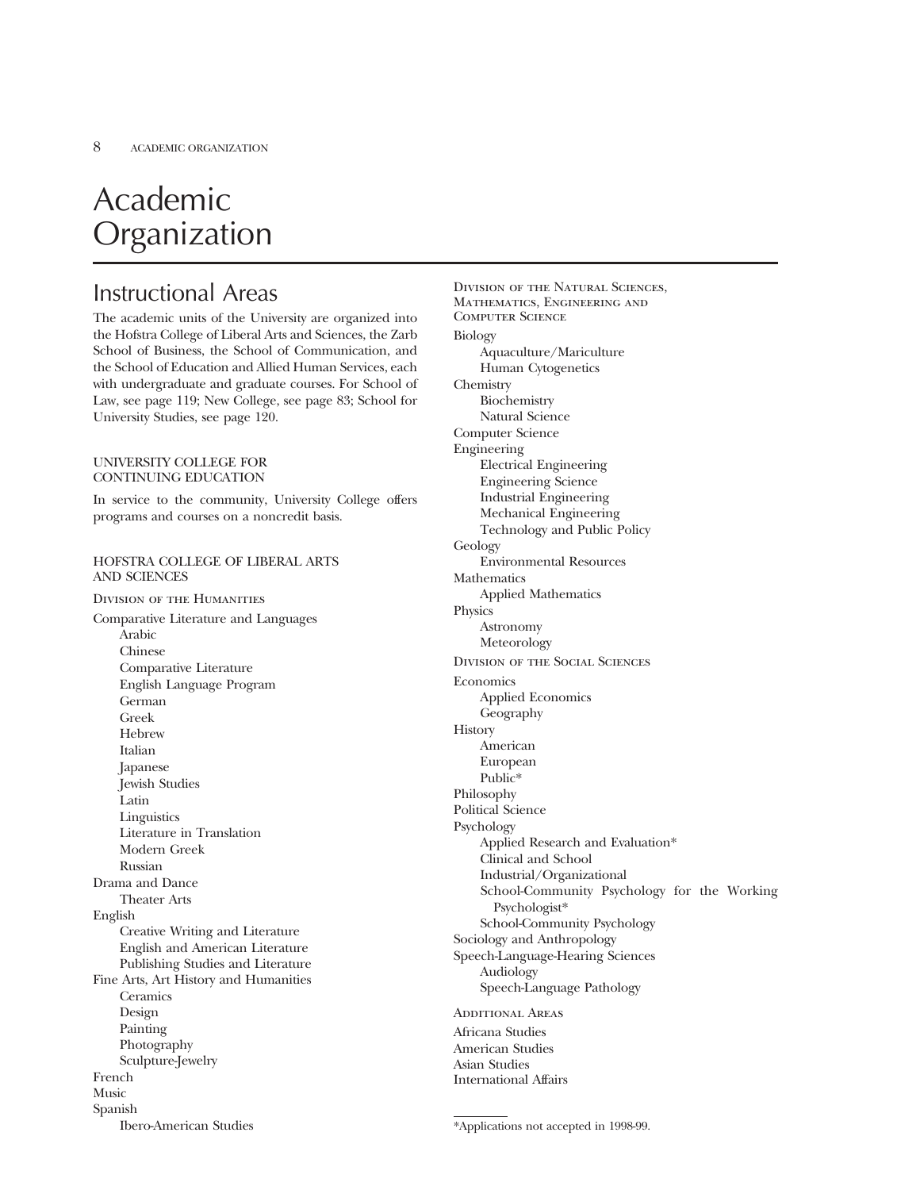# Academic Organization

## Instructional Areas

The academic units of the University are organized into the Hofstra College of Liberal Arts and Sciences, the Zarb School of Business, the School of Communication, and the School of Education and Allied Human Services, each with undergraduate and graduate courses. For School of Law, see page 119; New College, see page 83; School for University Studies, see page 120.

### UNIVERSITY COLLEGE FOR CONTINUING EDUCATION

In service to the community, University College offers programs and courses on a noncredit basis.

### HOFSTRA COLLEGE OF LIBERAL ARTS AND SCIENCES

#### Division of the Humanities

- Comparative Literature and Languages
  - Arabic
  - Chinese
  - Comparative Literature
  - English Language Program
  - German
  - Greek
  - Hebrew
  - Italian
  - Japanese
  - Jewish Studies
  - Latin
  - Linguistics
  - Literature in Translation
  - Modern Greek
  - Russian
- Drama and Dance
  - Theater Arts
- English
  - Creative Writing and Literature
  - English and American Literature
  - Publishing Studies and Literature
- Fine Arts, Art History and Humanities
  - Ceramics
  - Design
  - Painting
  - Photography
  - Sculpture-Jewelry
- French
- Music
- Spanish
  - Ibero-American Studies

#### Division of the Natural Sciences, Mathematics, Engineering and Computer Science

- Biology
  - Aquaculture/Mariculture
  - Human Cytogenetics
- Chemistry
  - Biochemistry
  - Natural Science
- Computer Science
- Engineering
  - Electrical Engineering
  - Engineering Science
  - Industrial Engineering
  - Mechanical Engineering
  - Technology and Public Policy
- Geology
  - Environmental Resources
- Mathematics
  - Applied Mathematics
- Physics
  - Astronomy
  - Meteorology

#### Division of the Social Sciences

- Economics
  - Applied Economics
  - Geography
- History
  - American
  - European
  - Public*
- Philosophy
- Political Science
- Psychology
  - Applied Research and Evaluation*
  - Clinical and School
  - Industrial/Organizational
  - School-Community Psychology for the Working Psychologist*
  - School-Community Psychology
- Sociology and Anthropology
- Speech-Language-Hearing Sciences
  - Audiology
  - Speech-Language Pathology

#### Additional Areas

- Africana Studies
- American Studies
- Asian Studies
- International Affairs

*Applications not accepted in 1998-99.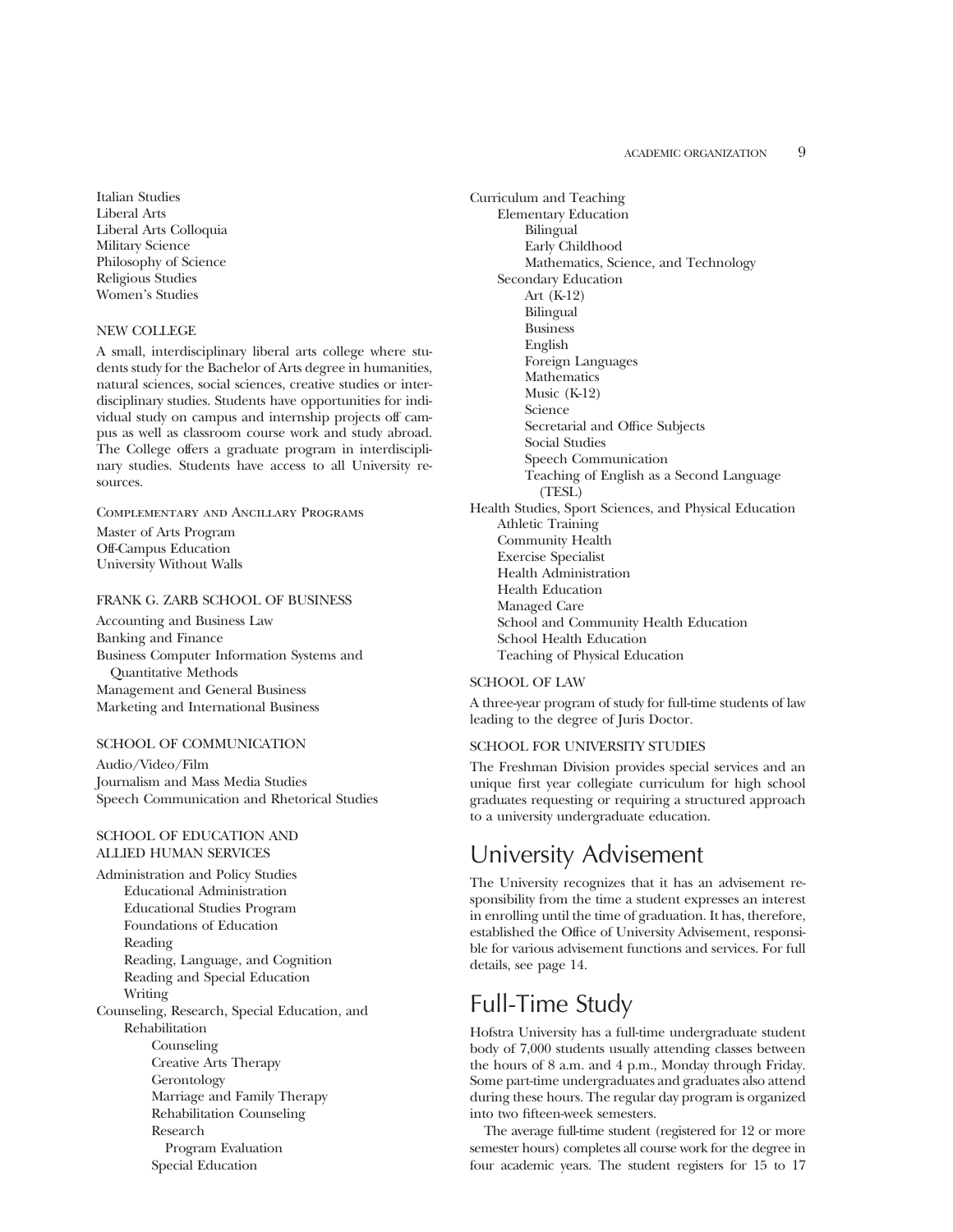Italian Studies
Liberal Arts
Liberal Arts Colloquia
Military Science
Philosophy of Science
Religious Studies
Women's Studies

### NEW COLLEGE

A small, interdisciplinary liberal arts college where students study for the Bachelor of Arts degree in humanities, natural sciences, social sciences, creative studies or interdisciplinary studies. Students have opportunities for individual study on campus and internship projects off campus as well as classroom course work and study abroad. The College offers a graduate program in interdisciplinary studies. Students have access to all University resources.

COMPLEMENTARY AND ANCILLARY PROGRAMS

Master of Arts Program
Off-Campus Education
University Without Walls

### FRANK G. ZARB SCHOOL OF BUSINESS

Accounting and Business Law
Banking and Finance
Business Computer Information Systems and Quantitative Methods
Management and General Business
Marketing and International Business

### SCHOOL OF COMMUNICATION

Audio/Video/Film
Journalism and Mass Media Studies
Speech Communication and Rhetorical Studies

### SCHOOL OF EDUCATION AND ALLIED HUMAN SERVICES

- Administration and Policy Studies
  - Educational Administration
  - Educational Studies Program
  - Foundations of Education
  - Reading
  - Reading, Language, and Cognition
  - Reading and Special Education
  - Writing
- Counseling, Research, Special Education, and Rehabilitation
  - Counseling
  - Creative Arts Therapy
  - Gerontology
  - Marriage and Family Therapy
  - Rehabilitation Counseling
  - Research
    - Program Evaluation
  - Special Education
- Curriculum and Teaching
  - Elementary Education
    - Bilingual
    - Early Childhood
    - Mathematics, Science, and Technology
  - Secondary Education
    - Art (K-12)
    - Bilingual
    - Business
    - English
    - Foreign Languages
    - Mathematics
    - Music (K-12)
    - Science
    - Secretarial and Office Subjects
    - Social Studies
    - Speech Communication
    - Teaching of English as a Second Language (TESL)
- Health Studies, Sport Sciences, and Physical Education
  - Athletic Training
  - Community Health
  - Exercise Specialist
  - Health Administration
  - Health Education
  - Managed Care
  - School and Community Health Education
  - School Health Education
  - Teaching of Physical Education

### SCHOOL OF LAW

A three-year program of study for full-time students of law leading to the degree of Juris Doctor.

### SCHOOL FOR UNIVERSITY STUDIES

The Freshman Division provides special services and an unique first year collegiate curriculum for high school graduates requesting or requiring a structured approach to a university undergraduate education.

## University Advisement

The University recognizes that it has an advisement responsibility from the time a student expresses an interest in enrolling until the time of graduation. It has, therefore, established the Office of University Advisement, responsible for various advisement functions and services. For full details, see page 14.

## Full-Time Study

Hofstra University has a full-time undergraduate student body of 7,000 students usually attending classes between the hours of 8 a.m. and 4 p.m., Monday through Friday. Some part-time undergraduates and graduates also attend during these hours. The regular day program is organized into two fifteen-week semesters.

The average full-time student (registered for 12 or more semester hours) completes all course work for the degree in four academic years. The student registers for 15 to 17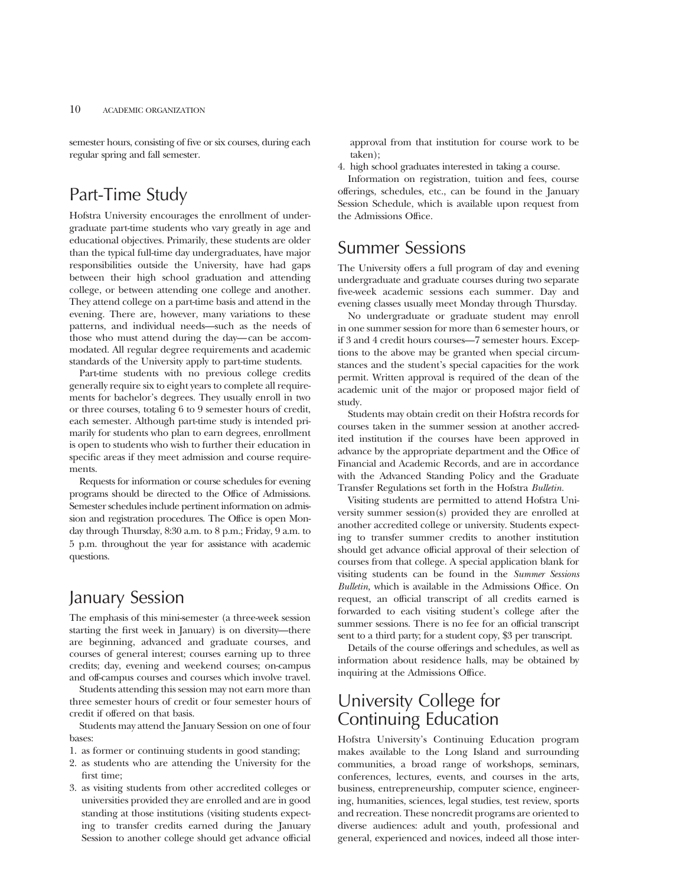semester hours, consisting of five or six courses, during each regular spring and fall semester.

## Part-Time Study

Hofstra University encourages the enrollment of undergraduate part-time students who vary greatly in age and educational objectives. Primarily, these students are older than the typical full-time day undergraduates, have major responsibilities outside the University, have had gaps between their high school graduation and attending college, or between attending one college and another. They attend college on a part-time basis and attend in the evening. There are, however, many variations to these patterns, and individual needs—such as the needs of those who must attend during the day—can be accommodated. All regular degree requirements and academic standards of the University apply to part-time students.

Part-time students with no previous college credits generally require six to eight years to complete all requirements for bachelor's degrees. They usually enroll in two or three courses, totaling 6 to 9 semester hours of credit, each semester. Although part-time study is intended primarily for students who plan to earn degrees, enrollment is open to students who wish to further their education in specific areas if they meet admission and course requirements.

Requests for information or course schedules for evening programs should be directed to the Office of Admissions. Semester schedules include pertinent information on admission and registration procedures. The Office is open Monday through Thursday, 8:30 a.m. to 8 p.m.; Friday, 9 a.m. to 5 p.m. throughout the year for assistance with academic questions.

## January Session

The emphasis of this mini-semester (a three-week session starting the first week in January) is on diversity—there are beginning, advanced and graduate courses, and courses of general interest; courses earning up to three credits; day, evening and weekend courses; on-campus and off-campus courses and courses which involve travel.

Students attending this session may not earn more than three semester hours of credit or four semester hours of credit if offered on that basis.

Students may attend the January Session on one of four bases:

1. as former or continuing students in good standing;
2. as students who are attending the University for the first time;
3. as visiting students from other accredited colleges or universities provided they are enrolled and are in good standing at those institutions (visiting students expecting to transfer credits earned during the January Session to another college should get advance official approval from that institution for course work to be taken);
4. high school graduates interested in taking a course.

Information on registration, tuition and fees, course offerings, schedules, etc., can be found in the January Session Schedule, which is available upon request from the Admissions Office.

## Summer Sessions

The University offers a full program of day and evening undergraduate and graduate courses during two separate five-week academic sessions each summer. Day and evening classes usually meet Monday through Thursday.

No undergraduate or graduate student may enroll in one summer session for more than 6 semester hours, or if 3 and 4 credit hours courses—7 semester hours. Exceptions to the above may be granted when special circumstances and the student's special capacities for the work permit. Written approval is required of the dean of the academic unit of the major or proposed major field of study.

Students may obtain credit on their Hofstra records for courses taken in the summer session at another accredited institution if the courses have been approved in advance by the appropriate department and the Office of Financial and Academic Records, and are in accordance with the Advanced Standing Policy and the Graduate Transfer Regulations set forth in the Hofstra *Bulletin.*

Visiting students are permitted to attend Hofstra University summer session(s) provided they are enrolled at another accredited college or university. Students expecting to transfer summer credits to another institution should get advance official approval of their selection of courses from that college. A special application blank for visiting students can be found in the *Summer Sessions Bulletin,* which is available in the Admissions Office. On request, an official transcript of all credits earned is forwarded to each visiting student's college after the summer sessions. There is no fee for an official transcript sent to a third party; for a student copy, $3 per transcript.

Details of the course offerings and schedules, as well as information about residence halls, may be obtained by inquiring at the Admissions Office.

## University College for Continuing Education

Hofstra University's Continuing Education program makes available to the Long Island and surrounding communities, a broad range of workshops, seminars, conferences, lectures, events, and courses in the arts, business, entrepreneurship, computer science, engineering, humanities, sciences, legal studies, test review, sports and recreation. These noncredit programs are oriented to diverse audiences: adult and youth, professional and general, experienced and novices, indeed all those inter-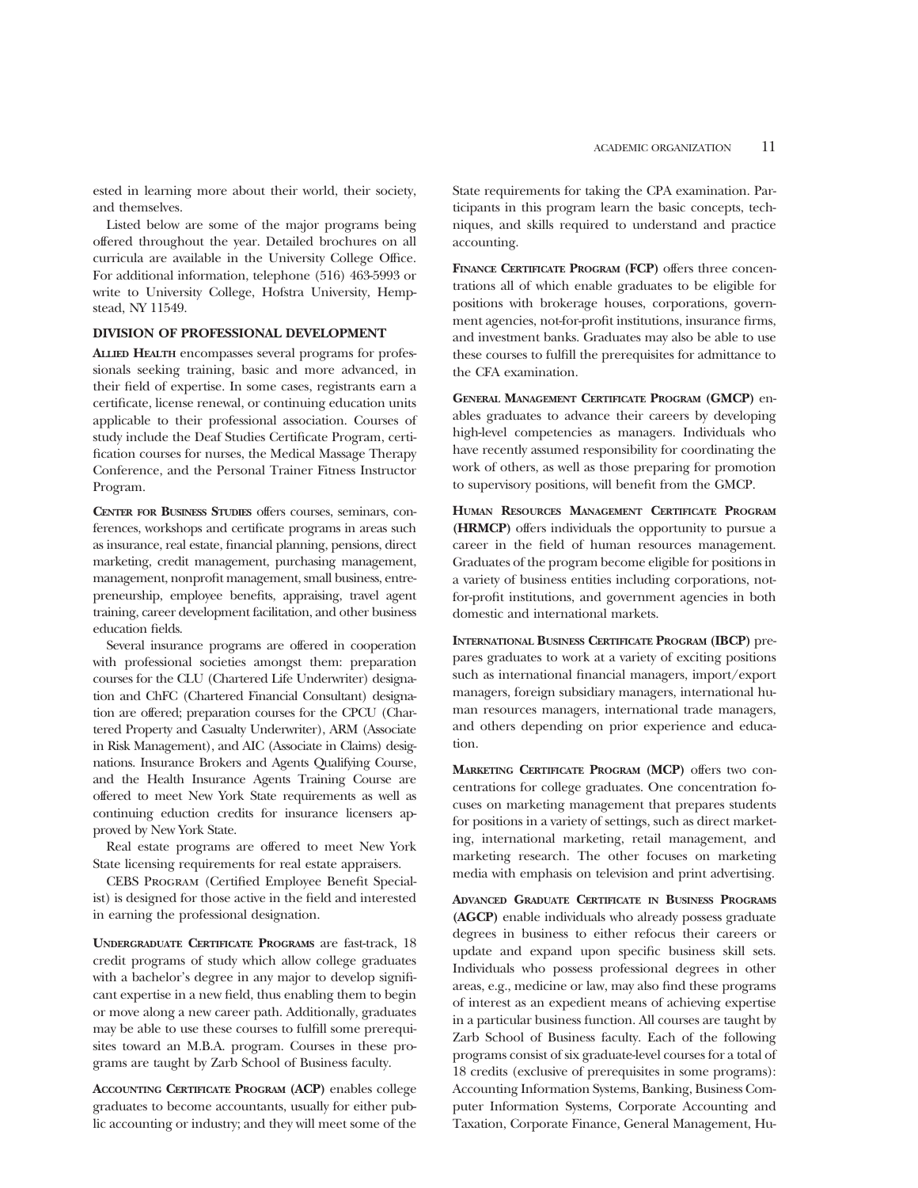ested in learning more about their world, their society, and themselves.

Listed below are some of the major programs being offered throughout the year. Detailed brochures on all curricula are available in the University College Office. For additional information, telephone (516) 463-5993 or write to University College, Hofstra University, Hempstead, NY 11549.

### DIVISION OF PROFESSIONAL DEVELOPMENT

**Allied Health** encompasses several programs for professionals seeking training, basic and more advanced, in their field of expertise. In some cases, registrants earn a certificate, license renewal, or continuing education units applicable to their professional association. Courses of study include the Deaf Studies Certificate Program, certification courses for nurses, the Medical Massage Therapy Conference, and the Personal Trainer Fitness Instructor Program.

**Center for Business Studies** offers courses, seminars, conferences, workshops and certificate programs in areas such as insurance, real estate, financial planning, pensions, direct marketing, credit management, purchasing management, management, nonprofit management, small business, entrepreneurship, employee benefits, appraising, travel agent training, career development facilitation, and other business education fields.

Several insurance programs are offered in cooperation with professional societies amongst them: preparation courses for the CLU (Chartered Life Underwriter) designation and ChFC (Chartered Financial Consultant) designation are offered; preparation courses for the CPCU (Chartered Property and Casualty Underwriter), ARM (Associate in Risk Management), and AIC (Associate in Claims) designations. Insurance Brokers and Agents Qualifying Course, and the Health Insurance Agents Training Course are offered to meet New York State requirements as well as continuing eduction credits for insurance licensers approved by New York State.

Real estate programs are offered to meet New York State licensing requirements for real estate appraisers.

CEBS Program (Certified Employee Benefit Specialist) is designed for those active in the field and interested in earning the professional designation.

**Undergraduate Certificate Programs** are fast-track, 18 credit programs of study which allow college graduates with a bachelor's degree in any major to develop significant expertise in a new field, thus enabling them to begin or move along a new career path. Additionally, graduates may be able to use these courses to fulfill some prerequisites toward an M.B.A. program. Courses in these programs are taught by Zarb School of Business faculty.

**Accounting Certificate Program (ACP)** enables college graduates to become accountants, usually for either public accounting or industry; and they will meet some of the State requirements for taking the CPA examination. Participants in this program learn the basic concepts, techniques, and skills required to understand and practice accounting.

**Finance Certificate Program (FCP)** offers three concentrations all of which enable graduates to be eligible for positions with brokerage houses, corporations, government agencies, not-for-profit institutions, insurance firms, and investment banks. Graduates may also be able to use these courses to fulfill the prerequisites for admittance to the CFA examination.

**General Management Certificate Program (GMCP)** enables graduates to advance their careers by developing high-level competencies as managers. Individuals who have recently assumed responsibility for coordinating the work of others, as well as those preparing for promotion to supervisory positions, will benefit from the GMCP.

**Human Resources Management Certificate Program (HRMCP)** offers individuals the opportunity to pursue a career in the field of human resources management. Graduates of the program become eligible for positions in a variety of business entities including corporations, not-for-profit institutions, and government agencies in both domestic and international markets.

**International Business Certificate Program (IBCP)** prepares graduates to work at a variety of exciting positions such as international financial managers, import/export managers, foreign subsidiary managers, international human resources managers, international trade managers, and others depending on prior experience and education.

**Marketing Certificate Program (MCP)** offers two concentrations for college graduates. One concentration focuses on marketing management that prepares students for positions in a variety of settings, such as direct marketing, international marketing, retail management, and marketing research. The other focuses on marketing media with emphasis on television and print advertising.

**Advanced Graduate Certificate in Business Programs (AGCP)** enable individuals who already possess graduate degrees in business to either refocus their careers or update and expand upon specific business skill sets. Individuals who possess professional degrees in other areas, e.g., medicine or law, may also find these programs of interest as an expedient means of achieving expertise in a particular business function. All courses are taught by Zarb School of Business faculty. Each of the following programs consist of six graduate-level courses for a total of 18 credits (exclusive of prerequisites in some programs): Accounting Information Systems, Banking, Business Computer Information Systems, Corporate Accounting and Taxation, Corporate Finance, General Management, Hu-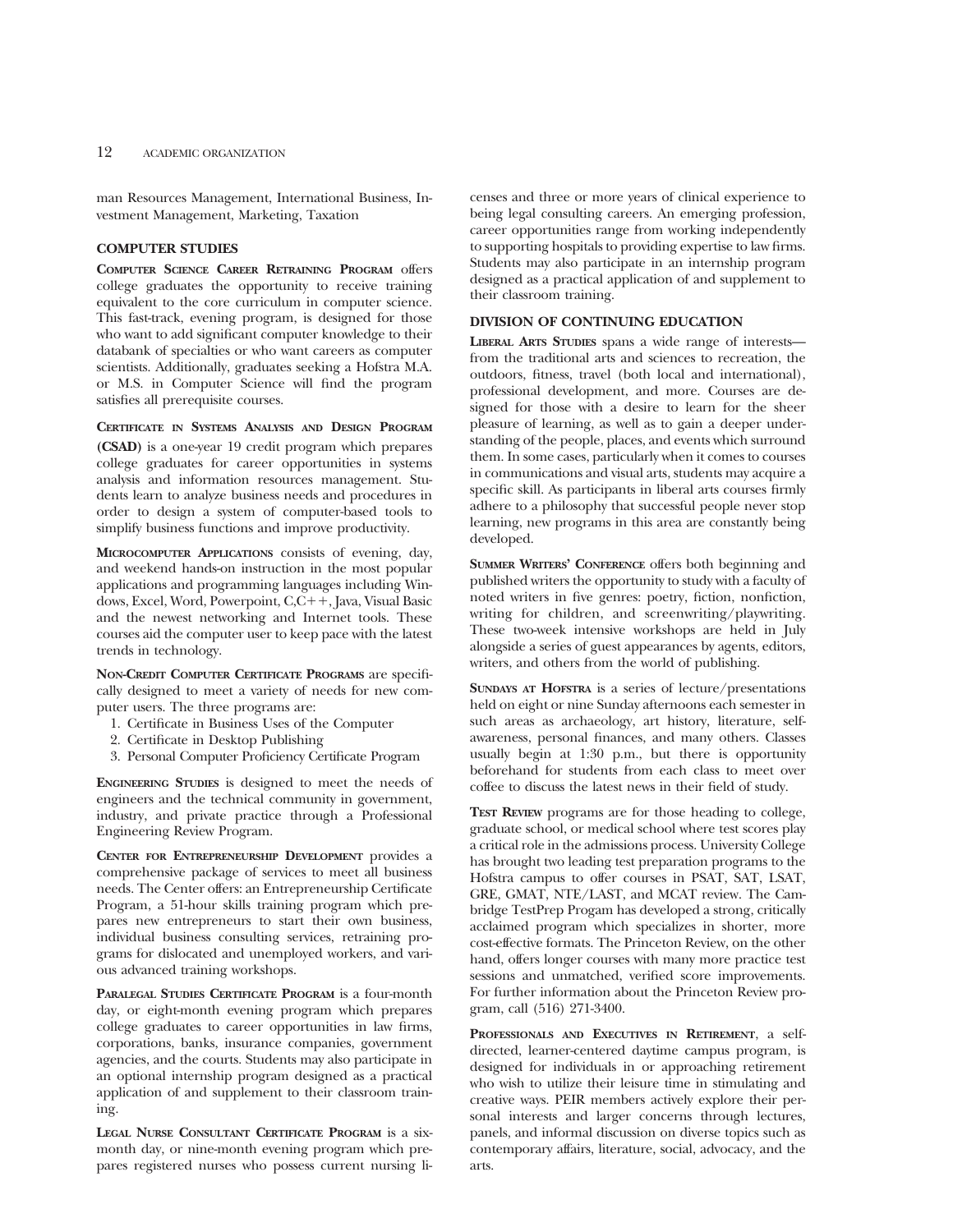man Resources Management, International Business, Investment Management, Marketing, Taxation

### COMPUTER STUDIES

**Computer Science Career Retraining Program** offers college graduates the opportunity to receive training equivalent to the core curriculum in computer science. This fast-track, evening program, is designed for those who want to add significant computer knowledge to their databank of specialties or who want careers as computer scientists. Additionally, graduates seeking a Hofstra M.A. or M.S. in Computer Science will find the program satisfies all prerequisite courses.

**Certificate in Systems Analysis and Design Program (CSAD)** is a one-year 19 credit program which prepares college graduates for career opportunities in systems analysis and information resources management. Students learn to analyze business needs and procedures in order to design a system of computer-based tools to simplify business functions and improve productivity.

**Microcomputer Applications** consists of evening, day, and weekend hands-on instruction in the most popular applications and programming languages including Windows, Excel, Word, Powerpoint, C,C++, Java, Visual Basic and the newest networking and Internet tools. These courses aid the computer user to keep pace with the latest trends in technology.

**Non-Credit Computer Certificate Programs** are specifically designed to meet a variety of needs for new computer users. The three programs are:

1. Certificate in Business Uses of the Computer
2. Certificate in Desktop Publishing
3. Personal Computer Proficiency Certificate Program

**Engineering Studies** is designed to meet the needs of engineers and the technical community in government, industry, and private practice through a Professional Engineering Review Program.

**Center for Entrepreneurship Development** provides a comprehensive package of services to meet all business needs. The Center offers: an Entrepreneurship Certificate Program, a 51-hour skills training program which prepares new entrepreneurs to start their own business, individual business consulting services, retraining programs for dislocated and unemployed workers, and various advanced training workshops.

**Paralegal Studies Certificate Program** is a four-month day, or eight-month evening program which prepares college graduates to career opportunities in law firms, corporations, banks, insurance companies, government agencies, and the courts. Students may also participate in an optional internship program designed as a practical application of and supplement to their classroom training.

**Legal Nurse Consultant Certificate Program** is a six-month day, or nine-month evening program which prepares registered nurses who possess current nursing licenses and three or more years of clinical experience to being legal consulting careers. An emerging profession, career opportunities range from working independently to supporting hospitals to providing expertise to law firms. Students may also participate in an internship program designed as a practical application of and supplement to their classroom training.

### DIVISION OF CONTINUING EDUCATION

**Liberal Arts Studies** spans a wide range of interests—from the traditional arts and sciences to recreation, the outdoors, fitness, travel (both local and international), professional development, and more. Courses are designed for those with a desire to learn for the sheer pleasure of learning, as well as to gain a deeper understanding of the people, places, and events which surround them. In some cases, particularly when it comes to courses in communications and visual arts, students may acquire a specific skill. As participants in liberal arts courses firmly adhere to a philosophy that successful people never stop learning, new programs in this area are constantly being developed.

**Summer Writers' Conference** offers both beginning and published writers the opportunity to study with a faculty of noted writers in five genres: poetry, fiction, nonfiction, writing for children, and screenwriting/playwriting. These two-week intensive workshops are held in July alongside a series of guest appearances by agents, editors, writers, and others from the world of publishing.

**Sundays at Hofstra** is a series of lecture/presentations held on eight or nine Sunday afternoons each semester in such areas as archaeology, art history, literature, self-awareness, personal finances, and many others. Classes usually begin at 1:30 p.m., but there is opportunity beforehand for students from each class to meet over coffee to discuss the latest news in their field of study.

**Test Review** programs are for those heading to college, graduate school, or medical school where test scores play a critical role in the admissions process. University College has brought two leading test preparation programs to the Hofstra campus to offer courses in PSAT, SAT, LSAT, GRE, GMAT, NTE/LAST, and MCAT review. The Cambridge TestPrep Progam has developed a strong, critically acclaimed program which specializes in shorter, more cost-effective formats. The Princeton Review, on the other hand, offers longer courses with many more practice test sessions and unmatched, verified score improvements. For further information about the Princeton Review program, call (516) 271-3400.

**Professionals and Executives in Retirement**, a self-directed, learner-centered daytime campus program, is designed for individuals in or approaching retirement who wish to utilize their leisure time in stimulating and creative ways. PEIR members actively explore their personal interests and larger concerns through lectures, panels, and informal discussion on diverse topics such as contemporary affairs, literature, social, advocacy, and the arts.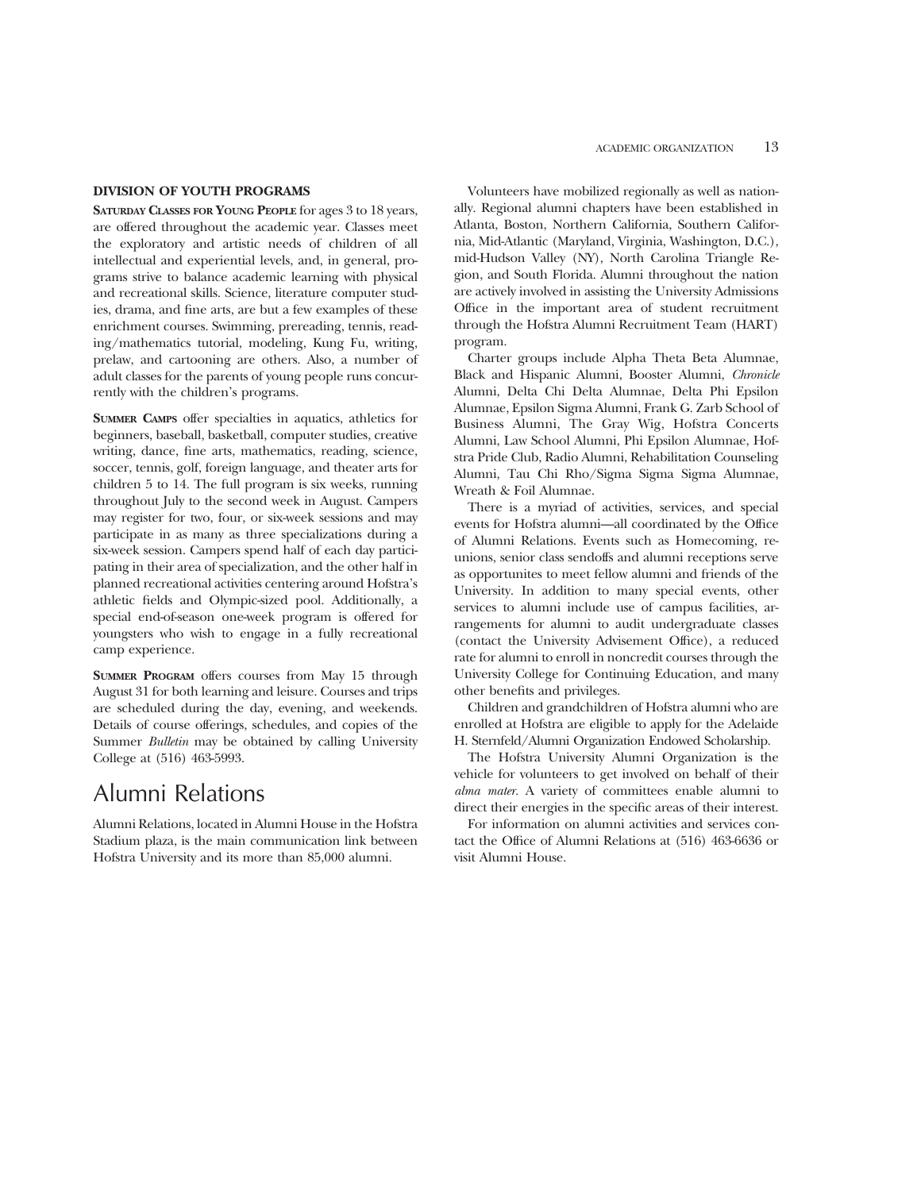### DIVISION OF YOUTH PROGRAMS

**SATURDAY CLASSES FOR YOUNG PEOPLE** for ages 3 to 18 years, are offered throughout the academic year. Classes meet the exploratory and artistic needs of children of all intellectual and experiential levels, and, in general, programs strive to balance academic learning with physical and recreational skills. Science, literature computer studies, drama, and fine arts, are but a few examples of these enrichment courses. Swimming, prereading, tennis, reading/mathematics tutorial, modeling, Kung Fu, writing, prelaw, and cartooning are others. Also, a number of adult classes for the parents of young people runs concurrently with the children's programs.

**SUMMER CAMPS** offer specialties in aquatics, athletics for beginners, baseball, basketball, computer studies, creative writing, dance, fine arts, mathematics, reading, science, soccer, tennis, golf, foreign language, and theater arts for children 5 to 14. The full program is six weeks, running throughout July to the second week in August. Campers may register for two, four, or six-week sessions and may participate in as many as three specializations during a six-week session. Campers spend half of each day participating in their area of specialization, and the other half in planned recreational activities centering around Hofstra's athletic fields and Olympic-sized pool. Additionally, a special end-of-season one-week program is offered for youngsters who wish to engage in a fully recreational camp experience.

**SUMMER PROGRAM** offers courses from May 15 through August 31 for both learning and leisure. Courses and trips are scheduled during the day, evening, and weekends. Details of course offerings, schedules, and copies of the Summer *Bulletin* may be obtained by calling University College at (516) 463-5993.

## Alumni Relations

Alumni Relations, located in Alumni House in the Hofstra Stadium plaza, is the main communication link between Hofstra University and its more than 85,000 alumni.

Volunteers have mobilized regionally as well as nationally. Regional alumni chapters have been established in Atlanta, Boston, Northern California, Southern California, Mid-Atlantic (Maryland, Virginia, Washington, D.C.), mid-Hudson Valley (NY), North Carolina Triangle Region, and South Florida. Alumni throughout the nation are actively involved in assisting the University Admissions Office in the important area of student recruitment through the Hofstra Alumni Recruitment Team (HART) program.

Charter groups include Alpha Theta Beta Alumnae, Black and Hispanic Alumni, Booster Alumni, *Chronicle* Alumni, Delta Chi Delta Alumnae, Delta Phi Epsilon Alumnae, Epsilon Sigma Alumni, Frank G. Zarb School of Business Alumni, The Gray Wig, Hofstra Concerts Alumni, Law School Alumni, Phi Epsilon Alumnae, Hofstra Pride Club, Radio Alumni, Rehabilitation Counseling Alumni, Tau Chi Rho/Sigma Sigma Sigma Alumnae, Wreath & Foil Alumnae.

There is a myriad of activities, services, and special events for Hofstra alumni—all coordinated by the Office of Alumni Relations. Events such as Homecoming, reunions, senior class sendoffs and alumni receptions serve as opportunites to meet fellow alumni and friends of the University. In addition to many special events, other services to alumni include use of campus facilities, arrangements for alumni to audit undergraduate classes (contact the University Advisement Office), a reduced rate for alumni to enroll in noncredit courses through the University College for Continuing Education, and many other benefits and privileges.

Children and grandchildren of Hofstra alumni who are enrolled at Hofstra are eligible to apply for the Adelaide H. Sternfeld/Alumni Organization Endowed Scholarship.

The Hofstra University Alumni Organization is the vehicle for volunteers to get involved on behalf of their *alma mater*. A variety of committees enable alumni to direct their energies in the specific areas of their interest.

For information on alumni activities and services contact the Office of Alumni Relations at (516) 463-6636 or visit Alumni House.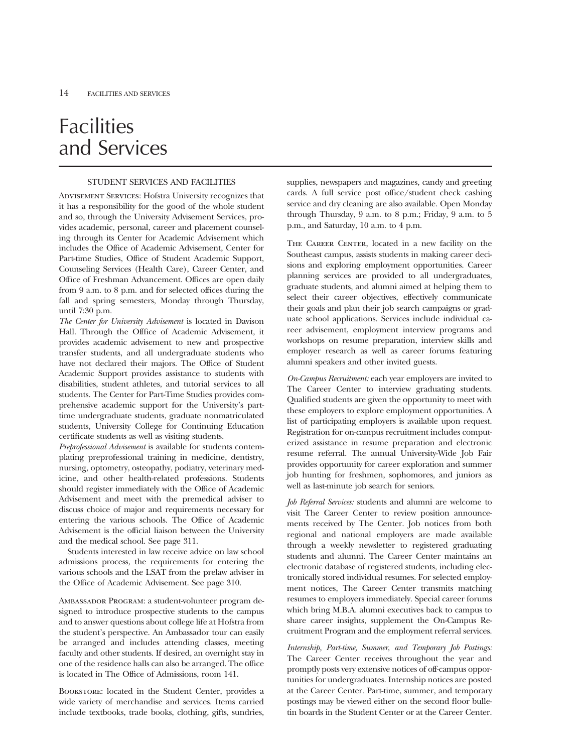# Facilities and Services

## STUDENT SERVICES AND FACILITIES

**Advisement Services**: Hofstra University recognizes that it has a responsibility for the good of the whole student and so, through the University Advisement Services, provides academic, personal, career and placement counseling through its Center for Academic Advisement which includes the Office of Academic Advisement, Center for Part-time Studies, Office of Student Academic Support, Counseling Services (Health Care), Career Center, and Office of Freshman Advancement. Offices are open daily from 9 a.m. to 8 p.m. and for selected offices during the fall and spring semesters, Monday through Thursday, until 7:30 p.m.

*The Center for University Advisement* is located in Davison Hall. Through the Offfice of Academic Advisement, it provides academic advisement to new and prospective transfer students, and all undergraduate students who have not declared their majors. The Office of Student Academic Support provides assistance to students with disabilities, student athletes, and tutorial services to all students. The Center for Part-Time Studies provides comprehensive academic support for the University's part-time undergraduate students, graduate nonmatriculated students, University College for Continuing Education certificate students as well as visiting students.

*Preprofessional Advisement* is available for students contemplating preprofessional training in medicine, dentistry, nursing, optometry, osteopathy, podiatry, veterinary medicine, and other health-related professions. Students should register immediately with the Office of Academic Advisement and meet with the premedical adviser to discuss choice of major and requirements necessary for entering the various schools. The Office of Academic Advisement is the official liaison between the University and the medical school. See page 311.

Students interested in law receive advice on law school admissions process, the requirements for entering the various schools and the LSAT from the prelaw adviser in the Office of Academic Advisement. See page 310.

**Ambassador Program**: a student-volunteer program designed to introduce prospective students to the campus and to answer questions about college life at Hofstra from the student's perspective. An Ambassador tour can easily be arranged and includes attending classes, meeting faculty and other students. If desired, an overnight stay in one of the residence halls can also be arranged. The office is located in The Office of Admissions, room 141.

**Bookstore**: located in the Student Center, provides a wide variety of merchandise and services. Items carried include textbooks, trade books, clothing, gifts, sundries, supplies, newspapers and magazines, candy and greeting cards. A full service post office/student check cashing service and dry cleaning are also available. Open Monday through Thursday, 9 a.m. to 8 p.m.; Friday, 9 a.m. to 5 p.m., and Saturday, 10 a.m. to 4 p.m.

**The Career Center**, located in a new facility on the Southeast campus, assists students in making career decisions and exploring employment opportunities. Career planning services are provided to all undergraduates, graduate students, and alumni aimed at helping them to select their career objectives, effectively communicate their goals and plan their job search campaigns or graduate school applications. Services include individual career advisement, employment interview programs and workshops on resume preparation, interview skills and employer research as well as career forums featuring alumni speakers and other invited guests.

*On-Campus Recruitment:* each year employers are invited to The Career Center to interview graduating students. Qualified students are given the opportunity to meet with these employers to explore employment opportunities. A list of participating employers is available upon request. Registration for on-campus recruitment includes computerized assistance in resume preparation and electronic resume referral. The annual University-Wide Job Fair provides opportunity for career exploration and summer job hunting for freshmen, sophomores, and juniors as well as last-minute job search for seniors.

*Job Referral Services:* students and alumni are welcome to visit The Career Center to review position announcements received by The Center. Job notices from both regional and national employers are made available through a weekly newsletter to registered graduating students and alumni. The Career Center maintains an electronic database of registered students, including electronically stored individual resumes. For selected employment notices, The Career Center transmits matching resumes to employers immediately. Special career forums which bring M.B.A. alumni executives back to campus to share career insights, supplement the On-Campus Recruitment Program and the employment referral services.

*Internship, Part-time, Summer, and Temporary Job Postings:* The Career Center receives throughout the year and promptly posts very extensive notices of off-campus opportunities for undergraduates. Internship notices are posted at the Career Center. Part-time, summer, and temporary postings may be viewed either on the second floor bulletin boards in the Student Center or at the Career Center.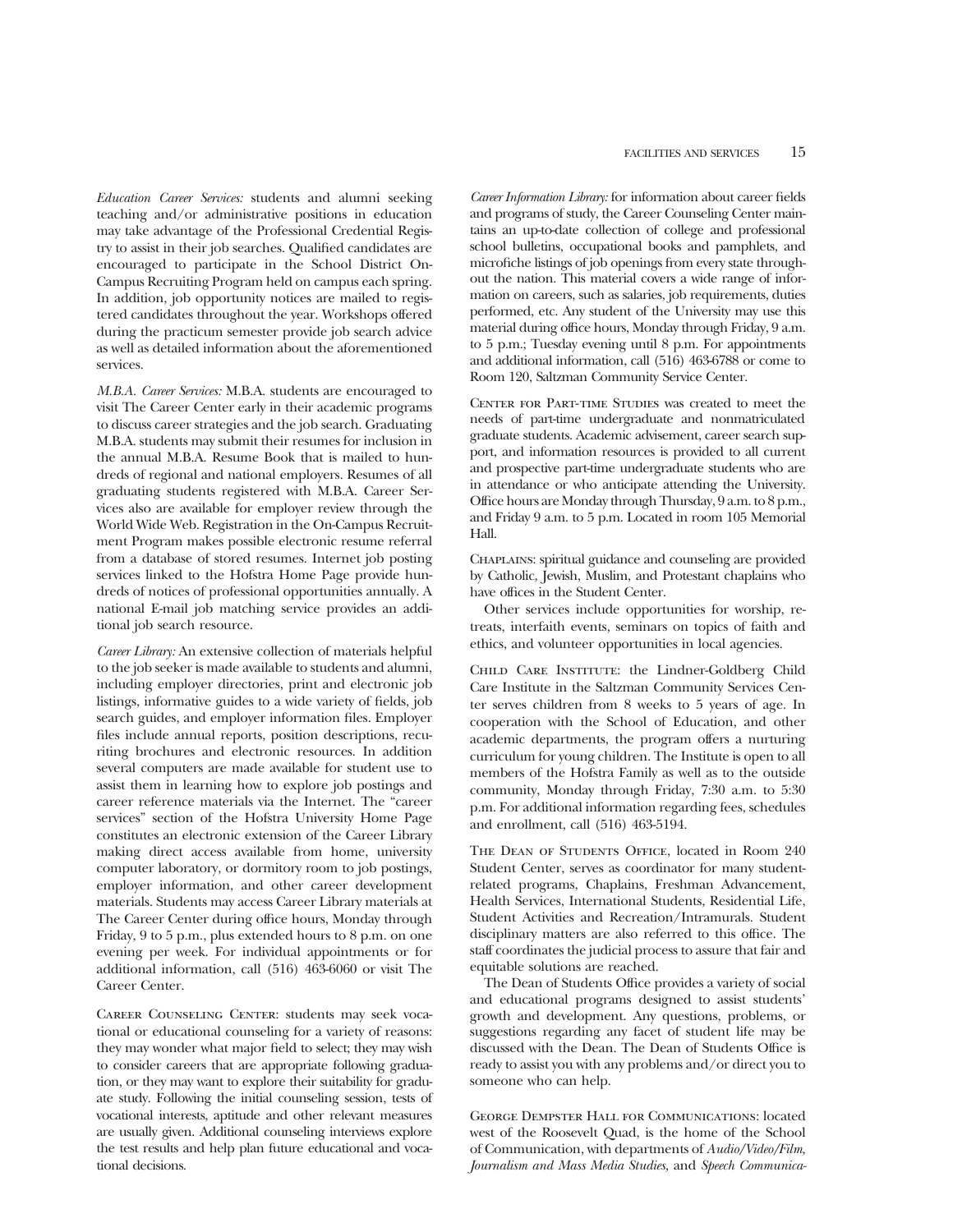*Education Career Services:* students and alumni seeking teaching and/or administrative positions in education may take advantage of the Professional Credential Registry to assist in their job searches. Qualified candidates are encouraged to participate in the School District On-Campus Recruiting Program held on campus each spring. In addition, job opportunity notices are mailed to registered candidates throughout the year. Workshops offered during the practicum semester provide job search advice as well as detailed information about the aforementioned services.

*M.B.A. Career Services:* M.B.A. students are encouraged to visit The Career Center early in their academic programs to discuss career strategies and the job search. Graduating M.B.A. students may submit their resumes for inclusion in the annual M.B.A. Resume Book that is mailed to hundreds of regional and national employers. Resumes of all graduating students registered with M.B.A. Career Services also are available for employer review through the World Wide Web. Registration in the On-Campus Recruitment Program makes possible electronic resume referral from a database of stored resumes. Internet job posting services linked to the Hofstra Home Page provide hundreds of notices of professional opportunities annually. A national E-mail job matching service provides an additional job search resource.

*Career Library:* An extensive collection of materials helpful to the job seeker is made available to students and alumni, including employer directories, print and electronic job listings, informative guides to a wide variety of fields, job search guides, and employer information files. Employer files include annual reports, position descriptions, recuriting brochures and electronic resources. In addition several computers are made available for student use to assist them in learning how to explore job postings and career reference materials via the Internet. The "career services" section of the Hofstra University Home Page constitutes an electronic extension of the Career Library making direct access available from home, university computer laboratory, or dormitory room to job postings, employer information, and other career development materials. Students may access Career Library materials at The Career Center during office hours, Monday through Friday, 9 to 5 p.m., plus extended hours to 8 p.m. on one evening per week. For individual appointments or for additional information, call (516) 463-6060 or visit The Career Center.

Career Counseling Center: students may seek vocational or educational counseling for a variety of reasons: they may wonder what major field to select; they may wish to consider careers that are appropriate following graduation, or they may want to explore their suitability for graduate study. Following the initial counseling session, tests of vocational interests, aptitude and other relevant measures are usually given. Additional counseling interviews explore the test results and help plan future educational and vocational decisions.

*Career Information Library:* for information about career fields and programs of study, the Career Counseling Center maintains an up-to-date collection of college and professional school bulletins, occupational books and pamphlets, and microfiche listings of job openings from every state throughout the nation. This material covers a wide range of information on careers, such as salaries, job requirements, duties performed, etc. Any student of the University may use this material during office hours, Monday through Friday, 9 a.m. to 5 p.m.; Tuesday evening until 8 p.m. For appointments and additional information, call (516) 463-6788 or come to Room 120, Saltzman Community Service Center.

Center for Part-time Studies was created to meet the needs of part-time undergraduate and nonmatriculated graduate students. Academic advisement, career search support, and information resources is provided to all current and prospective part-time undergraduate students who are in attendance or who anticipate attending the University. Office hours are Monday through Thursday, 9 a.m. to 8 p.m., and Friday 9 a.m. to 5 p.m. Located in room 105 Memorial Hall.

Chaplains: spiritual guidance and counseling are provided by Catholic, Jewish, Muslim, and Protestant chaplains who have offices in the Student Center.

Other services include opportunities for worship, retreats, interfaith events, seminars on topics of faith and ethics, and volunteer opportunities in local agencies.

Child Care Institute: the Lindner-Goldberg Child Care Institute in the Saltzman Community Services Center serves children from 8 weeks to 5 years of age. In cooperation with the School of Education, and other academic departments, the program offers a nurturing curriculum for young children. The Institute is open to all members of the Hofstra Family as well as to the outside community, Monday through Friday, 7:30 a.m. to 5:30 p.m. For additional information regarding fees, schedules and enrollment, call (516) 463-5194.

The Dean of Students Office, located in Room 240 Student Center, serves as coordinator for many student-related programs, Chaplains, Freshman Advancement, Health Services, International Students, Residential Life, Student Activities and Recreation/Intramurals. Student disciplinary matters are also referred to this office. The staff coordinates the judicial process to assure that fair and equitable solutions are reached.

The Dean of Students Office provides a variety of social and educational programs designed to assist students' growth and development. Any questions, problems, or suggestions regarding any facet of student life may be discussed with the Dean. The Dean of Students Office is ready to assist you with any problems and/or direct you to someone who can help.

George Dempster Hall for Communications: located west of the Roosevelt Quad, is the home of the School of Communication, with departments of *Audio/Video/Film, Journalism and Mass Media Studies,* and *Speech Communica-*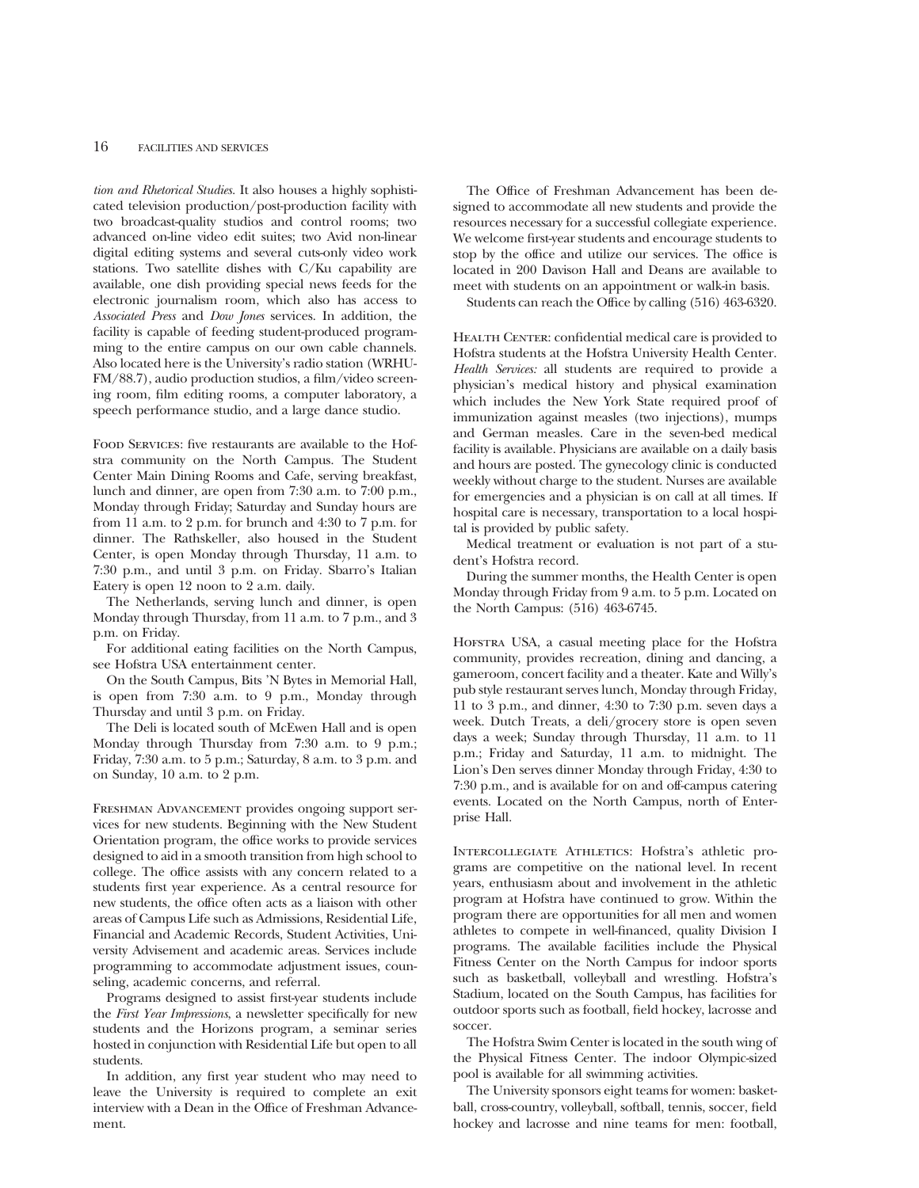*tion and Rhetorical Studies*. It also houses a highly sophisticated television production/post-production facility with two broadcast-quality studios and control rooms; two advanced on-line video edit suites; two Avid non-linear digital editing systems and several cuts-only video work stations. Two satellite dishes with C/Ku capability are available, one dish providing special news feeds for the electronic journalism room, which also has access to *Associated Press* and *Dow Jones* services. In addition, the facility is capable of feeding student-produced programming to the entire campus on our own cable channels. Also located here is the University's radio station (WRHU-FM/88.7), audio production studios, a film/video screening room, film editing rooms, a computer laboratory, a speech performance studio, and a large dance studio.

Food Services: five restaurants are available to the Hofstra community on the North Campus. The Student Center Main Dining Rooms and Cafe, serving breakfast, lunch and dinner, are open from 7:30 a.m. to 7:00 p.m., Monday through Friday; Saturday and Sunday hours are from 11 a.m. to 2 p.m. for brunch and 4:30 to 7 p.m. for dinner. The Rathskeller, also housed in the Student Center, is open Monday through Thursday, 11 a.m. to 7:30 p.m., and until 3 p.m. on Friday. Sbarro's Italian Eatery is open 12 noon to 2 a.m. daily.

The Netherlands, serving lunch and dinner, is open Monday through Thursday, from 11 a.m. to 7 p.m., and 3 p.m. on Friday.

For additional eating facilities on the North Campus, see Hofstra USA entertainment center.

On the South Campus, Bits 'N Bytes in Memorial Hall, is open from 7:30 a.m. to 9 p.m., Monday through Thursday and until 3 p.m. on Friday.

The Deli is located south of McEwen Hall and is open Monday through Thursday from 7:30 a.m. to 9 p.m.; Friday, 7:30 a.m. to 5 p.m.; Saturday, 8 a.m. to 3 p.m. and on Sunday, 10 a.m. to 2 p.m.

Freshman Advancement provides ongoing support services for new students. Beginning with the New Student Orientation program, the office works to provide services designed to aid in a smooth transition from high school to college. The office assists with any concern related to a students first year experience. As a central resource for new students, the office often acts as a liaison with other areas of Campus Life such as Admissions, Residential Life, Financial and Academic Records, Student Activities, University Advisement and academic areas. Services include programming to accommodate adjustment issues, counseling, academic concerns, and referral.

Programs designed to assist first-year students include the *First Year Impressions*, a newsletter specifically for new students and the Horizons program, a seminar series hosted in conjunction with Residential Life but open to all students.

In addition, any first year student who may need to leave the University is required to complete an exit interview with a Dean in the Office of Freshman Advancement.

The Office of Freshman Advancement has been designed to accommodate all new students and provide the resources necessary for a successful collegiate experience. We welcome first-year students and encourage students to stop by the office and utilize our services. The office is located in 200 Davison Hall and Deans are available to meet with students on an appointment or walk-in basis.

Students can reach the Office by calling (516) 463-6320.

Health Center: confidential medical care is provided to Hofstra students at the Hofstra University Health Center. *Health Services:* all students are required to provide a physician's medical history and physical examination which includes the New York State required proof of immunization against measles (two injections), mumps and German measles. Care in the seven-bed medical facility is available. Physicians are available on a daily basis and hours are posted. The gynecology clinic is conducted weekly without charge to the student. Nurses are available for emergencies and a physician is on call at all times. If hospital care is necessary, transportation to a local hospital is provided by public safety.

Medical treatment or evaluation is not part of a student's Hofstra record.

During the summer months, the Health Center is open Monday through Friday from 9 a.m. to 5 p.m. Located on the North Campus: (516) 463-6745.

Hofstra USA, a casual meeting place for the Hofstra community, provides recreation, dining and dancing, a gameroom, concert facility and a theater. Kate and Willy's pub style restaurant serves lunch, Monday through Friday, 11 to 3 p.m., and dinner, 4:30 to 7:30 p.m. seven days a week. Dutch Treats, a deli/grocery store is open seven days a week; Sunday through Thursday, 11 a.m. to 11 p.m.; Friday and Saturday, 11 a.m. to midnight. The Lion's Den serves dinner Monday through Friday, 4:30 to 7:30 p.m., and is available for on and off-campus catering events. Located on the North Campus, north of Enterprise Hall.

Intercollegiate Athletics: Hofstra's athletic programs are competitive on the national level. In recent years, enthusiasm about and involvement in the athletic program at Hofstra have continued to grow. Within the program there are opportunities for all men and women athletes to compete in well-financed, quality Division I programs. The available facilities include the Physical Fitness Center on the North Campus for indoor sports such as basketball, volleyball and wrestling. Hofstra's Stadium, located on the South Campus, has facilities for outdoor sports such as football, field hockey, lacrosse and soccer.

The Hofstra Swim Center is located in the south wing of the Physical Fitness Center. The indoor Olympic-sized pool is available for all swimming activities.

The University sponsors eight teams for women: basketball, cross-country, volleyball, softball, tennis, soccer, field hockey and lacrosse and nine teams for men: football,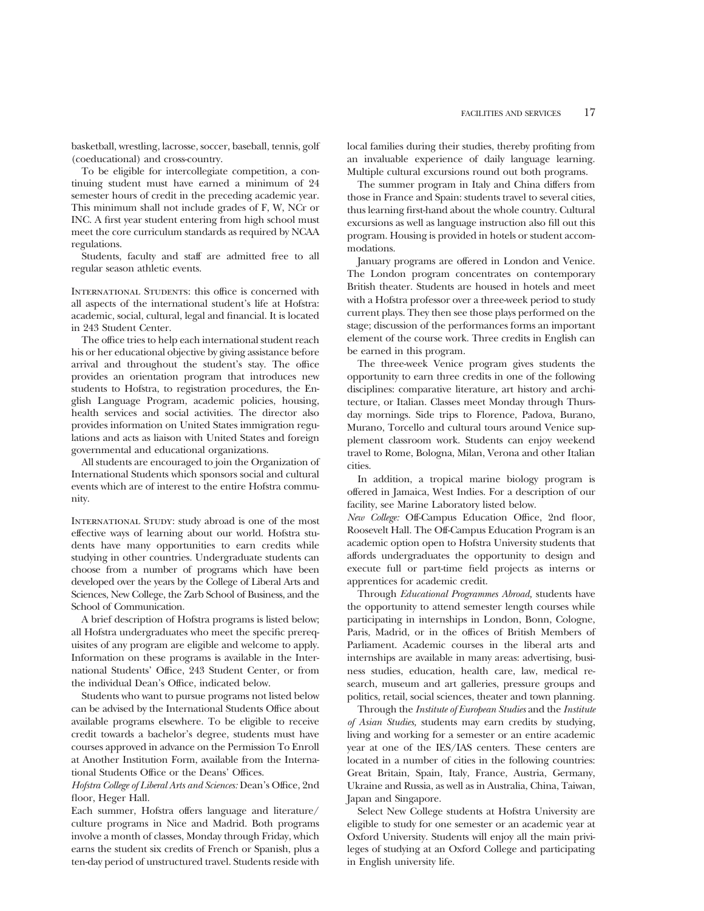basketball, wrestling, lacrosse, soccer, baseball, tennis, golf (coeducational) and cross-country.

To be eligible for intercollegiate competition, a continuing student must have earned a minimum of 24 semester hours of credit in the preceding academic year. This minimum shall not include grades of F, W, NCr or INC. A first year student entering from high school must meet the core curriculum standards as required by NCAA regulations.

Students, faculty and staff are admitted free to all regular season athletic events.

International Students: this office is concerned with all aspects of the international student's life at Hofstra: academic, social, cultural, legal and financial. It is located in 243 Student Center.

The office tries to help each international student reach his or her educational objective by giving assistance before arrival and throughout the student's stay. The office provides an orientation program that introduces new students to Hofstra, to registration procedures, the English Language Program, academic policies, housing, health services and social activities. The director also provides information on United States immigration regulations and acts as liaison with United States and foreign governmental and educational organizations.

All students are encouraged to join the Organization of International Students which sponsors social and cultural events which are of interest to the entire Hofstra community.

International Study: study abroad is one of the most effective ways of learning about our world. Hofstra students have many opportunities to earn credits while studying in other countries. Undergraduate students can choose from a number of programs which have been developed over the years by the College of Liberal Arts and Sciences, New College, the Zarb School of Business, and the School of Communication.

A brief description of Hofstra programs is listed below; all Hofstra undergraduates who meet the specific prerequisites of any program are eligible and welcome to apply. Information on these programs is available in the International Students' Office, 243 Student Center, or from the individual Dean's Office, indicated below.

Students who want to pursue programs not listed below can be advised by the International Students Office about available programs elsewhere. To be eligible to receive credit towards a bachelor's degree, students must have courses approved in advance on the Permission To Enroll at Another Institution Form, available from the International Students Office or the Deans' Offices.

*Hofstra College of Liberal Arts and Sciences:* Dean's Office, 2nd floor, Heger Hall.

Each summer, Hofstra offers language and literature/culture programs in Nice and Madrid. Both programs involve a month of classes, Monday through Friday, which earns the student six credits of French or Spanish, plus a ten-day period of unstructured travel. Students reside with local families during their studies, thereby profiting from an invaluable experience of daily language learning. Multiple cultural excursions round out both programs.

The summer program in Italy and China differs from those in France and Spain: students travel to several cities, thus learning first-hand about the whole country. Cultural excursions as well as language instruction also fill out this program. Housing is provided in hotels or student accommodations.

January programs are offered in London and Venice. The London program concentrates on contemporary British theater. Students are housed in hotels and meet with a Hofstra professor over a three-week period to study current plays. They then see those plays performed on the stage; discussion of the performances forms an important element of the course work. Three credits in English can be earned in this program.

The three-week Venice program gives students the opportunity to earn three credits in one of the following disciplines: comparative literature, art history and architecture, or Italian. Classes meet Monday through Thursday mornings. Side trips to Florence, Padova, Burano, Murano, Torcello and cultural tours around Venice supplement classroom work. Students can enjoy weekend travel to Rome, Bologna, Milan, Verona and other Italian cities.

In addition, a tropical marine biology program is offered in Jamaica, West Indies. For a description of our facility, see Marine Laboratory listed below.

*New College:* Off-Campus Education Office, 2nd floor, Roosevelt Hall. The Off-Campus Education Program is an academic option open to Hofstra University students that affords undergraduates the opportunity to design and execute full or part-time field projects as interns or apprentices for academic credit.

Through *Educational Programmes Abroad*, students have the opportunity to attend semester length courses while participating in internships in London, Bonn, Cologne, Paris, Madrid, or in the offices of British Members of Parliament. Academic courses in the liberal arts and internships are available in many areas: advertising, business studies, education, health care, law, medical research, museum and art galleries, pressure groups and politics, retail, social sciences, theater and town planning.

Through the *Institute of European Studies* and the *Institute of Asian Studies,* students may earn credits by studying, living and working for a semester or an entire academic year at one of the IES/IAS centers. These centers are located in a number of cities in the following countries: Great Britain, Spain, Italy, France, Austria, Germany, Ukraine and Russia, as well as in Australia, China, Taiwan, Japan and Singapore.

Select New College students at Hofstra University are eligible to study for one semester or an academic year at Oxford University. Students will enjoy all the main privileges of studying at an Oxford College and participating in English university life.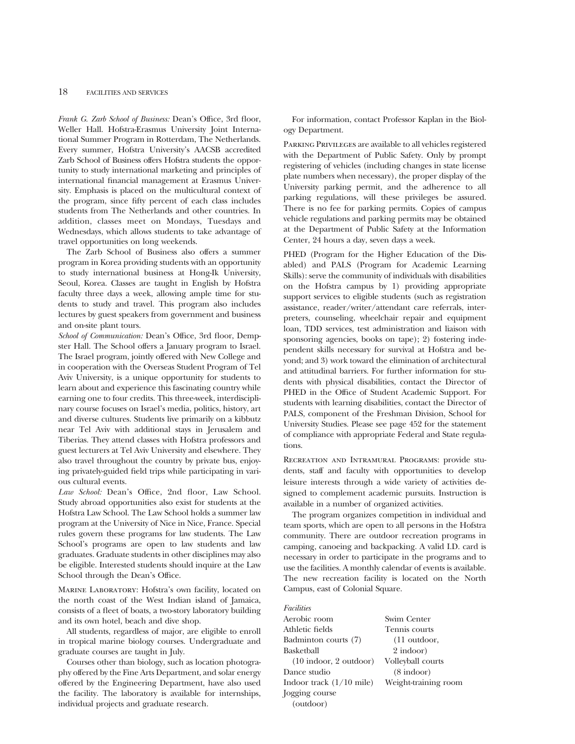*Frank G. Zarb School of Business:* Dean's Office, 3rd floor, Weller Hall. Hofstra-Erasmus University Joint International Summer Program in Rotterdam, The Netherlands. Every summer, Hofstra University's AACSB accredited Zarb School of Business offers Hofstra students the opportunity to study international marketing and principles of international financial management at Erasmus University. Emphasis is placed on the multicultural context of the program, since fifty percent of each class includes students from The Netherlands and other countries. In addition, classes meet on Mondays, Tuesdays and Wednesdays, which allows students to take advantage of travel opportunities on long weekends.

The Zarb School of Business also offers a summer program in Korea providing students with an opportunity to study international business at Hong-Ik University, Seoul, Korea. Classes are taught in English by Hofstra faculty three days a week, allowing ample time for students to study and travel. This program also includes lectures by guest speakers from government and business and on-site plant tours.

*School of Communication:* Dean's Office, 3rd floor, Dempster Hall. The School offers a January program to Israel. The Israel program, jointly offered with New College and in cooperation with the Overseas Student Program of Tel Aviv University, is a unique opportunity for students to learn about and experience this fascinating country while earning one to four credits. This three-week, interdisciplinary course focuses on Israel's media, politics, history, art and diverse cultures. Students live primarily on a kibbutz near Tel Aviv with additional stays in Jerusalem and Tiberias. They attend classes with Hofstra professors and guest lecturers at Tel Aviv University and elsewhere. They also travel throughout the country by private bus, enjoying privately-guided field trips while participating in various cultural events.

*Law School:* Dean's Office, 2nd floor, Law School. Study abroad opportunities also exist for students at the Hofstra Law School. The Law School holds a summer law program at the University of Nice in Nice, France. Special rules govern these programs for law students. The Law School's programs are open to law students and law graduates. Graduate students in other disciplines may also be eligible. Interested students should inquire at the Law School through the Dean's Office.

MARINE LABORATORY: Hofstra's own facility, located on the north coast of the West Indian island of Jamaica, consists of a fleet of boats, a two-story laboratory building and its own hotel, beach and dive shop.

All students, regardless of major, are eligible to enroll in tropical marine biology courses. Undergraduate and graduate courses are taught in July.

Courses other than biology, such as location photography offered by the Fine Arts Department, and solar energy offered by the Engineering Department, have also used the facility. The laboratory is available for internships, individual projects and graduate research.

For information, contact Professor Kaplan in the Biology Department.

PARKING PRIVILEGES are available to all vehicles registered with the Department of Public Safety. Only by prompt registering of vehicles (including changes in state license plate numbers when necessary), the proper display of the University parking permit, and the adherence to all parking regulations, will these privileges be assured. There is no fee for parking permits. Copies of campus vehicle regulations and parking permits may be obtained at the Department of Public Safety at the Information Center, 24 hours a day, seven days a week.

PHED (Program for the Higher Education of the Disabled) and PALS (Program for Academic Learning Skills): serve the community of individuals with disabilities on the Hofstra campus by 1) providing appropriate support services to eligible students (such as registration assistance, reader/writer/attendant care referrals, interpreters, counseling, wheelchair repair and equipment loan, TDD services, test administration and liaison with sponsoring agencies, books on tape); 2) fostering independent skills necessary for survival at Hofstra and beyond; and 3) work toward the elimination of architectural and attitudinal barriers. For further information for students with physical disabilities, contact the Director of PHED in the Office of Student Academic Support. For students with learning disabilities, contact the Director of PALS, component of the Freshman Division, School for University Studies. Please see page 452 for the statement of compliance with appropriate Federal and State regulations.

RECREATION AND INTRAMURAL PROGRAMS: provide students, staff and faculty with opportunities to develop leisure interests through a wide variety of activities designed to complement academic pursuits. Instruction is available in a number of organized activities.

The program organizes competition in individual and team sports, which are open to all persons in the Hofstra community. There are outdoor recreation programs in camping, canoeing and backpacking. A valid I.D. card is necessary in order to participate in the programs and to use the facilities. A monthly calendar of events is available. The new recreation facility is located on the North Campus, east of Colonial Square.

*Facilities*

- Aerobic room
- Athletic fields
- Badminton courts (7)
- Basketball (10 indoor, 2 outdoor)
- Dance studio
- Indoor track (1/10 mile)
- Jogging course (outdoor)
- Swim Center
- Tennis courts (11 outdoor, 2 indoor)
- Volleyball courts (8 indoor)
- Weight-training room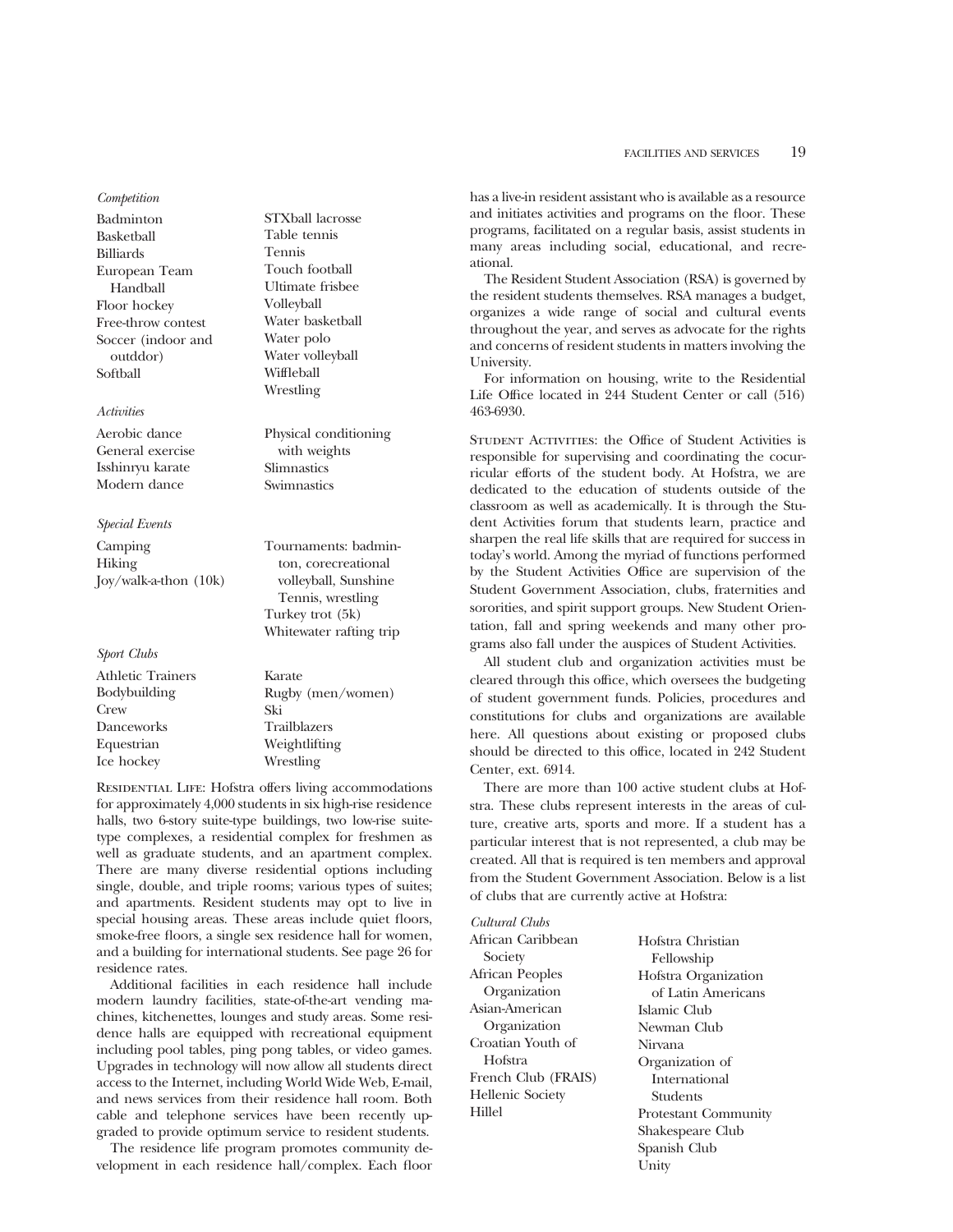*Competition*

- Badminton
- Basketball
- Billiards
- European Team Handball
- Floor hockey
- Free-throw contest
- Soccer (indoor and outddor)
- Softball
- STXball lacrosse
- Table tennis
- Tennis
- Touch football
- Ultimate frisbee
- Volleyball
- Water basketball
- Water polo
- Water volleyball
- Wiffleball
- Wrestling

*Activities*

- Aerobic dance
- General exercise
- Isshinryu karate
- Modern dance
- Physical conditioning with weights
- Slimnastics
- Swimnastics

*Special Events*

- Camping
- Hiking
- Joy/walk-a-thon (10k)
- Tournaments: badminton, corecreational volleyball, Sunshine Tennis, wrestling
- Turkey trot (5k)
- Whitewater rafting trip

*Sport Clubs*

- Athletic Trainers
- Bodybuilding
- Crew
- Danceworks
- Equestrian
- Ice hockey
- Karate
- Rugby (men/women)
- Ski
- Trailblazers
- Weightlifting
- Wrestling

Residential Life: Hofstra offers living accommodations for approximately 4,000 students in six high-rise residence halls, two 6-story suite-type buildings, two low-rise suite-type complexes, a residential complex for freshmen as well as graduate students, and an apartment complex. There are many diverse residential options including single, double, and triple rooms; various types of suites; and apartments. Resident students may opt to live in special housing areas. These areas include quiet floors, smoke-free floors, a single sex residence hall for women, and a building for international students. See page 26 for residence rates.

Additional facilities in each residence hall include modern laundry facilities, state-of-the-art vending machines, kitchenettes, lounges and study areas. Some residence halls are equipped with recreational equipment including pool tables, ping pong tables, or video games. Upgrades in technology will now allow all students direct access to the Internet, including World Wide Web, E-mail, and news services from their residence hall room. Both cable and telephone services have been recently upgraded to provide optimum service to resident students.

The residence life program promotes community development in each residence hall/complex. Each floor has a live-in resident assistant who is available as a resource and initiates activities and programs on the floor. These programs, facilitated on a regular basis, assist students in many areas including social, educational, and recreational.

The Resident Student Association (RSA) is governed by the resident students themselves. RSA manages a budget, organizes a wide range of social and cultural events throughout the year, and serves as advocate for the rights and concerns of resident students in matters involving the University.

For information on housing, write to the Residential Life Office located in 244 Student Center or call (516) 463-6930.

Student Activities: the Office of Student Activities is responsible for supervising and coordinating the cocurricular efforts of the student body. At Hofstra, we are dedicated to the education of students outside of the classroom as well as academically. It is through the Student Activities forum that students learn, practice and sharpen the real life skills that are required for success in today's world. Among the myriad of functions performed by the Student Activities Office are supervision of the Student Government Association, clubs, fraternities and sororities, and spirit support groups. New Student Orientation, fall and spring weekends and many other programs also fall under the auspices of Student Activities.

All student club and organization activities must be cleared through this office, which oversees the budgeting of student government funds. Policies, procedures and constitutions for clubs and organizations are available here. All questions about existing or proposed clubs should be directed to this office, located in 242 Student Center, ext. 6914.

There are more than 100 active student clubs at Hofstra. These clubs represent interests in the areas of culture, creative arts, sports and more. If a student has a particular interest that is not represented, a club may be created. All that is required is ten members and approval from the Student Government Association. Below is a list of clubs that are currently active at Hofstra:

*Cultural Clubs*

- African Caribbean Society
- African Peoples Organization
- Asian-American Organization
- Croatian Youth of Hofstra
- French Club (FRAIS)
- Hellenic Society
- Hillel
- Hofstra Christian Fellowship
- Hofstra Organization of Latin Americans
- Islamic Club
- Newman Club
- Nirvana
- Organization of International Students
- Protestant Community
- Shakespeare Club
- Spanish Club
- Unity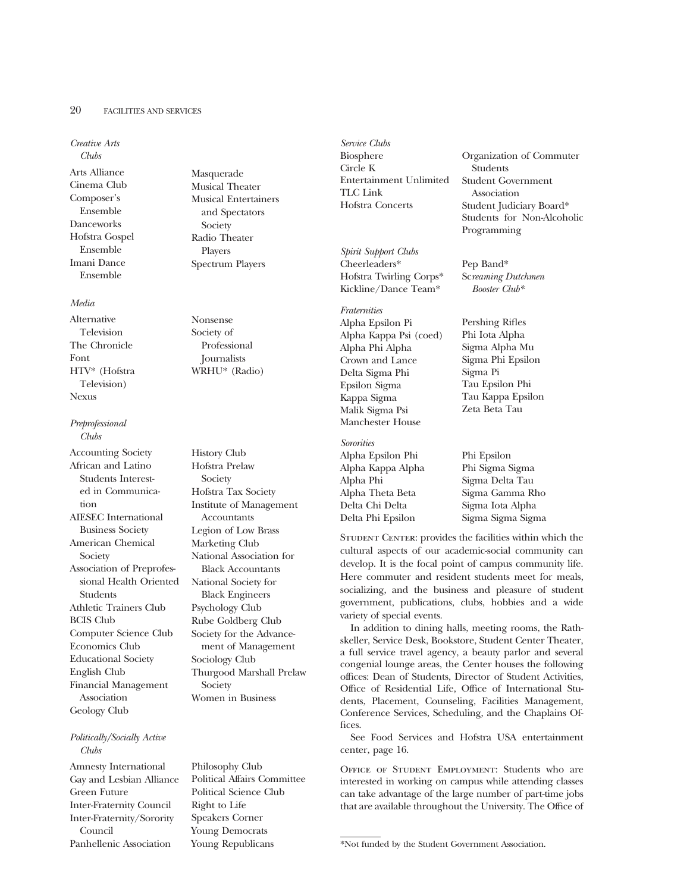*Creative Arts Clubs*

Arts Alliance
Cinema Club
Composer's Ensemble
Danceworks
Hofstra Gospel Ensemble
Imani Dance Ensemble
Masquerade
Musical Theater
Musical Entertainers and Spectators Society
Radio Theater Players
Spectrum Players

*Media*

Alternative Television
The Chronicle
Font
HTV* (Hofstra Television)
Nexus
Nonsense
Society of Professional Journalists
WRHU* (Radio)

*Preprofessional Clubs*

Accounting Society
African and Latino Students Interested in Communication
AIESEC International Business Society
American Chemical Society
Association of Preprofessional Health Oriented Students
Athletic Trainers Club
BCIS Club
Computer Science Club
Economics Club
Educational Society
English Club
Financial Management Association
Geology Club
History Club
Hofstra Prelaw Society
Hofstra Tax Society
Institute of Management Accountants
Legion of Low Brass
Marketing Club
National Association for Black Accountants
National Society for Black Engineers
Psychology Club
Rube Goldberg Club
Society for the Advancement of Management
Sociology Club
Thurgood Marshall Prelaw Society
Women in Business

*Politically/Socially Active Clubs*

Amnesty International
Gay and Lesbian Alliance
Green Future
Inter-Fraternity Council
Inter-Fraternity/Sorority Council
Panhellenic Association
Philosophy Club
Political Affairs Committee
Political Science Club
Right to Life
Speakers Corner
Young Democrats
Young Republicans

*Service Clubs*

Biosphere
Circle K
Entertainment Unlimited
TLC Link
Hofstra Concerts
Organization of Commuter Students
Student Government Association
Student Judiciary Board*
Students for Non-Alcoholic Programming

*Spirit Support Clubs*

Cheerleaders*
Hofstra Twirling Corps*
Kickline/Dance Team*
Pep Band*
Screaming Dutchmen Booster Club*

*Fraternities*

Alpha Epsilon Pi
Alpha Kappa Psi (coed)
Alpha Phi Alpha
Crown and Lance
Delta Sigma Phi
Epsilon Sigma
Kappa Sigma
Malik Sigma Psi
Manchester House
Pershing Rifles
Phi Iota Alpha
Sigma Alpha Mu
Sigma Phi Epsilon
Sigma Pi
Tau Epsilon Phi
Tau Kappa Epsilon
Zeta Beta Tau

*Sororities*

Alpha Epsilon Phi
Alpha Kappa Alpha
Alpha Phi
Alpha Theta Beta
Delta Chi Delta
Delta Phi Epsilon
Phi Epsilon
Phi Sigma Sigma
Sigma Delta Tau
Sigma Gamma Rho
Sigma Iota Alpha
Sigma Sigma Sigma

Student Center: provides the facilities within which the cultural aspects of our academic-social community can develop. It is the focal point of campus community life. Here commuter and resident students meet for meals, socializing, and the business and pleasure of student government, publications, clubs, hobbies and a wide variety of special events.

In addition to dining halls, meeting rooms, the Rathskeller, Service Desk, Bookstore, Student Center Theater, a full service travel agency, a beauty parlor and several congenial lounge areas, the Center houses the following offices: Dean of Students, Director of Student Activities, Office of Residential Life, Office of International Students, Placement, Counseling, Facilities Management, Conference Services, Scheduling, and the Chaplains Offices.

See Food Services and Hofstra USA entertainment center, page 16.

Office of Student Employment: Students who are interested in working on campus while attending classes can take advantage of the large number of part-time jobs that are available throughout the University. The Office of

*Not funded by the Student Government Association.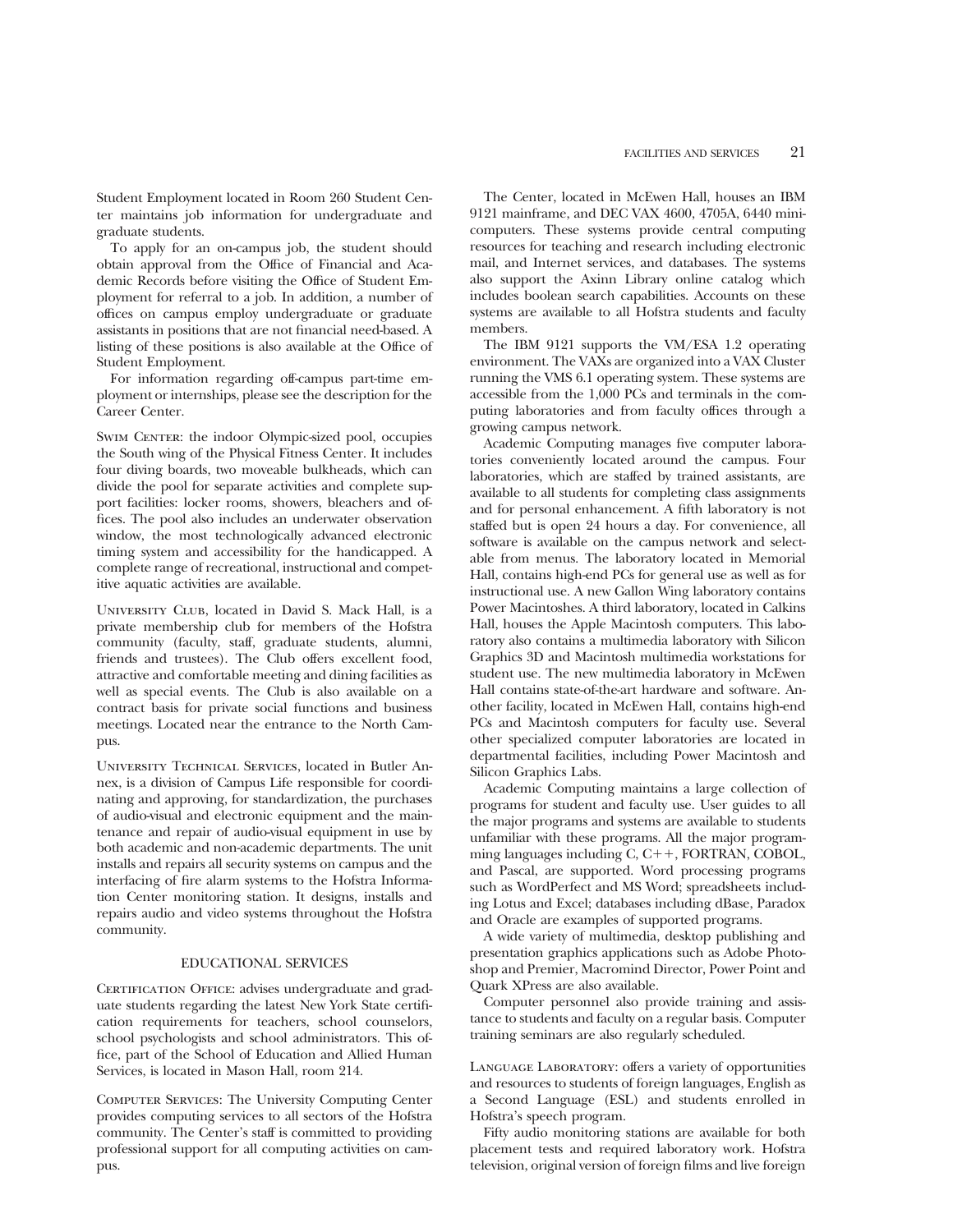Student Employment located in Room 260 Student Center maintains job information for undergraduate and graduate students.

To apply for an on-campus job, the student should obtain approval from the Office of Financial and Academic Records before visiting the Office of Student Employment for referral to a job. In addition, a number of offices on campus employ undergraduate or graduate assistants in positions that are not financial need-based. A listing of these positions is also available at the Office of Student Employment.

For information regarding off-campus part-time employment or internships, please see the description for the Career Center.

Swim Center: the indoor Olympic-sized pool, occupies the South wing of the Physical Fitness Center. It includes four diving boards, two moveable bulkheads, which can divide the pool for separate activities and complete support facilities: locker rooms, showers, bleachers and offices. The pool also includes an underwater observation window, the most technologically advanced electronic timing system and accessibility for the handicapped. A complete range of recreational, instructional and competitive aquatic activities are available.

University Club, located in David S. Mack Hall, is a private membership club for members of the Hofstra community (faculty, staff, graduate students, alumni, friends and trustees). The Club offers excellent food, attractive and comfortable meeting and dining facilities as well as special events. The Club is also available on a contract basis for private social functions and business meetings. Located near the entrance to the North Campus.

University Technical Services, located in Butler Annex, is a division of Campus Life responsible for coordinating and approving, for standardization, the purchases of audio-visual and electronic equipment and the maintenance and repair of audio-visual equipment in use by both academic and non-academic departments. The unit installs and repairs all security systems on campus and the interfacing of fire alarm systems to the Hofstra Information Center monitoring station. It designs, installs and repairs audio and video systems throughout the Hofstra community.

## EDUCATIONAL SERVICES

Certification Office: advises undergraduate and graduate students regarding the latest New York State certification requirements for teachers, school counselors, school psychologists and school administrators. This office, part of the School of Education and Allied Human Services, is located in Mason Hall, room 214.

Computer Services: The University Computing Center provides computing services to all sectors of the Hofstra community. The Center's staff is committed to providing professional support for all computing activities on campus.

The Center, located in McEwen Hall, houses an IBM 9121 mainframe, and DEC VAX 4600, 4705A, 6440 minicomputers. These systems provide central computing resources for teaching and research including electronic mail, and Internet services, and databases. The systems also support the Axinn Library online catalog which includes boolean search capabilities. Accounts on these systems are available to all Hofstra students and faculty members.

The IBM 9121 supports the VM/ESA 1.2 operating environment. The VAXs are organized into a VAX Cluster running the VMS 6.1 operating system. These systems are accessible from the 1,000 PCs and terminals in the computing laboratories and from faculty offices through a growing campus network.

Academic Computing manages five computer laboratories conveniently located around the campus. Four laboratories, which are staffed by trained assistants, are available to all students for completing class assignments and for personal enhancement. A fifth laboratory is not staffed but is open 24 hours a day. For convenience, all software is available on the campus network and selectable from menus. The laboratory located in Memorial Hall, contains high-end PCs for general use as well as for instructional use. A new Gallon Wing laboratory contains Power Macintoshes. A third laboratory, located in Calkins Hall, houses the Apple Macintosh computers. This laboratory also contains a multimedia laboratory with Silicon Graphics 3D and Macintosh multimedia workstations for student use. The new multimedia laboratory in McEwen Hall contains state-of-the-art hardware and software. Another facility, located in McEwen Hall, contains high-end PCs and Macintosh computers for faculty use. Several other specialized computer laboratories are located in departmental facilities, including Power Macintosh and Silicon Graphics Labs.

Academic Computing maintains a large collection of programs for student and faculty use. User guides to all the major programs and systems are available to students unfamiliar with these programs. All the major programming languages including C, C++, FORTRAN, COBOL, and Pascal, are supported. Word processing programs such as WordPerfect and MS Word; spreadsheets including Lotus and Excel; databases including dBase, Paradox and Oracle are examples of supported programs.

A wide variety of multimedia, desktop publishing and presentation graphics applications such as Adobe Photoshop and Premier, Macromind Director, Power Point and Quark XPress are also available.

Computer personnel also provide training and assistance to students and faculty on a regular basis. Computer training seminars are also regularly scheduled.

Language Laboratory: offers a variety of opportunities and resources to students of foreign languages, English as a Second Language (ESL) and students enrolled in Hofstra's speech program.

Fifty audio monitoring stations are available for both placement tests and required laboratory work. Hofstra television, original version of foreign films and live foreign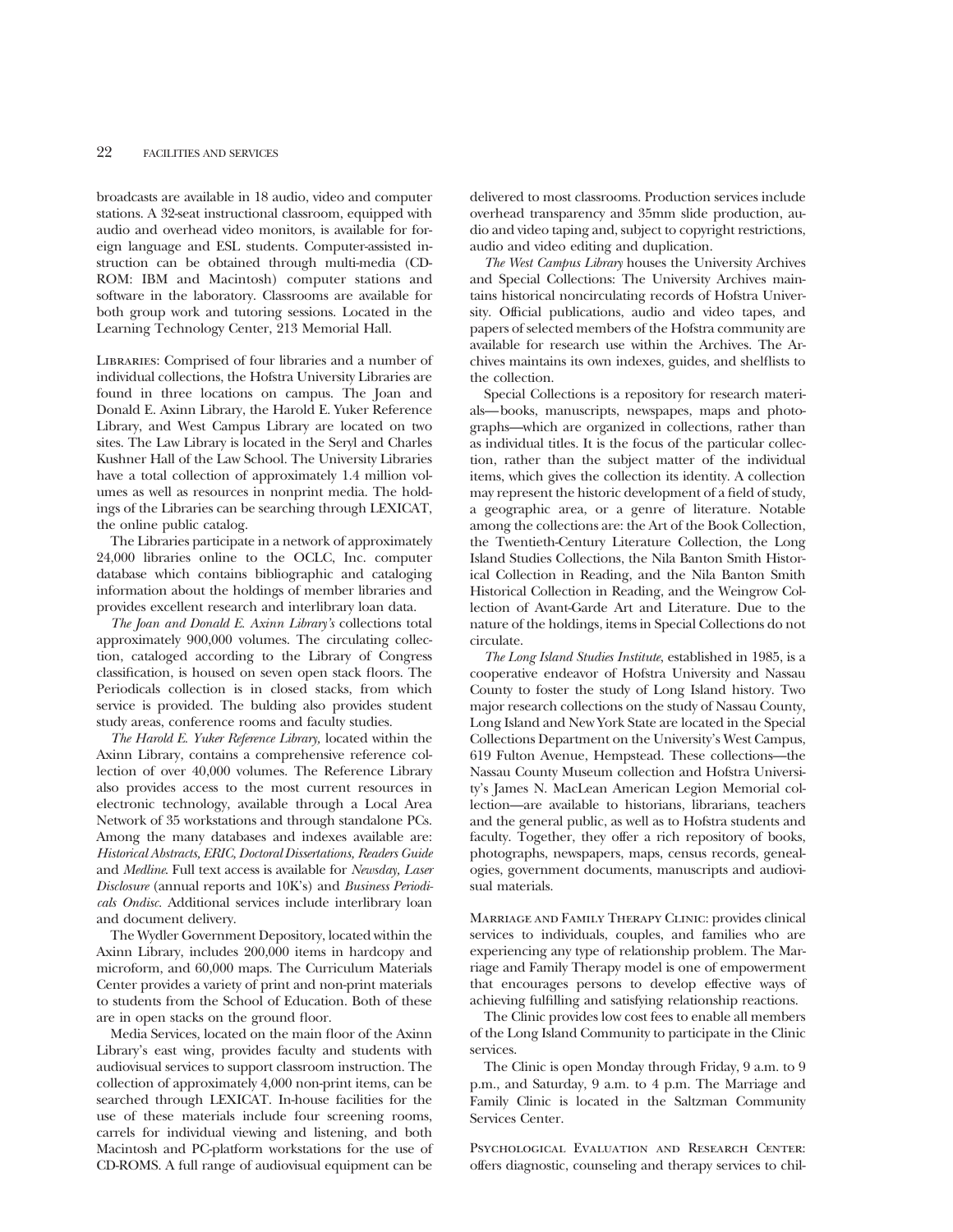broadcasts are available in 18 audio, video and computer stations. A 32-seat instructional classroom, equipped with audio and overhead video monitors, is available for foreign language and ESL students. Computer-assisted instruction can be obtained through multi-media (CD-ROM: IBM and Macintosh) computer stations and software in the laboratory. Classrooms are available for both group work and tutoring sessions. Located in the Learning Technology Center, 213 Memorial Hall.

Libraries: Comprised of four libraries and a number of individual collections, the Hofstra University Libraries are found in three locations on campus. The Joan and Donald E. Axinn Library, the Harold E. Yuker Reference Library, and West Campus Library are located on two sites. The Law Library is located in the Seryl and Charles Kushner Hall of the Law School. The University Libraries have a total collection of approximately 1.4 million volumes as well as resources in nonprint media. The holdings of the Libraries can be searching through LEXICAT, the online public catalog.

The Libraries participate in a network of approximately 24,000 libraries online to the OCLC, Inc. computer database which contains bibliographic and cataloging information about the holdings of member libraries and provides excellent research and interlibrary loan data.

*The Joan and Donald E. Axinn Library's* collections total approximately 900,000 volumes. The circulating collection, cataloged according to the Library of Congress classification, is housed on seven open stack floors. The Periodicals collection is in closed stacks, from which service is provided. The bulding also provides student study areas, conference rooms and faculty studies.

*The Harold E. Yuker Reference Library,* located within the Axinn Library, contains a comprehensive reference collection of over 40,000 volumes. The Reference Library also provides access to the most current resources in electronic technology, available through a Local Area Network of 35 workstations and through standalone PCs. Among the many databases and indexes available are: *Historical Abstracts, ERIC, Doctoral Dissertations, Readers Guide* and *Medline.* Full text access is available for *Newsday, Laser Disclosure* (annual reports and 10K's) and *Business Periodicals Ondisc.* Additional services include interlibrary loan and document delivery.

The Wydler Government Depository, located within the Axinn Library, includes 200,000 items in hardcopy and microform, and 60,000 maps. The Curriculum Materials Center provides a variety of print and non-print materials to students from the School of Education. Both of these are in open stacks on the ground floor.

Media Services, located on the main floor of the Axinn Library's east wing, provides faculty and students with audiovisual services to support classroom instruction. The collection of approximately 4,000 non-print items, can be searched through LEXICAT. In-house facilities for the use of these materials include four screening rooms, carrels for individual viewing and listening, and both Macintosh and PC-platform workstations for the use of CD-ROMS. A full range of audiovisual equipment can be delivered to most classrooms. Production services include overhead transparency and 35mm slide production, audio and video taping and, subject to copyright restrictions, audio and video editing and duplication.

*The West Campus Library* houses the University Archives and Special Collections: The University Archives maintains historical noncirculating records of Hofstra University. Official publications, audio and video tapes, and papers of selected members of the Hofstra community are available for research use within the Archives. The Archives maintains its own indexes, guides, and shelflists to the collection.

Special Collections is a repository for research materials— books, manuscripts, newspapes, maps and photographs—which are organized in collections, rather than as individual titles. It is the focus of the particular collection, rather than the subject matter of the individual items, which gives the collection its identity. A collection may represent the historic development of a field of study, a geographic area, or a genre of literature. Notable among the collections are: the Art of the Book Collection, the Twentieth-Century Literature Collection, the Long Island Studies Collections, the Nila Banton Smith Historical Collection in Reading, and the Nila Banton Smith Historical Collection in Reading, and the Weingrow Collection of Avant-Garde Art and Literature. Due to the nature of the holdings, items in Special Collections do not circulate.

*The Long Island Studies Institute,* established in 1985, is a cooperative endeavor of Hofstra University and Nassau County to foster the study of Long Island history. Two major research collections on the study of Nassau County, Long Island and New York State are located in the Special Collections Department on the University's West Campus, 619 Fulton Avenue, Hempstead. These collections—the Nassau County Museum collection and Hofstra University's James N. MacLean American Legion Memorial collection—are available to historians, librarians, teachers and the general public, as well as to Hofstra students and faculty. Together, they offer a rich repository of books, photographs, newspapers, maps, census records, genealogies, government documents, manuscripts and audiovisual materials.

Marriage and Family Therapy Clinic: provides clinical services to individuals, couples, and families who are experiencing any type of relationship problem. The Marriage and Family Therapy model is one of empowerment that encourages persons to develop effective ways of achieving fulfilling and satisfying relationship reactions.

The Clinic provides low cost fees to enable all members of the Long Island Community to participate in the Clinic services.

The Clinic is open Monday through Friday, 9 a.m. to 9 p.m., and Saturday, 9 a.m. to 4 p.m. The Marriage and Family Clinic is located in the Saltzman Community Services Center.

Psychological Evaluation and Research Center: offers diagnostic, counseling and therapy services to chil-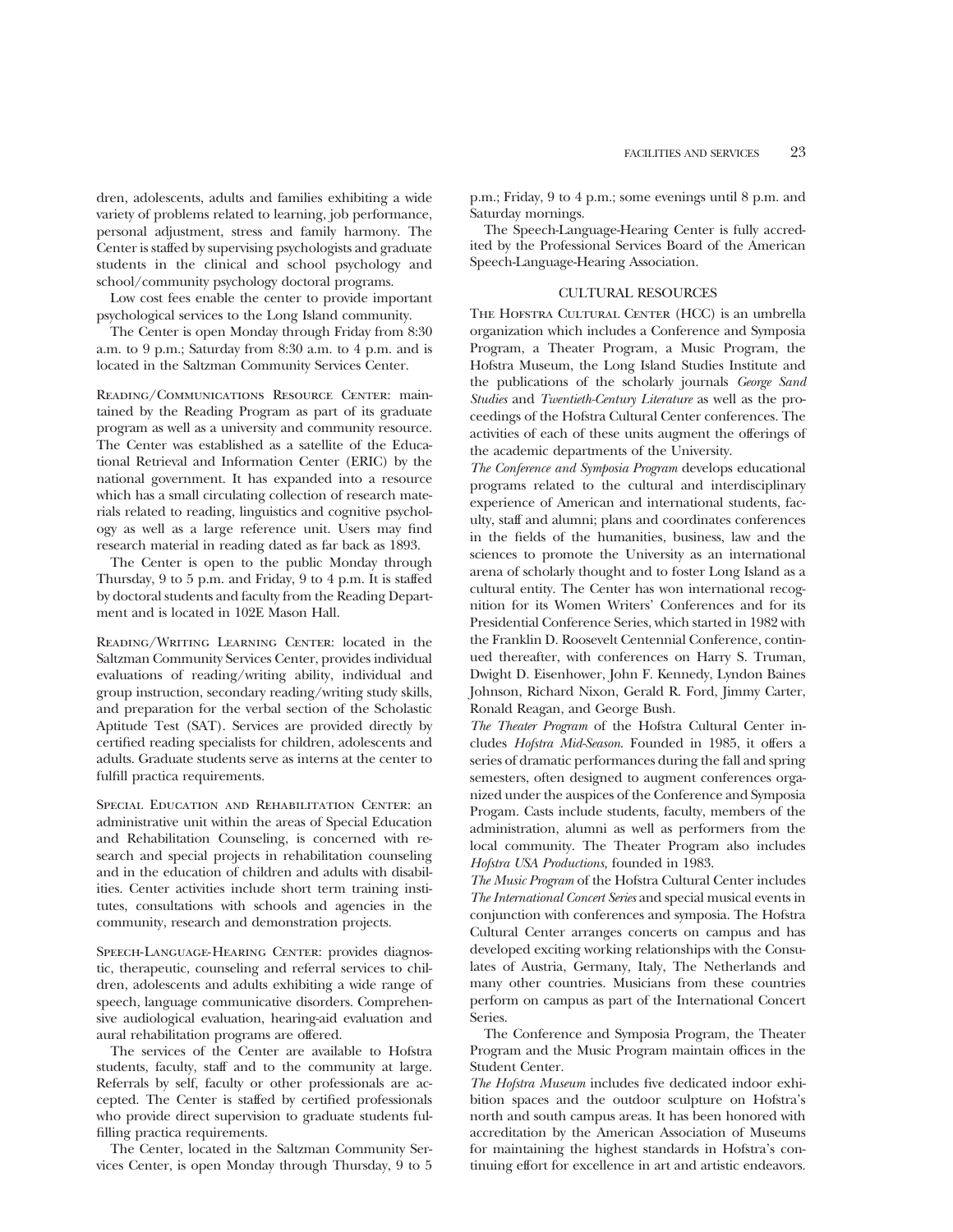dren, adolescents, adults and families exhibiting a wide variety of problems related to learning, job performance, personal adjustment, stress and family harmony. The Center is staffed by supervising psychologists and graduate students in the clinical and school psychology and school/community psychology doctoral programs.

Low cost fees enable the center to provide important psychological services to the Long Island community.

The Center is open Monday through Friday from 8:30 a.m. to 9 p.m.; Saturday from 8:30 a.m. to 4 p.m. and is located in the Saltzman Community Services Center.

Reading/Communications Resource Center: maintained by the Reading Program as part of its graduate program as well as a university and community resource. The Center was established as a satellite of the Educational Retrieval and Information Center (ERIC) by the national government. It has expanded into a resource which has a small circulating collection of research materials related to reading, linguistics and cognitive psychology as well as a large reference unit. Users may find research material in reading dated as far back as 1893.

The Center is open to the public Monday through Thursday, 9 to 5 p.m. and Friday, 9 to 4 p.m. It is staffed by doctoral students and faculty from the Reading Department and is located in 102E Mason Hall.

Reading/Writing Learning Center: located in the Saltzman Community Services Center, provides individual evaluations of reading/writing ability, individual and group instruction, secondary reading/writing study skills, and preparation for the verbal section of the Scholastic Aptitude Test (SAT). Services are provided directly by certified reading specialists for children, adolescents and adults. Graduate students serve as interns at the center to fulfill practica requirements.

Special Education and Rehabilitation Center: an administrative unit within the areas of Special Education and Rehabilitation Counseling, is concerned with research and special projects in rehabilitation counseling and in the education of children and adults with disabilities. Center activities include short term training institutes, consultations with schools and agencies in the community, research and demonstration projects.

Speech-Language-Hearing Center: provides diagnostic, therapeutic, counseling and referral services to children, adolescents and adults exhibiting a wide range of speech, language communicative disorders. Comprehensive audiological evaluation, hearing-aid evaluation and aural rehabilitation programs are offered.

The services of the Center are available to Hofstra students, faculty, staff and to the community at large. Referrals by self, faculty or other professionals are accepted. The Center is staffed by certified professionals who provide direct supervision to graduate students fulfilling practica requirements.

The Center, located in the Saltzman Community Services Center, is open Monday through Thursday, 9 to 5 p.m.; Friday, 9 to 4 p.m.; some evenings until 8 p.m. and Saturday mornings.

The Speech-Language-Hearing Center is fully accredited by the Professional Services Board of the American Speech-Language-Hearing Association.

## CULTURAL RESOURCES

The Hofstra Cultural Center (HCC) is an umbrella organization which includes a Conference and Symposia Program, a Theater Program, a Music Program, the Hofstra Museum, the Long Island Studies Institute and the publications of the scholarly journals *George Sand Studies* and *Twentieth-Century Literature* as well as the proceedings of the Hofstra Cultural Center conferences. The activities of each of these units augment the offerings of the academic departments of the University.

*The Conference and Symposia Program* develops educational programs related to the cultural and interdisciplinary experience of American and international students, faculty, staff and alumni; plans and coordinates conferences in the fields of the humanities, business, law and the sciences to promote the University as an international arena of scholarly thought and to foster Long Island as a cultural entity. The Center has won international recognition for its Women Writers' Conferences and for its Presidential Conference Series, which started in 1982 with the Franklin D. Roosevelt Centennial Conference, continued thereafter, with conferences on Harry S. Truman, Dwight D. Eisenhower, John F. Kennedy, Lyndon Baines Johnson, Richard Nixon, Gerald R. Ford, Jimmy Carter, Ronald Reagan, and George Bush.

*The Theater Program* of the Hofstra Cultural Center includes *Hofstra Mid-Season.* Founded in 1985, it offers a series of dramatic performances during the fall and spring semesters, often designed to augment conferences organized under the auspices of the Conference and Symposia Progam. Casts include students, faculty, members of the administration, alumni as well as performers from the local community. The Theater Program also includes *Hofstra USA Productions,* founded in 1983.

*The Music Program* of the Hofstra Cultural Center includes *The International Concert Series* and special musical events in conjunction with conferences and symposia. The Hofstra Cultural Center arranges concerts on campus and has developed exciting working relationships with the Consulates of Austria, Germany, Italy, The Netherlands and many other countries. Musicians from these countries perform on campus as part of the International Concert Series.

The Conference and Symposia Program, the Theater Program and the Music Program maintain offices in the Student Center.

*The Hofstra Museum* includes five dedicated indoor exhibition spaces and the outdoor sculpture on Hofstra's north and south campus areas. It has been honored with accreditation by the American Association of Museums for maintaining the highest standards in Hofstra's continuing effort for excellence in art and artistic endeavors.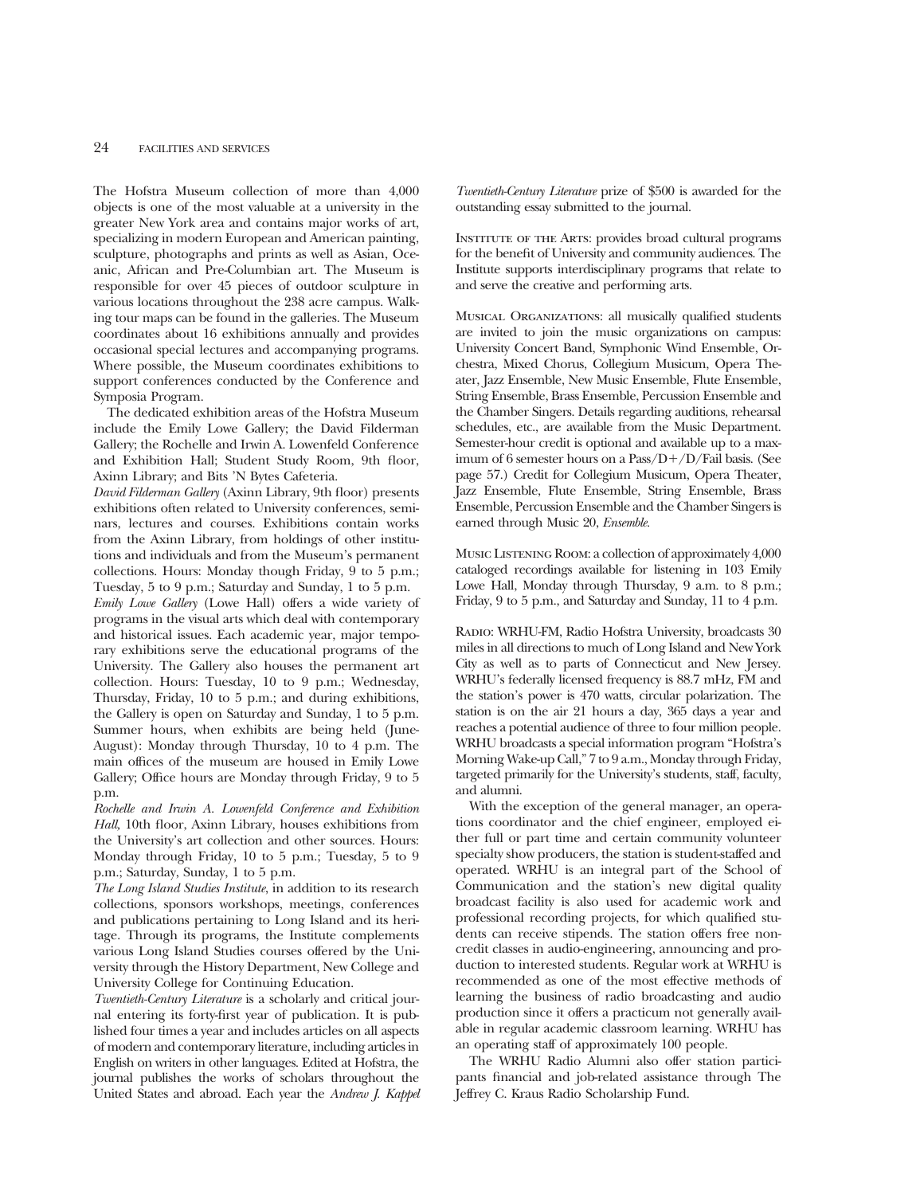The Hofstra Museum collection of more than 4,000 objects is one of the most valuable at a university in the greater New York area and contains major works of art, specializing in modern European and American painting, sculpture, photographs and prints as well as Asian, Oceanic, African and Pre-Columbian art. The Museum is responsible for over 45 pieces of outdoor sculpture in various locations throughout the 238 acre campus. Walking tour maps can be found in the galleries. The Museum coordinates about 16 exhibitions annually and provides occasional special lectures and accompanying programs. Where possible, the Museum coordinates exhibitions to support conferences conducted by the Conference and Symposia Program.

The dedicated exhibition areas of the Hofstra Museum include the Emily Lowe Gallery; the David Filderman Gallery; the Rochelle and Irwin A. Lowenfeld Conference and Exhibition Hall; Student Study Room, 9th floor, Axinn Library; and Bits 'N Bytes Cafeteria.

*David Filderman Gallery* (Axinn Library, 9th floor) presents exhibitions often related to University conferences, seminars, lectures and courses. Exhibitions contain works from the Axinn Library, from holdings of other institutions and individuals and from the Museum's permanent collections. Hours: Monday though Friday, 9 to 5 p.m.; Tuesday, 5 to 9 p.m.; Saturday and Sunday, 1 to 5 p.m.

*Emily Lowe Gallery* (Lowe Hall) offers a wide variety of programs in the visual arts which deal with contemporary and historical issues. Each academic year, major temporary exhibitions serve the educational programs of the University. The Gallery also houses the permanent art collection. Hours: Tuesday, 10 to 9 p.m.; Wednesday, Thursday, Friday, 10 to 5 p.m.; and during exhibitions, the Gallery is open on Saturday and Sunday, 1 to 5 p.m. Summer hours, when exhibits are being held (June-August): Monday through Thursday, 10 to 4 p.m. The main offices of the museum are housed in Emily Lowe Gallery; Office hours are Monday through Friday, 9 to 5 p.m.

*Rochelle and Irwin A. Lowenfeld Conference and Exhibition Hall*, 10th floor, Axinn Library, houses exhibitions from the University's art collection and other sources. Hours: Monday through Friday, 10 to 5 p.m.; Tuesday, 5 to 9 p.m.; Saturday, Sunday, 1 to 5 p.m.

*The Long Island Studies Institute*, in addition to its research collections, sponsors workshops, meetings, conferences and publications pertaining to Long Island and its heritage. Through its programs, the Institute complements various Long Island Studies courses offered by the University through the History Department, New College and University College for Continuing Education.

*Twentieth-Century Literature* is a scholarly and critical journal entering its forty-first year of publication. It is published four times a year and includes articles on all aspects of modern and contemporary literature, including articles in English on writers in other languages. Edited at Hofstra, the journal publishes the works of scholars throughout the United States and abroad. Each year the *Andrew J. Kappel Twentieth-Century Literature* prize of $500 is awarded for the outstanding essay submitted to the journal.

Institute of the Arts: provides broad cultural programs for the benefit of University and community audiences. The Institute supports interdisciplinary programs that relate to and serve the creative and performing arts.

Musical Organizations: all musically qualified students are invited to join the music organizations on campus: University Concert Band, Symphonic Wind Ensemble, Orchestra, Mixed Chorus, Collegium Musicum, Opera Theater, Jazz Ensemble, New Music Ensemble, Flute Ensemble, String Ensemble, Brass Ensemble, Percussion Ensemble and the Chamber Singers. Details regarding auditions, rehearsal schedules, etc., are available from the Music Department. Semester-hour credit is optional and available up to a maximum of 6 semester hours on a Pass/D+/D/Fail basis. (See page 57.) Credit for Collegium Musicum, Opera Theater, Jazz Ensemble, Flute Ensemble, String Ensemble, Brass Ensemble, Percussion Ensemble and the Chamber Singers is earned through Music 20, *Ensemble*.

Music Listening Room: a collection of approximately 4,000 cataloged recordings available for listening in 103 Emily Lowe Hall, Monday through Thursday, 9 a.m. to 8 p.m.; Friday, 9 to 5 p.m., and Saturday and Sunday, 11 to 4 p.m.

Radio: WRHU-FM, Radio Hofstra University, broadcasts 30 miles in all directions to much of Long Island and New York City as well as to parts of Connecticut and New Jersey. WRHU's federally licensed frequency is 88.7 mHz, FM and the station's power is 470 watts, circular polarization. The station is on the air 21 hours a day, 365 days a year and reaches a potential audience of three to four million people. WRHU broadcasts a special information program "Hofstra's Morning Wake-up Call," 7 to 9 a.m., Monday through Friday, targeted primarily for the University's students, staff, faculty, and alumni.

With the exception of the general manager, an operations coordinator and the chief engineer, employed either full or part time and certain community volunteer specialty show producers, the station is student-staffed and operated. WRHU is an integral part of the School of Communication and the station's new digital quality broadcast facility is also used for academic work and professional recording projects, for which qualified students can receive stipends. The station offers free noncredit classes in audio-engineering, announcing and production to interested students. Regular work at WRHU is recommended as one of the most effective methods of learning the business of radio broadcasting and audio production since it offers a practicum not generally available in regular academic classroom learning. WRHU has an operating staff of approximately 100 people.

The WRHU Radio Alumni also offer station participants financial and job-related assistance through The Jeffrey C. Kraus Radio Scholarship Fund.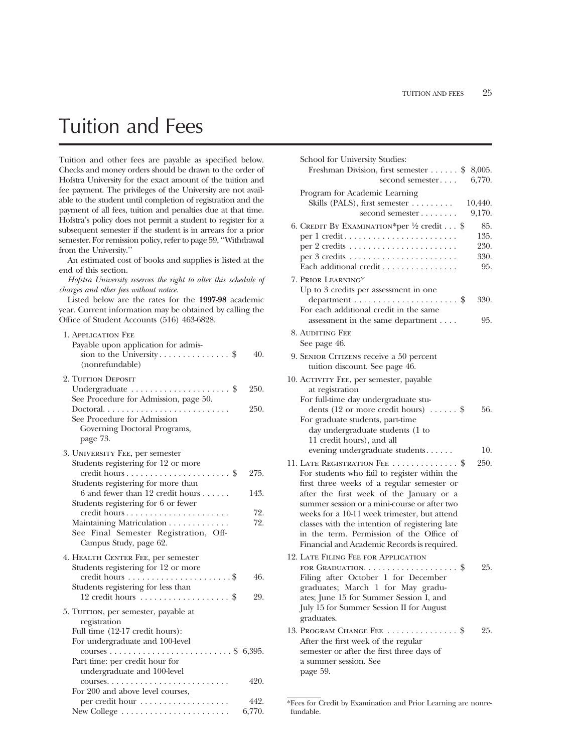# Tuition and Fees

Tuition and other fees are payable as specified below. Checks and money orders should be drawn to the order of Hofstra University for the exact amount of the tuition and fee payment. The privileges of the University are not available to the student until completion of registration and the payment of all fees, tuition and penalties due at that time. Hofstra's policy does not permit a student to register for a subsequent semester if the student is in arrears for a prior semester. For remission policy, refer to page 59, ''Withdrawal from the University.''

An estimated cost of books and supplies is listed at the end of this section.

*Hofstra University reserves the right to alter this schedule of charges and other fees without notice.*

Listed below are the rates for the **1997-98** academic year. Current information may be obtained by calling the Office of Student Accounts (516) 463-6828.

1. Application Fee
   Payable upon application for admission to the University . . . . . . . . . . . . . . . $ 40.
   (nonrefundable)

2. Tuition Deposit
   Undergraduate . . . . . . . . . . . . . . . . . . . . . $ 250.
   See Procedure for Admission, page 50.
   Doctoral. . . . . . . . . . . . . . . . . . . . . . . . . . 250.
   See Procedure for Admission Governing Doctoral Programs, page 73.

3. University Fee, per semester
   Students registering for 12 or more credit hours . . . . . . . . . . . . . . . . . . . . . . $ 275.
   Students registering for more than 6 and fewer than 12 credit hours . . . . . . 143.
   Students registering for 6 or fewer credit hours . . . . . . . . . . . . . . . . . . . . . . 72.
   Maintaining Matriculation . . . . . . . . . . . . . 72.
   See Final Semester Registration, Off-Campus Study, page 62.

4. Health Center Fee, per semester
   Students registering for 12 or more credit hours . . . . . . . . . . . . . . . . . . . . . .$ 46.
   Students registering for less than 12 credit hours . . . . . . . . . . . . . . . . . . . $ 29.

5. Tuition, per semester, payable at registration
   Full time (12-17 credit hours):
   For undergraduate and 100-level courses . . . . . . . . . . . . . . . . . . . . . . . . . . $ 6,395.
   Part time: per credit hour for undergraduate and 100-level courses. . . . . . . . . . . . . . . . . . . . . . . . . 420.
   For 200 and above level courses, per credit hour . . . . . . . . . . . . . . . . . . . 442.
   New College . . . . . . . . . . . . . . . . . . . . . . . 6,770.
   School for University Studies:
   Freshman Division, first semester . . . . . . $ 8,005.
   second semester . . . . 6,770.
   Program for Academic Learning Skills (PALS), first semester . . . . . . . . . 10,440.
   second semester . . . . . . . . 9,170.

6. Credit By Examination* per ½ credit . . . $ 85.
   per 1 credit . . . . . . . . . . . . . . . . . . . . . . . . 135.
   per 2 credits . . . . . . . . . . . . . . . . . . . . . . . 230.
   per 3 credits . . . . . . . . . . . . . . . . . . . . . . . 330.
   Each additional credit . . . . . . . . . . . . . . . . 95.

7. Prior Learning*
   Up to 3 credits per assessment in one department . . . . . . . . . . . . . . . . . . . . . . $ 330.
   For each additional credit in the same assessment in the same department . . . . 95.

8. Auditing Fee
   See page 46.

9. Senior Citizens receive a 50 percent tuition discount. See page 46.

10. Activity Fee, per semester, payable at registration
    For full-time day undergraduate students (12 or more credit hours) . . . . . . $ 56.
    For graduate students, part-time day undergraduate students (1 to 11 credit hours), and all evening undergraduate students. . . . . . 10.

11. Late Registration Fee . . . . . . . . . . . . . . $ 250.
    For students who fail to register within the first three weeks of a regular semester or after the first week of the January or a summer session or a mini-course or after two weeks for a 10-11 week trimester, but attend classes with the intention of registering late in the term. Permission of the Office of Financial and Academic Records is required.

12. Late Filing Fee for Application for Graduation. . . . . . . . . . . . . . . . . . . . $ 25.
    Filing after October 1 for December graduates; March 1 for May graduates; June 15 for Summer Session I, and July 15 for Summer Session II for August graduates.

13. Program Change Fee . . . . . . . . . . . . . . . $ 25.
    After the first week of the regular semester or after the first three days of a summer session. See page 59.

*Fees for Credit by Examination and Prior Learning are nonrefundable.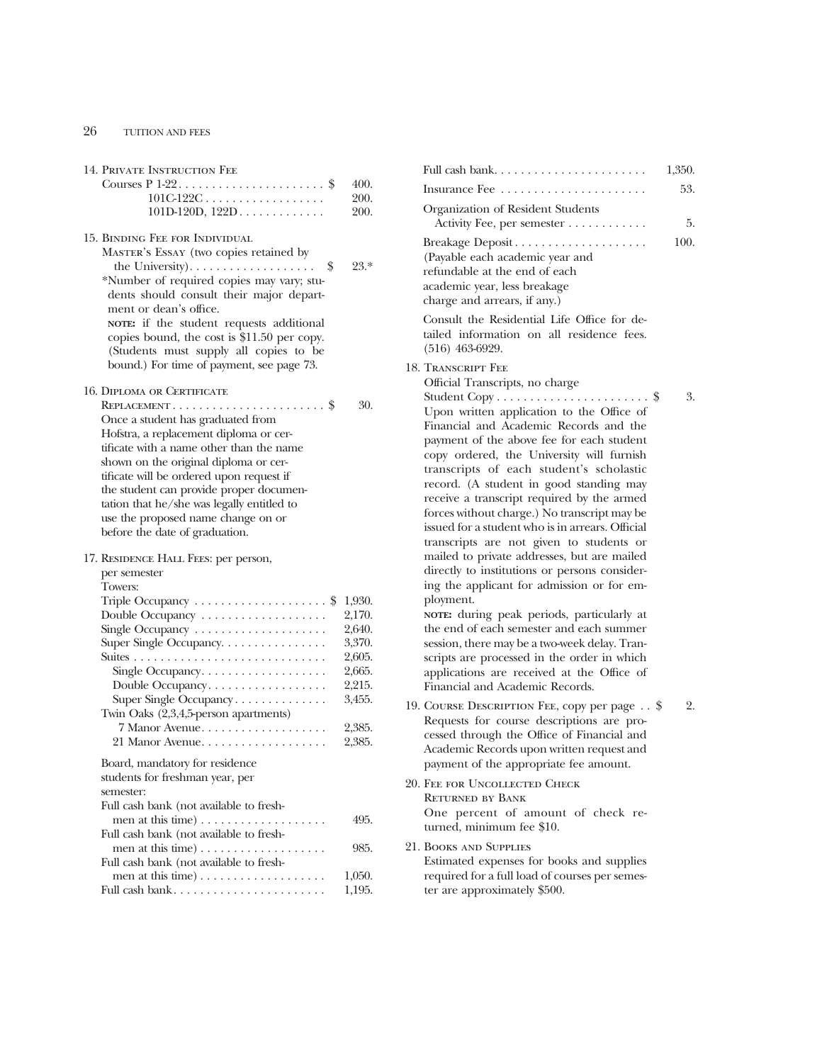14. Private Instruction Fee

| | |
|---|---|
| Courses P 1-22 | $ 400. |
| 101C-122C | 200. |
| 101D-120D, 122D | 200. |

15. Binding Fee for Individual Master's Essay (two copies retained by the University) . . . $ 23.*

*Number of required copies may vary; students should consult their major department or dean's office.

**NOTE:** if the student requests additional copies bound, the cost is $11.50 per copy. (Students must supply all copies to be bound.) For time of payment, see page 73.

16. Diploma or Certificate Replacement . . . $ 30.

Once a student has graduated from Hofstra, a replacement diploma or certificate with a name other than the name shown on the original diploma or certificate will be ordered upon request if the student can provide proper documentation that he/she was legally entitled to use the proposed name change on or before the date of graduation.

17. Residence Hall Fees: per person, per semester

| | |
|---|---|
| Towers: | |
| Triple Occupancy | $ 1,930. |
| Double Occupancy | 2,170. |
| Single Occupancy | 2,640. |
| Super Single Occupancy | 3,370. |
| Suites | 2,605. |
| Single Occupancy | 2,665. |
| Double Occupancy | 2,215. |
| Super Single Occupancy | 3,455. |
| Twin Oaks (2,3,4,5-person apartments) | |
| 7 Manor Avenue | 2,385. |
| 21 Manor Avenue | 2,385. |

Board, mandatory for residence students for freshman year, per semester:

| | |
|---|---|
| Full cash bank (not available to freshmen at this time) | 495. |
| Full cash bank (not available to freshmen at this time) | 985. |
| Full cash bank (not available to freshmen at this time) | 1,050. |
| Full cash bank | 1,195. |
| Full cash bank | 1,350. |
| Insurance Fee | 53. |
| Organization of Resident Students Activity Fee, per semester | 5. |
| Breakage Deposit | 100. |

(Payable each academic year and refundable at the end of each academic year, less breakage charge and arrears, if any.)

Consult the Residential Life Office for detailed information on all residence fees. (516) 463-6929.

18. Transcript Fee

Official Transcripts, no charge

Student Copy . . . $ 3.

Upon written application to the Office of Financial and Academic Records and the payment of the above fee for each student copy ordered, the University will furnish transcripts of each student's scholastic record. (A student in good standing may receive a transcript required by the armed forces without charge.) No transcript may be issued for a student who is in arrears. Official transcripts are not given to students or mailed to private addresses, but are mailed directly to institutions or persons considering the applicant for admission or for employment.

**NOTE:** during peak periods, particularly at the end of each semester and each summer session, there may be a two-week delay. Transcripts are processed in the order in which applications are received at the Office of Financial and Academic Records.

19. Course Description Fee, copy per page . . $ 2.

Requests for course descriptions are processed through the Office of Financial and Academic Records upon written request and payment of the appropriate fee amount.

20. Fee for Uncollected Check Returned by Bank

One percent of amount of check returned, minimum fee $10.

21. Books and Supplies

Estimated expenses for books and supplies required for a full load of courses per semester are approximately $500.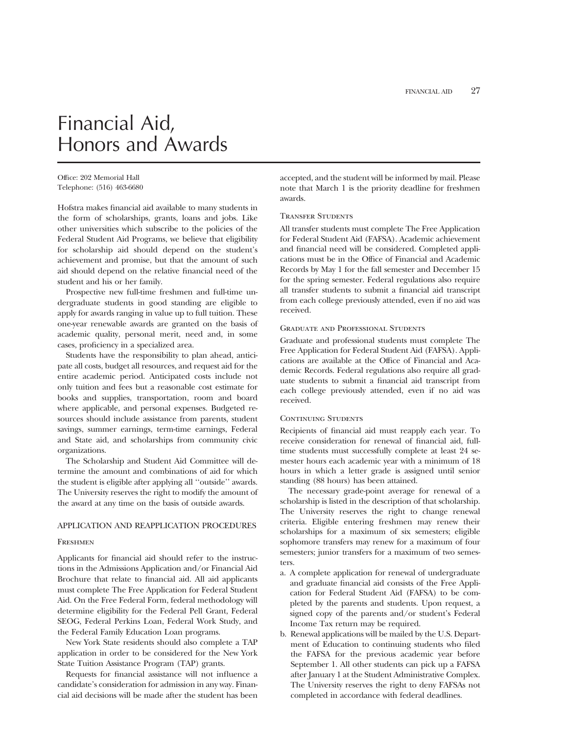# Financial Aid, Honors and Awards

Office: 202 Memorial Hall
Telephone: (516) 463-6680

Hofstra makes financial aid available to many students in the form of scholarships, grants, loans and jobs. Like other universities which subscribe to the policies of the Federal Student Aid Programs, we believe that eligibility for scholarship aid should depend on the student's achievement and promise, but that the amount of such aid should depend on the relative financial need of the student and his or her family.

Prospective new full-time freshmen and full-time undergraduate students in good standing are eligible to apply for awards ranging in value up to full tuition. These one-year renewable awards are granted on the basis of academic quality, personal merit, need and, in some cases, proficiency in a specialized area.

Students have the responsibility to plan ahead, anticipate all costs, budget all resources, and request aid for the entire academic period. Anticipated costs include not only tuition and fees but a reasonable cost estimate for books and supplies, transportation, room and board where applicable, and personal expenses. Budgeted resources should include assistance from parents, student savings, summer earnings, term-time earnings, Federal and State aid, and scholarships from community civic organizations.

The Scholarship and Student Aid Committee will determine the amount and combinations of aid for which the student is eligible after applying all ''outside'' awards. The University reserves the right to modify the amount of the award at any time on the basis of outside awards.

## APPLICATION AND REAPPLICATION PROCEDURES

### Freshmen

Applicants for financial aid should refer to the instructions in the Admissions Application and/or Financial Aid Brochure that relate to financial aid. All aid applicants must complete The Free Application for Federal Student Aid. On the Free Federal Form, federal methodology will determine eligibility for the Federal Pell Grant, Federal SEOG, Federal Perkins Loan, Federal Work Study, and the Federal Family Education Loan programs.

New York State residents should also complete a TAP application in order to be considered for the New York State Tuition Assistance Program (TAP) grants.

Requests for financial assistance will not influence a candidate's consideration for admission in any way. Financial aid decisions will be made after the student has been accepted, and the student will be informed by mail. Please note that March 1 is the priority deadline for freshmen awards.

### Transfer Students

All transfer students must complete The Free Application for Federal Student Aid (FAFSA). Academic achievement and financial need will be considered. Completed applications must be in the Office of Financial and Academic Records by May 1 for the fall semester and December 15 for the spring semester. Federal regulations also require all transfer students to submit a financial aid transcript from each college previously attended, even if no aid was received.

### Graduate and Professional Students

Graduate and professional students must complete The Free Application for Federal Student Aid (FAFSA). Applications are available at the Office of Financial and Academic Records. Federal regulations also require all graduate students to submit a financial aid transcript from each college previously attended, even if no aid was received.

### Continuing Students

Recipients of financial aid must reapply each year. To receive consideration for renewal of financial aid, full-time students must successfully complete at least 24 semester hours each academic year with a minimum of 18 hours in which a letter grade is assigned until senior standing (88 hours) has been attained.

The necessary grade-point average for renewal of a scholarship is listed in the description of that scholarship. The University reserves the right to change renewal criteria. Eligible entering freshmen may renew their scholarships for a maximum of six semesters; eligible sophomore transfers may renew for a maximum of four semesters; junior transfers for a maximum of two semesters.

a. A complete application for renewal of undergraduate and graduate financial aid consists of the Free Application for Federal Student Aid (FAFSA) to be completed by the parents and students. Upon request, a signed copy of the parents and/or student's Federal Income Tax return may be required.
b. Renewal applications will be mailed by the U.S. Department of Education to continuing students who filed the FAFSA for the previous academic year before September 1. All other students can pick up a FAFSA after January 1 at the Student Administrative Complex. The University reserves the right to deny FAFSAs not completed in accordance with federal deadlines.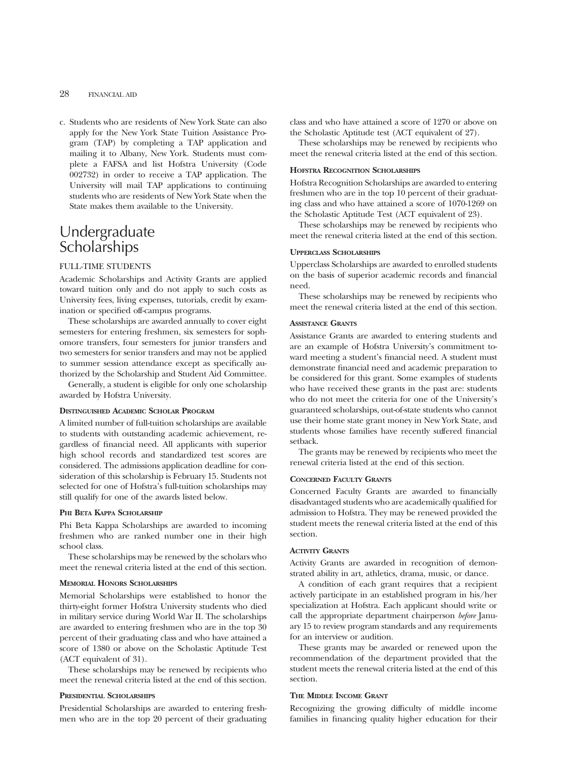c. Students who are residents of New York State can also apply for the New York State Tuition Assistance Program (TAP) by completing a TAP application and mailing it to Albany, New York. Students must complete a FAFSA and list Hofstra University (Code 002732) in order to receive a TAP application. The University will mail TAP applications to continuing students who are residents of New York State when the State makes them available to the University.

# Undergraduate Scholarships

## FULL-TIME STUDENTS

Academic Scholarships and Activity Grants are applied toward tuition only and do not apply to such costs as University fees, living expenses, tutorials, credit by examination or specified off-campus programs.

These scholarships are awarded annually to cover eight semesters for entering freshmen, six semesters for sophomore transfers, four semesters for junior transfers and two semesters for senior transfers and may not be applied to summer session attendance except as specifically authorized by the Scholarship and Student Aid Committee.

Generally, a student is eligible for only one scholarship awarded by Hofstra University.

### Distinguished Academic Scholar Program

A limited number of full-tuition scholarships are available to students with outstanding academic achievement, regardless of financial need. All applicants with superior high school records and standardized test scores are considered. The admissions application deadline for consideration of this scholarship is February 15. Students not selected for one of Hofstra's full-tuition scholarships may still qualify for one of the awards listed below.

### Phi Beta Kappa Scholarship

Phi Beta Kappa Scholarships are awarded to incoming freshmen who are ranked number one in their high school class.

These scholarships may be renewed by the scholars who meet the renewal criteria listed at the end of this section.

### Memorial Honors Scholarships

Memorial Scholarships were established to honor the thirty-eight former Hofstra University students who died in military service during World War II. The scholarships are awarded to entering freshmen who are in the top 30 percent of their graduating class and who have attained a score of 1380 or above on the Scholastic Aptitude Test (ACT equivalent of 31).

These scholarships may be renewed by recipients who meet the renewal criteria listed at the end of this section.

### Presidential Scholarships

Presidential Scholarships are awarded to entering freshmen who are in the top 20 percent of their graduating class and who have attained a score of 1270 or above on the Scholastic Aptitude test (ACT equivalent of 27).

These scholarships may be renewed by recipients who meet the renewal criteria listed at the end of this section.

### Hofstra Recognition Scholarships

Hofstra Recognition Scholarships are awarded to entering freshmen who are in the top 10 percent of their graduating class and who have attained a score of 1070-1269 on the Scholastic Aptitude Test (ACT equivalent of 23).

These scholarships may be renewed by recipients who meet the renewal criteria listed at the end of this section.

### Upperclass Scholarships

Upperclass Scholarships are awarded to enrolled students on the basis of superior academic records and financial need.

These scholarships may be renewed by recipients who meet the renewal criteria listed at the end of this section.

### Assistance Grants

Assistance Grants are awarded to entering students and are an example of Hofstra University's commitment toward meeting a student's financial need. A student must demonstrate financial need and academic preparation to be considered for this grant. Some examples of students who have received these grants in the past are: students who do not meet the criteria for one of the University's guaranteed scholarships, out-of-state students who cannot use their home state grant money in New York State, and students whose families have recently suffered financial setback.

The grants may be renewed by recipients who meet the renewal criteria listed at the end of this section.

### Concerned Faculty Grants

Concerned Faculty Grants are awarded to financially disadvantaged students who are academically qualified for admission to Hofstra. They may be renewed provided the student meets the renewal criteria listed at the end of this section.

### Activity Grants

Activity Grants are awarded in recognition of demonstrated ability in art, athletics, drama, music, or dance.

A condition of each grant requires that a recipient actively participate in an established program in his/her specialization at Hofstra. Each applicant should write or call the appropriate department chairperson *before* January 15 to review program standards and any requirements for an interview or audition.

These grants may be awarded or renewed upon the recommendation of the department provided that the student meets the renewal criteria listed at the end of this section.

### The Middle Income Grant

Recognizing the growing difficulty of middle income families in financing quality higher education for their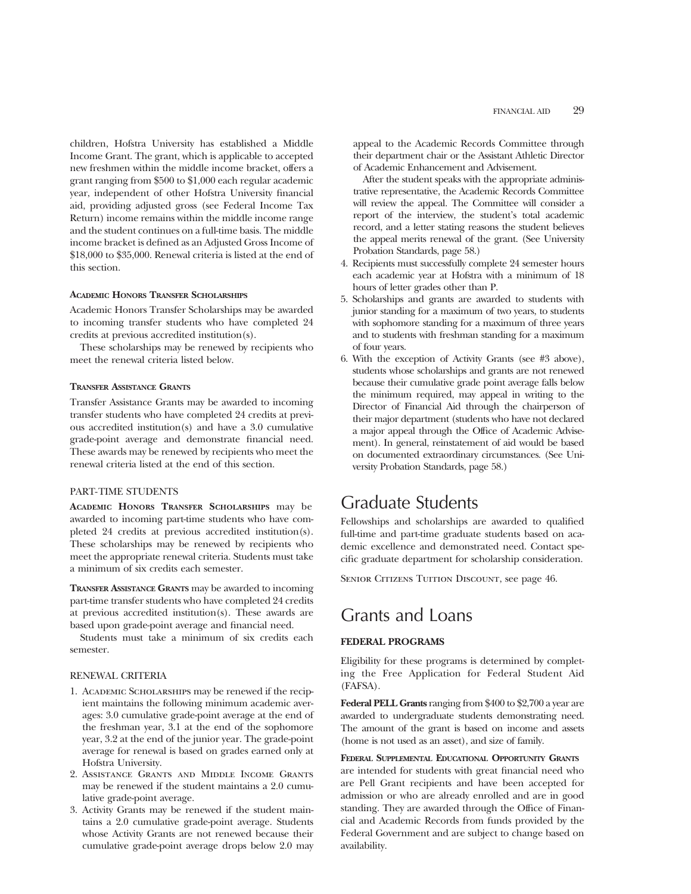children, Hofstra University has established a Middle Income Grant. The grant, which is applicable to accepted new freshmen within the middle income bracket, offers a grant ranging from $500 to $1,000 each regular academic year, independent of other Hofstra University financial aid, providing adjusted gross (see Federal Income Tax Return) income remains within the middle income range and the student continues on a full-time basis. The middle income bracket is defined as an Adjusted Gross Income of $18,000 to $35,000. Renewal criteria is listed at the end of this section.

#### ACADEMIC HONORS TRANSFER SCHOLARSHIPS

Academic Honors Transfer Scholarships may be awarded to incoming transfer students who have completed 24 credits at previous accredited institution(s).

These scholarships may be renewed by recipients who meet the renewal criteria listed below.

#### TRANSFER ASSISTANCE GRANTS

Transfer Assistance Grants may be awarded to incoming transfer students who have completed 24 credits at previous accredited institution(s) and have a 3.0 cumulative grade-point average and demonstrate financial need. These awards may be renewed by recipients who meet the renewal criteria listed at the end of this section.

### PART-TIME STUDENTS

**ACADEMIC HONORS TRANSFER SCHOLARSHIPS** may be awarded to incoming part-time students who have completed 24 credits at previous accredited institution(s). These scholarships may be renewed by recipients who meet the appropriate renewal criteria. Students must take a minimum of six credits each semester.

**TRANSFER ASSISTANCE GRANTS** may be awarded to incoming part-time transfer students who have completed 24 credits at previous accredited institution(s). These awards are based upon grade-point average and financial need.

Students must take a minimum of six credits each semester.

### RENEWAL CRITERIA

1. ACADEMIC SCHOLARSHIPS may be renewed if the recipient maintains the following minimum academic averages: 3.0 cumulative grade-point average at the end of the freshman year, 3.1 at the end of the sophomore year, 3.2 at the end of the junior year. The grade-point average for renewal is based on grades earned only at Hofstra University.
2. ASSISTANCE GRANTS AND MIDDLE INCOME GRANTS may be renewed if the student maintains a 2.0 cumulative grade-point average.
3. Activity Grants may be renewed if the student maintains a 2.0 cumulative grade-point average. Students whose Activity Grants are not renewed because their cumulative grade-point average drops below 2.0 may appeal to the Academic Records Committee through their department chair or the Assistant Athletic Director of Academic Enhancement and Advisement.

   After the student speaks with the appropriate administrative representative, the Academic Records Committee will review the appeal. The Committee will consider a report of the interview, the student's total academic record, and a letter stating reasons the student believes the appeal merits renewal of the grant. (See University Probation Standards, page 58.)
4. Recipients must successfully complete 24 semester hours each academic year at Hofstra with a minimum of 18 hours of letter grades other than P.
5. Scholarships and grants are awarded to students with junior standing for a maximum of two years, to students with sophomore standing for a maximum of three years and to students with freshman standing for a maximum of four years.
6. With the exception of Activity Grants (see #3 above), students whose scholarships and grants are not renewed because their cumulative grade point average falls below the minimum required, may appeal in writing to the Director of Financial Aid through the chairperson of their major department (students who have not declared a major appeal through the Office of Academic Advisement). In general, reinstatement of aid would be based on documented extraordinary circumstances. (See University Probation Standards, page 58.)

## Graduate Students

Fellowships and scholarships are awarded to qualified full-time and part-time graduate students based on academic excellence and demonstrated need. Contact specific graduate department for scholarship consideration.

SENIOR CITIZENS TUITION DISCOUNT, see page 46.

## Grants and Loans

#### FEDERAL PROGRAMS

Eligibility for these programs is determined by completing the Free Application for Federal Student Aid (FAFSA).

**Federal PELL Grants** ranging from $400 to $2,700 a year are awarded to undergraduate students demonstrating need. The amount of the grant is based on income and assets (home is not used as an asset), and size of family.

**FEDERAL SUPPLEMENTAL EDUCATIONAL OPPORTUNITY GRANTS** are intended for students with great financial need who are Pell Grant recipients and have been accepted for admission or who are already enrolled and are in good standing. They are awarded through the Office of Financial and Academic Records from funds provided by the Federal Government and are subject to change based on availability.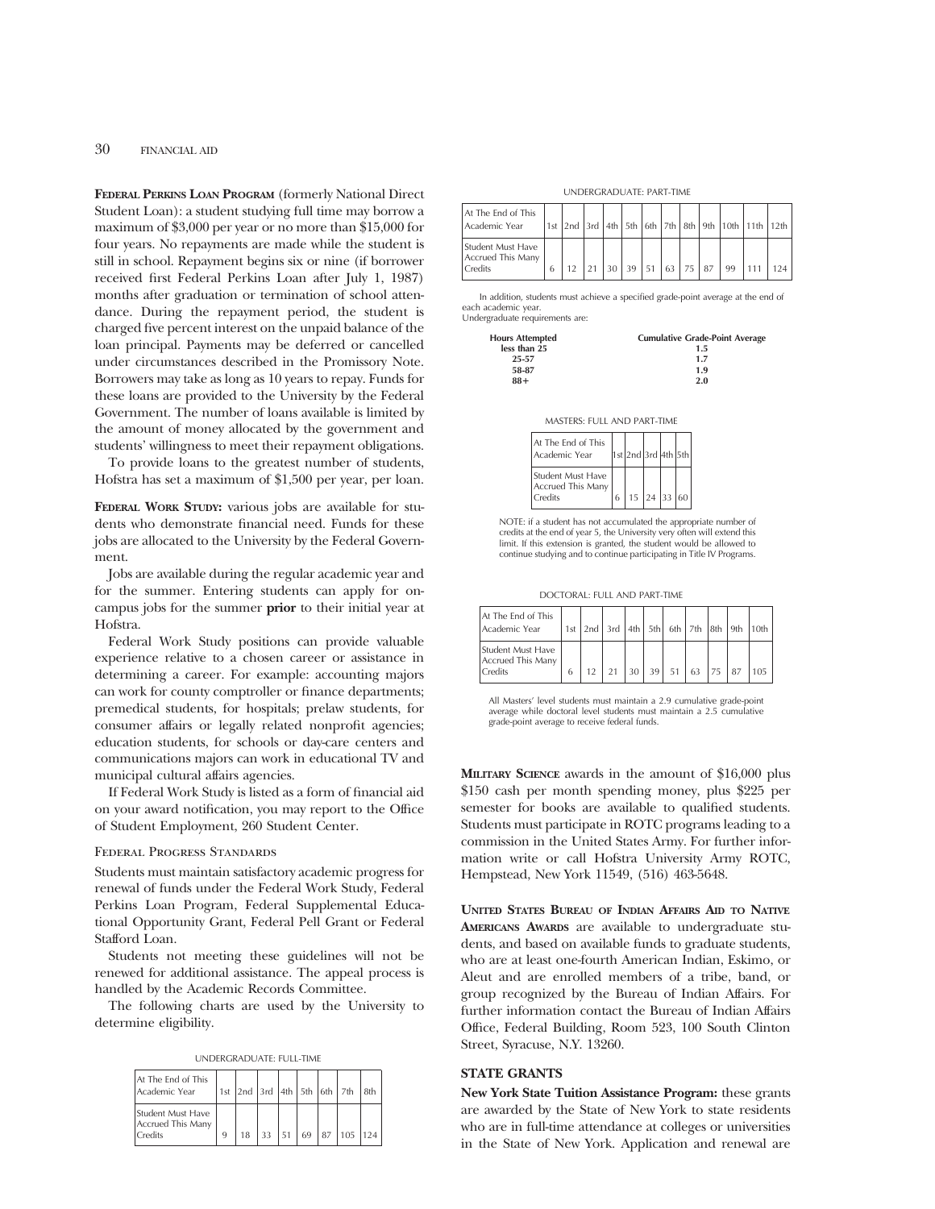**Federal Perkins Loan Program** (formerly National Direct Student Loan): a student studying full time may borrow a maximum of $3,000 per year or no more than $15,000 for four years. No repayments are made while the student is still in school. Repayment begins six or nine (if borrower received first Federal Perkins Loan after July 1, 1987) months after graduation or termination of school attendance. During the repayment period, the student is charged five percent interest on the unpaid balance of the loan principal. Payments may be deferred or cancelled under circumstances described in the Promissory Note. Borrowers may take as long as 10 years to repay. Funds for these loans are provided to the University by the Federal Government. The number of loans available is limited by the amount of money allocated by the government and students' willingness to meet their repayment obligations.

To provide loans to the greatest number of students, Hofstra has set a maximum of $1,500 per year, per loan.

**Federal Work Study:** various jobs are available for students who demonstrate financial need. Funds for these jobs are allocated to the University by the Federal Government.

Jobs are available during the regular academic year and for the summer. Entering students can apply for on-campus jobs for the summer **prior** to their initial year at Hofstra.

Federal Work Study positions can provide valuable experience relative to a chosen career or assistance in determining a career. For example: accounting majors can work for county comptroller or finance departments; premedical students, for hospitals; prelaw students, for consumer affairs or legally related nonprofit agencies; education students, for schools or day-care centers and communications majors can work in educational TV and municipal cultural affairs agencies.

If Federal Work Study is listed as a form of financial aid on your award notification, you may report to the Office of Student Employment, 260 Student Center.

### Federal Progress Standards

Students must maintain satisfactory academic progress for renewal of funds under the Federal Work Study, Federal Perkins Loan Program, Federal Supplemental Educational Opportunity Grant, Federal Pell Grant or Federal Stafford Loan.

Students not meeting these guidelines will not be renewed for additional assistance. The appeal process is handled by the Academic Records Committee.

The following charts are used by the University to determine eligibility.

UNDERGRADUATE: FULL-TIME

| At The End of This Academic Year | 1st | 2nd | 3rd | 4th | 5th | 6th | 7th | 8th |
|---|---|---|---|---|---|---|---|---|
| Student Must Have Accrued This Many Credits | 9 | 18 | 33 | 51 | 69 | 87 | 105 | 124 |

UNDERGRADUATE: PART-TIME

| At The End of This Academic Year | 1st | 2nd | 3rd | 4th | 5th | 6th | 7th | 8th | 9th | 10th | 11th | 12th |
|---|---|---|---|---|---|---|---|---|---|---|---|---|
| Student Must Have Accrued This Many Credits | 6 | 12 | 21 | 30 | 39 | 51 | 63 | 75 | 87 | 99 | 111 | 124 |

In addition, students must achieve a specified grade-point average at the end of each academic year.
Undergraduate requirements are:

| Hours Attempted | Cumulative Grade-Point Average |
|---|---|
| less than 25 | 1.5 |
| 25-57 | 1.7 |
| 58-87 | 1.9 |
| 88+ | 2.0 |

MASTERS: FULL AND PART-TIME

| At The End of This Academic Year | 1st | 2nd | 3rd | 4th | 5th |
|---|---|---|---|---|---|
| Student Must Have Accrued This Many Credits | 6 | 15 | 24 | 33 | 60 |

NOTE: if a student has not accumulated the appropriate number of credits at the end of year 5, the University very often will extend this limit. If this extension is granted, the student would be allowed to continue studying and to continue participating in Title IV Programs.

DOCTORAL: FULL AND PART-TIME

| At The End of This Academic Year | 1st | 2nd | 3rd | 4th | 5th | 6th | 7th | 8th | 9th | 10th |
|---|---|---|---|---|---|---|---|---|---|---|
| Student Must Have Accrued This Many Credits | 6 | 12 | 21 | 30 | 39 | 51 | 63 | 75 | 87 | 105 |

All Masters' level students must maintain a 2.9 cumulative grade-point average while doctoral level students must maintain a 2.5 cumulative grade-point average to receive federal funds.

**Military Science** awards in the amount of $16,000 plus $150 cash per month spending money, plus $225 per semester for books are available to qualified students. Students must participate in ROTC programs leading to a commission in the United States Army. For further information write or call Hofstra University Army ROTC, Hempstead, New York 11549, (516) 463-5648.

**United States Bureau of Indian Affairs Aid to Native Americans Awards** are available to undergraduate students, and based on available funds to graduate students, who are at least one-fourth American Indian, Eskimo, or Aleut and are enrolled members of a tribe, band, or group recognized by the Bureau of Indian Affairs. For further information contact the Bureau of Indian Affairs Office, Federal Building, Room 523, 100 South Clinton Street, Syracuse, N.Y. 13260.

### STATE GRANTS

**New York State Tuition Assistance Program:** these grants are awarded by the State of New York to state residents who are in full-time attendance at colleges or universities in the State of New York. Application and renewal are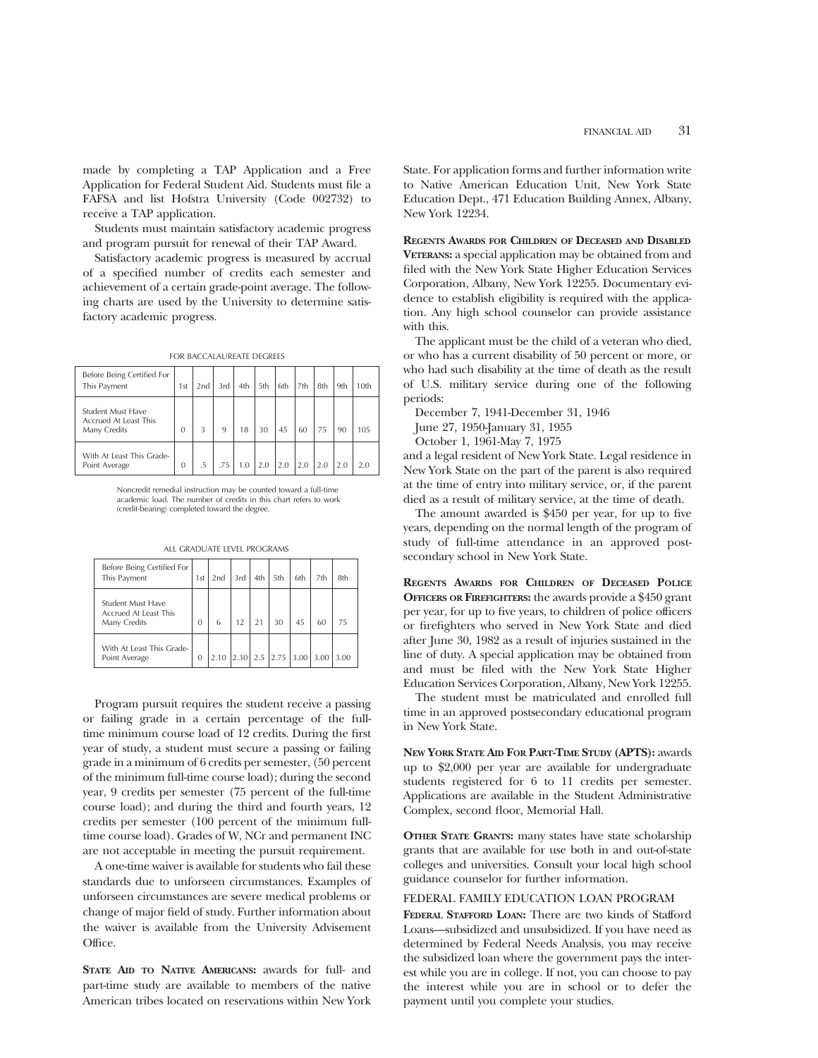made by completing a TAP Application and a Free Application for Federal Student Aid. Students must file a FAFSA and list Hofstra University (Code 002732) to receive a TAP application.

Students must maintain satisfactory academic progress and program pursuit for renewal of their TAP Award.

Satisfactory academic progress is measured by accrual of a specified number of credits each semester and achievement of a certain grade-point average. The following charts are used by the University to determine satisfactory academic progress.

FOR BACCALAUREATE DEGREES

| Before Being Certified For This Payment | 1st | 2nd | 3rd | 4th | 5th | 6th | 7th | 8th | 9th | 10th |
|---|---|---|---|---|---|---|---|---|---|---|
| Student Must Have Accrued At Least This Many Credits | 0 | 3 | 9 | 18 | 30 | 45 | 60 | 75 | 90 | 105 |
| With At Least This Grade-Point Average | 0 | .5 | .75 | 1.0 | 2.0 | 2.0 | 2.0 | 2.0 | 2.0 | 2.0 |

Noncredit remedial instruction may be counted toward a full-time academic load. The number of credits in this chart refers to work (credit-bearing) completed toward the degree.

ALL GRADUATE LEVEL PROGRAMS

| Before Being Certified For This Payment | 1st | 2nd | 3rd | 4th | 5th | 6th | 7th | 8th |
|---|---|---|---|---|---|---|---|---|
| Student Must Have Accrued At Least This Many Credits | 0 | 6 | 12 | 21 | 30 | 45 | 60 | 75 |
| With At Least This Grade-Point Average | 0 | 2.10 | 2.30 | 2.5 | 2.75 | 3.00 | 3.00 | 3.00 |

Program pursuit requires the student receive a passing or failing grade in a certain percentage of the full-time minimum course load of 12 credits. During the first year of study, a student must secure a passing or failing grade in a minimum of 6 credits per semester, (50 percent of the minimum full-time course load); during the second year, 9 credits per semester (75 percent of the full-time course load); and during the third and fourth years, 12 credits per semester (100 percent of the minimum full-time course load). Grades of W, NCr and permanent INC are not acceptable in meeting the pursuit requirement.

A one-time waiver is available for students who fail these standards due to unforseen circumstances. Examples of unforseen circumstances are severe medical problems or change of major field of study. Further information about the waiver is available from the University Advisement Office.

**State Aid to Native Americans:** awards for full- and part-time study are available to members of the native American tribes located on reservations within New York State. For application forms and further information write to Native American Education Unit, New York State Education Dept., 471 Education Building Annex, Albany, New York 12234.

**Regents Awards for Children of Deceased and Disabled Veterans:** a special application may be obtained from and filed with the New York State Higher Education Services Corporation, Albany, New York 12255. Documentary evidence to establish eligibility is required with the application. Any high school counselor can provide assistance with this.

The applicant must be the child of a veteran who died, or who has a current disability of 50 percent or more, or who had such disability at the time of death as the result of U.S. military service during one of the following periods:

December 7, 1941-December 31, 1946

June 27, 1950-January 31, 1955

October 1, 1961-May 7, 1975

and a legal resident of New York State. Legal residence in New York State on the part of the parent is also required at the time of entry into military service, or, if the parent died as a result of military service, at the time of death.

The amount awarded is $450 per year, for up to five years, depending on the normal length of the program of study of full-time attendance in an approved post-secondary school in New York State.

**Regents Awards for Children of Deceased Police Officers or Firefighters:** the awards provide a $450 grant per year, for up to five years, to children of police officers or firefighters who served in New York State and died after June 30, 1982 as a result of injuries sustained in the line of duty. A special application may be obtained from and must be filed with the New York State Higher Education Services Corporation, Albany, New York 12255.

The student must be matriculated and enrolled full time in an approved postsecondary educational program in New York State.

**New York State Aid For Part-Time Study (APTS):** awards up to $2,000 per year are available for undergraduate students registered for 6 to 11 credits per semester. Applications are available in the Student Administrative Complex, second floor, Memorial Hall.

**Other State Grants:** many states have state scholarship grants that are available for use both in and out-of-state colleges and universities. Consult your local high school guidance counselor for further information.

## FEDERAL FAMILY EDUCATION LOAN PROGRAM

**Federal Stafford Loan:** There are two kinds of Stafford Loans—subsidized and unsubsidized. If you have need as determined by Federal Needs Analysis, you may receive the subsidized loan where the government pays the interest while you are in college. If not, you can choose to pay the interest while you are in school or to defer the payment until you complete your studies.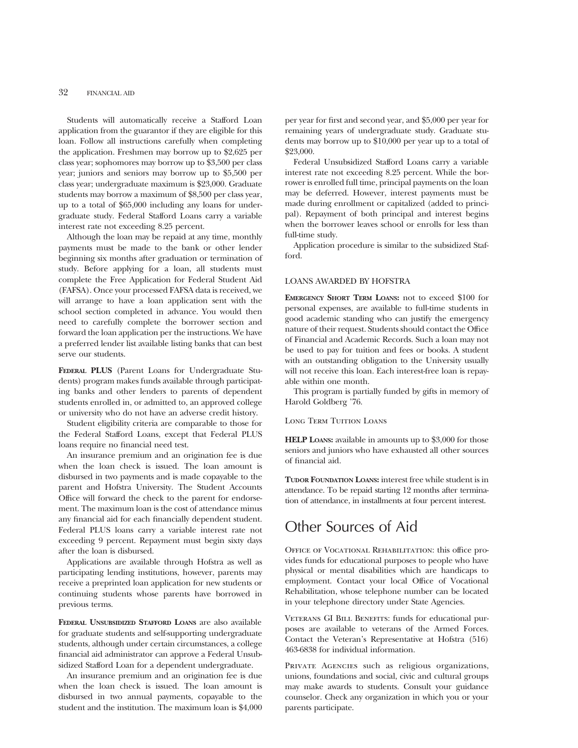Students will automatically receive a Stafford Loan application from the guarantor if they are eligible for this loan. Follow all instructions carefully when completing the application. Freshmen may borrow up to $2,625 per class year; sophomores may borrow up to $3,500 per class year; juniors and seniors may borrow up to $5,500 per class year; undergraduate maximum is $23,000. Graduate students may borrow a maximum of $8,500 per class year, up to a total of $65,000 including any loans for undergraduate study. Federal Stafford Loans carry a variable interest rate not exceeding 8.25 percent.

Although the loan may be repaid at any time, monthly payments must be made to the bank or other lender beginning six months after graduation or termination of study. Before applying for a loan, all students must complete the Free Application for Federal Student Aid (FAFSA). Once your processed FAFSA data is received, we will arrange to have a loan application sent with the school section completed in advance. You would then need to carefully complete the borrower section and forward the loan application per the instructions. We have a preferred lender list available listing banks that can best serve our students.

**Federal PLUS** (Parent Loans for Undergraduate Students) program makes funds available through participating banks and other lenders to parents of dependent students enrolled in, or admitted to, an approved college or university who do not have an adverse credit history.

Student eligibility criteria are comparable to those for the Federal Stafford Loans, except that Federal PLUS loans require no financial need test.

An insurance premium and an origination fee is due when the loan check is issued. The loan amount is disbursed in two payments and is made copayable to the parent and Hofstra University. The Student Accounts Office will forward the check to the parent for endorsement. The maximum loan is the cost of attendance minus any financial aid for each financially dependent student. Federal PLUS loans carry a variable interest rate not exceeding 9 percent. Repayment must begin sixty days after the loan is disbursed.

Applications are available through Hofstra as well as participating lending institutions, however, parents may receive a preprinted loan application for new students or continuing students whose parents have borrowed in previous terms.

**Federal Unsubsidized Stafford Loans** are also available for graduate students and self-supporting undergraduate students, although under certain circumstances, a college financial aid administrator can approve a Federal Unsubsidized Stafford Loan for a dependent undergraduate.

An insurance premium and an origination fee is due when the loan check is issued. The loan amount is disbursed in two annual payments, copayable to the student and the institution. The maximum loan is $4,000 per year for first and second year, and $5,000 per year for remaining years of undergraduate study. Graduate students may borrow up to $10,000 per year up to a total of $23,000.

Federal Unsubsidized Stafford Loans carry a variable interest rate not exceeding 8.25 percent. While the borrower is enrolled full time, principal payments on the loan may be deferred. However, interest payments must be made during enrollment or capitalized (added to principal). Repayment of both principal and interest begins when the borrower leaves school or enrolls for less than full-time study.

Application procedure is similar to the subsidized Stafford.

### LOANS AWARDED BY HOFSTRA

**Emergency Short Term Loans:** not to exceed $100 for personal expenses, are available to full-time students in good academic standing who can justify the emergency nature of their request. Students should contact the Office of Financial and Academic Records. Such a loan may not be used to pay for tuition and fees or books. A student with an outstanding obligation to the University usually will not receive this loan. Each interest-free loan is repayable within one month.

This program is partially funded by gifts in memory of Harold Goldberg '76.

### Long Term Tuition Loans

**HELP Loans:** available in amounts up to $3,000 for those seniors and juniors who have exhausted all other sources of financial aid.

**Tudor Foundation Loans:** interest free while student is in attendance. To be repaid starting 12 months after termination of attendance, in installments at four percent interest.

## Other Sources of Aid

Office of Vocational Rehabilitation: this office provides funds for educational purposes to people who have physical or mental disabilities which are handicaps to employment. Contact your local Office of Vocational Rehabilitation, whose telephone number can be located in your telephone directory under State Agencies.

Veterans GI Bill Benefits: funds for educational purposes are available to veterans of the Armed Forces. Contact the Veteran's Representative at Hofstra (516) 463-6838 for individual information.

Private Agencies such as religious organizations, unions, foundations and social, civic and cultural groups may make awards to students. Consult your guidance counselor. Check any organization in which you or your parents participate.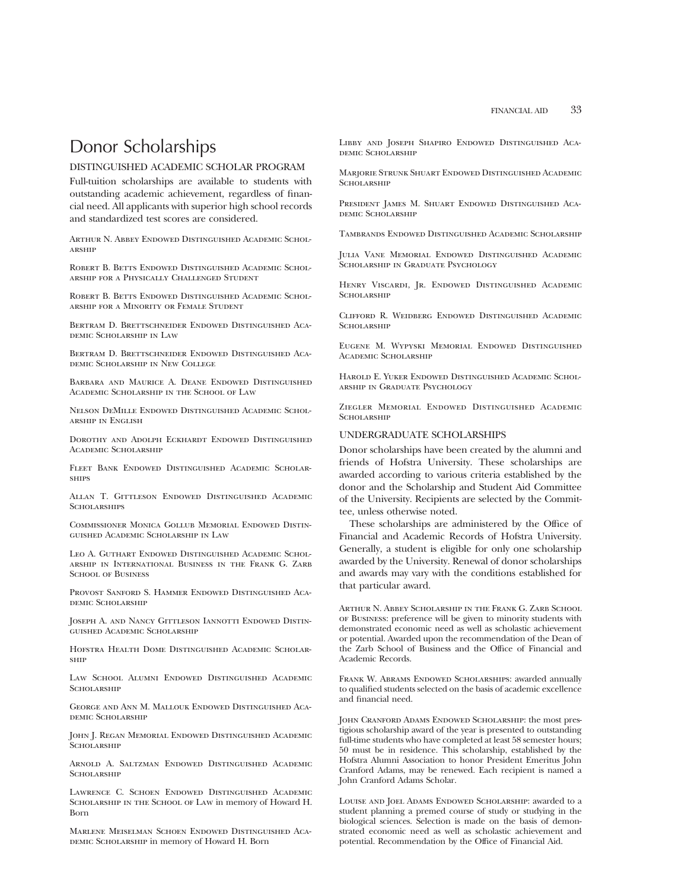# Donor Scholarships

## DISTINGUISHED ACADEMIC SCHOLAR PROGRAM

Full-tuition scholarships are available to students with outstanding academic achievement, regardless of financial need. All applicants with superior high school records and standardized test scores are considered.

Arthur N. Abbey Endowed Distinguished Academic Scholarship

Robert B. Betts Endowed Distinguished Academic Scholarship for a Physically Challenged Student

Robert B. Betts Endowed Distinguished Academic Scholarship for a Minority or Female Student

Bertram D. Brettschneider Endowed Distinguished Academic Scholarship in Law

Bertram D. Brettschneider Endowed Distinguished Academic Scholarship in New College

Barbara and Maurice A. Deane Endowed Distinguished Academic Scholarship in the School of Law

Nelson DeMille Endowed Distinguished Academic Scholarship in English

Dorothy and Adolph Eckhardt Endowed Distinguished Academic Scholarship

Fleet Bank Endowed Distinguished Academic Scholarships

Allan T. Gittleson Endowed Distinguished Academic Scholarships

Commissioner Monica Gollub Memorial Endowed Distinguished Academic Scholarship in Law

Leo A. Guthart Endowed Distinguished Academic Scholarship in International Business in the Frank G. Zarb School of Business

Provost Sanford S. Hammer Endowed Distinguished Academic Scholarship

Joseph A. and Nancy Gittleson Iannotti Endowed Distinguished Academic Scholarship

Hofstra Health Dome Distinguished Academic Scholarship

Law School Alumni Endowed Distinguished Academic Scholarship

George and Ann M. Mallouk Endowed Distinguished Academic Scholarship

John J. Regan Memorial Endowed Distinguished Academic Scholarship

Arnold A. Saltzman Endowed Distinguished Academic Scholarship

Lawrence C. Schoen Endowed Distinguished Academic Scholarship in the School of Law in memory of Howard H. Born

Marlene Meiselman Schoen Endowed Distinguished Academic Scholarship in memory of Howard H. Born

Libby and Joseph Shapiro Endowed Distinguished Academic Scholarship

Marjorie Strunk Shuart Endowed Distinguished Academic Scholarship

President James M. Shuart Endowed Distinguished Academic Scholarship

Tambrands Endowed Distinguished Academic Scholarship

Julia Vane Memorial Endowed Distinguished Academic Scholarship in Graduate Psychology

Henry Viscardi, Jr. Endowed Distinguished Academic Scholarship

Clifford R. Weidberg Endowed Distinguished Academic Scholarship

Eugene M. Wypyski Memorial Endowed Distinguished Academic Scholarship

Harold E. Yuker Endowed Distinguished Academic Scholarship in Graduate Psychology

Ziegler Memorial Endowed Distinguished Academic Scholarship

## UNDERGRADUATE SCHOLARSHIPS

Donor scholarships have been created by the alumni and friends of Hofstra University. These scholarships are awarded according to various criteria established by the donor and the Scholarship and Student Aid Committee of the University. Recipients are selected by the Committee, unless otherwise noted.

These scholarships are administered by the Office of Financial and Academic Records of Hofstra University. Generally, a student is eligible for only one scholarship awarded by the University. Renewal of donor scholarships and awards may vary with the conditions established for that particular award.

Arthur N. Abbey Scholarship in the Frank G. Zarb School of Business: preference will be given to minority students with demonstrated economic need as well as scholastic achievement or potential. Awarded upon the recommendation of the Dean of the Zarb School of Business and the Office of Financial and Academic Records.

Frank W. Abrams Endowed Scholarships: awarded annually to qualified students selected on the basis of academic excellence and financial need.

John Cranford Adams Endowed Scholarship: the most prestigious scholarship award of the year is presented to outstanding full-time students who have completed at least 58 semester hours; 50 must be in residence. This scholarship, established by the Hofstra Alumni Association to honor President Emeritus John Cranford Adams, may be renewed. Each recipient is named a John Cranford Adams Scholar.

Louise and Joel Adams Endowed Scholarship: awarded to a student planning a premed course of study or studying in the biological sciences. Selection is made on the basis of demonstrated economic need as well as scholastic achievement and potential. Recommendation by the Office of Financial Aid.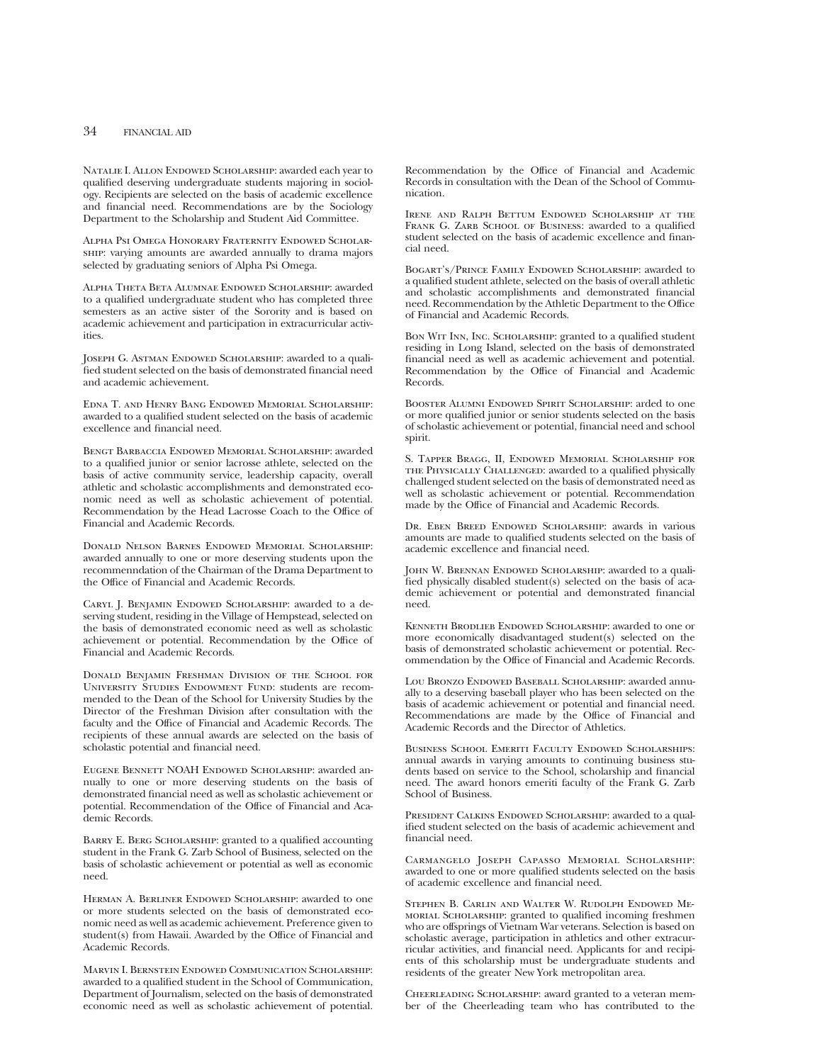Natalie I. Allon Endowed Scholarship: awarded each year to qualified deserving undergraduate students majoring in sociology. Recipients are selected on the basis of academic excellence and financial need. Recommendations are by the Sociology Department to the Scholarship and Student Aid Committee.

Alpha Psi Omega Honorary Fraternity Endowed Scholarship: varying amounts are awarded annually to drama majors selected by graduating seniors of Alpha Psi Omega.

Alpha Theta Beta Alumnae Endowed Scholarship: awarded to a qualified undergraduate student who has completed three semesters as an active sister of the Sorority and is based on academic achievement and participation in extracurricular activities.

Joseph G. Astman Endowed Scholarship: awarded to a qualified student selected on the basis of demonstrated financial need and academic achievement.

Edna T. and Henry Bang Endowed Memorial Scholarship: awarded to a qualified student selected on the basis of academic excellence and financial need.

Bengt Barbaccia Endowed Memorial Scholarship: awarded to a qualified junior or senior lacrosse athlete, selected on the basis of active community service, leadership capacity, overall athletic and scholastic accomplishments and demonstrated economic need as well as scholastic achievement of potential. Recommendation by the Head Lacrosse Coach to the Office of Financial and Academic Records.

Donald Nelson Barnes Endowed Memorial Scholarship: awarded annually to one or more deserving students upon the recommenndation of the Chairman of the Drama Department to the Office of Financial and Academic Records.

Caryl J. Benjamin Endowed Scholarship: awarded to a deserving student, residing in the Village of Hempstead, selected on the basis of demonstrated economic need as well as scholastic achievement or potential. Recommendation by the Office of Financial and Academic Records.

Donald Benjamin Freshman Division of the School for University Studies Endowment Fund: students are recommended to the Dean of the School for University Studies by the Director of the Freshman Division after consultation with the faculty and the Office of Financial and Academic Records. The recipients of these annual awards are selected on the basis of scholastic potential and financial need.

Eugene Bennett NOAH Endowed Scholarship: awarded annually to one or more deserving students on the basis of demonstrated financial need as well as scholastic achievement or potential. Recommendation of the Office of Financial and Academic Records.

Barry E. Berg Scholarship: granted to a qualified accounting student in the Frank G. Zarb School of Business, selected on the basis of scholastic achievement or potential as well as economic need.

Herman A. Berliner Endowed Scholarship: awarded to one or more students selected on the basis of demonstrated economic need as well as academic achievement. Preference given to student(s) from Hawaii. Awarded by the Office of Financial and Academic Records.

Marvin I. Bernstein Endowed Communication Scholarship: awarded to a qualified student in the School of Communication, Department of Journalism, selected on the basis of demonstrated economic need as well as scholastic achievement of potential. Recommendation by the Office of Financial and Academic Records in consultation with the Dean of the School of Communication.

Irene and Ralph Bettum Endowed Scholarship at the Frank G. Zarb School of Business: awarded to a qualified student selected on the basis of academic excellence and financial need.

Bogart's/Prince Family Endowed Scholarship: awarded to a qualified student athlete, selected on the basis of overall athletic and scholastic accomplishments and demonstrated financial need. Recommendation by the Athletic Department to the Office of Financial and Academic Records.

Bon Wit Inn, Inc. Scholarship: granted to a qualified student residing in Long Island, selected on the basis of demonstrated financial need as well as academic achievement and potential. Recommendation by the Office of Financial and Academic Records.

Booster Alumni Endowed Spirit Scholarship: arded to one or more qualified junior or senior students selected on the basis of scholastic achievement or potential, financial need and school spirit.

S. Tapper Bragg, II, Endowed Memorial Scholarship for the Physically Challenged: awarded to a qualified physically challenged student selected on the basis of demonstrated need as well as scholastic achievement or potential. Recommendation made by the Office of Financial and Academic Records.

Dr. Eben Breed Endowed Scholarship: awards in various amounts are made to qualified students selected on the basis of academic excellence and financial need.

John W. Brennan Endowed Scholarship: awarded to a qualified physically disabled student(s) selected on the basis of academic achievement or potential and demonstrated financial need.

Kenneth Brodlieb Endowed Scholarship: awarded to one or more economically disadvantaged student(s) selected on the basis of demonstrated scholastic achievement or potential. Recommendation by the Office of Financial and Academic Records.

Lou Bronzo Endowed Baseball Scholarship: awarded annually to a deserving baseball player who has been selected on the basis of academic achievement or potential and financial need. Recommendations are made by the Office of Financial and Academic Records and the Director of Athletics.

Business School Emeriti Faculty Endowed Scholarships: annual awards in varying amounts to continuing business students based on service to the School, scholarship and financial need. The award honors emeriti faculty of the Frank G. Zarb School of Business.

President Calkins Endowed Scholarship: awarded to a qualified student selected on the basis of academic achievement and financial need.

Carmangelo Joseph Capasso Memorial Scholarship: awarded to one or more qualified students selected on the basis of academic excellence and financial need.

Stephen B. Carlin and Walter W. Rudolph Endowed Memorial Scholarship: granted to qualified incoming freshmen who are offsprings of Vietnam War veterans. Selection is based on scholastic average, participation in athletics and other extracurricular activities, and financial need. Applicants for and recipients of this scholarship must be undergraduate students and residents of the greater New York metropolitan area.

Cheerleading Scholarship: award granted to a veteran member of the Cheerleading team who has contributed to the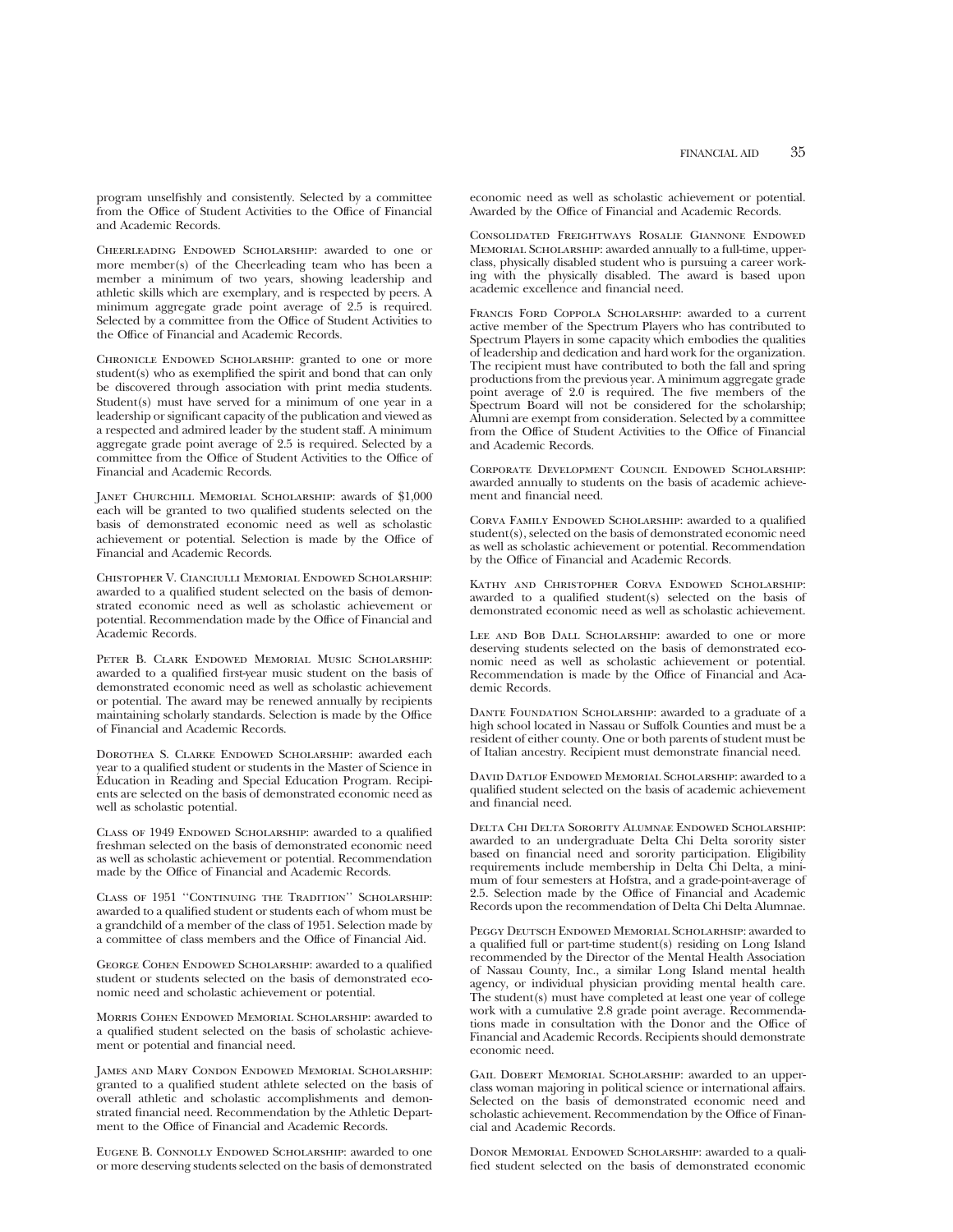program unselfishly and consistently. Selected by a committee from the Office of Student Activities to the Office of Financial and Academic Records.

Cheerleading Endowed Scholarship: awarded to one or more member(s) of the Cheerleading team who has been a member a minimum of two years, showing leadership and athletic skills which are exemplary, and is respected by peers. A minimum aggregate grade point average of 2.5 is required. Selected by a committee from the Office of Student Activities to the Office of Financial and Academic Records.

Chronicle Endowed Scholarship: granted to one or more student(s) who as exemplified the spirit and bond that can only be discovered through association with print media students. Student(s) must have served for a minimum of one year in a leadership or significant capacity of the publication and viewed as a respected and admired leader by the student staff. A minimum aggregate grade point average of 2.5 is required. Selected by a committee from the Office of Student Activities to the Office of Financial and Academic Records.

Janet Churchill Memorial Scholarship: awards of $1,000 each will be granted to two qualified students selected on the basis of demonstrated economic need as well as scholastic achievement or potential. Selection is made by the Office of Financial and Academic Records.

Chistopher V. Cianciulli Memorial Endowed Scholarship: awarded to a qualified student selected on the basis of demonstrated economic need as well as scholastic achievement or potential. Recommendation made by the Office of Financial and Academic Records.

Peter B. Clark Endowed Memorial Music Scholarship: awarded to a qualified first-year music student on the basis of demonstrated economic need as well as scholastic achievement or potential. The award may be renewed annually by recipients maintaining scholarly standards. Selection is made by the Office of Financial and Academic Records.

Dorothea S. Clarke Endowed Scholarship: awarded each year to a qualified student or students in the Master of Science in Education in Reading and Special Education Program. Recipients are selected on the basis of demonstrated economic need as well as scholastic potential.

Class of 1949 Endowed Scholarship: awarded to a qualified freshman selected on the basis of demonstrated economic need as well as scholastic achievement or potential. Recommendation made by the Office of Financial and Academic Records.

Class of 1951 ''Continuing the Tradition'' Scholarship: awarded to a qualified student or students each of whom must be a grandchild of a member of the class of 1951. Selection made by a committee of class members and the Office of Financial Aid.

George Cohen Endowed Scholarship: awarded to a qualified student or students selected on the basis of demonstrated economic need and scholastic achievement or potential.

Morris Cohen Endowed Memorial Scholarship: awarded to a qualified student selected on the basis of scholastic achievement or potential and financial need.

James and Mary Condon Endowed Memorial Scholarship: granted to a qualified student athlete selected on the basis of overall athletic and scholastic accomplishments and demonstrated financial need. Recommendation by the Athletic Department to the Office of Financial and Academic Records.

Eugene B. Connolly Endowed Scholarship: awarded to one or more deserving students selected on the basis of demonstrated economic need as well as scholastic achievement or potential. Awarded by the Office of Financial and Academic Records.

Consolidated Freightways Rosalie Giannone Endowed Memorial Scholarship: awarded annually to a full-time, upperclass, physically disabled student who is pursuing a career working with the physically disabled. The award is based upon academic excellence and financial need.

Francis Ford Coppola Scholarship: awarded to a current active member of the Spectrum Players who has contributed to Spectrum Players in some capacity which embodies the qualities of leadership and dedication and hard work for the organization. The recipient must have contributed to both the fall and spring productions from the previous year. A minimum aggregate grade point average of 2.0 is required. The five members of the Spectrum Board will not be considered for the scholarship; Alumni are exempt from consideration. Selected by a committee from the Office of Student Activities to the Office of Financial and Academic Records.

Corporate Development Council Endowed Scholarship: awarded annually to students on the basis of academic achievement and financial need.

Corva Family Endowed Scholarship: awarded to a qualified student(s), selected on the basis of demonstrated economic need as well as scholastic achievement or potential. Recommendation by the Office of Financial and Academic Records.

Kathy and Christopher Corva Endowed Scholarship: awarded to a qualified student(s) selected on the basis of demonstrated economic need as well as scholastic achievement.

Lee and Bob Dall Scholarship: awarded to one or more deserving students selected on the basis of demonstrated economic need as well as scholastic achievement or potential. Recommendation is made by the Office of Financial and Academic Records.

Dante Foundation Scholarship: awarded to a graduate of a high school located in Nassau or Suffolk Counties and must be a resident of either county. One or both parents of student must be of Italian ancestry. Recipient must demonstrate financial need.

David Datlof Endowed Memorial Scholarship: awarded to a qualified student selected on the basis of academic achievement and financial need.

Delta Chi Delta Sorority Alumnae Endowed Scholarship: awarded to an undergraduate Delta Chi Delta sorority sister based on financial need and sorority participation. Eligibility requirements include membership in Delta Chi Delta, a minimum of four semesters at Hofstra, and a grade-point-average of 2.5. Selection made by the Office of Financial and Academic Records upon the recommendation of Delta Chi Delta Alumnae.

Peggy Deutsch Endowed Memorial Scholarhsip: awarded to a qualified full or part-time student(s) residing on Long Island recommended by the Director of the Mental Health Association of Nassau County, Inc., a similar Long Island mental health agency, or individual physician providing mental health care. The student(s) must have completed at least one year of college work with a cumulative 2.8 grade point average. Recommendations made in consultation with the Donor and the Office of Financial and Academic Records. Recipients should demonstrate economic need.

Gail Dobert Memorial Scholarship: awarded to an upperclass woman majoring in political science or international affairs. Selected on the basis of demonstrated economic need and scholastic achievement. Recommendation by the Office of Financial and Academic Records.

Donor Memorial Endowed Scholarship: awarded to a qualified student selected on the basis of demonstrated economic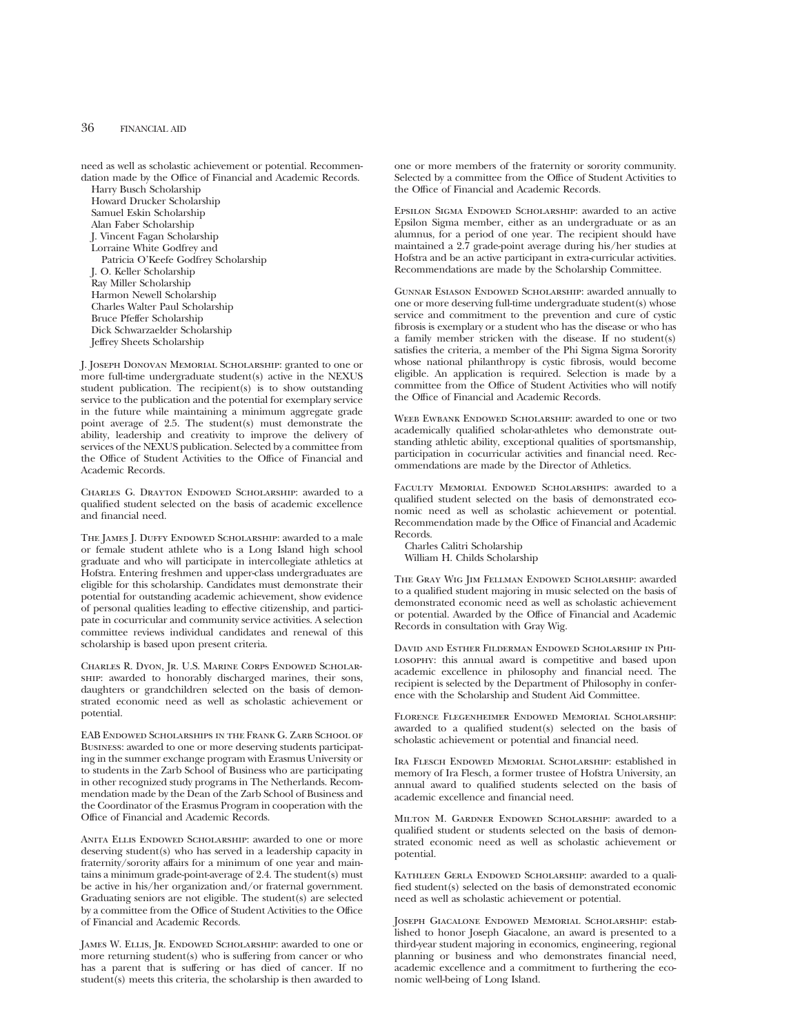need as well as scholastic achievement or potential. Recommendation made by the Office of Financial and Academic Records.

- Harry Busch Scholarship
- Howard Drucker Scholarship
- Samuel Eskin Scholarship
- Alan Faber Scholarship
- J. Vincent Fagan Scholarship
- Lorraine White Godfrey and Patricia O'Keefe Godfrey Scholarship
- J. O. Keller Scholarship
- Ray Miller Scholarship
- Harmon Newell Scholarship
- Charles Walter Paul Scholarship
- Bruce Pfeffer Scholarship
- Dick Schwarzaelder Scholarship
- Jeffrey Sheets Scholarship

J. Joseph Donovan Memorial Scholarship: granted to one or more full-time undergraduate student(s) active in the NEXUS student publication. The recipient(s) is to show outstanding service to the publication and the potential for exemplary service in the future while maintaining a minimum aggregate grade point average of 2.5. The student(s) must demonstrate the ability, leadership and creativity to improve the delivery of services of the NEXUS publication. Selected by a committee from the Office of Student Activities to the Office of Financial and Academic Records.

Charles G. Drayton Endowed Scholarship: awarded to a qualified student selected on the basis of academic excellence and financial need.

The James J. Duffy Endowed Scholarship: awarded to a male or female student athlete who is a Long Island high school graduate and who will participate in intercollegiate athletics at Hofstra. Entering freshmen and upper-class undergraduates are eligible for this scholarship. Candidates must demonstrate their potential for outstanding academic achievement, show evidence of personal qualities leading to effective citizenship, and participate in cocurricular and community service activities. A selection committee reviews individual candidates and renewal of this scholarship is based upon present criteria.

Charles R. Dyon, Jr. U.S. Marine Corps Endowed Scholarship: awarded to honorably discharged marines, their sons, daughters or grandchildren selected on the basis of demonstrated economic need as well as scholastic achievement or potential.

EAB Endowed Scholarships in the Frank G. Zarb School of Business: awarded to one or more deserving students participating in the summer exchange program with Erasmus University or to students in the Zarb School of Business who are participating in other recognized study programs in The Netherlands. Recommendation made by the Dean of the Zarb School of Business and the Coordinator of the Erasmus Program in cooperation with the Office of Financial and Academic Records.

Anita Ellis Endowed Scholarship: awarded to one or more deserving student(s) who has served in a leadership capacity in fraternity/sorority affairs for a minimum of one year and maintains a minimum grade-point-average of 2.4. The student(s) must be active in his/her organization and/or fraternal government. Graduating seniors are not eligible. The student(s) are selected by a committee from the Office of Student Activities to the Office of Financial and Academic Records.

James W. Ellis, Jr. Endowed Scholarship: awarded to one or more returning student(s) who is suffering from cancer or who has a parent that is suffering or has died of cancer. If no student(s) meets this criteria, the scholarship is then awarded to one or more members of the fraternity or sorority community. Selected by a committee from the Office of Student Activities to the Office of Financial and Academic Records.

Epsilon Sigma Endowed Scholarship: awarded to an active Epsilon Sigma member, either as an undergraduate or as an alumnus, for a period of one year. The recipient should have maintained a 2.7 grade-point average during his/her studies at Hofstra and be an active participant in extra-curricular activities. Recommendations are made by the Scholarship Committee.

Gunnar Esiason Endowed Scholarship: awarded annually to one or more deserving full-time undergraduate student(s) whose service and commitment to the prevention and cure of cystic fibrosis is exemplary or a student who has the disease or who has a family member stricken with the disease. If no student(s) satisfies the criteria, a member of the Phi Sigma Sigma Sorority whose national philanthropy is cystic fibrosis, would become eligible. An application is required. Selection is made by a committee from the Office of Student Activities who will notify the Office of Financial and Academic Records.

Weeb Ewbank Endowed Scholarship: awarded to one or two academically qualified scholar-athletes who demonstrate outstanding athletic ability, exceptional qualities of sportsmanship, participation in cocurricular activities and financial need. Recommendations are made by the Director of Athletics.

Faculty Memorial Endowed Scholarships: awarded to a qualified student selected on the basis of demonstrated economic need as well as scholastic achievement or potential. Recommendation made by the Office of Financial and Academic Records.

- Charles Calitri Scholarship
- William H. Childs Scholarship

The Gray Wig Jim Fellman Endowed Scholarship: awarded to a qualified student majoring in music selected on the basis of demonstrated economic need as well as scholastic achievement or potential. Awarded by the Office of Financial and Academic Records in consultation with Gray Wig.

David and Esther Filderman Endowed Scholarship in Philosophy: this annual award is competitive and based upon academic excellence in philosophy and financial need. The recipient is selected by the Department of Philosophy in conference with the Scholarship and Student Aid Committee.

Florence Flegenheimer Endowed Memorial Scholarship: awarded to a qualified student(s) selected on the basis of scholastic achievement or potential and financial need.

Ira Flesch Endowed Memorial Scholarship: established in memory of Ira Flesch, a former trustee of Hofstra University, an annual award to qualified students selected on the basis of academic excellence and financial need.

Milton M. Gardner Endowed Scholarship: awarded to a qualified student or students selected on the basis of demonstrated economic need as well as scholastic achievement or potential.

Kathleen Gerla Endowed Scholarship: awarded to a qualified student(s) selected on the basis of demonstrated economic need as well as scholastic achievement or potential.

Joseph Giacalone Endowed Memorial Scholarship: established to honor Joseph Giacalone, an award is presented to a third-year student majoring in economics, engineering, regional planning or business and who demonstrates financial need, academic excellence and a commitment to furthering the economic well-being of Long Island.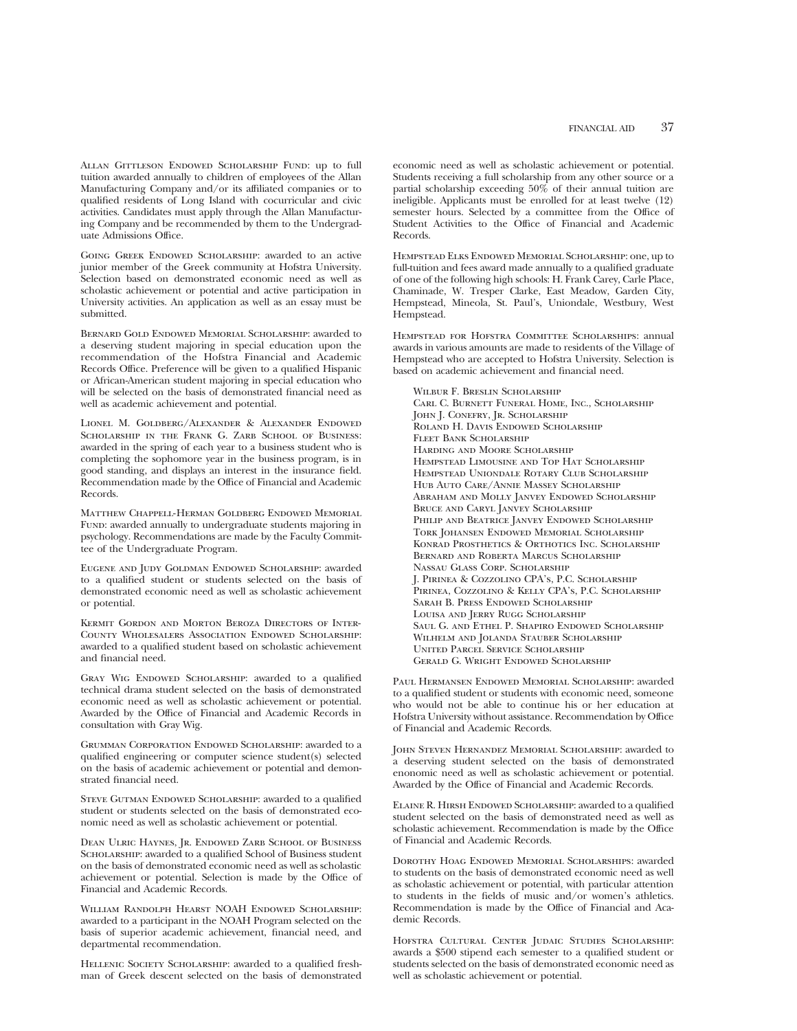Allan Gittleson Endowed Scholarship Fund: up to full tuition awarded annually to children of employees of the Allan Manufacturing Company and/or its affiliated companies or to qualified residents of Long Island with cocurricular and civic activities. Candidates must apply through the Allan Manufacturing Company and be recommended by them to the Undergraduate Admissions Office.

Going Greek Endowed Scholarship: awarded to an active junior member of the Greek community at Hofstra University. Selection based on demonstrated economic need as well as scholastic achievement or potential and active participation in University activities. An application as well as an essay must be submitted.

Bernard Gold Endowed Memorial Scholarship: awarded to a deserving student majoring in special education upon the recommendation of the Hofstra Financial and Academic Records Office. Preference will be given to a qualified Hispanic or African-American student majoring in special education who will be selected on the basis of demonstrated financial need as well as academic achievement and potential.

Lionel M. Goldberg/Alexander & Alexander Endowed Scholarship in the Frank G. Zarb School of Business: awarded in the spring of each year to a business student who is completing the sophomore year in the business program, is in good standing, and displays an interest in the insurance field. Recommendation made by the Office of Financial and Academic Records.

Matthew Chappell-Herman Goldberg Endowed Memorial Fund: awarded annually to undergraduate students majoring in psychology. Recommendations are made by the Faculty Committee of the Undergraduate Program.

Eugene and Judy Goldman Endowed Scholarship: awarded to a qualified student or students selected on the basis of demonstrated economic need as well as scholastic achievement or potential.

Kermit Gordon and Morton Beroza Directors of Inter-County Wholesalers Association Endowed Scholarship: awarded to a qualified student based on scholastic achievement and financial need.

Gray Wig Endowed Scholarship: awarded to a qualified technical drama student selected on the basis of demonstrated economic need as well as scholastic achievement or potential. Awarded by the Office of Financial and Academic Records in consultation with Gray Wig.

Grumman Corporation Endowed Scholarship: awarded to a qualified engineering or computer science student(s) selected on the basis of academic achievement or potential and demonstrated financial need.

Steve Gutman Endowed Scholarship: awarded to a qualified student or students selected on the basis of demonstrated economic need as well as scholastic achievement or potential.

Dean Ulric Haynes, Jr. Endowed Zarb School of Business Scholarship: awarded to a qualified School of Business student on the basis of demonstrated economic need as well as scholastic achievement or potential. Selection is made by the Office of Financial and Academic Records.

William Randolph Hearst NOAH Endowed Scholarship: awarded to a participant in the NOAH Program selected on the basis of superior academic achievement, financial need, and departmental recommendation.

Hellenic Society Scholarship: awarded to a qualified freshman of Greek descent selected on the basis of demonstrated economic need as well as scholastic achievement or potential. Students receiving a full scholarship from any other source or a partial scholarship exceeding 50% of their annual tuition are ineligible. Applicants must be enrolled for at least twelve (12) semester hours. Selected by a committee from the Office of Student Activities to the Office of Financial and Academic Records.

Hempstead Elks Endowed Memorial Scholarship: one, up to full-tuition and fees award made annually to a qualified graduate of one of the following high schools: H. Frank Carey, Carle Place, Chaminade, W. Tresper Clarke, East Meadow, Garden City, Hempstead, Mineola, St. Paul's, Uniondale, Westbury, West Hempstead.

Hempstead for Hofstra Committee Scholarships: annual awards in various amounts are made to residents of the Village of Hempstead who are accepted to Hofstra University. Selection is based on academic achievement and financial need.

- Wilbur F. Breslin Scholarship
- Carl C. Burnett Funeral Home, Inc., Scholarship
- John J. Conefry, Jr. Scholarship
- Roland H. Davis Endowed Scholarship
- Fleet Bank Scholarship
- Harding and Moore Scholarship
- Hempstead Limousine and Top Hat Scholarship
- Hempstead Uniondale Rotary Club Scholarship
- Hub Auto Care/Annie Massey Scholarship
- Abraham and Molly Janvey Endowed Scholarship
- Bruce and Caryl Janvey Scholarship
- Philip and Beatrice Janvey Endowed Scholarship
- Tork Johansen Endowed Memorial Scholarship
- Konrad Prosthetics & Orthotics Inc. Scholarship
- Bernard and Roberta Marcus Scholarship
- Nassau Glass Corp. Scholarship
- J. Pirinea & Cozzolino CPA's, P.C. Scholarship
- Pirinea, Cozzolino & Kelly CPA's, P.C. Scholarship
- Sarah B. Press Endowed Scholarship
- Louisa and Jerry Rugg Scholarship
- Saul G. and Ethel P. Shapiro Endowed Scholarship
- Wilhelm and Jolanda Stauber Scholarship
- United Parcel Service Scholarship
- Gerald G. Wright Endowed Scholarship

Paul Hermansen Endowed Memorial Scholarship: awarded to a qualified student or students with economic need, someone who would not be able to continue his or her education at Hofstra University without assistance. Recommendation by Office of Financial and Academic Records.

John Steven Hernandez Memorial Scholarship: awarded to a deserving student selected on the basis of demonstrated enonomic need as well as scholastic achievement or potential. Awarded by the Office of Financial and Academic Records.

Elaine R. Hirsh Endowed Scholarship: awarded to a qualified student selected on the basis of demonstrated need as well as scholastic achievement. Recommendation is made by the Office of Financial and Academic Records.

Dorothy Hoag Endowed Memorial Scholarships: awarded to students on the basis of demonstrated economic need as well as scholastic achievement or potential, with particular attention to students in the fields of music and/or women's athletics. Recommendation is made by the Office of Financial and Academic Records.

Hofstra Cultural Center Judaic Studies Scholarship: awards a $500 stipend each semester to a qualified student or students selected on the basis of demonstrated economic need as well as scholastic achievement or potential.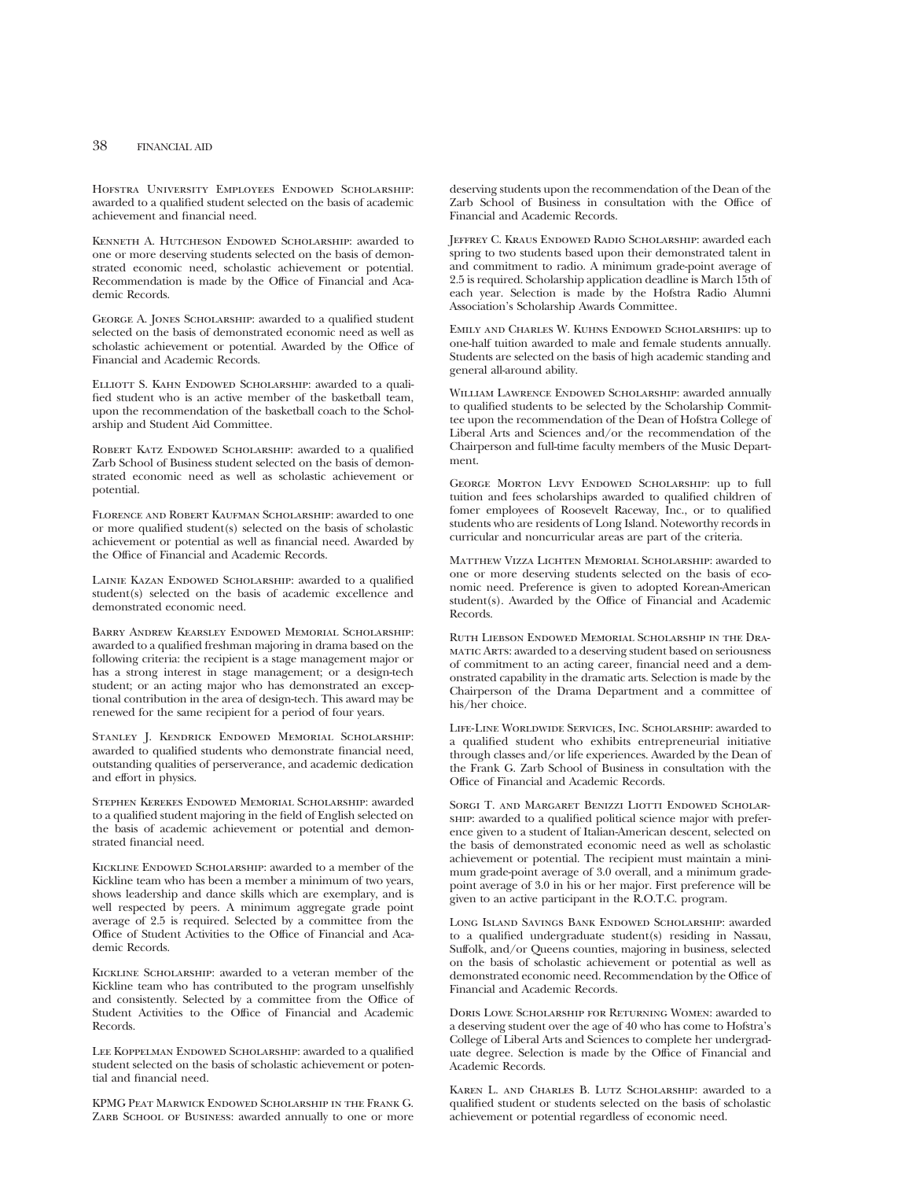Hofstra University Employees Endowed Scholarship: awarded to a qualified student selected on the basis of academic achievement and financial need.

Kenneth A. Hutcheson Endowed Scholarship: awarded to one or more deserving students selected on the basis of demonstrated economic need, scholastic achievement or potential. Recommendation is made by the Office of Financial and Academic Records.

George A. Jones Scholarship: awarded to a qualified student selected on the basis of demonstrated economic need as well as scholastic achievement or potential. Awarded by the Office of Financial and Academic Records.

Elliott S. Kahn Endowed Scholarship: awarded to a qualified student who is an active member of the basketball team, upon the recommendation of the basketball coach to the Scholarship and Student Aid Committee.

Robert Katz Endowed Scholarship: awarded to a qualified Zarb School of Business student selected on the basis of demonstrated economic need as well as scholastic achievement or potential.

Florence and Robert Kaufman Scholarship: awarded to one or more qualified student(s) selected on the basis of scholastic achievement or potential as well as financial need. Awarded by the Office of Financial and Academic Records.

Lainie Kazan Endowed Scholarship: awarded to a qualified student(s) selected on the basis of academic excellence and demonstrated economic need.

Barry Andrew Kearsley Endowed Memorial Scholarship: awarded to a qualified freshman majoring in drama based on the following criteria: the recipient is a stage management major or has a strong interest in stage management; or a design-tech student; or an acting major who has demonstrated an exceptional contribution in the area of design-tech. This award may be renewed for the same recipient for a period of four years.

Stanley J. Kendrick Endowed Memorial Scholarship: awarded to qualified students who demonstrate financial need, outstanding qualities of perserverance, and academic dedication and effort in physics.

Stephen Kerekes Endowed Memorial Scholarship: awarded to a qualified student majoring in the field of English selected on the basis of academic achievement or potential and demonstrated financial need.

Kickline Endowed Scholarship: awarded to a member of the Kickline team who has been a member a minimum of two years, shows leadership and dance skills which are exemplary, and is well respected by peers. A minimum aggregate grade point average of 2.5 is required. Selected by a committee from the Office of Student Activities to the Office of Financial and Academic Records.

Kickline Scholarship: awarded to a veteran member of the Kickline team who has contributed to the program unselfishly and consistently. Selected by a committee from the Office of Student Activities to the Office of Financial and Academic Records.

Lee Koppelman Endowed Scholarship: awarded to a qualified student selected on the basis of scholastic achievement or potential and financial need.

KPMG Peat Marwick Endowed Scholarship in the Frank G. Zarb School of Business: awarded annually to one or more deserving students upon the recommendation of the Dean of the Zarb School of Business in consultation with the Office of Financial and Academic Records.

Jeffrey C. Kraus Endowed Radio Scholarship: awarded each spring to two students based upon their demonstrated talent in and commitment to radio. A minimum grade-point average of 2.5 is required. Scholarship application deadline is March 15th of each year. Selection is made by the Hofstra Radio Alumni Association's Scholarship Awards Committee.

Emily and Charles W. Kuhns Endowed Scholarships: up to one-half tuition awarded to male and female students annually. Students are selected on the basis of high academic standing and general all-around ability.

William Lawrence Endowed Scholarship: awarded annually to qualified students to be selected by the Scholarship Committee upon the recommendation of the Dean of Hofstra College of Liberal Arts and Sciences and/or the recommendation of the Chairperson and full-time faculty members of the Music Department.

George Morton Levy Endowed Scholarship: up to full tuition and fees scholarships awarded to qualified children of fomer employees of Roosevelt Raceway, Inc., or to qualified students who are residents of Long Island. Noteworthy records in curricular and noncurricular areas are part of the criteria.

Matthew Vizza Lichten Memorial Scholarship: awarded to one or more deserving students selected on the basis of economic need. Preference is given to adopted Korean-American student(s). Awarded by the Office of Financial and Academic Records.

Ruth Liebson Endowed Memorial Scholarship in the Dramatic Arts: awarded to a deserving student based on seriousness of commitment to an acting career, financial need and a demonstrated capability in the dramatic arts. Selection is made by the Chairperson of the Drama Department and a committee of his/her choice.

Life-Line Worldwide Services, Inc. Scholarship: awarded to a qualified student who exhibits entrepreneurial initiative through classes and/or life experiences. Awarded by the Dean of the Frank G. Zarb School of Business in consultation with the Office of Financial and Academic Records.

Sorgi T. and Margaret Benizzi Liotti Endowed Scholarship: awarded to a qualified political science major with preference given to a student of Italian-American descent, selected on the basis of demonstrated economic need as well as scholastic achievement or potential. The recipient must maintain a minimum grade-point average of 3.0 overall, and a minimum grade-point average of 3.0 in his or her major. First preference will be given to an active participant in the R.O.T.C. program.

Long Island Savings Bank Endowed Scholarship: awarded to a qualified undergraduate student(s) residing in Nassau, Suffolk, and/or Queens counties, majoring in business, selected on the basis of scholastic achievement or potential as well as demonstrated economic need. Recommendation by the Office of Financial and Academic Records.

Doris Lowe Scholarship for Returning Women: awarded to a deserving student over the age of 40 who has come to Hofstra's College of Liberal Arts and Sciences to complete her undergraduate degree. Selection is made by the Office of Financial and Academic Records.

Karen L. and Charles B. Lutz Scholarship: awarded to a qualified student or students selected on the basis of scholastic achievement or potential regardless of economic need.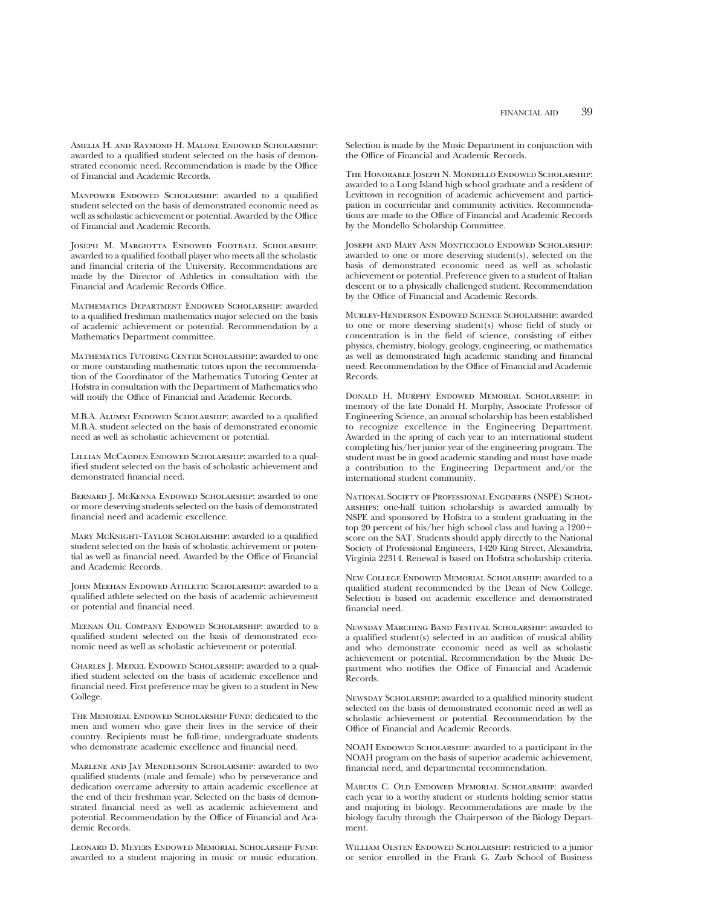Amelia H. and Raymond H. Malone Endowed Scholarship: awarded to a qualified student selected on the basis of demonstrated economic need. Recommendation is made by the Office of Financial and Academic Records.

Manpower Endowed Scholarship: awarded to a qualified student selected on the basis of demonstrated economic need as well as scholastic achievement or potential. Awarded by the Office of Financial and Academic Records.

Joseph M. Margiotta Endowed Football Scholarship: awarded to a qualified football player who meets all the scholastic and financial criteria of the University. Recommendations are made by the Director of Athletics in consultation with the Financial and Academic Records Office.

Mathematics Department Endowed Scholarship: awarded to a qualified freshman mathematics major selected on the basis of academic achievement or potential. Recommendation by a Mathematics Department committee.

Mathematics Tutoring Center Scholarship: awarded to one or more outstanding mathematic tutors upon the recommendation of the Coordinator of the Mathematics Tutoring Center at Hofstra in consultation with the Department of Mathematics who will notify the Office of Financial and Academic Records.

M.B.A. Alumni Endowed Scholarship: awarded to a qualified M.B.A. student selected on the basis of demonstrated economic need as well as scholastic achievement or potential.

Lillian McCadden Endowed Scholarship: awarded to a qualified student selected on the basis of scholastic achievement and demonstrated financial need.

Bernard J. McKenna Endowed Scholarship: awarded to one or more deserving students selected on the basis of demonstrated financial need and academic excellence.

Mary McKnight-Taylor Scholarship: awarded to a qualified student selected on the basis of scholastic achievement or potential as well as financial need. Awarded by the Office of Financial and Academic Records.

John Meehan Endowed Athletic Scholarship: awarded to a qualified athlete selected on the basis of academic achievement or potential and financial need.

Meenan Oil Company Endowed Scholarship: awarded to a qualified student selected on the basis of demonstrated economic need as well as scholastic achievement or potential.

Charles J. Meixel Endowed Scholarship: awarded to a qualified student selected on the basis of academic excellence and financial need. First preference may be given to a student in New College.

The Memorial Endowed Scholarship Fund: dedicated to the men and women who gave their lives in the service of their country. Recipients must be full-time, undergraduate students who demonstrate academic excellence and financial need.

Marlene and Jay Mendelsohn Scholarship: awarded to two qualified students (male and female) who by perseverance and dedication overcame adversity to attain academic excellence at the end of their freshman year. Selected on the basis of demonstrated financial need as well as academic achievement and potential. Recommendation by the Office of Financial and Academic Records.

Leonard D. Meyers Endowed Memorial Scholarship Fund: awarded to a student majoring in music or music education. Selection is made by the Music Department in conjunction with the Office of Financial and Academic Records.

The Honorable Joseph N. Mondello Endowed Scholarship: awarded to a Long Island high school graduate and a resident of Levittown in recognition of academic achievement and participation in cocurricular and community activities. Recommendations are made to the Office of Financial and Academic Records by the Mondello Scholarship Committee.

Joseph and Mary Ann Monticciolo Endowed Scholarship: awarded to one or more deserving student(s), selected on the basis of demonstrated economic need as well as scholastic achievement or potential. Preference given to a student of Italian descent or to a physically challenged student. Recommendation by the Office of Financial and Academic Records.

Murley-Henderson Endowed Science Scholarship: awarded to one or more deserving student(s) whose field of study or concentration is in the field of science, consisting of either physics, chemistry, biology, geology, engineering, or mathematics as well as demonstrated high academic standing and financial need. Recommendation by the Office of Financial and Academic Records.

Donald H. Murphy Endowed Memorial Scholarship: in memory of the late Donald H. Murphy, Associate Professor of Engineering Science, an annual scholarship has been established to recognize excellence in the Engineering Department. Awarded in the spring of each year to an international student completing his/her junior year of the engineering program. The student must be in good academic standing and must have made a contribution to the Engineering Department and/or the international student community.

National Society of Professional Engineers (NSPE) Scholarships: one-half tuition scholarship is awarded annually by NSPE and sponsored by Hofstra to a student graduating in the top 20 percent of his/her high school class and having a 1200+ score on the SAT. Students should apply directly to the National Society of Professional Engineers, 1420 King Street, Alexandria, Virginia 22314. Renewal is based on Hofstra scholarship criteria.

New College Endowed Memorial Scholarship: awarded to a qualified student recommended by the Dean of New College. Selection is based on academic excellence and demonstrated financial need.

Newsday Marching Band Festival Scholarship: awarded to a qualified student(s) selected in an audition of musical ability and who demonstrate economic need as well as scholastic achievement or potential. Recommendation by the Music Department who notifies the Office of Financial and Academic Records.

Newsday Scholarship: awarded to a qualified minority student selected on the basis of demonstrated economic need as well as scholastic achievement or potential. Recommendation by the Office of Financial and Academic Records.

NOAH Endowed Scholarship: awarded to a participant in the NOAH program on the basis of superior academic achievement, financial need, and departmental recommendation.

Marcus C. Old Endowed Memorial Scholarship: awarded each year to a worthy student or students holding senior status and majoring in biology. Recommendations are made by the biology faculty through the Chairperson of the Biology Department.

William Olsten Endowed Scholarship: restricted to a junior or senior enrolled in the Frank G. Zarb School of Business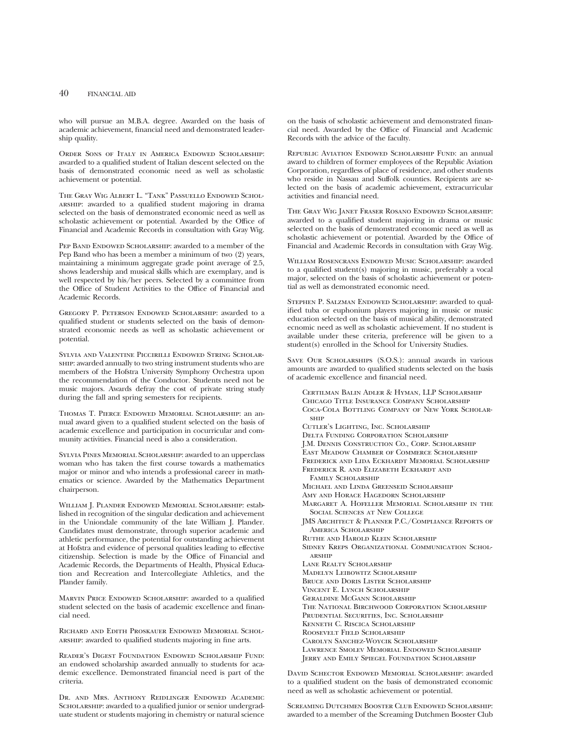who will pursue an M.B.A. degree. Awarded on the basis of academic achievement, financial need and demonstrated leadership quality.

ORDER SONS OF ITALY IN AMERICA ENDOWED SCHOLARSHIP: awarded to a qualified student of Italian descent selected on the basis of demonstrated economic need as well as scholastic achievement or potential.

THE GRAY WIG ALBERT L. "TANK" PASSUELLO ENDOWED SCHOLARSHIP: awarded to a qualified student majoring in drama selected on the basis of demonstrated economic need as well as scholastic achievement or potential. Awarded by the Office of Financial and Academic Records in consultation with Gray Wig.

PEP BAND ENDOWED SCHOLARSHIP: awarded to a member of the Pep Band who has been a member a minimum of two (2) years, maintaining a minimum aggregate grade point average of 2.5, shows leadership and musical skills which are exemplary, and is well respected by his/her peers. Selected by a committee from the Office of Student Activities to the Office of Financial and Academic Records.

GREGORY P. PETERSON ENDOWED SCHOLARSHIP: awarded to a qualified student or students selected on the basis of demonstrated economic needs as well as scholastic achievement or potential.

SYLVIA AND VALENTINE PICCIRILLI ENDOWED STRING SCHOLARSHIP: awarded annually to two string instrument students who are members of the Hofstra University Symphony Orchestra upon the recommendation of the Conductor. Students need not be music majors. Awards defray the cost of private string study during the fall and spring semesters for recipients.

THOMAS T. PIERCE ENDOWED MEMORIAL SCHOLARSHIP: an annual award given to a qualified student selected on the basis of academic excellence and participation in cocurricular and community activities. Financial need is also a consideration.

SYLVIA PINES MEMORIAL SCHOLARSHIP: awarded to an upperclass woman who has taken the first course towards a mathematics major or minor and who intends a professional career in mathematics or science. Awarded by the Mathematics Department chairperson.

WILLIAM J. PLANDER ENDOWED MEMORIAL SCHOLARSHIP: established in recognition of the singular dedication and achievement in the Uniondale community of the late William J. Plander. Candidates must demonstrate, through superior academic and athletic performance, the potential for outstanding achievement at Hofstra and evidence of personal qualities leading to effective citizenship. Selection is made by the Office of Financial and Academic Records, the Departments of Health, Physical Education and Recreation and Intercollegiate Athletics, and the Plander family.

MARVIN PRICE ENDOWED SCHOLARSHIP: awarded to a qualified student selected on the basis of academic excellence and financial need.

RICHARD AND EDITH PROSKAUER ENDOWED MEMORIAL SCHOLARSHIP: awarded to qualified students majoring in fine arts.

READER'S DIGEST FOUNDATION ENDOWED SCHOLARSHIP FUND: an endowed scholarship awarded annually to students for academic excellence. Demonstrated financial need is part of the criteria.

DR. AND MRS. ANTHONY REIDLINGER ENDOWED ACADEMIC SCHOLARSHIP: awarded to a qualified junior or senior undergraduate student or students majoring in chemistry or natural science on the basis of scholastic achievement and demonstrated financial need. Awarded by the Office of Financial and Academic Records with the advice of the faculty.

REPUBLIC AVIATION ENDOWED SCHOLARSHIP FUND: an annual award to children of former employees of the Republic Aviation Corporation, regardless of place of residence, and other students who reside in Nassau and Suffolk counties. Recipients are selected on the basis of academic achievement, extracurricular activities and financial need.

THE GRAY WIG JANET FRASER ROSANO ENDOWED SCHOLARSHIP: awarded to a qualified student majoring in drama or music selected on the basis of demonstrated economic need as well as scholastic achievement or potential. Awarded by the Office of Financial and Academic Records in consultation with Gray Wig.

WILLIAM ROSENCRANS ENDOWED MUSIC SCHOLARSHIP: awarded to a qualified student(s) majoring in music, preferably a vocal major, selected on the basis of scholastic achievement or potential as well as demonstrated economic need.

STEPHEN P. SALZMAN ENDOWED SCHOLARSHIP: awarded to qualified tuba or euphonium players majoring in music or music education selected on the basis of musical ability, demonstrated ecnomic need as well as scholastic achievement. If no student is available under these criteria, preference will be given to a student(s) enrolled in the School for University Studies.

SAVE OUR SCHOLARSHIPS (S.O.S.): annual awards in various amounts are awarded to qualified students selected on the basis of academic excellence and financial need.

- CERTILMAN BALIN ADLER & HYMAN, LLP SCHOLARSHIP
- CHICAGO TITLE INSURANCE COMPANY SCHOLARSHIP
- COCA-COLA BOTTLING COMPANY OF NEW YORK SCHOLARSHIP
- CUTLER'S LIGHTING, INC. SCHOLARSHIP
- DELTA FUNDING CORPORATION SCHOLARSHIP
- J.M. DENNIS CONSTRUCTION CO., CORP. SCHOLARSHIP
- EAST MEADOW CHAMBER OF COMMERCE SCHOLARSHIP
- FREDERICK AND LIDA ECKHARDT MEMORIAL SCHOLARSHIP
- FREDERICK R. AND ELIZABETH ECKHARDT AND FAMILY SCHOLARSHIP
- MICHAEL AND LINDA GREENSEID SCHOLARSHIP
- AMY AND HORACE HAGEDORN SCHOLARSHIP
- MARGARET A. HOFELLER MEMORIAL SCHOLARSHIP IN THE SOCIAL SCIENCES AT NEW COLLEGE
- JMS ARCHITECT & PLANNER P.C./COMPLIANCE REPORTS OF AMERICA SCHOLARSHIP
- RUTHE AND HAROLD KLEIN SCHOLARSHIP
- SIDNEY KREPS ORGANIZATIONAL COMMUNICATION SCHOLARSHIP
- LANE REALTY SCHOLARSHIP
- MADELYN LEIBOWITZ SCHOLARSHIP
- BRUCE AND DORIS LISTER SCHOLARSHIP
- VINCENT E. LYNCH SCHOLARSHIP
- GERALDINE MCGANN SCHOLARSHIP
- THE NATIONAL BIRCHWOOD CORPORATION SCHOLARSHIP
- PRUDENTIAL SECURITIES, INC. SCHOLARSHIP
- KENNETH C. RISCICA SCHOLARSHIP
- ROOSEVELT FIELD SCHOLARSHIP
- CAROLYN SANCHEZ-WOYCIK SCHOLARSHIP
- LAWRENCE SMOLEV MEMORIAL ENDOWED SCHOLARSHIP
- JERRY AND EMILY SPIEGEL FOUNDATION SCHOLARSHIP

DAVID SCHECTOR ENDOWED MEMORIAL SCHOLARSHIP: awarded to a qualified student on the basis of demonstrated economic need as well as scholastic achievement or potential.

SCREAMING DUTCHMEN BOOSTER CLUB ENDOWED SCHOLARSHIP: awarded to a member of the Screaming Dutchmen Booster Club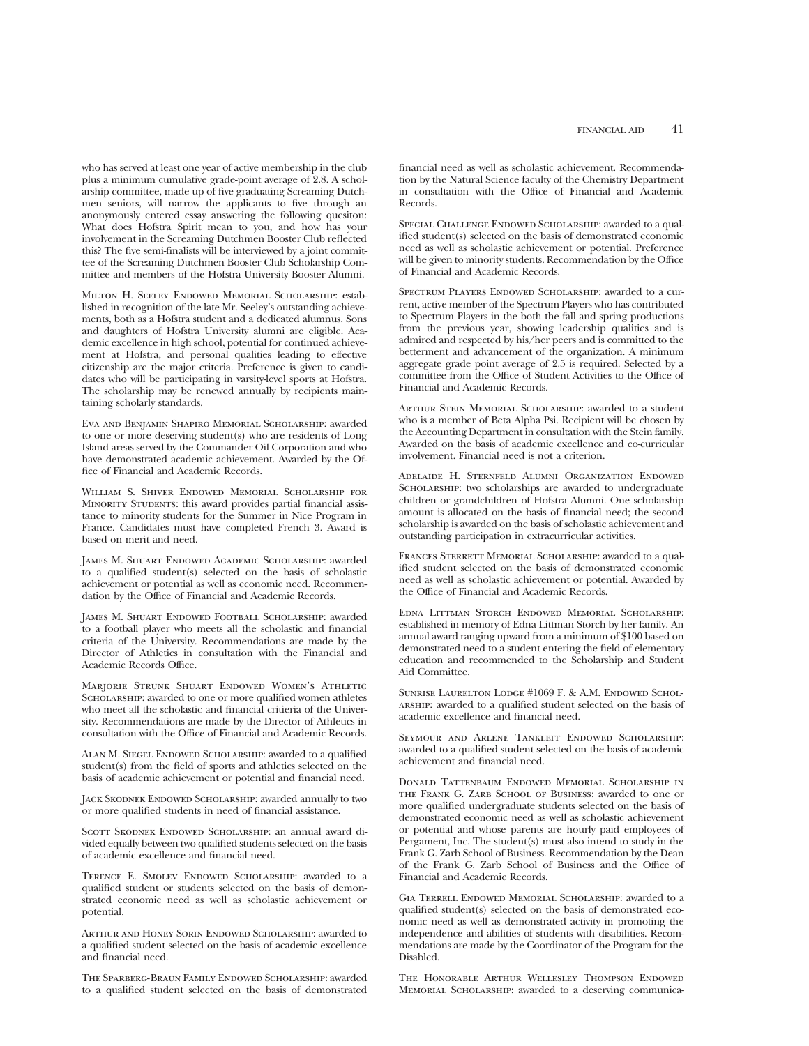who has served at least one year of active membership in the club plus a minimum cumulative grade-point average of 2.8. A scholarship committee, made up of five graduating Screaming Dutchmen seniors, will narrow the applicants to five through an anonymously entered essay answering the following quesiton: What does Hofstra Spirit mean to you, and how has your involvement in the Screaming Dutchmen Booster Club reflected this? The five semi-finalists will be interviewed by a joint committee of the Screaming Dutchmen Booster Club Scholarship Committee and members of the Hofstra University Booster Alumni.

Milton H. Seeley Endowed Memorial Scholarship: established in recognition of the late Mr. Seeley's outstanding achievements, both as a Hofstra student and a dedicated alumnus. Sons and daughters of Hofstra University alumni are eligible. Academic excellence in high school, potential for continued achievement at Hofstra, and personal qualities leading to effective citizenship are the major criteria. Preference is given to candidates who will be participating in varsity-level sports at Hofstra. The scholarship may be renewed annually by recipients maintaining scholarly standards.

Eva and Benjamin Shapiro Memorial Scholarship: awarded to one or more deserving student(s) who are residents of Long Island areas served by the Commander Oil Corporation and who have demonstrated academic achievement. Awarded by the Office of Financial and Academic Records.

William S. Shiver Endowed Memorial Scholarship for Minority Students: this award provides partial financial assistance to minority students for the Summer in Nice Program in France. Candidates must have completed French 3. Award is based on merit and need.

James M. Shuart Endowed Academic Scholarship: awarded to a qualified student(s) selected on the basis of scholastic achievement or potential as well as economic need. Recommendation by the Office of Financial and Academic Records.

James M. Shuart Endowed Football Scholarship: awarded to a football player who meets all the scholastic and financial criteria of the University. Recommendations are made by the Director of Athletics in consultation with the Financial and Academic Records Office.

Marjorie Strunk Shuart Endowed Women's Athletic Scholarship: awarded to one or more qualified women athletes who meet all the scholastic and financial critieria of the University. Recommendations are made by the Director of Athletics in consultation with the Office of Financial and Academic Records.

Alan M. Siegel Endowed Scholarship: awarded to a qualified student(s) from the field of sports and athletics selected on the basis of academic achievement or potential and financial need.

Jack Skodnek Endowed Scholarship: awarded annually to two or more qualified students in need of financial assistance.

Scott Skodnek Endowed Scholarship: an annual award divided equally between two qualified students selected on the basis of academic excellence and financial need.

Terence E. Smolev Endowed Scholarship: awarded to a qualified student or students selected on the basis of demonstrated economic need as well as scholastic achievement or potential.

Arthur and Honey Sorin Endowed Scholarship: awarded to a qualified student selected on the basis of academic excellence and financial need.

The Sparberg-Braun Family Endowed Scholarship: awarded to a qualified student selected on the basis of demonstrated financial need as well as scholastic achievement. Recommendation by the Natural Science faculty of the Chemistry Department in consultation with the Office of Financial and Academic Records.

Special Challenge Endowed Scholarship: awarded to a qualified student(s) selected on the basis of demonstrated economic need as well as scholastic achievement or potential. Preference will be given to minority students. Recommendation by the Office of Financial and Academic Records.

Spectrum Players Endowed Scholarship: awarded to a current, active member of the Spectrum Players who has contributed to Spectrum Players in the both the fall and spring productions from the previous year, showing leadership qualities and is admired and respected by his/her peers and is committed to the betterment and advancement of the organization. A minimum aggregate grade point average of 2.5 is required. Selected by a committee from the Office of Student Activities to the Office of Financial and Academic Records.

Arthur Stein Memorial Scholarship: awarded to a student who is a member of Beta Alpha Psi. Recipient will be chosen by the Accounting Department in consultation with the Stein family. Awarded on the basis of academic excellence and co-curricular involvement. Financial need is not a criterion.

Adelaide H. Sternfeld Alumni Organization Endowed Scholarship: two scholarships are awarded to undergraduate children or grandchildren of Hofstra Alumni. One scholarship amount is allocated on the basis of financial need; the second scholarship is awarded on the basis of scholastic achievement and outstanding participation in extracurricular activities.

Frances Sterrett Memorial Scholarship: awarded to a qualified student selected on the basis of demonstrated economic need as well as scholastic achievement or potential. Awarded by the Office of Financial and Academic Records.

Edna Littman Storch Endowed Memorial Scholarship: established in memory of Edna Littman Storch by her family. An annual award ranging upward from a minimum of $100 based on demonstrated need to a student entering the field of elementary education and recommended to the Scholarship and Student Aid Committee.

Sunrise Laurelton Lodge #1069 F. & A.M. Endowed Scholarship: awarded to a qualified student selected on the basis of academic excellence and financial need.

Seymour and Arlene Tankleff Endowed Scholarship: awarded to a qualified student selected on the basis of academic achievement and financial need.

Donald Tattenbaum Endowed Memorial Scholarship in the Frank G. Zarb School of Business: awarded to one or more qualified undergraduate students selected on the basis of demonstrated economic need as well as scholastic achievement or potential and whose parents are hourly paid employees of Pergament, Inc. The student(s) must also intend to study in the Frank G. Zarb School of Business. Recommendation by the Dean of the Frank G. Zarb School of Business and the Office of Financial and Academic Records.

Gia Terrell Endowed Memorial Scholarship: awarded to a qualified student(s) selected on the basis of demonstrated economic need as well as demonstrated activity in promoting the independence and abilities of students with disabilities. Recommendations are made by the Coordinator of the Program for the Disabled.

The Honorable Arthur Wellesley Thompson Endowed Memorial Scholarship: awarded to a deserving communica-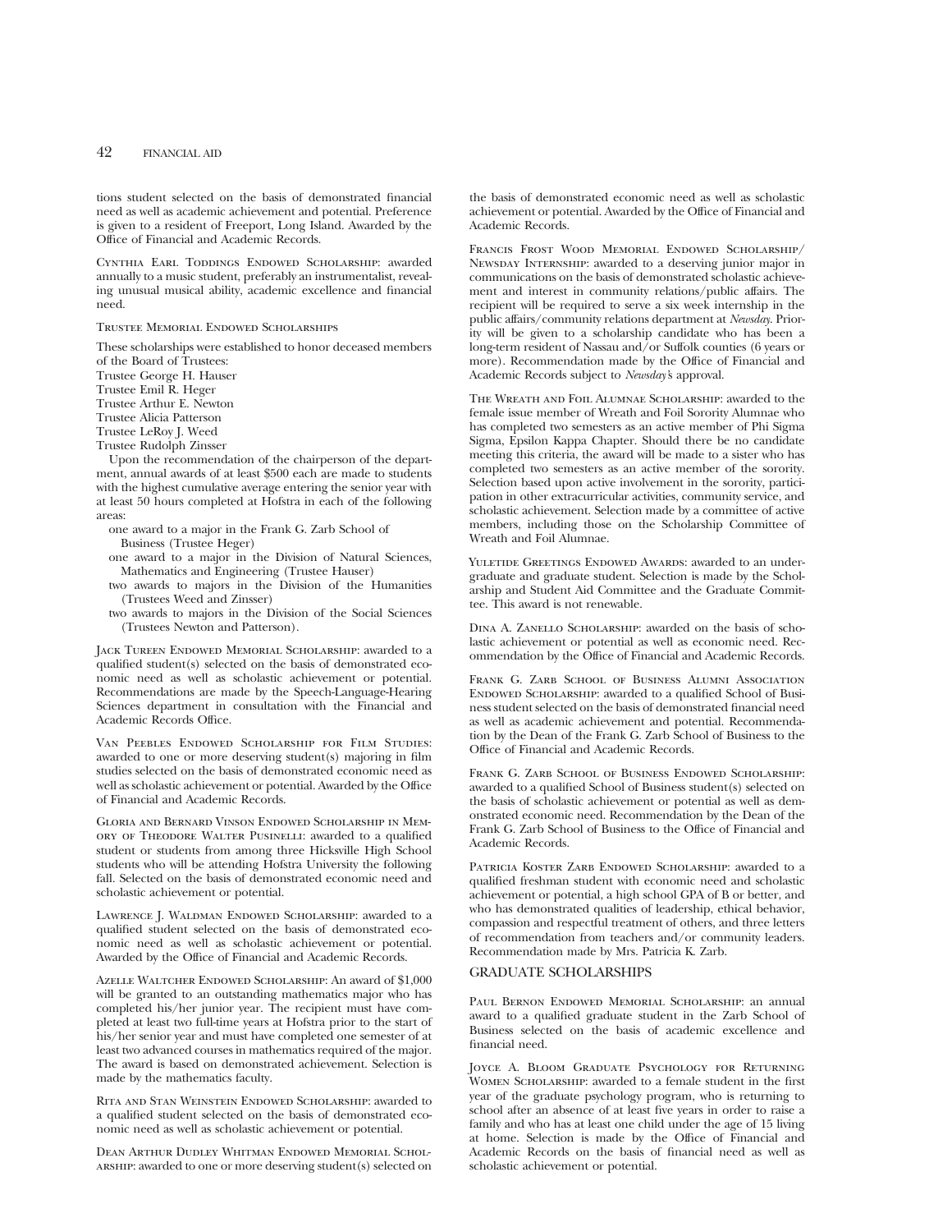tions student selected on the basis of demonstrated financial need as well as academic achievement and potential. Preference is given to a resident of Freeport, Long Island. Awarded by the Office of Financial and Academic Records.

Cynthia Earl Toddings Endowed Scholarship: awarded annually to a music student, preferably an instrumentalist, revealing unusual musical ability, academic excellence and financial need.

Trustee Memorial Endowed Scholarships

These scholarships were established to honor deceased members of the Board of Trustees:
Trustee George H. Hauser
Trustee Emil R. Heger
Trustee Arthur E. Newton
Trustee Alicia Patterson
Trustee LeRoy J. Weed
Trustee Rudolph Zinsser

Upon the recommendation of the chairperson of the department, annual awards of at least $500 each are made to students with the highest cumulative average entering the senior year with at least 50 hours completed at Hofstra in each of the following areas:

- one award to a major in the Frank G. Zarb School of Business (Trustee Heger)
- one award to a major in the Division of Natural Sciences, Mathematics and Engineering (Trustee Hauser)
- two awards to majors in the Division of the Humanities (Trustees Weed and Zinsser)
- two awards to majors in the Division of the Social Sciences (Trustees Newton and Patterson).

Jack Tureen Endowed Memorial Scholarship: awarded to a qualified student(s) selected on the basis of demonstrated economic need as well as scholastic achievement or potential. Recommendations are made by the Speech-Language-Hearing Sciences department in consultation with the Financial and Academic Records Office.

Van Peebles Endowed Scholarship for Film Studies: awarded to one or more deserving student(s) majoring in film studies selected on the basis of demonstrated economic need as well as scholastic achievement or potential. Awarded by the Office of Financial and Academic Records.

Gloria and Bernard Vinson Endowed Scholarship in Memory of Theodore Walter Pusinelli: awarded to a qualified student or students from among three Hicksville High School students who will be attending Hofstra University the following fall. Selected on the basis of demonstrated economic need and scholastic achievement or potential.

Lawrence J. Waldman Endowed Scholarship: awarded to a qualified student selected on the basis of demonstrated economic need as well as scholastic achievement or potential. Awarded by the Office of Financial and Academic Records.

Azelle Waltcher Endowed Scholarship: An award of $1,000 will be granted to an outstanding mathematics major who has completed his/her junior year. The recipient must have completed at least two full-time years at Hofstra prior to the start of his/her senior year and must have completed one semester of at least two advanced courses in mathematics required of the major. The award is based on demonstrated achievement. Selection is made by the mathematics faculty.

Rita and Stan Weinstein Endowed Scholarship: awarded to a qualified student selected on the basis of demonstrated economic need as well as scholastic achievement or potential.

Dean Arthur Dudley Whitman Endowed Memorial Scholarship: awarded to one or more deserving student(s) selected on the basis of demonstrated economic need as well as scholastic achievement or potential. Awarded by the Office of Financial and Academic Records.

Francis Frost Wood Memorial Endowed Scholarship/Newsday Internship: awarded to a deserving junior major in communications on the basis of demonstrated scholastic achievement and interest in community relations/public affairs. The recipient will be required to serve a six week internship in the public affairs/community relations department at *Newsday*. Priority will be given to a scholarship candidate who has been a long-term resident of Nassau and/or Suffolk counties (6 years or more). Recommendation made by the Office of Financial and Academic Records subject to *Newsday*'s approval.

The Wreath and Foil Alumnae Scholarship: awarded to the female issue member of Wreath and Foil Sorority Alumnae who has completed two semesters as an active member of Phi Sigma Sigma, Epsilon Kappa Chapter. Should there be no candidate meeting this criteria, the award will be made to a sister who has completed two semesters as an active member of the sorority. Selection based upon active involvement in the sorority, participation in other extracurricular activities, community service, and scholastic achievement. Selection made by a committee of active members, including those on the Scholarship Committee of Wreath and Foil Alumnae.

Yuletide Greetings Endowed Awards: awarded to an undergraduate and graduate student. Selection is made by the Scholarship and Student Aid Committee and the Graduate Committee. This award is not renewable.

Dina A. Zanello Scholarship: awarded on the basis of scholastic achievement or potential as well as economic need. Recommendation by the Office of Financial and Academic Records.

Frank G. Zarb School of Business Alumni Association Endowed Scholarship: awarded to a qualified School of Business student selected on the basis of demonstrated financial need as well as academic achievement and potential. Recommendation by the Dean of the Frank G. Zarb School of Business to the Office of Financial and Academic Records.

Frank G. Zarb School of Business Endowed Scholarship: awarded to a qualified School of Business student(s) selected on the basis of scholastic achievement or potential as well as demonstrated economic need. Recommendation by the Dean of the Frank G. Zarb School of Business to the Office of Financial and Academic Records.

Patricia Koster Zarb Endowed Scholarship: awarded to a qualified freshman student with economic need and scholastic achievement or potential, a high school GPA of B or better, and who has demonstrated qualities of leadership, ethical behavior, compassion and respectful treatment of others, and three letters of recommendation from teachers and/or community leaders. Recommendation made by Mrs. Patricia K. Zarb.

## GRADUATE SCHOLARSHIPS

Paul Bernon Endowed Memorial Scholarship: an annual award to a qualified graduate student in the Zarb School of Business selected on the basis of academic excellence and financial need.

Joyce A. Bloom Graduate Psychology for Returning Women Scholarship: awarded to a female student in the first year of the graduate psychology program, who is returning to school after an absence of at least five years in order to raise a family and who has at least one child under the age of 15 living at home. Selection is made by the Office of Financial and Academic Records on the basis of financial need as well as scholastic achievement or potential.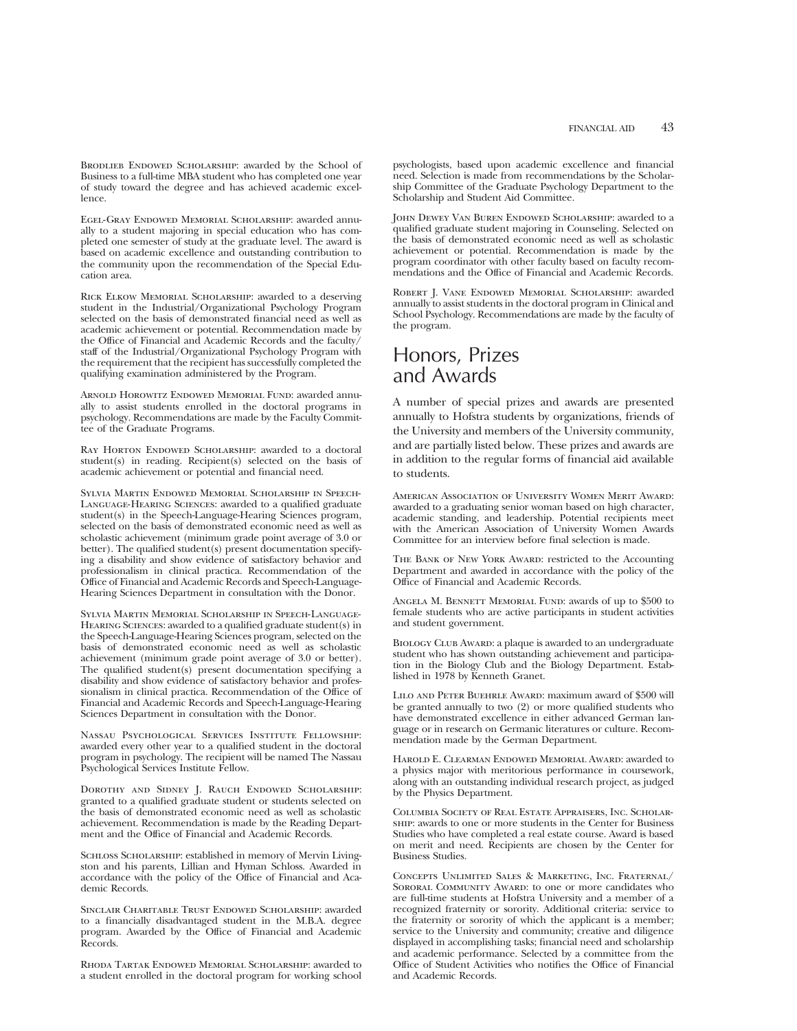Brodlieb Endowed Scholarship: awarded by the School of Business to a full-time MBA student who has completed one year of study toward the degree and has achieved academic excellence.

Egel-Gray Endowed Memorial Scholarship: awarded annually to a student majoring in special education who has completed one semester of study at the graduate level. The award is based on academic excellence and outstanding contribution to the community upon the recommendation of the Special Education area.

Rick Elkow Memorial Scholarship: awarded to a deserving student in the Industrial/Organizational Psychology Program selected on the basis of demonstrated financial need as well as academic achievement or potential. Recommendation made by the Office of Financial and Academic Records and the faculty/staff of the Industrial/Organizational Psychology Program with the requirement that the recipient has successfully completed the qualifying examination administered by the Program.

Arnold Horowitz Endowed Memorial Fund: awarded annually to assist students enrolled in the doctoral programs in psychology. Recommendations are made by the Faculty Committee of the Graduate Programs.

Ray Horton Endowed Scholarship: awarded to a doctoral student(s) in reading. Recipient(s) selected on the basis of academic achievement or potential and financial need.

Sylvia Martin Endowed Memorial Scholarship in Speech-Language-Hearing Sciences: awarded to a qualified graduate student(s) in the Speech-Language-Hearing Sciences program, selected on the basis of demonstrated economic need as well as scholastic achievement (minimum grade point average of 3.0 or better). The qualified student(s) present documentation specifying a disability and show evidence of satisfactory behavior and professionalism in clinical practica. Recommendation of the Office of Financial and Academic Records and Speech-Language-Hearing Sciences Department in consultation with the Donor.

Sylvia Martin Memorial Scholarship in Speech-Language-Hearing Sciences: awarded to a qualified graduate student(s) in the Speech-Language-Hearing Sciences program, selected on the basis of demonstrated economic need as well as scholastic achievement (minimum grade point average of 3.0 or better). The qualified student(s) present documentation specifying a disability and show evidence of satisfactory behavior and professionalism in clinical practica. Recommendation of the Office of Financial and Academic Records and Speech-Language-Hearing Sciences Department in consultation with the Donor.

Nassau Psychological Services Institute Fellowship: awarded every other year to a qualified student in the doctoral program in psychology. The recipient will be named The Nassau Psychological Services Institute Fellow.

Dorothy and Sidney J. Rauch Endowed Scholarship: granted to a qualified graduate student or students selected on the basis of demonstrated economic need as well as scholastic achievement. Recommendation is made by the Reading Department and the Office of Financial and Academic Records.

Schloss Scholarship: established in memory of Mervin Livingston and his parents, Lillian and Hyman Schloss. Awarded in accordance with the policy of the Office of Financial and Academic Records.

Sinclair Charitable Trust Endowed Scholarship: awarded to a financially disadvantaged student in the M.B.A. degree program. Awarded by the Office of Financial and Academic Records.

Rhoda Tartak Endowed Memorial Scholarship: awarded to a student enrolled in the doctoral program for working school psychologists, based upon academic excellence and financial need. Selection is made from recommendations by the Scholarship Committee of the Graduate Psychology Department to the Scholarship and Student Aid Committee.

John Dewey Van Buren Endowed Scholarship: awarded to a qualified graduate student majoring in Counseling. Selected on the basis of demonstrated economic need as well as scholastic achievement or potential. Recommendation is made by the program coordinator with other faculty based on faculty recommendations and the Office of Financial and Academic Records.

Robert J. Vane Endowed Memorial Scholarship: awarded annually to assist students in the doctoral program in Clinical and School Psychology. Recommendations are made by the faculty of the program.

# Honors, Prizes and Awards

A number of special prizes and awards are presented annually to Hofstra students by organizations, friends of the University and members of the University community, and are partially listed below. These prizes and awards are in addition to the regular forms of financial aid available to students.

American Association of University Women Merit Award: awarded to a graduating senior woman based on high character, academic standing, and leadership. Potential recipients meet with the American Association of University Women Awards Committee for an interview before final selection is made.

The Bank of New York Award: restricted to the Accounting Department and awarded in accordance with the policy of the Office of Financial and Academic Records.

Angela M. Bennett Memorial Fund: awards of up to $500 to female students who are active participants in student activities and student government.

Biology Club Award: a plaque is awarded to an undergraduate student who has shown outstanding achievement and participation in the Biology Club and the Biology Department. Established in 1978 by Kenneth Granet.

Lilo and Peter Buehrle Award: maximum award of $500 will be granted annually to two (2) or more qualified students who have demonstrated excellence in either advanced German language or in research on Germanic literatures or culture. Recommendation made by the German Department.

Harold E. Clearman Endowed Memorial Award: awarded to a physics major with meritorious performance in coursework, along with an outstanding individual research project, as judged by the Physics Department.

Columbia Society of Real Estate Appraisers, Inc. Scholarship: awards to one or more students in the Center for Business Studies who have completed a real estate course. Award is based on merit and need. Recipients are chosen by the Center for Business Studies.

Concepts Unlimited Sales & Marketing, Inc. Fraternal/Sororal Community Award: to one or more candidates who are full-time students at Hofstra University and a member of a recognized fraternity or sorority. Additional criteria: service to the fraternity or sorority of which the applicant is a member; service to the University and community; creative and diligence displayed in accomplishing tasks; financial need and scholarship and academic performance. Selected by a committee from the Office of Student Activities who notifies the Office of Financial and Academic Records.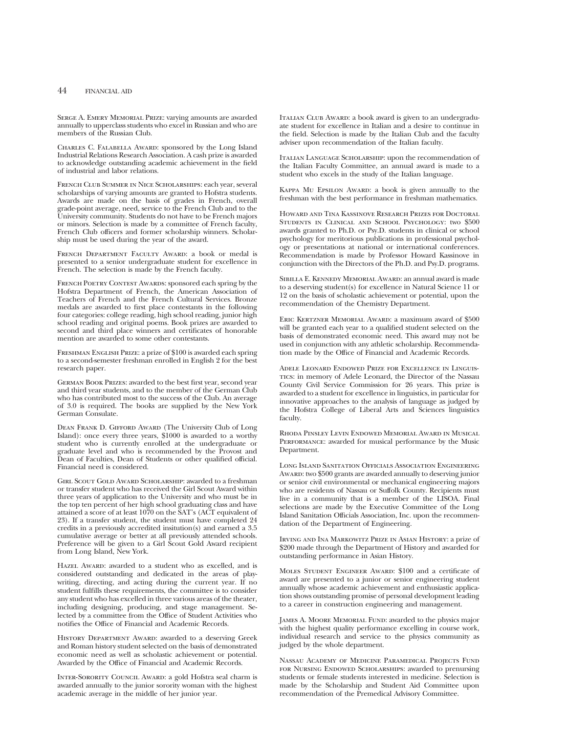Serge A. Emery Memorial Prize: varying amounts are awarded annually to upperclass students who excel in Russian and who are members of the Russian Club.

Charles C. Falabella Award: sponsored by the Long Island Industrial Relations Research Association. A cash prize is awarded to acknowledge outstanding academic achievement in the field of industrial and labor relations.

French Club Summer in Nice Scholarships: each year, several scholarships of varying amounts are granted to Hofstra students. Awards are made on the basis of grades in French, overall grade-point average, need, service to the French Club and to the University community. Students do not have to be French majors or minors. Selection is made by a committee of French faculty, French Club officers and former scholarship winners. Scholarship must be used during the year of the award.

French Department Faculty Award: a book or medal is presented to a senior undergraduate student for excellence in French. The selection is made by the French faculty.

French Poetry Contest Awards: sponsored each spring by the Hofstra Department of French, the American Association of Teachers of French and the French Cultural Services. Bronze medals are awarded to first place contestants in the following four categories: college reading, high school reading, junior high school reading and original poems. Book prizes are awarded to second and third place winners and certificates of honorable mention are awarded to some other contestants.

Freshman English Prize: a prize of $100 is awarded each spring to a second-semester freshman enrolled in English 2 for the best research paper.

German Book Prizes: awarded to the best first year, second year and third year students, and to the member of the German Club who has contributed most to the success of the Club. An average of 3.0 is required. The books are supplied by the New York German Consulate.

Dean Frank D. Gifford Award (The University Club of Long Island): once every three years, $1000 is awarded to a worthy student who is currently enrolled at the undergraduate or graduate level and who is recommended by the Provost and Dean of Faculties, Dean of Students or other qualified official. Financial need is considered.

Girl Scout Gold Award Scholarship: awarded to a freshman or transfer student who has received the Girl Scout Award within three years of application to the University and who must be in the top ten percent of her high school graduating class and have attained a score of at least 1070 on the SAT's (ACT equivalent of 23). If a transfer student, the student must have completed 24 credits in a previously accredited insitution(s) and earned a 3.5 cumulative average or better at all previously attended schools. Preference will be given to a Girl Scout Gold Award recipient from Long Island, New York.

Hazel Award: awarded to a student who as excelled, and is considered outstanding and dedicated in the areas of playwriting, directing, and acting during the current year. If no student fulfills these requirements, the committee is to consider any student who has excelled in three various areas of the theater, including designing, producing, and stage management. Selected by a committee from the Office of Student Activities who notifies the Office of Financial and Academic Records.

History Department Award: awarded to a deserving Greek and Roman history student selected on the basis of demonstrated economic need as well as scholastic achievement or potential. Awarded by the Office of Financial and Academic Records.

Inter-Sorority Council Award: a gold Hofstra seal charm is awarded annually to the junior sorority woman with the highest academic average in the middle of her junior year.

Italian Club Award: a book award is given to an undergraduate student for excellence in Italian and a desire to continue in the field. Selection is made by the Italian Club and the faculty adviser upon recommendation of the Italian faculty.

Italian Language Scholarship: upon the recommendation of the Italian Faculty Committee, an annual award is made to a student who excels in the study of the Italian language.

Kappa Mu Epsilon Award: a book is given annually to the freshman with the best performance in freshman mathematics.

Howard and Tina Kassinove Research Prizes for Doctoral Students in Clinical and School Psychology: two $500 awards granted to Ph.D. or Psy.D. students in clinical or school psychology for meritorious publications in professional psychology or presentations at national or international conferences. Recommendation is made by Professor Howard Kassinove in conjunction with the Directors of the Ph.D. and Psy.D. programs.

Sibilla E. Kennedy Memorial Award: an annual award is made to a deserving student(s) for excellence in Natural Science 11 or 12 on the basis of scholastic achievement or potential, upon the recommendation of the Chemistry Department.

Eric Kertzner Memorial Award: a maximum award of $500 will be granted each year to a qualified student selected on the basis of demonstrated economic need. This award may not be used in conjunction with any athletic scholarship. Recommendation made by the Office of Financial and Academic Records.

Adele Leonard Endowed Prize for Excellence in Linguistics: in memory of Adele Leonard, the Director of the Nassau County Civil Service Commission for 26 years. This prize is awarded to a student for excellence in linguistics, in particular for innovative approaches to the analysis of language as judged by the Hofstra College of Liberal Arts and Sciences linguistics faculty.

Rhoda Pinsley Levin Endowed Memorial Award in Musical Performance: awarded for musical performance by the Music Department.

Long Island Sanitation Officials Association Engineering Award: two $500 grants are awarded annually to deserving junior or senior civil environmental or mechanical engineering majors who are residents of Nassau or Suffolk County. Recipients must live in a community that is a member of the LISOA. Final selections are made by the Executive Committee of the Long Island Sanitation Officials Association, Inc. upon the recommendation of the Department of Engineering.

Irving and Ina Markowitz Prize in Asian History: a prize of $200 made through the Department of History and awarded for outstanding performance in Asian History.

Moles Student Engineer Award: $100 and a certificate of award are presented to a junior or senior engineering student annually whose academic achievement and enthusiastic application shows outstanding promise of personal development leading to a career in construction engineering and management.

James A. Moore Memorial Fund: awarded to the physics major with the highest quality performance excelling in course work, individual research and service to the physics community as judged by the whole department.

Nassau Academy of Medicine Paramedical Projects Fund for Nursing Endowed Scholarships: awarded to prenursing students or female students interested in medicine. Selection is made by the Scholarship and Student Aid Committee upon recommendation of the Premedical Advisory Committee.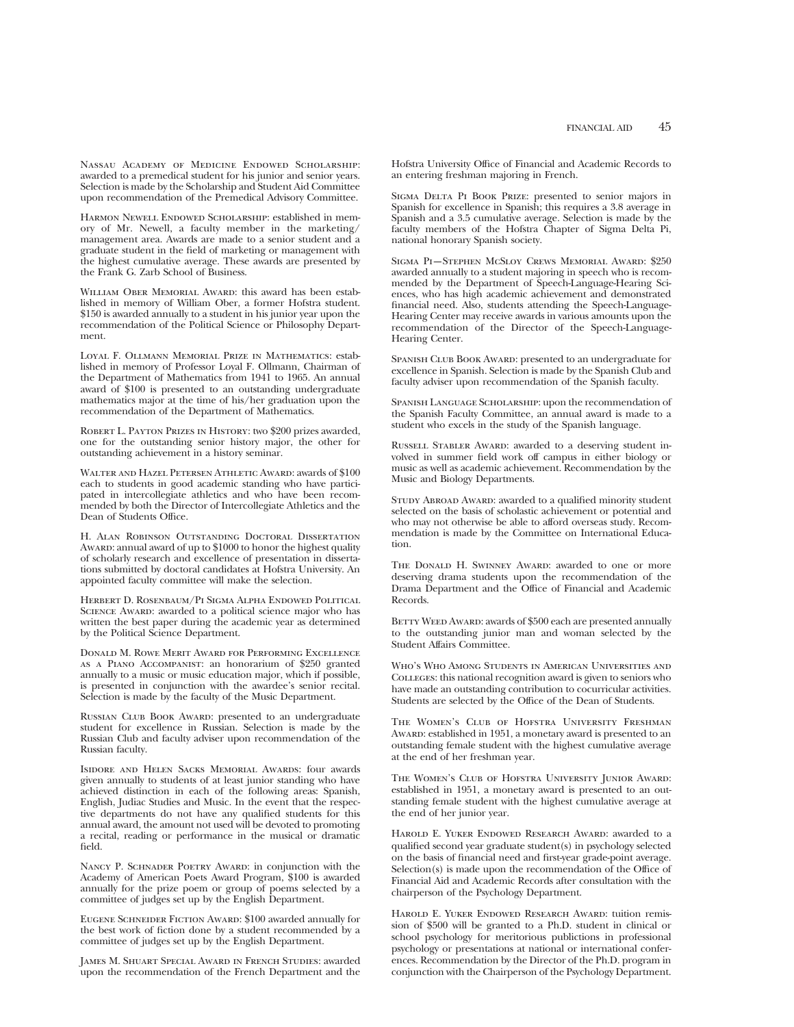Nassau Academy of Medicine Endowed Scholarship: awarded to a premedical student for his junior and senior years. Selection is made by the Scholarship and Student Aid Committee upon recommendation of the Premedical Advisory Committee.

Harmon Newell Endowed Scholarship: established in memory of Mr. Newell, a faculty member in the marketing/management area. Awards are made to a senior student and a graduate student in the field of marketing or management with the highest cumulative average. These awards are presented by the Frank G. Zarb School of Business.

William Ober Memorial Award: this award has been established in memory of William Ober, a former Hofstra student. $150 is awarded annually to a student in his junior year upon the recommendation of the Political Science or Philosophy Department.

Loyal F. Ollmann Memorial Prize in Mathematics: established in memory of Professor Loyal F. Ollmann, Chairman of the Department of Mathematics from 1941 to 1965. An annual award of $100 is presented to an outstanding undergraduate mathematics major at the time of his/her graduation upon the recommendation of the Department of Mathematics.

Robert L. Payton Prizes in History: two $200 prizes awarded, one for the outstanding senior history major, the other for outstanding achievement in a history seminar.

Walter and Hazel Petersen Athletic Award: awards of $100 each to students in good academic standing who have participated in intercollegiate athletics and who have been recommended by both the Director of Intercollegiate Athletics and the Dean of Students Office.

H. Alan Robinson Outstanding Doctoral Dissertation Award: annual award of up to $1000 to honor the highest quality of scholarly research and excellence of presentation in dissertations submitted by doctoral candidates at Hofstra University. An appointed faculty committee will make the selection.

Herbert D. Rosenbaum/Pi Sigma Alpha Endowed Political Science Award: awarded to a political science major who has written the best paper during the academic year as determined by the Political Science Department.

Donald M. Rowe Merit Award for Performing Excellence as a Piano Accompanist: an honorarium of $250 granted annually to a music or music education major, which if possible, is presented in conjunction with the awardee's senior recital. Selection is made by the faculty of the Music Department.

Russian Club Book Award: presented to an undergraduate student for excellence in Russian. Selection is made by the Russian Club and faculty adviser upon recommendation of the Russian faculty.

Isidore and Helen Sacks Memorial Awards: four awards given annually to students of at least junior standing who have achieved distinction in each of the following areas: Spanish, English, Judiac Studies and Music. In the event that the respective departments do not have any qualified students for this annual award, the amount not used will be devoted to promoting a recital, reading or performance in the musical or dramatic field.

Nancy P. Schnader Poetry Award: in conjunction with the Academy of American Poets Award Program, $100 is awarded annually for the prize poem or group of poems selected by a committee of judges set up by the English Department.

Eugene Schneider Fiction Award: $100 awarded annually for the best work of fiction done by a student recommended by a committee of judges set up by the English Department.

James M. Shuart Special Award in French Studies: awarded upon the recommendation of the French Department and the Hofstra University Office of Financial and Academic Records to an entering freshman majoring in French.

Sigma Delta Pi Book Prize: presented to senior majors in Spanish for excellence in Spanish; this requires a 3.8 average in Spanish and a 3.5 cumulative average. Selection is made by the faculty members of the Hofstra Chapter of Sigma Delta Pi, national honorary Spanish society.

Sigma Pi—Stephen McSloy Crews Memorial Award: $250 awarded annually to a student majoring in speech who is recommended by the Department of Speech-Language-Hearing Sciences, who has high academic achievement and demonstrated financial need. Also, students attending the Speech-Language-Hearing Center may receive awards in various amounts upon the recommendation of the Director of the Speech-Language-Hearing Center.

Spanish Club Book Award: presented to an undergraduate for excellence in Spanish. Selection is made by the Spanish Club and faculty adviser upon recommendation of the Spanish faculty.

Spanish Language Scholarship: upon the recommendation of the Spanish Faculty Committee, an annual award is made to a student who excels in the study of the Spanish language.

Russell Stabler Award: awarded to a deserving student involved in summer field work off campus in either biology or music as well as academic achievement. Recommendation by the Music and Biology Departments.

Study Abroad Award: awarded to a qualified minority student selected on the basis of scholastic achievement or potential and who may not otherwise be able to afford overseas study. Recommendation is made by the Committee on International Education.

The Donald H. Swinney Award: awarded to one or more deserving drama students upon the recommendation of the Drama Department and the Office of Financial and Academic Records.

Betty Weed Award: awards of $500 each are presented annually to the outstanding junior man and woman selected by the Student Affairs Committee.

Who's Who Among Students in American Universities and Colleges: this national recognition award is given to seniors who have made an outstanding contribution to cocurricular activities. Students are selected by the Office of the Dean of Students.

The Women's Club of Hofstra University Freshman Award: established in 1951, a monetary award is presented to an outstanding female student with the highest cumulative average at the end of her freshman year.

The Women's Club of Hofstra University Junior Award: established in 1951, a monetary award is presented to an outstanding female student with the highest cumulative average at the end of her junior year.

Harold E. Yuker Endowed Research Award: awarded to a qualified second year graduate student(s) in psychology selected on the basis of financial need and first-year grade-point average. Selection(s) is made upon the recommendation of the Office of Financial Aid and Academic Records after consultation with the chairperson of the Psychology Department.

Harold E. Yuker Endowed Research Award: tuition remission of $500 will be granted to a Ph.D. student in clinical or school psychology for meritorious publictions in professional psychology or presentations at national or international conferences. Recommendation by the Director of the Ph.D. program in conjunction with the Chairperson of the Psychology Department.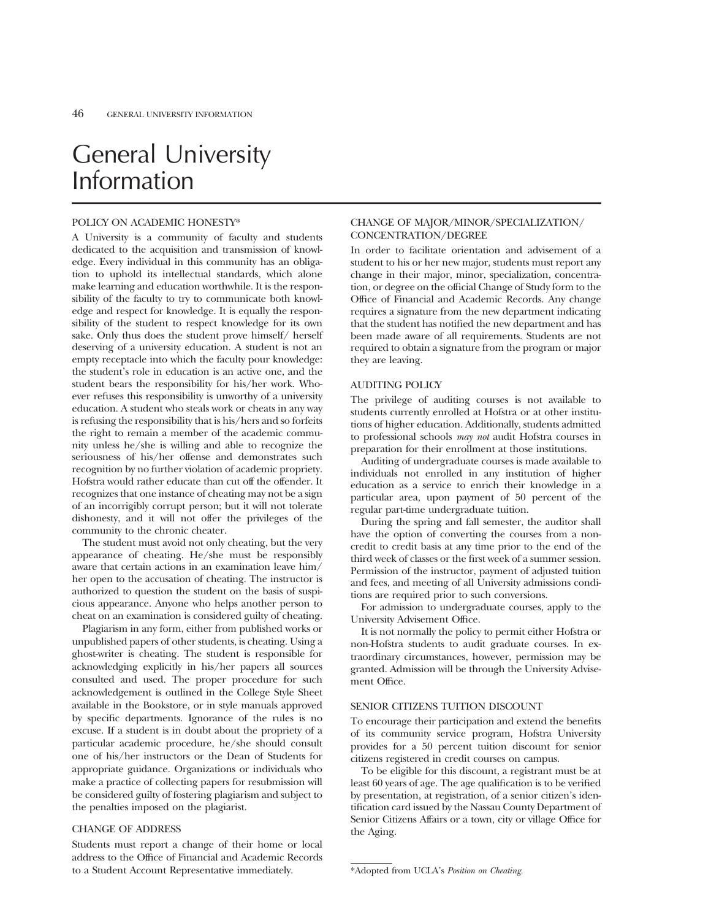# General University Information

## POLICY ON ACADEMIC HONESTY*

A University is a community of faculty and students dedicated to the acquisition and transmission of knowledge. Every individual in this community has an obligation to uphold its intellectual standards, which alone make learning and education worthwhile. It is the responsibility of the faculty to try to communicate both knowledge and respect for knowledge. It is equally the responsibility of the student to respect knowledge for its own sake. Only thus does the student prove himself/ herself deserving of a university education. A student is not an empty receptacle into which the faculty pour knowledge: the student's role in education is an active one, and the student bears the responsibility for his/her work. Whoever refuses this responsibility is unworthy of a university education. A student who steals work or cheats in any way is refusing the responsibility that is his/hers and so forfeits the right to remain a member of the academic community unless he/she is willing and able to recognize the seriousness of his/her offense and demonstrates such recognition by no further violation of academic propriety. Hofstra would rather educate than cut off the offender. It recognizes that one instance of cheating may not be a sign of an incorrigibly corrupt person; but it will not tolerate dishonesty, and it will not offer the privileges of the community to the chronic cheater.

The student must avoid not only cheating, but the very appearance of cheating. He/she must be responsibly aware that certain actions in an examination leave him/ her open to the accusation of cheating. The instructor is authorized to question the student on the basis of suspicious appearance. Anyone who helps another person to cheat on an examination is considered guilty of cheating.

Plagiarism in any form, either from published works or unpublished papers of other students, is cheating. Using a ghost-writer is cheating. The student is responsible for acknowledging explicitly in his/her papers all sources consulted and used. The proper procedure for such acknowledgement is outlined in the College Style Sheet available in the Bookstore, or in style manuals approved by specific departments. Ignorance of the rules is no excuse. If a student is in doubt about the propriety of a particular academic procedure, he/she should consult one of his/her instructors or the Dean of Students for appropriate guidance. Organizations or individuals who make a practice of collecting papers for resubmission will be considered guilty of fostering plagiarism and subject to the penalties imposed on the plagiarist.

## CHANGE OF ADDRESS

Students must report a change of their home or local address to the Office of Financial and Academic Records to a Student Account Representative immediately.

## CHANGE OF MAJOR/MINOR/SPECIALIZATION/ CONCENTRATION/DEGREE

In order to facilitate orientation and advisement of a student to his or her new major, students must report any change in their major, minor, specialization, concentration, or degree on the official Change of Study form to the Office of Financial and Academic Records. Any change requires a signature from the new department indicating that the student has notified the new department and has been made aware of all requirements. Students are not required to obtain a signature from the program or major they are leaving.

## AUDITING POLICY

The privilege of auditing courses is not available to students currently enrolled at Hofstra or at other institutions of higher education. Additionally, students admitted to professional schools *may not* audit Hofstra courses in preparation for their enrollment at those institutions.

Auditing of undergraduate courses is made available to individuals not enrolled in any institution of higher education as a service to enrich their knowledge in a particular area, upon payment of 50 percent of the regular part-time undergraduate tuition.

During the spring and fall semester, the auditor shall have the option of converting the courses from a noncredit to credit basis at any time prior to the end of the third week of classes or the first week of a summer session. Permission of the instructor, payment of adjusted tuition and fees, and meeting of all University admissions conditions are required prior to such conversions.

For admission to undergraduate courses, apply to the University Advisement Office.

It is not normally the policy to permit either Hofstra or non-Hofstra students to audit graduate courses. In extraordinary circumstances, however, permission may be granted. Admission will be through the University Advisement Office.

## SENIOR CITIZENS TUITION DISCOUNT

To encourage their participation and extend the benefits of its community service program, Hofstra University provides for a 50 percent tuition discount for senior citizens registered in credit courses on campus.

To be eligible for this discount, a registrant must be at least 60 years of age. The age qualification is to be verified by presentation, at registration, of a senior citizen's identification card issued by the Nassau County Department of Senior Citizens Affairs or a town, city or village Office for the Aging.

*Adopted from UCLA's *Position on Cheating.*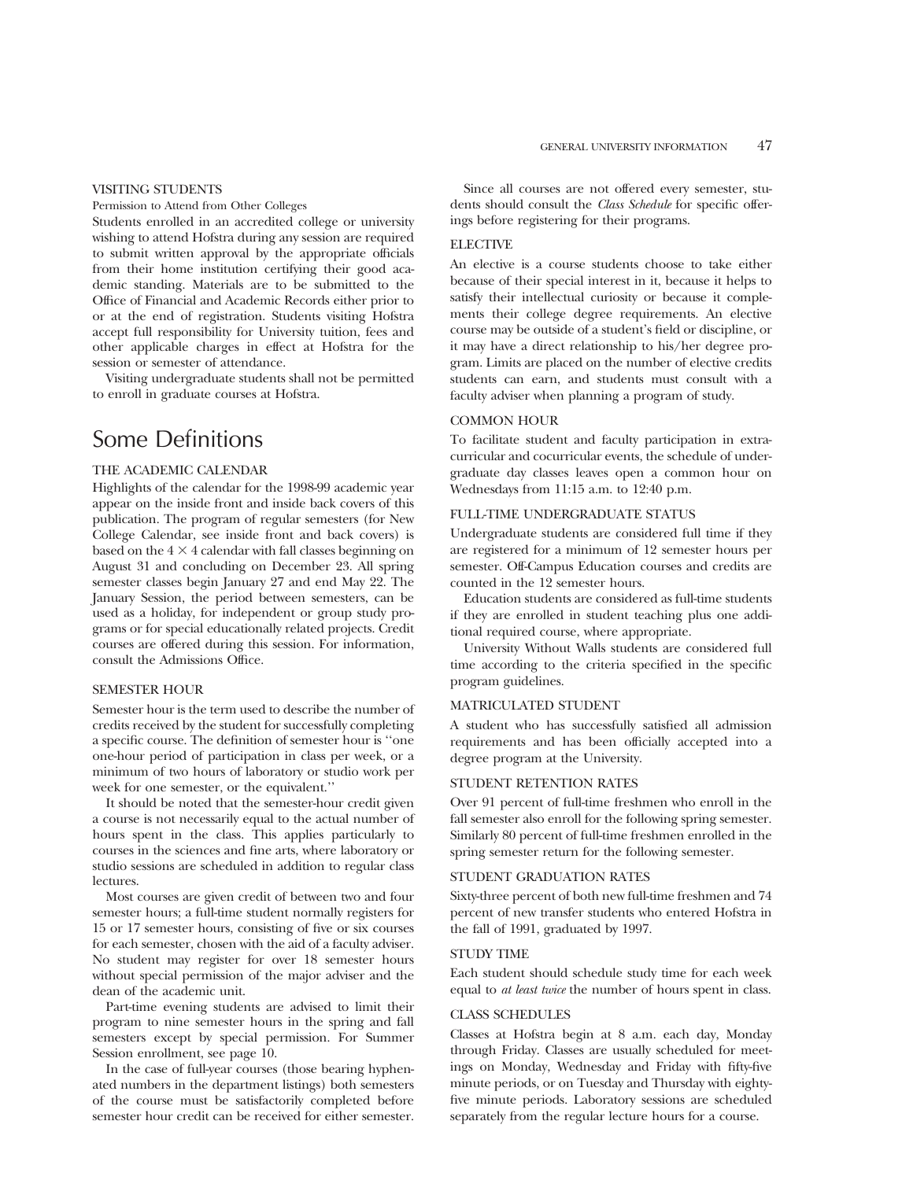### VISITING STUDENTS

Permission to Attend from Other Colleges

Students enrolled in an accredited college or university wishing to attend Hofstra during any session are required to submit written approval by the appropriate officials from their home institution certifying their good academic standing. Materials are to be submitted to the Office of Financial and Academic Records either prior to or at the end of registration. Students visiting Hofstra accept full responsibility for University tuition, fees and other applicable charges in effect at Hofstra for the session or semester of attendance.

Visiting undergraduate students shall not be permitted to enroll in graduate courses at Hofstra.

## Some Definitions

### THE ACADEMIC CALENDAR

Highlights of the calendar for the 1998-99 academic year appear on the inside front and inside back covers of this publication. The program of regular semesters (for New College Calendar, see inside front and back covers) is based on the $4 \times 4$ calendar with fall classes beginning on August 31 and concluding on December 23. All spring semester classes begin January 27 and end May 22. The January Session, the period between semesters, can be used as a holiday, for independent or group study programs or for special educationally related projects. Credit courses are offered during this session. For information, consult the Admissions Office.

### SEMESTER HOUR

Semester hour is the term used to describe the number of credits received by the student for successfully completing a specific course. The definition of semester hour is ''one one-hour period of participation in class per week, or a minimum of two hours of laboratory or studio work per week for one semester, or the equivalent.''

It should be noted that the semester-hour credit given a course is not necessarily equal to the actual number of hours spent in the class. This applies particularly to courses in the sciences and fine arts, where laboratory or studio sessions are scheduled in addition to regular class lectures.

Most courses are given credit of between two and four semester hours; a full-time student normally registers for 15 or 17 semester hours, consisting of five or six courses for each semester, chosen with the aid of a faculty adviser. No student may register for over 18 semester hours without special permission of the major adviser and the dean of the academic unit.

Part-time evening students are advised to limit their program to nine semester hours in the spring and fall semesters except by special permission. For Summer Session enrollment, see page 10.

In the case of full-year courses (those bearing hyphenated numbers in the department listings) both semesters of the course must be satisfactorily completed before semester hour credit can be received for either semester.

Since all courses are not offered every semester, students should consult the *Class Schedule* for specific offerings before registering for their programs.

### ELECTIVE

An elective is a course students choose to take either because of their special interest in it, because it helps to satisfy their intellectual curiosity or because it complements their college degree requirements. An elective course may be outside of a student's field or discipline, or it may have a direct relationship to his/her degree program. Limits are placed on the number of elective credits students can earn, and students must consult with a faculty adviser when planning a program of study.

### COMMON HOUR

To facilitate student and faculty participation in extracurricular and cocurricular events, the schedule of undergraduate day classes leaves open a common hour on Wednesdays from 11:15 a.m. to 12:40 p.m.

### FULL-TIME UNDERGRADUATE STATUS

Undergraduate students are considered full time if they are registered for a minimum of 12 semester hours per semester. Off-Campus Education courses and credits are counted in the 12 semester hours.

Education students are considered as full-time students if they are enrolled in student teaching plus one additional required course, where appropriate.

University Without Walls students are considered full time according to the criteria specified in the specific program guidelines.

### MATRICULATED STUDENT

A student who has successfully satisfied all admission requirements and has been officially accepted into a degree program at the University.

### STUDENT RETENTION RATES

Over 91 percent of full-time freshmen who enroll in the fall semester also enroll for the following spring semester. Similarly 80 percent of full-time freshmen enrolled in the spring semester return for the following semester.

### STUDENT GRADUATION RATES

Sixty-three percent of both new full-time freshmen and 74 percent of new transfer students who entered Hofstra in the fall of 1991, graduated by 1997.

### STUDY TIME

Each student should schedule study time for each week equal to *at least twice* the number of hours spent in class.

### CLASS SCHEDULES

Classes at Hofstra begin at 8 a.m. each day, Monday through Friday. Classes are usually scheduled for meetings on Monday, Wednesday and Friday with fifty-five minute periods, or on Tuesday and Thursday with eighty-five minute periods. Laboratory sessions are scheduled separately from the regular lecture hours for a course.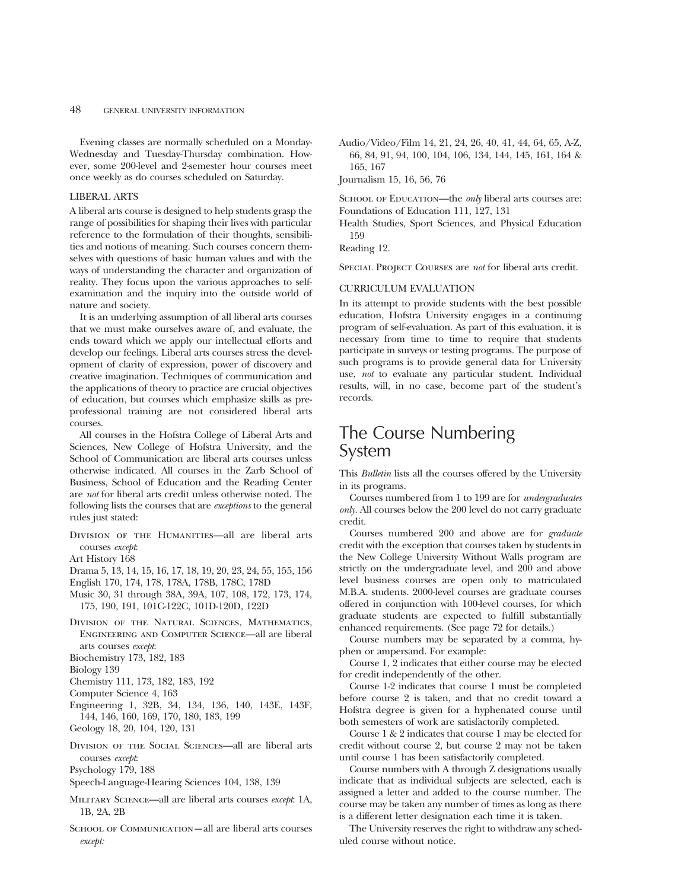Evening classes are normally scheduled on a Monday-Wednesday and Tuesday-Thursday combination. However, some 200-level and 2-semester hour courses meet once weekly as do courses scheduled on Saturday.

### LIBERAL ARTS

A liberal arts course is designed to help students grasp the range of possibilities for shaping their lives with particular reference to the formulation of their thoughts, sensibilities and notions of meaning. Such courses concern themselves with questions of basic human values and with the ways of understanding the character and organization of reality. They focus upon the various approaches to self-examination and the inquiry into the outside world of nature and society.

It is an underlying assumption of all liberal arts courses that we must make ourselves aware of, and evaluate, the ends toward which we apply our intellectual efforts and develop our feelings. Liberal arts courses stress the development of clarity of expression, power of discovery and creative imagination. Techniques of communication and the applications of theory to practice are crucial objectives of education, but courses which emphasize skills as pre-professional training are not considered liberal arts courses.

All courses in the Hofstra College of Liberal Arts and Sciences, New College of Hofstra University, and the School of Communication are liberal arts courses unless otherwise indicated. All courses in the Zarb School of Business, School of Education and the Reading Center are *not* for liberal arts credit unless otherwise noted. The following lists the courses that are *exceptions* to the general rules just stated:

Division of the Humanities—all are liberal arts courses *except*:
Art History 168
Drama 5, 13, 14, 15, 16, 17, 18, 19, 20, 23, 24, 55, 155, 156
English 170, 174, 178, 178A, 178B, 178C, 178D
Music 30, 31 through 38A, 39A, 107, 108, 172, 173, 174, 175, 190, 191, 101C-122C, 101D-120D, 122D

Division of the Natural Sciences, Mathematics, Engineering and Computer Science—all are liberal arts courses *except*:
Biochemistry 173, 182, 183
Biology 139
Chemistry 111, 173, 182, 183, 192
Computer Science 4, 163
Engineering 1, 32B, 34, 134, 136, 140, 143E, 143F, 144, 146, 160, 169, 170, 180, 183, 199
Geology 18, 20, 104, 120, 131

Division of the Social Sciences—all are liberal arts courses *except*:
Psychology 179, 188
Speech-Language-Hearing Sciences 104, 138, 139

Military Science—all are liberal arts courses *except*: 1A, 1B, 2A, 2B

School of Communication—all are liberal arts courses *except:*
Audio/Video/Film 14, 21, 24, 26, 40, 41, 44, 64, 65, A-Z, 66, 84, 91, 94, 100, 104, 106, 134, 144, 145, 161, 164 & 165, 167
Journalism 15, 16, 56, 76

School of Education—the *only* liberal arts courses are:
Foundations of Education 111, 127, 131
Health Studies, Sport Sciences, and Physical Education 159
Reading 12.

Special Project Courses are *not* for liberal arts credit.

### CURRICULUM EVALUATION

In its attempt to provide students with the best possible education, Hofstra University engages in a continuing program of self-evaluation. As part of this evaluation, it is necessary from time to time to require that students participate in surveys or testing programs. The purpose of such programs is to provide general data for University use, *not* to evaluate any particular student. Individual results, will, in no case, become part of the student's records.

## The Course Numbering System

This *Bulletin* lists all the courses offered by the University in its programs.

Courses numbered from 1 to 199 are for *undergraduates only*. All courses below the 200 level do not carry graduate credit.

Courses numbered 200 and above are for *graduate* credit with the exception that courses taken by students in the New College University Without Walls program are strictly on the undergraduate level, and 200 and above level business courses are open only to matriculated M.B.A. students. 2000-level courses are graduate courses offered in conjunction with 100-level courses, for which graduate students are expected to fulfill substantially enhanced requirements. (See page 72 for details.)

Course numbers may be separated by a comma, hyphen or ampersand. For example:

Course 1, 2 indicates that either course may be elected for credit independently of the other.

Course 1-2 indicates that course 1 must be completed before course 2 is taken, and that no credit toward a Hofstra degree is given for a hyphenated course until both semesters of work are satisfactorily completed.

Course 1 & 2 indicates that course 1 may be elected for credit without course 2, but course 2 may not be taken until course 1 has been satisfactorily completed.

Course numbers with A through Z designations usually indicate that as individual subjects are selected, each is assigned a letter and added to the course number. The course may be taken any number of times as long as there is a different letter designation each time it is taken.

The University reserves the right to withdraw any scheduled course without notice.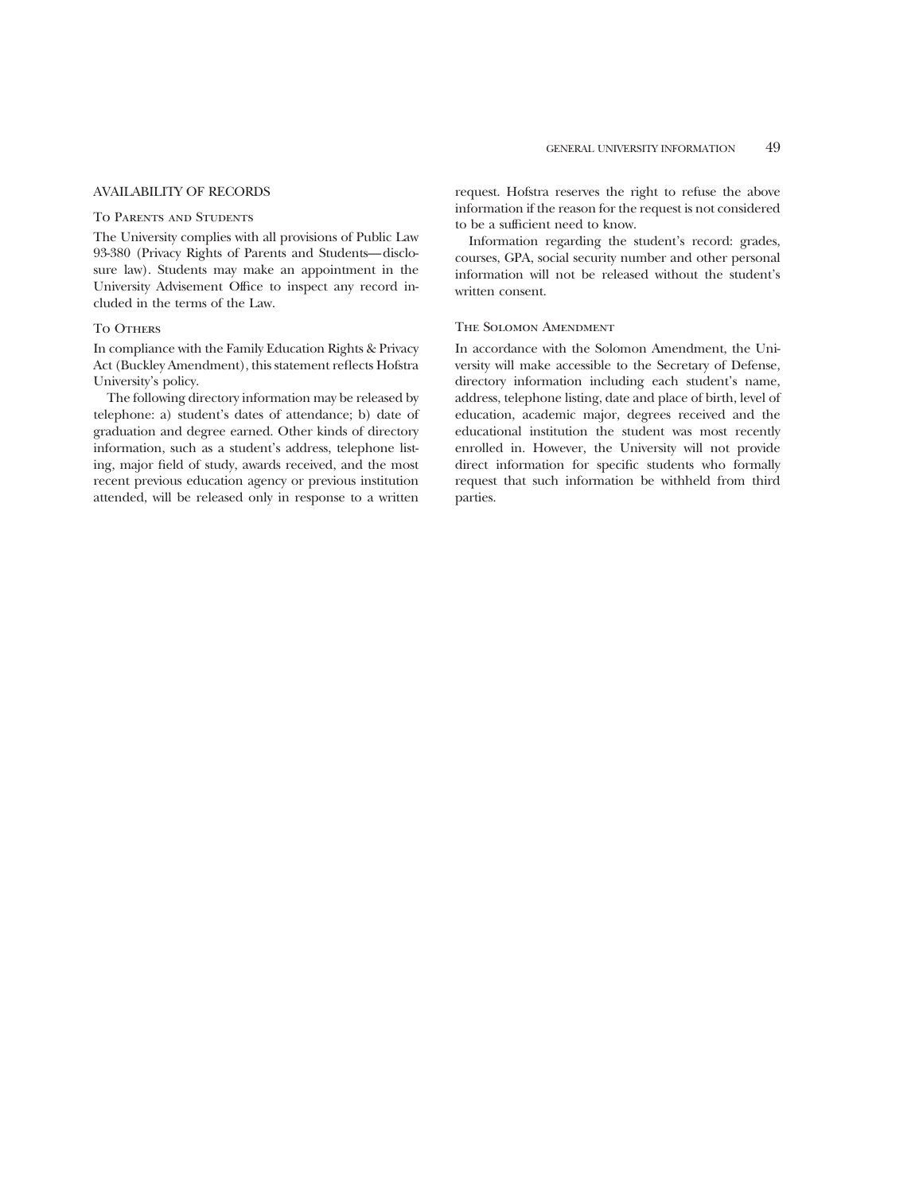## AVAILABILITY OF RECORDS

### To Parents and Students

The University complies with all provisions of Public Law 93-380 (Privacy Rights of Parents and Students—disclosure law). Students may make an appointment in the University Advisement Office to inspect any record included in the terms of the Law.

### To Others

In compliance with the Family Education Rights & Privacy Act (Buckley Amendment), this statement reflects Hofstra University's policy.

The following directory information may be released by telephone: a) student's dates of attendance; b) date of graduation and degree earned. Other kinds of directory information, such as a student's address, telephone listing, major field of study, awards received, and the most recent previous education agency or previous institution attended, will be released only in response to a written request. Hofstra reserves the right to refuse the above information if the reason for the request is not considered to be a sufficient need to know.

Information regarding the student's record: grades, courses, GPA, social security number and other personal information will not be released without the student's written consent.

### The Solomon Amendment

In accordance with the Solomon Amendment, the University will make accessible to the Secretary of Defense, directory information including each student's name, address, telephone listing, date and place of birth, level of education, academic major, degrees received and the educational institution the student was most recently enrolled in. However, the University will not provide direct information for specific students who formally request that such information be withheld from third parties.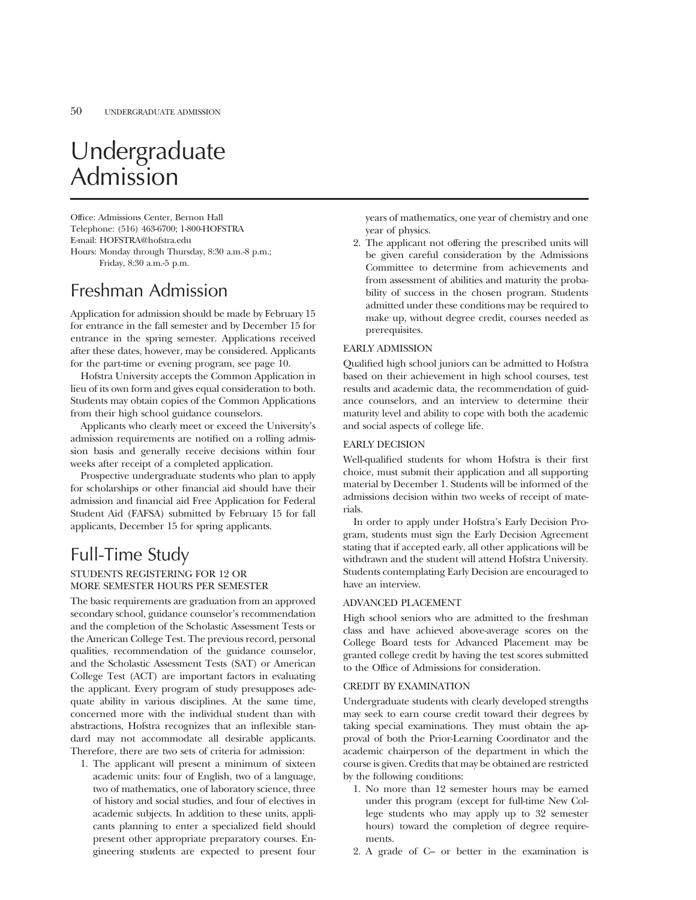# Undergraduate Admission

Office: Admissions Center, Bernon Hall
Telephone: (516) 463-6700; 1-800-HOFSTRA
E-mail: HOFSTRA@hofstra.edu
Hours: Monday through Thursday, 8:30 a.m.-8 p.m.;
Friday, 8:30 a.m.-5 p.m.

## Freshman Admission

Application for admission should be made by February 15 for entrance in the fall semester and by December 15 for entrance in the spring semester. Applications received after these dates, however, may be considered. Applicants for the part-time or evening program, see page 10.

Hofstra University accepts the Common Application in lieu of its own form and gives equal consideration to both. Students may obtain copies of the Common Applications from their high school guidance counselors.

Applicants who clearly meet or exceed the University's admission requirements are notified on a rolling admission basis and generally receive decisions within four weeks after receipt of a completed application.

Prospective undergraduate students who plan to apply for scholarships or other financial aid should have their admission and financial aid Free Application for Federal Student Aid (FAFSA) submitted by February 15 for fall applicants, December 15 for spring applicants.

## Full-Time Study

### STUDENTS REGISTERING FOR 12 OR MORE SEMESTER HOURS PER SEMESTER

The basic requirements are graduation from an approved secondary school, guidance counselor's recommendation and the completion of the Scholastic Assessment Tests or the American College Test. The previous record, personal qualities, recommendation of the guidance counselor, and the Scholastic Assessment Tests (SAT) or American College Test (ACT) are important factors in evaluating the applicant. Every program of study presupposes adequate ability in various disciplines. At the same time, concerned more with the individual student than with abstractions, Hofstra recognizes that an inflexible standard may not accommodate all desirable applicants. Therefore, there are two sets of criteria for admission:

1. The applicant will present a minimum of sixteen academic units: four of English, two of a language, two of mathematics, one of laboratory science, three of history and social studies, and four of electives in academic subjects. In addition to these units, applicants planning to enter a specialized field should present other appropriate preparatory courses. Engineering students are expected to present four years of mathematics, one year of chemistry and one year of physics.
2. The applicant not offering the prescribed units will be given careful consideration by the Admissions Committee to determine from achievements and from assessment of abilities and maturity the probability of success in the chosen program. Students admitted under these conditions may be required to make up, without degree credit, courses needed as prerequisites.

### EARLY ADMISSION

Qualified high school juniors can be admitted to Hofstra based on their achievement in high school courses, test results and academic data, the recommendation of guidance counselors, and an interview to determine their maturity level and ability to cope with both the academic and social aspects of college life.

### EARLY DECISION

Well-qualified students for whom Hofstra is their first choice, must submit their application and all supporting material by December 1. Students will be informed of the admissions decision within two weeks of receipt of materials.

In order to apply under Hofstra's Early Decision Program, students must sign the Early Decision Agreement stating that if accepted early, all other applications will be withdrawn and the student will attend Hofstra University. Students contemplating Early Decision are encouraged to have an interview.

### ADVANCED PLACEMENT

High school seniors who are admitted to the freshman class and have achieved above-average scores on the College Board tests for Advanced Placement may be granted college credit by having the test scores submitted to the Office of Admissions for consideration.

### CREDIT BY EXAMINATION

Undergraduate students with clearly developed strengths may seek to earn course credit toward their degrees by taking special examinations. They must obtain the approval of both the Prior-Learning Coordinator and the academic chairperson of the department in which the course is given. Credits that may be obtained are restricted by the following conditions:

1. No more than 12 semester hours may be earned under this program (except for full-time New College students who may apply up to 32 semester hours) toward the completion of degree requirements.
2. A grade of C– or better in the examination is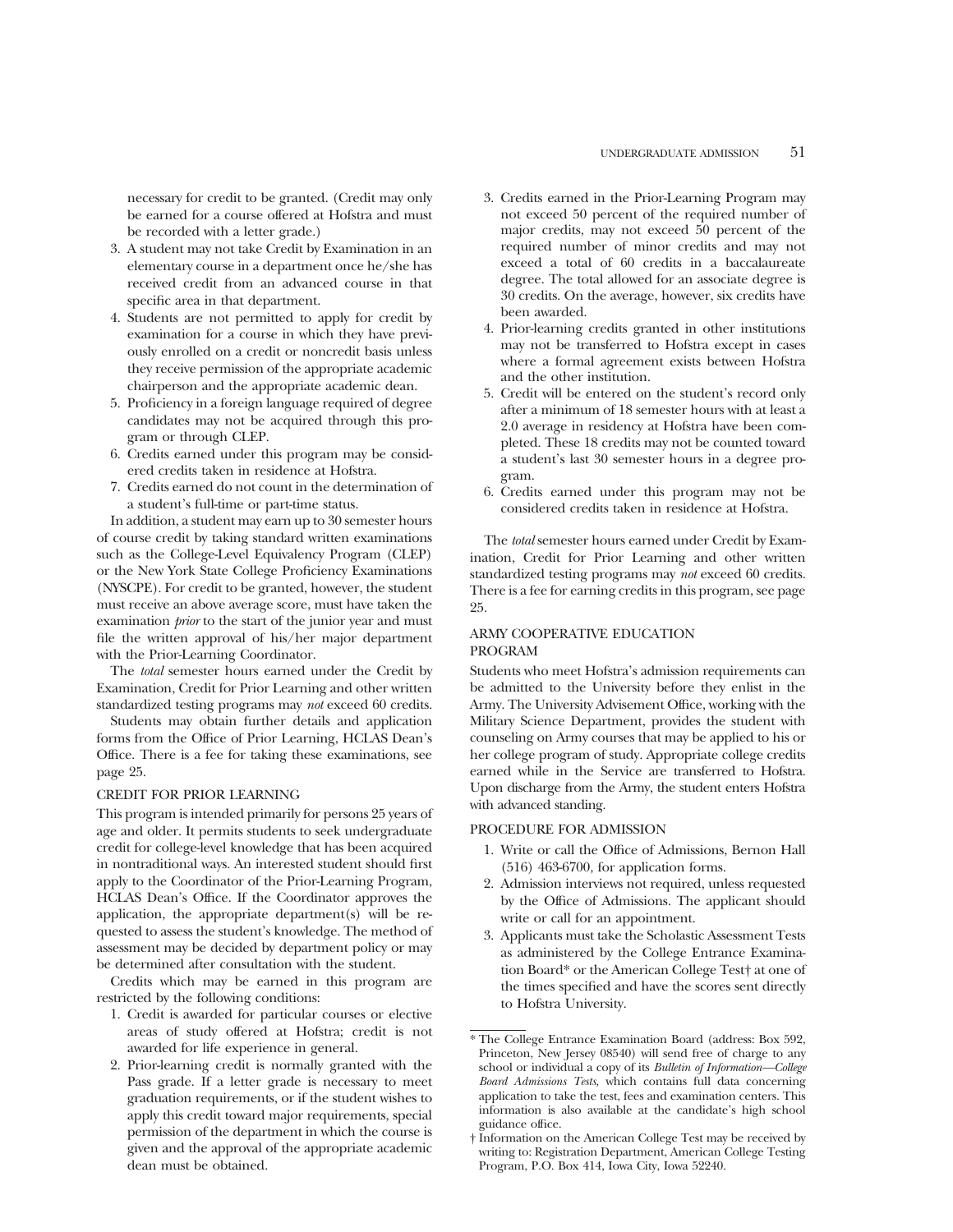necessary for credit to be granted. (Credit may only be earned for a course offered at Hofstra and must be recorded with a letter grade.)

3. A student may not take Credit by Examination in an elementary course in a department once he/she has received credit from an advanced course in that specific area in that department.
4. Students are not permitted to apply for credit by examination for a course in which they have previously enrolled on a credit or noncredit basis unless they receive permission of the appropriate academic chairperson and the appropriate academic dean.
5. Proficiency in a foreign language required of degree candidates may not be acquired through this program or through CLEP.
6. Credits earned under this program may be considered credits taken in residence at Hofstra.
7. Credits earned do not count in the determination of a student's full-time or part-time status.

In addition, a student may earn up to 30 semester hours of course credit by taking standard written examinations such as the College-Level Equivalency Program (CLEP) or the New York State College Proficiency Examinations (NYSCPE). For credit to be granted, however, the student must receive an above average score, must have taken the examination *prior* to the start of the junior year and must file the written approval of his/her major department with the Prior-Learning Coordinator.

The *total* semester hours earned under the Credit by Examination, Credit for Prior Learning and other written standardized testing programs may *not* exceed 60 credits.

Students may obtain further details and application forms from the Office of Prior Learning, HCLAS Dean's Office. There is a fee for taking these examinations, see page 25.

### CREDIT FOR PRIOR LEARNING

This program is intended primarily for persons 25 years of age and older. It permits students to seek undergraduate credit for college-level knowledge that has been acquired in nontraditional ways. An interested student should first apply to the Coordinator of the Prior-Learning Program, HCLAS Dean's Office. If the Coordinator approves the application, the appropriate department(s) will be requested to assess the student's knowledge. The method of assessment may be decided by department policy or may be determined after consultation with the student.

Credits which may be earned in this program are restricted by the following conditions:

1. Credit is awarded for particular courses or elective areas of study offered at Hofstra; credit is not awarded for life experience in general.
2. Prior-learning credit is normally granted with the Pass grade. If a letter grade is necessary to meet graduation requirements, or if the student wishes to apply this credit toward major requirements, special permission of the department in which the course is given and the approval of the appropriate academic dean must be obtained.
3. Credits earned in the Prior-Learning Program may not exceed 50 percent of the required number of major credits, may not exceed 50 percent of the required number of minor credits and may not exceed a total of 60 credits in a baccalaureate degree. The total allowed for an associate degree is 30 credits. On the average, however, six credits have been awarded.
4. Prior-learning credits granted in other institutions may not be transferred to Hofstra except in cases where a formal agreement exists between Hofstra and the other institution.
5. Credit will be entered on the student's record only after a minimum of 18 semester hours with at least a 2.0 average in residency at Hofstra have been completed. These 18 credits may not be counted toward a student's last 30 semester hours in a degree program.
6. Credits earned under this program may not be considered credits taken in residence at Hofstra.

The *total* semester hours earned under Credit by Examination, Credit for Prior Learning and other written standardized testing programs may *not* exceed 60 credits. There is a fee for earning credits in this program, see page 25.

### ARMY COOPERATIVE EDUCATION PROGRAM

Students who meet Hofstra's admission requirements can be admitted to the University before they enlist in the Army. The University Advisement Office, working with the Military Science Department, provides the student with counseling on Army courses that may be applied to his or her college program of study. Appropriate college credits earned while in the Service are transferred to Hofstra. Upon discharge from the Army, the student enters Hofstra with advanced standing.

### PROCEDURE FOR ADMISSION

1. Write or call the Office of Admissions, Bernon Hall (516) 463-6700, for application forms.
2. Admission interviews not required, unless requested by the Office of Admissions. The applicant should write or call for an appointment.
3. Applicants must take the Scholastic Assessment Tests as administered by the College Entrance Examination Board* or the American College Test† at one of the times specified and have the scores sent directly to Hofstra University.

---

\* The College Entrance Examination Board (address: Box 592, Princeton, New Jersey 08540) will send free of charge to any school or individual a copy of its *Bulletin of Information—College Board Admissions Tests*, which contains full data concerning application to take the test, fees and examination centers. This information is also available at the candidate's high school guidance office.

† Information on the American College Test may be received by writing to: Registration Department, American College Testing Program, P.O. Box 414, Iowa City, Iowa 52240.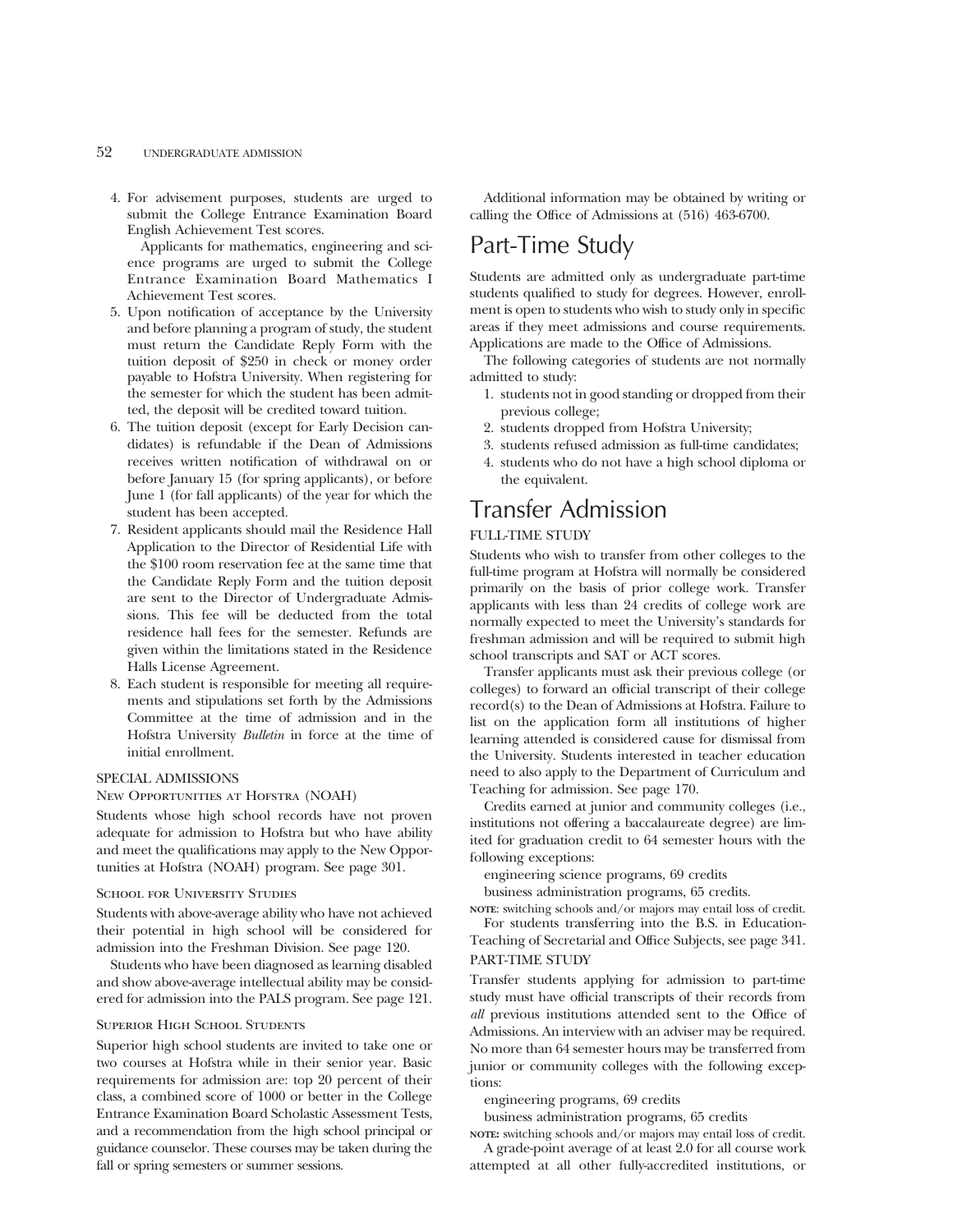4. For advisement purposes, students are urged to submit the College Entrance Examination Board English Achievement Test scores.

   Applicants for mathematics, engineering and science programs are urged to submit the College Entrance Examination Board Mathematics I Achievement Test scores.
5. Upon notification of acceptance by the University and before planning a program of study, the student must return the Candidate Reply Form with the tuition deposit of $250 in check or money order payable to Hofstra University. When registering for the semester for which the student has been admitted, the deposit will be credited toward tuition.
6. The tuition deposit (except for Early Decision candidates) is refundable if the Dean of Admissions receives written notification of withdrawal on or before January 15 (for spring applicants), or before June 1 (for fall applicants) of the year for which the student has been accepted.
7. Resident applicants should mail the Residence Hall Application to the Director of Residential Life with the $100 room reservation fee at the same time that the Candidate Reply Form and the tuition deposit are sent to the Director of Undergraduate Admissions. This fee will be deducted from the total residence hall fees for the semester. Refunds are given within the limitations stated in the Residence Halls License Agreement.
8. Each student is responsible for meeting all requirements and stipulations set forth by the Admissions Committee at the time of admission and in the Hofstra University *Bulletin* in force at the time of initial enrollment.

### SPECIAL ADMISSIONS

#### New Opportunities at Hofstra (NOAH)

Students whose high school records have not proven adequate for admission to Hofstra but who have ability and meet the qualifications may apply to the New Opportunities at Hofstra (NOAH) program. See page 301.

#### School for University Studies

Students with above-average ability who have not achieved their potential in high school will be considered for admission into the Freshman Division. See page 120.

Students who have been diagnosed as learning disabled and show above-average intellectual ability may be considered for admission into the PALS program. See page 121.

#### Superior High School Students

Superior high school students are invited to take one or two courses at Hofstra while in their senior year. Basic requirements for admission are: top 20 percent of their class, a combined score of 1000 or better in the College Entrance Examination Board Scholastic Assessment Tests, and a recommendation from the high school principal or guidance counselor. These courses may be taken during the fall or spring semesters or summer sessions.

Additional information may be obtained by writing or calling the Office of Admissions at (516) 463-6700.

## Part-Time Study

Students are admitted only as undergraduate part-time students qualified to study for degrees. However, enrollment is open to students who wish to study only in specific areas if they meet admissions and course requirements. Applications are made to the Office of Admissions.

The following categories of students are not normally admitted to study:

1. students not in good standing or dropped from their previous college;
2. students dropped from Hofstra University;
3. students refused admission as full-time candidates;
4. students who do not have a high school diploma or the equivalent.

## Transfer Admission

### FULL-TIME STUDY

Students who wish to transfer from other colleges to the full-time program at Hofstra will normally be considered primarily on the basis of prior college work. Transfer applicants with less than 24 credits of college work are normally expected to meet the University's standards for freshman admission and will be required to submit high school transcripts and SAT or ACT scores.

Transfer applicants must ask their previous college (or colleges) to forward an official transcript of their college record(s) to the Dean of Admissions at Hofstra. Failure to list on the application form all institutions of higher learning attended is considered cause for dismissal from the University. Students interested in teacher education need to also apply to the Department of Curriculum and Teaching for admission. See page 170.

Credits earned at junior and community colleges (i.e., institutions not offering a baccalaureate degree) are limited for graduation credit to 64 semester hours with the following exceptions:

engineering science programs, 69 credits

business administration programs, 65 credits.

**NOTE**: switching schools and/or majors may entail loss of credit.

For students transferring into the B.S. in Education-Teaching of Secretarial and Office Subjects, see page 341.

### PART-TIME STUDY

Transfer students applying for admission to part-time study must have official transcripts of their records from *all* previous institutions attended sent to the Office of Admissions. An interview with an adviser may be required. No more than 64 semester hours may be transferred from junior or community colleges with the following exceptions:

engineering programs, 69 credits

business administration programs, 65 credits

**NOTE:** switching schools and/or majors may entail loss of credit.

A grade-point average of at least 2.0 for all course work attempted at all other fully-accredited institutions, or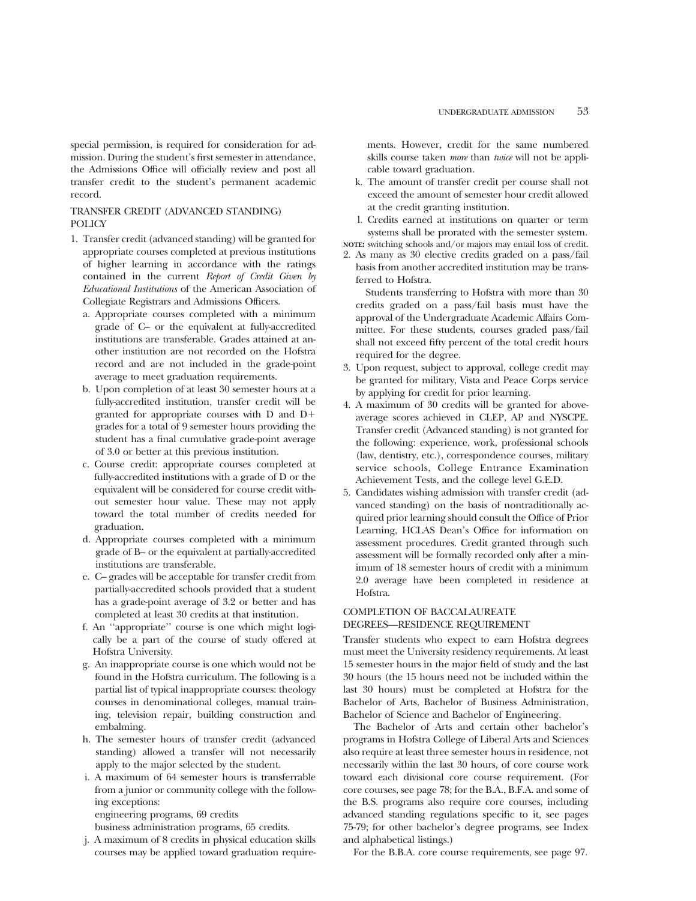special permission, is required for consideration for admission. During the student's first semester in attendance, the Admissions Office will officially review and post all transfer credit to the student's permanent academic record.

## TRANSFER CREDIT (ADVANCED STANDING) POLICY

1. Transfer credit (advanced standing) will be granted for appropriate courses completed at previous institutions of higher learning in accordance with the ratings contained in the current *Report of Credit Given by Educational Institutions* of the American Association of Collegiate Registrars and Admissions Officers.
   a. Appropriate courses completed with a minimum grade of C– or the equivalent at fully-accredited institutions are transferable. Grades attained at another institution are not recorded on the Hofstra record and are not included in the grade-point average to meet graduation requirements.
   b. Upon completion of at least 30 semester hours at a fully-accredited institution, transfer credit will be granted for appropriate courses with D and D+ grades for a total of 9 semester hours providing the student has a final cumulative grade-point average of 3.0 or better at this previous institution.
   c. Course credit: appropriate courses completed at fully-accredited institutions with a grade of D or the equivalent will be considered for course credit without semester hour value. These may not apply toward the total number of credits needed for graduation.
   d. Appropriate courses completed with a minimum grade of B– or the equivalent at partially-accredited institutions are transferable.
   e. C– grades will be acceptable for transfer credit from partially-accredited schools provided that a student has a grade-point average of 3.2 or better and has completed at least 30 credits at that institution.
   f. An ''appropriate'' course is one which might logically be a part of the course of study offered at Hofstra University.
   g. An inappropriate course is one which would not be found in the Hofstra curriculum. The following is a partial list of typical inappropriate courses: theology courses in denominational colleges, manual training, television repair, building construction and embalming.
   h. The semester hours of transfer credit (advanced standing) allowed a transfer will not necessarily apply to the major selected by the student.
   i. A maximum of 64 semester hours is transferrable from a junior or community college with the following exceptions:
      engineering programs, 69 credits
      business administration programs, 65 credits.
   j. A maximum of 8 credits in physical education skills courses may be applied toward graduation requirements. However, credit for the same numbered skills course taken *more* than *twice* will not be applicable toward graduation.
   k. The amount of transfer credit per course shall not exceed the amount of semester hour credit allowed at the credit granting institution.
   l. Credits earned at institutions on quarter or term systems shall be prorated with the semester system.

**NOTE:** switching schools and/or majors may entail loss of credit.

2. As many as 30 elective credits graded on a pass/fail basis from another accredited institution may be transferred to Hofstra.

   Students transferring to Hofstra with more than 30 credits graded on a pass/fail basis must have the approval of the Undergraduate Academic Affairs Committee. For these students, courses graded pass/fail shall not exceed fifty percent of the total credit hours required for the degree.
3. Upon request, subject to approval, college credit may be granted for military, Vista and Peace Corps service by applying for credit for prior learning.
4. A maximum of 30 credits will be granted for above-average scores achieved in CLEP, AP and NYSCPE. Transfer credit (Advanced standing) is not granted for the following: experience, work, professional schools (law, dentistry, etc.), correspondence courses, military service schools, College Entrance Examination Achievement Tests, and the college level G.E.D.
5. Candidates wishing admission with transfer credit (advanced standing) on the basis of nontraditionally acquired prior learning should consult the Office of Prior Learning, HCLAS Dean's Office for information on assessment procedures. Credit granted through such assessment will be formally recorded only after a minimum of 18 semester hours of credit with a minimum 2.0 average have been completed in residence at Hofstra.

## COMPLETION OF BACCALAUREATE DEGREES—RESIDENCE REQUIREMENT

Transfer students who expect to earn Hofstra degrees must meet the University residency requirements. At least 15 semester hours in the major field of study and the last 30 hours (the 15 hours need not be included within the last 30 hours) must be completed at Hofstra for the Bachelor of Arts, Bachelor of Business Administration, Bachelor of Science and Bachelor of Engineering.

The Bachelor of Arts and certain other bachelor's programs in Hofstra College of Liberal Arts and Sciences also require at least three semester hours in residence, not necessarily within the last 30 hours, of core course work toward each divisional core course requirement. (For core courses, see page 78; for the B.A., B.F.A. and some of the B.S. programs also require core courses, including advanced standing regulations specific to it, see pages 75-79; for other bachelor's degree programs, see Index and alphabetical listings.)

For the B.B.A. core course requirements, see page 97.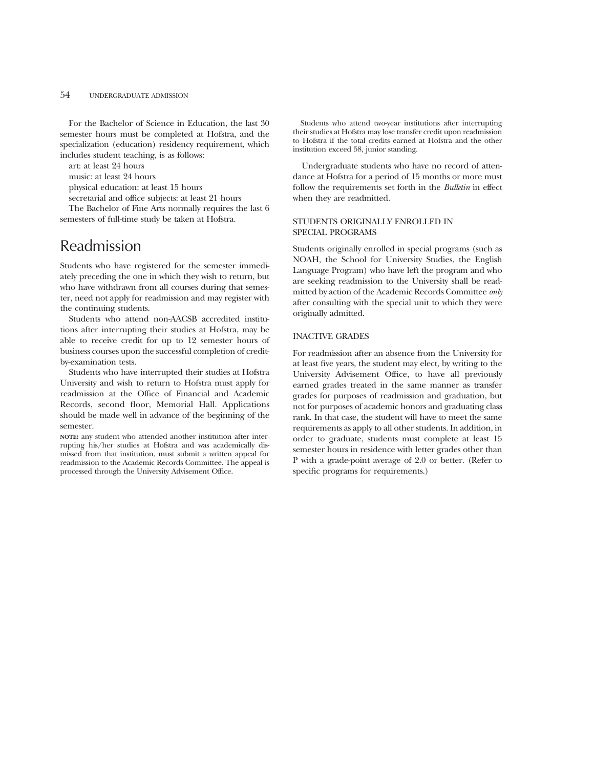For the Bachelor of Science in Education, the last 30 semester hours must be completed at Hofstra, and the specialization (education) residency requirement, which includes student teaching, is as follows:

art: at least 24 hours

music: at least 24 hours

physical education: at least 15 hours

secretarial and office subjects: at least 21 hours

The Bachelor of Fine Arts normally requires the last 6 semesters of full-time study be taken at Hofstra.

# Readmission

Students who have registered for the semester immediately preceding the one in which they wish to return, but who have withdrawn from all courses during that semester, need not apply for readmission and may register with the continuing students.

Students who attend non-AACSB accredited institutions after interrupting their studies at Hofstra, may be able to receive credit for up to 12 semester hours of business courses upon the successful completion of credit-by-examination tests.

Students who have interrupted their studies at Hofstra University and wish to return to Hofstra must apply for readmission at the Office of Financial and Academic Records, second floor, Memorial Hall. Applications should be made well in advance of the beginning of the semester.

**NOTE:** any student who attended another institution after interrupting his/her studies at Hofstra and was academically dismissed from that institution, must submit a written appeal for readmission to the Academic Records Committee. The appeal is processed through the University Advisement Office.

Students who attend two-year institutions after interrupting their studies at Hofstra may lose transfer credit upon readmission to Hofstra if the total credits earned at Hofstra and the other institution exceed 58, junior standing.

Undergraduate students who have no record of attendance at Hofstra for a period of 15 months or more must follow the requirements set forth in the *Bulletin* in effect when they are readmitted.

## STUDENTS ORIGINALLY ENROLLED IN SPECIAL PROGRAMS

Students originally enrolled in special programs (such as NOAH, the School for University Studies, the English Language Program) who have left the program and who are seeking readmission to the University shall be readmitted by action of the Academic Records Committee *only* after consulting with the special unit to which they were originally admitted.

## INACTIVE GRADES

For readmission after an absence from the University for at least five years, the student may elect, by writing to the University Advisement Office, to have all previously earned grades treated in the same manner as transfer grades for purposes of readmission and graduation, but not for purposes of academic honors and graduating class rank. In that case, the student will have to meet the same requirements as apply to all other students. In addition, in order to graduate, students must complete at least 15 semester hours in residence with letter grades other than P with a grade-point average of 2.0 or better. (Refer to specific programs for requirements.)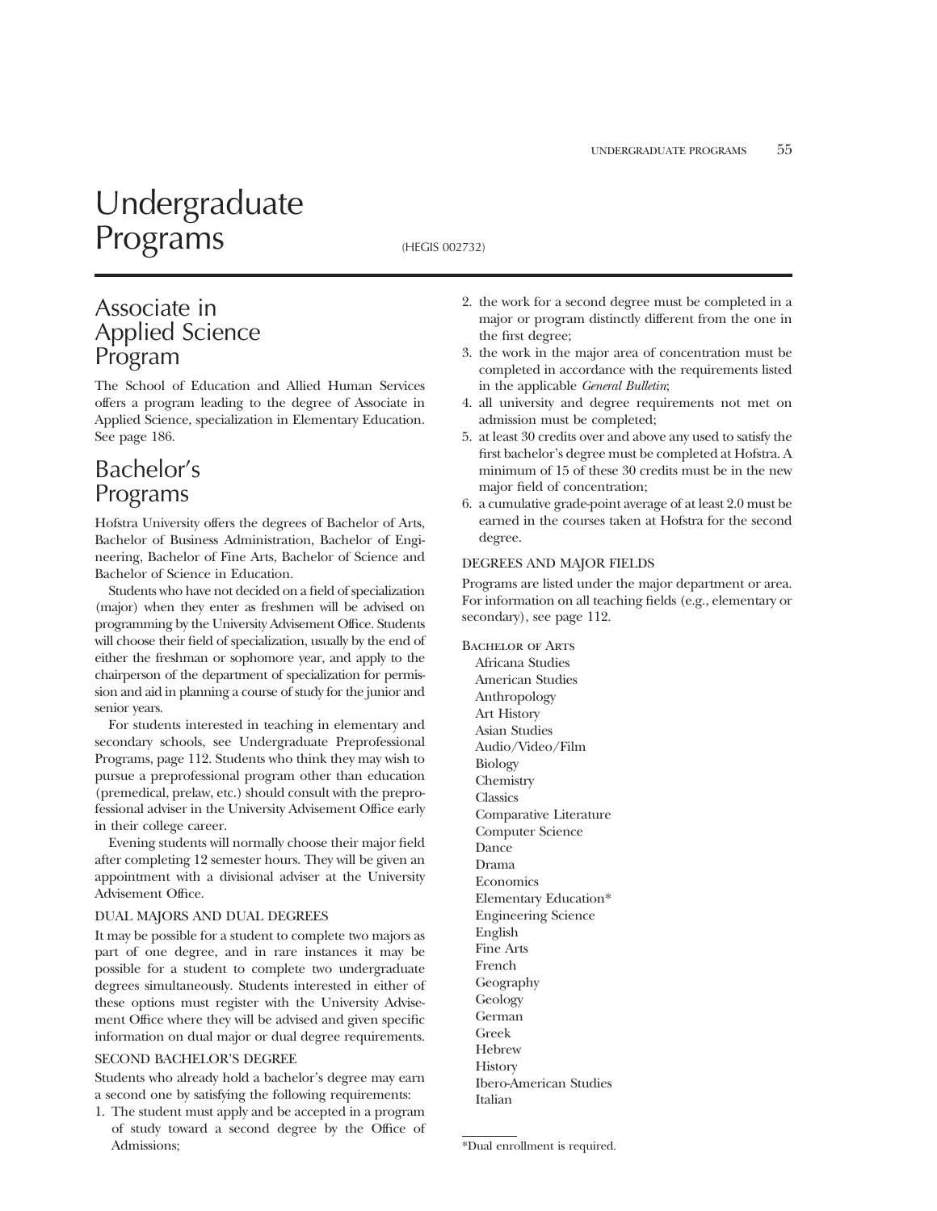# Undergraduate Programs

(HEGIS 002732)

## Associate in Applied Science Program

The School of Education and Allied Human Services offers a program leading to the degree of Associate in Applied Science, specialization in Elementary Education. See page 186.

## Bachelor's Programs

Hofstra University offers the degrees of Bachelor of Arts, Bachelor of Business Administration, Bachelor of Engineering, Bachelor of Fine Arts, Bachelor of Science and Bachelor of Science in Education.

Students who have not decided on a field of specialization (major) when they enter as freshmen will be advised on programming by the University Advisement Office. Students will choose their field of specialization, usually by the end of either the freshman or sophomore year, and apply to the chairperson of the department of specialization for permission and aid in planning a course of study for the junior and senior years.

For students interested in teaching in elementary and secondary schools, see Undergraduate Preprofessional Programs, page 112. Students who think they may wish to pursue a preprofessional program other than education (premedical, prelaw, etc.) should consult with the preprofessional adviser in the University Advisement Office early in their college career.

Evening students will normally choose their major field after completing 12 semester hours. They will be given an appointment with a divisional adviser at the University Advisement Office.

### DUAL MAJORS AND DUAL DEGREES

It may be possible for a student to complete two majors as part of one degree, and in rare instances it may be possible for a student to complete two undergraduate degrees simultaneously. Students interested in either of these options must register with the University Advisement Office where they will be advised and given specific information on dual major or dual degree requirements.

### SECOND BACHELOR'S DEGREE

Students who already hold a bachelor's degree may earn a second one by satisfying the following requirements:

1. The student must apply and be accepted in a program of study toward a second degree by the Office of Admissions;
2. the work for a second degree must be completed in a major or program distinctly different from the one in the first degree;
3. the work in the major area of concentration must be completed in accordance with the requirements listed in the applicable *General Bulletin*;
4. all university and degree requirements not met on admission must be completed;
5. at least 30 credits over and above any used to satisfy the first bachelor's degree must be completed at Hofstra. A minimum of 15 of these 30 credits must be in the new major field of concentration;
6. a cumulative grade-point average of at least 2.0 must be earned in the courses taken at Hofstra for the second degree.

### DEGREES AND MAJOR FIELDS

Programs are listed under the major department or area. For information on all teaching fields (e.g., elementary or secondary), see page 112.

Bachelor of Arts

- Africana Studies
- American Studies
- Anthropology
- Art History
- Asian Studies
- Audio/Video/Film
- Biology
- Chemistry
- Classics
- Comparative Literature
- Computer Science
- Dance
- Drama
- Economics
- Elementary Education*
- Engineering Science
- English
- Fine Arts
- French
- Geography
- Geology
- German
- Greek
- Hebrew
- History
- Ibero-American Studies
- Italian

*Dual enrollment is required.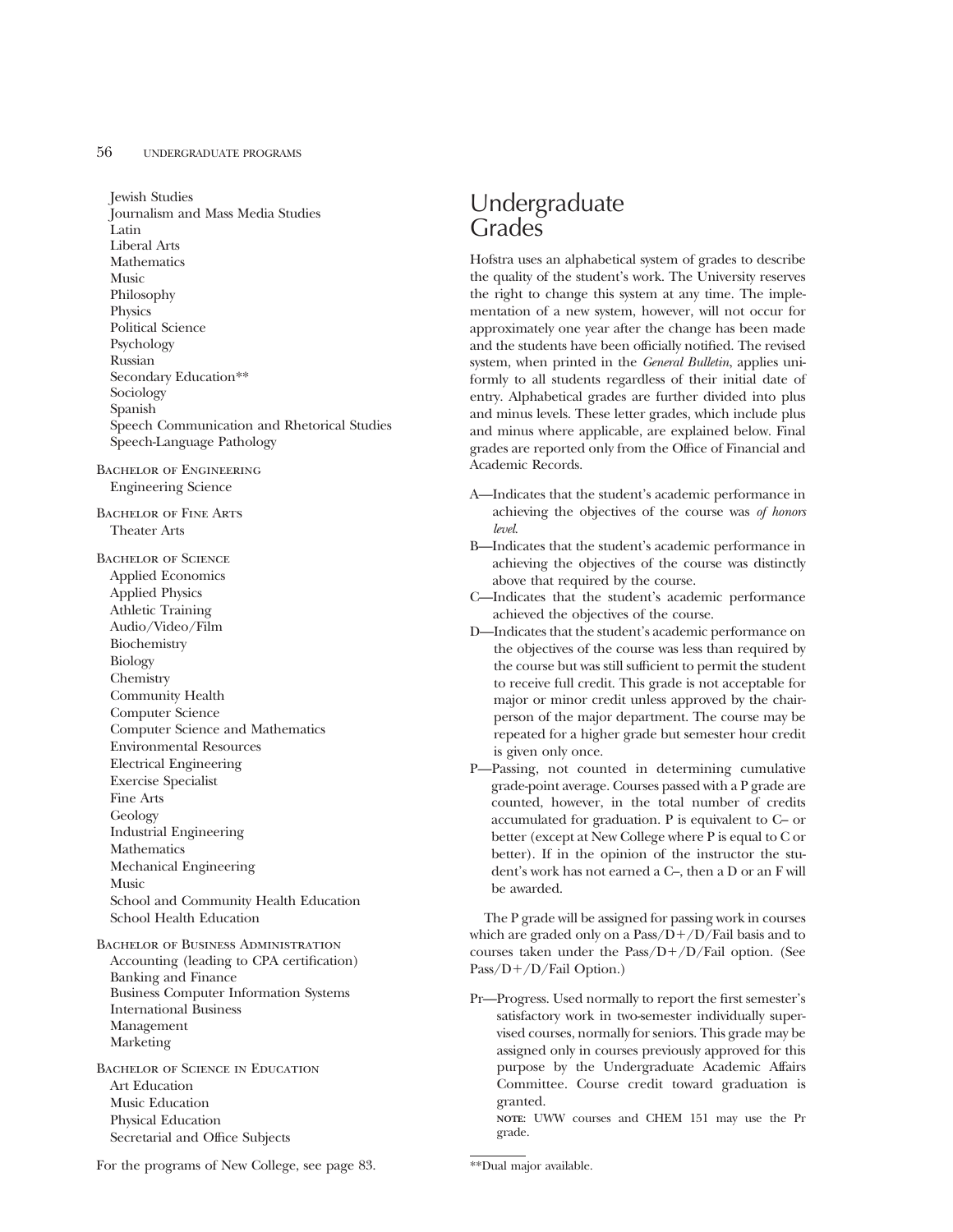Jewish Studies
Journalism and Mass Media Studies
Latin
Liberal Arts
Mathematics
Music
Philosophy
Physics
Political Science
Psychology
Russian
Secondary Education**
Sociology
Spanish
Speech Communication and Rhetorical Studies
Speech-Language Pathology

Bachelor of Engineering
Engineering Science

Bachelor of Fine Arts
Theater Arts

Bachelor of Science
Applied Economics
Applied Physics
Athletic Training
Audio/Video/Film
Biochemistry
Biology
Chemistry
Community Health
Computer Science
Computer Science and Mathematics
Environmental Resources
Electrical Engineering
Exercise Specialist
Fine Arts
Geology
Industrial Engineering
Mathematics
Mechanical Engineering
Music
School and Community Health Education
School Health Education

Bachelor of Business Administration
Accounting (leading to CPA certification)
Banking and Finance
Business Computer Information Systems
International Business
Management
Marketing

Bachelor of Science in Education
Art Education
Music Education
Physical Education
Secretarial and Office Subjects

For the programs of New College, see page 83.

**Dual major available.

# Undergraduate Grades

Hofstra uses an alphabetical system of grades to describe the quality of the student's work. The University reserves the right to change this system at any time. The implementation of a new system, however, will not occur for approximately one year after the change has been made and the students have been officially notified. The revised system, when printed in the *General Bulletin*, applies uniformly to all students regardless of their initial date of entry. Alphabetical grades are further divided into plus and minus levels. These letter grades, which include plus and minus where applicable, are explained below. Final grades are reported only from the Office of Financial and Academic Records.

A—Indicates that the student's academic performance in achieving the objectives of the course was *of honors level*.

B—Indicates that the student's academic performance in achieving the objectives of the course was distinctly above that required by the course.

C—Indicates that the student's academic performance achieved the objectives of the course.

D—Indicates that the student's academic performance on the objectives of the course was less than required by the course but was still sufficient to permit the student to receive full credit. This grade is not acceptable for major or minor credit unless approved by the chairperson of the major department. The course may be repeated for a higher grade but semester hour credit is given only once.

P—Passing, not counted in determining cumulative grade-point average. Courses passed with a P grade are counted, however, in the total number of credits accumulated for graduation. P is equivalent to C– or better (except at New College where P is equal to C or better). If in the opinion of the instructor the student's work has not earned a C–, then a D or an F will be awarded.

The P grade will be assigned for passing work in courses which are graded only on a Pass/D+/D/Fail basis and to courses taken under the Pass/D+/D/Fail option. (See Pass/D+/D/Fail Option.)

Pr—Progress. Used normally to report the first semester's satisfactory work in two-semester individually supervised courses, normally for seniors. This grade may be assigned only in courses previously approved for this purpose by the Undergraduate Academic Affairs Committee. Course credit toward graduation is granted.

NOTE: UWW courses and CHEM 151 may use the Pr grade.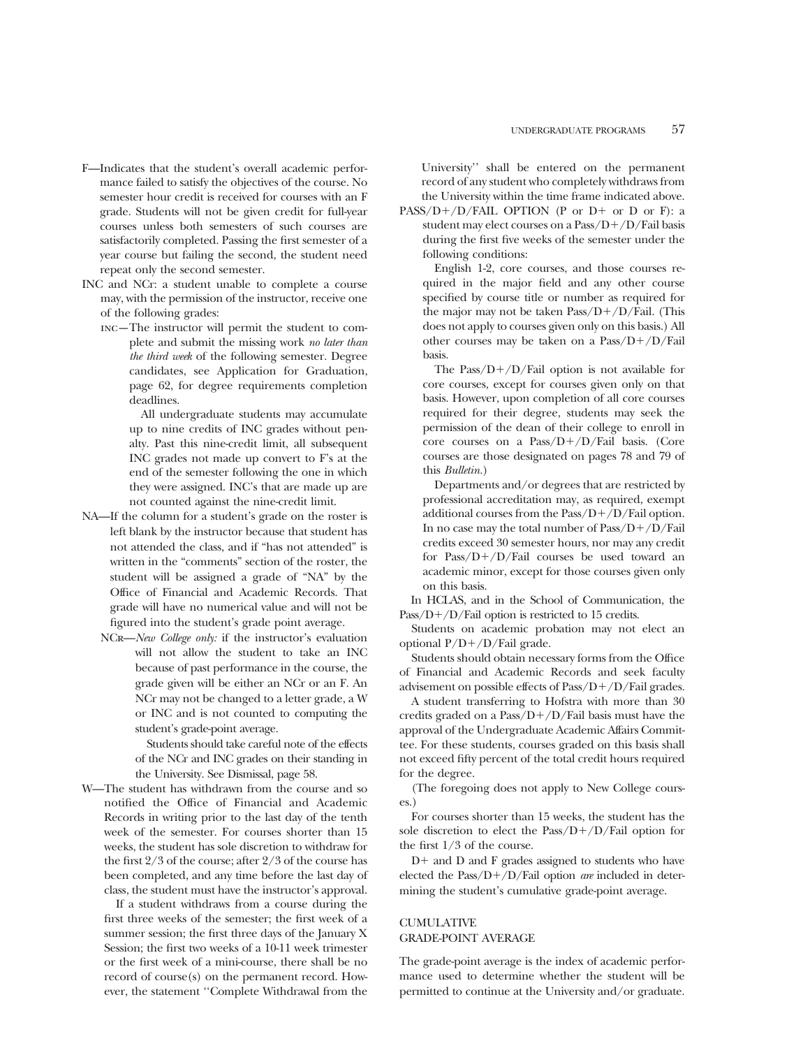F—Indicates that the student's overall academic performance failed to satisfy the objectives of the course. No semester hour credit is received for courses with an F grade. Students will not be given credit for full-year courses unless both semesters of such courses are satisfactorily completed. Passing the first semester of a year course but failing the second, the student need repeat only the second semester.

INC and NCr: a student unable to complete a course may, with the permission of the instructor, receive one of the following grades:

INC—The instructor will permit the student to complete and submit the missing work *no later than the third week* of the following semester. Degree candidates, see Application for Graduation, page 62, for degree requirements completion deadlines.

All undergraduate students may accumulate up to nine credits of INC grades without penalty. Past this nine-credit limit, all subsequent INC grades not made up convert to F's at the end of the semester following the one in which they were assigned. INC's that are made up are not counted against the nine-credit limit.

NA—If the column for a student's grade on the roster is left blank by the instructor because that student has not attended the class, and if "has not attended" is written in the "comments" section of the roster, the student will be assigned a grade of "NA" by the Office of Financial and Academic Records. That grade will have no numerical value and will not be figured into the student's grade point average.

NCr—*New College only:* if the instructor's evaluation will not allow the student to take an INC because of past performance in the course, the grade given will be either an NCr or an F. An NCr may not be changed to a letter grade, a W or INC and is not counted to computing the student's grade-point average.

Students should take careful note of the effects of the NCr and INC grades on their standing in the University. See Dismissal, page 58.

W—The student has withdrawn from the course and so notified the Office of Financial and Academic Records in writing prior to the last day of the tenth week of the semester. For courses shorter than 15 weeks, the student has sole discretion to withdraw for the first 2/3 of the course; after 2/3 of the course has been completed, and any time before the last day of class, the student must have the instructor's approval.

If a student withdraws from a course during the first three weeks of the semester; the first week of a summer session; the first three days of the January X Session; the first two weeks of a 10-11 week trimester or the first week of a mini-course, there shall be no record of course(s) on the permanent record. However, the statement ''Complete Withdrawal from the University'' shall be entered on the permanent record of any student who completely withdraws from the University within the time frame indicated above.

PASS/D+/D/FAIL OPTION (P or D+ or D or F): a student may elect courses on a Pass/D+/D/Fail basis during the first five weeks of the semester under the following conditions:

English 1-2, core courses, and those courses required in the major field and any other course specified by course title or number as required for the major may not be taken Pass/D+/D/Fail. (This does not apply to courses given only on this basis.) All other courses may be taken on a Pass/D+/D/Fail basis.

The Pass/D+/D/Fail option is not available for core courses, except for courses given only on that basis. However, upon completion of all core courses required for their degree, students may seek the permission of the dean of their college to enroll in core courses on a Pass/D+/D/Fail basis. (Core courses are those designated on pages 78 and 79 of this *Bulletin*.)

Departments and/or degrees that are restricted by professional accreditation may, as required, exempt additional courses from the Pass/D+/D/Fail option. In no case may the total number of Pass/D+/D/Fail credits exceed 30 semester hours, nor may any credit for Pass/D+/D/Fail courses be used toward an academic minor, except for those courses given only on this basis.

In HCLAS, and in the School of Communication, the Pass/D+/D/Fail option is restricted to 15 credits.

Students on academic probation may not elect an optional P/D+/D/Fail grade.

Students should obtain necessary forms from the Office of Financial and Academic Records and seek faculty advisement on possible effects of Pass/D+/D/Fail grades.

A student transferring to Hofstra with more than 30 credits graded on a Pass/D+/D/Fail basis must have the approval of the Undergraduate Academic Affairs Committee. For these students, courses graded on this basis shall not exceed fifty percent of the total credit hours required for the degree.

(The foregoing does not apply to New College courses.)

For courses shorter than 15 weeks, the student has the sole discretion to elect the Pass/D+/D/Fail option for the first 1/3 of the course.

D+ and D and F grades assigned to students who have elected the Pass/D+/D/Fail option *are* included in determining the student's cumulative grade-point average.

## CUMULATIVE GRADE-POINT AVERAGE

The grade-point average is the index of academic performance used to determine whether the student will be permitted to continue at the University and/or graduate.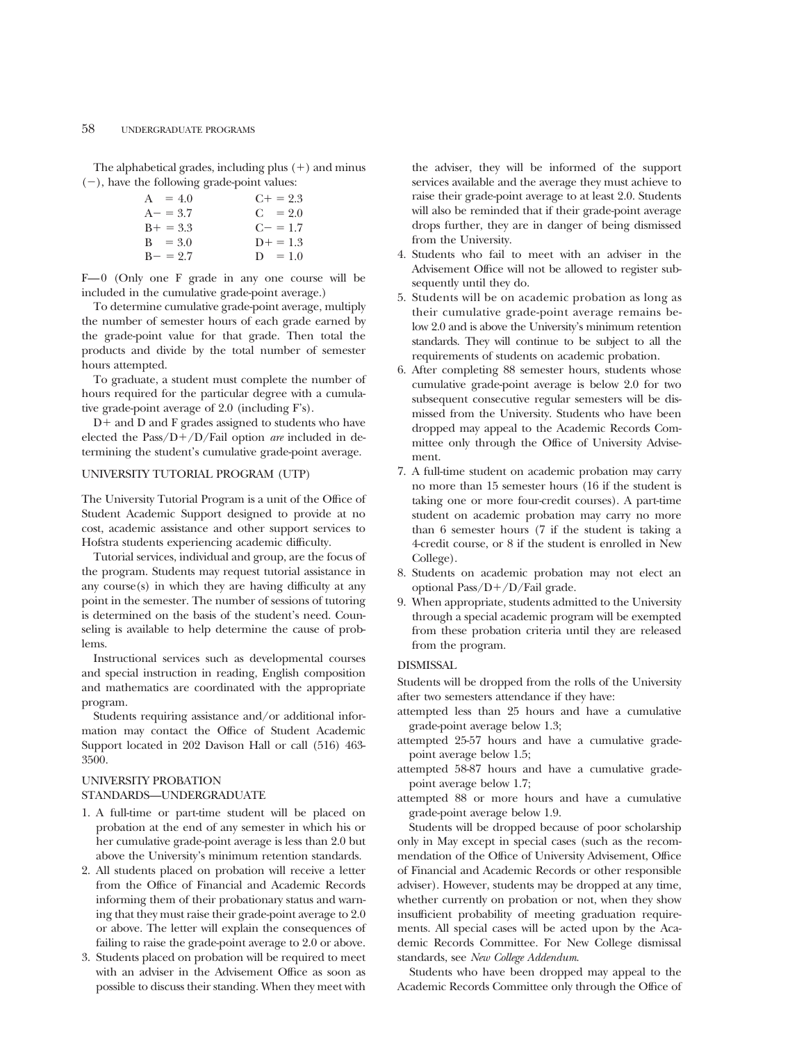The alphabetical grades, including plus (+) and minus (−), have the following grade-point values:

| | |
|---|---|
| A = 4.0 | C+ = 2.3 |
| A− = 3.7 | C = 2.0 |
| B+ = 3.3 | C− = 1.7 |
| B = 3.0 | D+ = 1.3 |
| B− = 2.7 | D = 1.0 |

F—0 (Only one F grade in any one course will be included in the cumulative grade-point average.)

To determine cumulative grade-point average, multiply the number of semester hours of each grade earned by the grade-point value for that grade. Then total the products and divide by the total number of semester hours attempted.

To graduate, a student must complete the number of hours required for the particular degree with a cumulative grade-point average of 2.0 (including F's).

D+ and D and F grades assigned to students who have elected the Pass/D+/D/Fail option *are* included in determining the student's cumulative grade-point average.

## UNIVERSITY TUTORIAL PROGRAM (UTP)

The University Tutorial Program is a unit of the Office of Student Academic Support designed to provide at no cost, academic assistance and other support services to Hofstra students experiencing academic difficulty.

Tutorial services, individual and group, are the focus of the program. Students may request tutorial assistance in any course(s) in which they are having difficulty at any point in the semester. The number of sessions of tutoring is determined on the basis of the student's need. Counseling is available to help determine the cause of problems.

Instructional services such as developmental courses and special instruction in reading, English composition and mathematics are coordinated with the appropriate program.

Students requiring assistance and/or additional information may contact the Office of Student Academic Support located in 202 Davison Hall or call (516) 463-3500.

## UNIVERSITY PROBATION STANDARDS—UNDERGRADUATE

1. A full-time or part-time student will be placed on probation at the end of any semester in which his or her cumulative grade-point average is less than 2.0 but above the University's minimum retention standards.
2. All students placed on probation will receive a letter from the Office of Financial and Academic Records informing them of their probationary status and warning that they must raise their grade-point average to 2.0 or above. The letter will explain the consequences of failing to raise the grade-point average to 2.0 or above.
3. Students placed on probation will be required to meet with an adviser in the Advisement Office as soon as possible to discuss their standing. When they meet with the adviser, they will be informed of the support services available and the average they must achieve to raise their grade-point average to at least 2.0. Students will also be reminded that if their grade-point average drops further, they are in danger of being dismissed from the University.
4. Students who fail to meet with an adviser in the Advisement Office will not be allowed to register subsequently until they do.
5. Students will be on academic probation as long as their cumulative grade-point average remains below 2.0 and is above the University's minimum retention standards. They will continue to be subject to all the requirements of students on academic probation.
6. After completing 88 semester hours, students whose cumulative grade-point average is below 2.0 for two subsequent consecutive regular semesters will be dismissed from the University. Students who have been dropped may appeal to the Academic Records Committee only through the Office of University Advisement.
7. A full-time student on academic probation may carry no more than 15 semester hours (16 if the student is taking one or more four-credit courses). A part-time student on academic probation may carry no more than 6 semester hours (7 if the student is taking a 4-credit course, or 8 if the student is enrolled in New College).
8. Students on academic probation may not elect an optional Pass/D+/D/Fail grade.
9. When appropriate, students admitted to the University through a special academic program will be exempted from these probation criteria until they are released from the program.

## DISMISSAL

Students will be dropped from the rolls of the University after two semesters attendance if they have:

attempted less than 25 hours and have a cumulative grade-point average below 1.3;

attempted 25-57 hours and have a cumulative grade-point average below 1.5;

attempted 58-87 hours and have a cumulative grade-point average below 1.7;

attempted 88 or more hours and have a cumulative grade-point average below 1.9.

Students will be dropped because of poor scholarship only in May except in special cases (such as the recommendation of the Office of University Advisement, Office of Financial and Academic Records or other responsible adviser). However, students may be dropped at any time, whether currently on probation or not, when they show insufficient probability of meeting graduation requirements. All special cases will be acted upon by the Academic Records Committee. For New College dismissal standards, see *New College Addendum*.

Students who have been dropped may appeal to the Academic Records Committee only through the Office of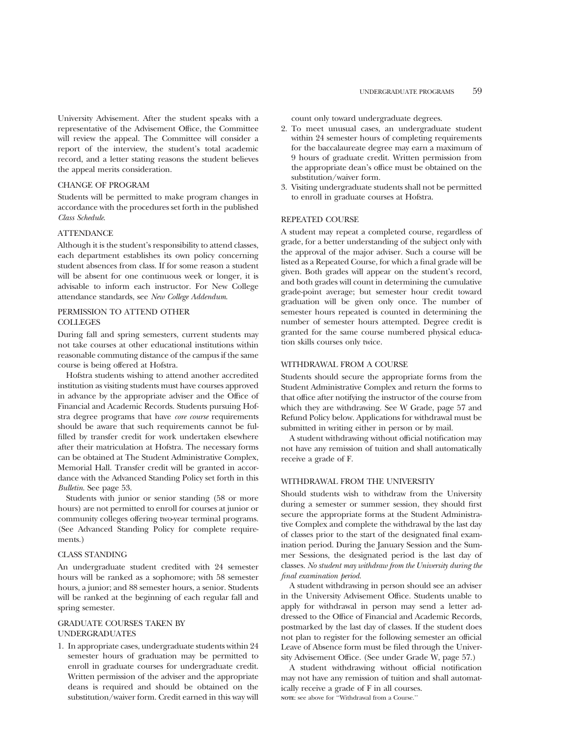University Advisement. After the student speaks with a representative of the Advisement Office, the Committee will review the appeal. The Committee will consider a report of the interview, the student's total academic record, and a letter stating reasons the student believes the appeal merits consideration.

## CHANGE OF PROGRAM

Students will be permitted to make program changes in accordance with the procedures set forth in the published *Class Schedule*.

## ATTENDANCE

Although it is the student's responsibility to attend classes, each department establishes its own policy concerning student absences from class. If for some reason a student will be absent for one continuous week or longer, it is advisable to inform each instructor. For New College attendance standards, see *New College Addendum*.

## PERMISSION TO ATTEND OTHER COLLEGES

During fall and spring semesters, current students may not take courses at other educational institutions within reasonable commuting distance of the campus if the same course is being offered at Hofstra.

Hofstra students wishing to attend another accredited institution as visiting students must have courses approved in advance by the appropriate adviser and the Office of Financial and Academic Records. Students pursuing Hofstra degree programs that have *core course* requirements should be aware that such requirements cannot be fulfilled by transfer credit for work undertaken elsewhere after their matriculation at Hofstra. The necessary forms can be obtained at The Student Administrative Complex, Memorial Hall. Transfer credit will be granted in accordance with the Advanced Standing Policy set forth in this *Bulletin*. See page 53.

Students with junior or senior standing (58 or more hours) are not permitted to enroll for courses at junior or community colleges offering two-year terminal programs. (See Advanced Standing Policy for complete requirements.)

## CLASS STANDING

An undergraduate student credited with 24 semester hours will be ranked as a sophomore; with 58 semester hours, a junior; and 88 semester hours, a senior. Students will be ranked at the beginning of each regular fall and spring semester.

## GRADUATE COURSES TAKEN BY UNDERGRADUATES

1. In appropriate cases, undergraduate students within 24 semester hours of graduation may be permitted to enroll in graduate courses for undergraduate credit. Written permission of the adviser and the appropriate deans is required and should be obtained on the substitution/waiver form. Credit earned in this way will count only toward undergraduate degrees.
2. To meet unusual cases, an undergraduate student within 24 semester hours of completing requirements for the baccalaureate degree may earn a maximum of 9 hours of graduate credit. Written permission from the appropriate dean's office must be obtained on the substitution/waiver form.
3. Visiting undergraduate students shall not be permitted to enroll in graduate courses at Hofstra.

## REPEATED COURSE

A student may repeat a completed course, regardless of grade, for a better understanding of the subject only with the approval of the major adviser. Such a course will be listed as a Repeated Course, for which a final grade will be given. Both grades will appear on the student's record, and both grades will count in determining the cumulative grade-point average; but semester hour credit toward graduation will be given only once. The number of semester hours repeated is counted in determining the number of semester hours attempted. Degree credit is granted for the same course numbered physical education skills courses only twice.

## WITHDRAWAL FROM A COURSE

Students should secure the appropriate forms from the Student Administrative Complex and return the forms to that office after notifying the instructor of the course from which they are withdrawing. See W Grade, page 57 and Refund Policy below. Applications for withdrawal must be submitted in writing either in person or by mail.

A student withdrawing without official notification may not have any remission of tuition and shall automatically receive a grade of F.

## WITHDRAWAL FROM THE UNIVERSITY

Should students wish to withdraw from the University during a semester or summer session, they should first secure the appropriate forms at the Student Administrative Complex and complete the withdrawal by the last day of classes prior to the start of the designated final examination period. During the January Session and the Summer Sessions, the designated period is the last day of classes. *No student may withdraw from the University during the final examination period.*

A student withdrawing in person should see an adviser in the University Advisement Office. Students unable to apply for withdrawal in person may send a letter addressed to the Office of Financial and Academic Records, postmarked by the last day of classes. If the student does not plan to register for the following semester an official Leave of Absence form must be filed through the University Advisement Office. (See under Grade W, page 57.)

A student withdrawing without official notification may not have any remission of tuition and shall automatically receive a grade of F in all courses.

**NOTE:** see above for "Withdrawal from a Course."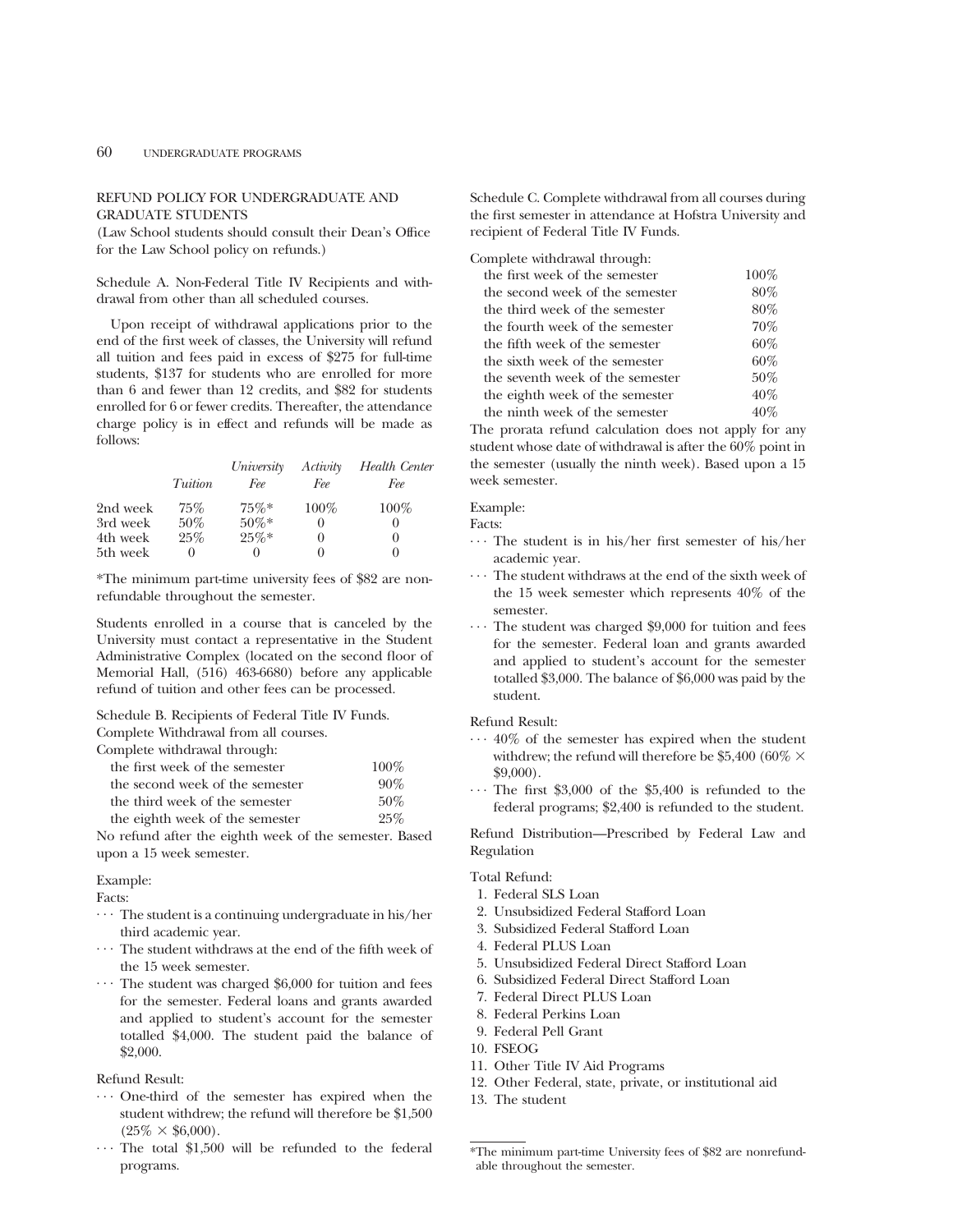## REFUND POLICY FOR UNDERGRADUATE AND GRADUATE STUDENTS

(Law School students should consult their Dean's Office for the Law School policy on refunds.)

Schedule A. Non-Federal Title IV Recipients and withdrawal from other than all scheduled courses.

Upon receipt of withdrawal applications prior to the end of the first week of classes, the University will refund all tuition and fees paid in excess of $275 for full-time students, $137 for students who are enrolled for more than 6 and fewer than 12 credits, and $82 for students enrolled for 6 or fewer credits. Thereafter, the attendance charge policy is in effect and refunds will be made as follows:

| | *Tuition* | *University Fee* | *Activity Fee* | *Health Center Fee* |
|---|---|---|---|---|
| 2nd week | 75% | 75%* | 100% | 100% |
| 3rd week | 50% | 50%* | 0 | 0 |
| 4th week | 25% | 25%* | 0 | 0 |
| 5th week | 0 | 0 | 0 | 0 |

*The minimum part-time university fees of $82 are nonrefundable throughout the semester.

Students enrolled in a course that is canceled by the University must contact a representative in the Student Administrative Complex (located on the second floor of Memorial Hall, (516) 463-6680) before any applicable refund of tuition and other fees can be processed.

Schedule B. Recipients of Federal Title IV Funds.
Complete Withdrawal from all courses.

| Complete withdrawal through: | |
|---|---|
| the first week of the semester | 100% |
| the second week of the semester | 90% |
| the third week of the semester | 50% |
| the eighth week of the semester | 25% |

No refund after the eighth week of the semester. Based upon a 15 week semester.

Example:

Facts:

- The student is a continuing undergraduate in his/her third academic year.
- The student withdraws at the end of the fifth week of the 15 week semester.
- The student was charged $6,000 for tuition and fees for the semester. Federal loans and grants awarded and applied to student's account for the semester totalled $4,000. The student paid the balance of $2,000.

Refund Result:

- One-third of the semester has expired when the student withdrew; the refund will therefore be $1,500 (25% × $6,000).
- The total $1,500 will be refunded to the federal programs.

Schedule C. Complete withdrawal from all courses during the first semester in attendance at Hofstra University and recipient of Federal Title IV Funds.

| Complete withdrawal through: | |
|---|---|
| the first week of the semester | 100% |
| the second week of the semester | 80% |
| the third week of the semester | 80% |
| the fourth week of the semester | 70% |
| the fifth week of the semester | 60% |
| the sixth week of the semester | 60% |
| the seventh week of the semester | 50% |
| the eighth week of the semester | 40% |
| the ninth week of the semester | 40% |

The prorata refund calculation does not apply for any student whose date of withdrawal is after the 60% point in the semester (usually the ninth week). Based upon a 15 week semester.

Example:

Facts:

- The student is in his/her first semester of his/her academic year.
- The student withdraws at the end of the sixth week of the 15 week semester which represents 40% of the semester.
- The student was charged $9,000 for tuition and fees for the semester. Federal loan and grants awarded and applied to student's account for the semester totalled $3,000. The balance of $6,000 was paid by the student.

Refund Result:

- 40% of the semester has expired when the student withdrew; the refund will therefore be $5,400 (60% × $9,000).
- The first $3,000 of the $5,400 is refunded to the federal programs; $2,400 is refunded to the student.

Refund Distribution—Prescribed by Federal Law and Regulation

Total Refund:

1. Federal SLS Loan
2. Unsubsidized Federal Stafford Loan
3. Subsidized Federal Stafford Loan
4. Federal PLUS Loan
5. Unsubsidized Federal Direct Stafford Loan
6. Subsidized Federal Direct Stafford Loan
7. Federal Direct PLUS Loan
8. Federal Perkins Loan
9. Federal Pell Grant
10. FSEOG
11. Other Title IV Aid Programs
12. Other Federal, state, private, or institutional aid
13. The student

*The minimum part-time University fees of $82 are nonrefundable throughout the semester.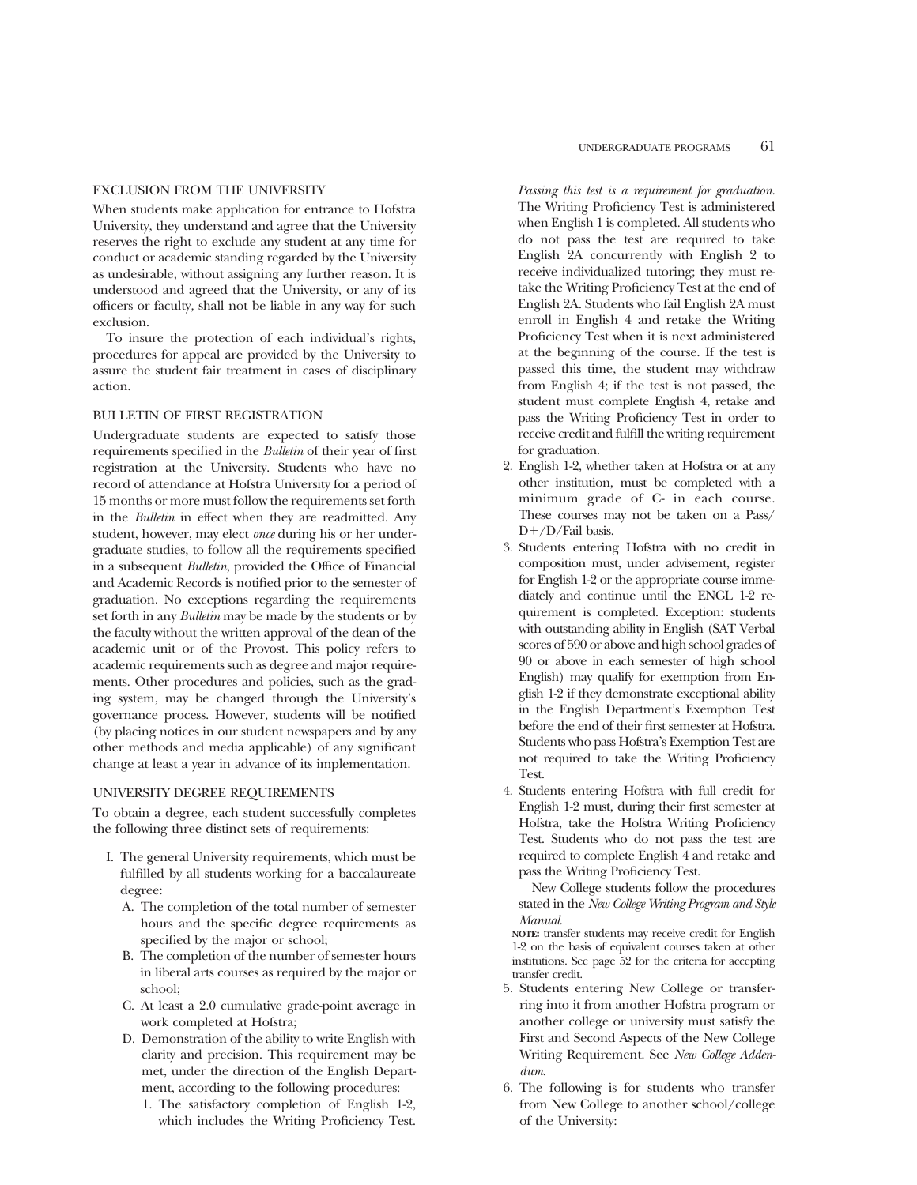## EXCLUSION FROM THE UNIVERSITY

When students make application for entrance to Hofstra University, they understand and agree that the University reserves the right to exclude any student at any time for conduct or academic standing regarded by the University as undesirable, without assigning any further reason. It is understood and agreed that the University, or any of its officers or faculty, shall not be liable in any way for such exclusion.

To insure the protection of each individual's rights, procedures for appeal are provided by the University to assure the student fair treatment in cases of disciplinary action.

## BULLETIN OF FIRST REGISTRATION

Undergraduate students are expected to satisfy those requirements specified in the *Bulletin* of their year of first registration at the University. Students who have no record of attendance at Hofstra University for a period of 15 months or more must follow the requirements set forth in the *Bulletin* in effect when they are readmitted. Any student, however, may elect *once* during his or her undergraduate studies, to follow all the requirements specified in a subsequent *Bulletin*, provided the Office of Financial and Academic Records is notified prior to the semester of graduation. No exceptions regarding the requirements set forth in any *Bulletin* may be made by the students or by the faculty without the written approval of the dean of the academic unit or of the Provost. This policy refers to academic requirements such as degree and major requirements. Other procedures and policies, such as the grading system, may be changed through the University's governance process. However, students will be notified (by placing notices in our student newspapers and by any other methods and media applicable) of any significant change at least a year in advance of its implementation.

## UNIVERSITY DEGREE REQUIREMENTS

To obtain a degree, each student successfully completes the following three distinct sets of requirements:

I. The general University requirements, which must be fulfilled by all students working for a baccalaureate degree:
   - A. The completion of the total number of semester hours and the specific degree requirements as specified by the major or school;
   - B. The completion of the number of semester hours in liberal arts courses as required by the major or school;
   - C. At least a 2.0 cumulative grade-point average in work completed at Hofstra;
   - D. Demonstration of the ability to write English with clarity and precision. This requirement may be met, under the direction of the English Department, according to the following procedures:
     1. The satisfactory completion of English 1-2, which includes the Writing Proficiency Test. *Passing this test is a requirement for graduation.* The Writing Proficiency Test is administered when English 1 is completed. All students who do not pass the test are required to take English 2A concurrently with English 2 to receive individualized tutoring; they must retake the Writing Proficiency Test at the end of English 2A. Students who fail English 2A must enroll in English 4 and retake the Writing Proficiency Test when it is next administered at the beginning of the course. If the test is passed this time, the student may withdraw from English 4; if the test is not passed, the student must complete English 4, retake and pass the Writing Proficiency Test in order to receive credit and fulfill the writing requirement for graduation.
     2. English 1-2, whether taken at Hofstra or at any other institution, must be completed with a minimum grade of C- in each course. These courses may not be taken on a Pass/D+/D/Fail basis.
     3. Students entering Hofstra with no credit in composition must, under advisement, register for English 1-2 or the appropriate course immediately and continue until the ENGL 1-2 requirement is completed. Exception: students with outstanding ability in English (SAT Verbal scores of 590 or above and high school grades of 90 or above in each semester of high school English) may qualify for exemption from English 1-2 if they demonstrate exceptional ability in the English Department's Exemption Test before the end of their first semester at Hofstra. Students who pass Hofstra's Exemption Test are not required to take the Writing Proficiency Test.
     4. Students entering Hofstra with full credit for English 1-2 must, during their first semester at Hofstra, take the Hofstra Writing Proficiency Test. Students who do not pass the test are required to complete English 4 and retake and pass the Writing Proficiency Test.

        New College students follow the procedures stated in the *New College Writing Program and Style Manual*.

        **NOTE:** transfer students may receive credit for English 1-2 on the basis of equivalent courses taken at other institutions. See page 52 for the criteria for accepting transfer credit.
     5. Students entering New College or transferring into it from another Hofstra program or another college or university must satisfy the First and Second Aspects of the New College Writing Requirement. See *New College Addendum*.
     6. The following is for students who transfer from New College to another school/college of the University: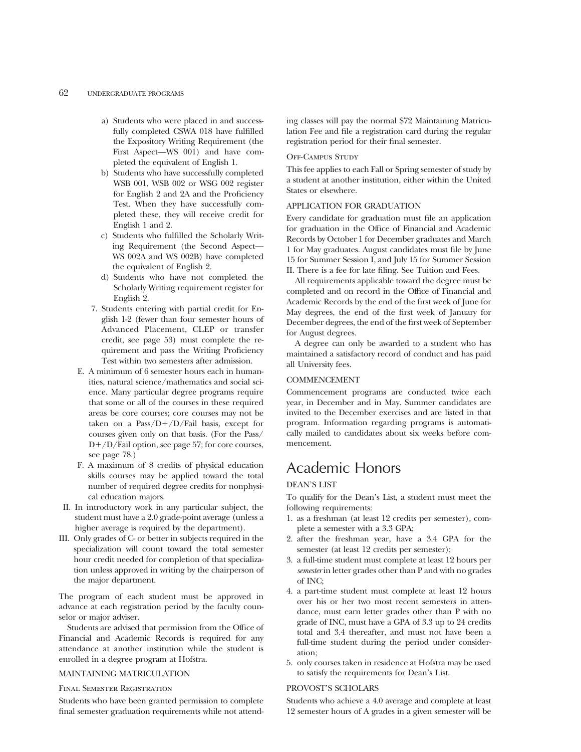a) Students who were placed in and successfully completed CSWA 018 have fulfilled the Expository Writing Requirement (the First Aspect—WS 001) and have completed the equivalent of English 1.
b) Students who have successfully completed WSB 001, WSB 002 or WSG 002 register for English 2 and 2A and the Proficiency Test. When they have successfully completed these, they will receive credit for English 1 and 2.
c) Students who fulfilled the Scholarly Writing Requirement (the Second Aspect—WS 002A and WS 002B) have completed the equivalent of English 2.
d) Students who have not completed the Scholarly Writing requirement register for English 2.

7. Students entering with partial credit for English 1-2 (fewer than four semester hours of Advanced Placement, CLEP or transfer credit, see page 53) must complete the requirement and pass the Writing Proficiency Test within two semesters after admission.

E. A minimum of 6 semester hours each in humanities, natural science/mathematics and social science. Many particular degree programs require that some or all of the courses in these required areas be core courses; core courses may not be taken on a Pass/D+/D/Fail basis, except for courses given only on that basis. (For the Pass/D+/D/Fail option, see page 57; for core courses, see page 78.)

F. A maximum of 8 credits of physical education skills courses may be applied toward the total number of required degree credits for nonphysical education majors.

II. In introductory work in any particular subject, the student must have a 2.0 grade-point average (unless a higher average is required by the department).

III. Only grades of C- or better in subjects required in the specialization will count toward the total semester hour credit needed for completion of that specialization unless approved in writing by the chairperson of the major department.

The program of each student must be approved in advance at each registration period by the faculty counselor or major adviser.

Students are advised that permission from the Office of Financial and Academic Records is required for any attendance at another institution while the student is enrolled in a degree program at Hofstra.

### MAINTAINING MATRICULATION

#### Final Semester Registration

Students who have been granted permission to complete final semester graduation requirements while not attending classes will pay the normal $72 Maintaining Matriculation Fee and file a registration card during the regular registration period for their final semester.

#### Off-Campus Study

This fee applies to each Fall or Spring semester of study by a student at another institution, either within the United States or elsewhere.

### APPLICATION FOR GRADUATION

Every candidate for graduation must file an application for graduation in the Office of Financial and Academic Records by October 1 for December graduates and March 1 for May graduates. August candidates must file by June 15 for Summer Session I, and July 15 for Summer Session II. There is a fee for late filing. See Tuition and Fees.

All requirements applicable toward the degree must be completed and on record in the Office of Financial and Academic Records by the end of the first week of June for May degrees, the end of the first week of January for December degrees, the end of the first week of September for August degrees.

A degree can only be awarded to a student who has maintained a satisfactory record of conduct and has paid all University fees.

### COMMENCEMENT

Commencement programs are conducted twice each year, in December and in May. Summer candidates are invited to the December exercises and are listed in that program. Information regarding programs is automatically mailed to candidates about six weeks before commencement.

## Academic Honors

### DEAN'S LIST

To qualify for the Dean's List, a student must meet the following requirements:

1. as a freshman (at least 12 credits per semester), complete a semester with a 3.3 GPA;
2. after the freshman year, have a 3.4 GPA for the semester (at least 12 credits per semester);
3. a full-time student must complete at least 12 hours per *semester* in letter grades other than P and with no grades of INC;
4. a part-time student must complete at least 12 hours over his or her two most recent semesters in attendance, must earn letter grades other than P with no grade of INC, must have a GPA of 3.3 up to 24 credits total and 3.4 thereafter, and must not have been a full-time student during the period under consideration;
5. only courses taken in residence at Hofstra may be used to satisfy the requirements for Dean's List.

### PROVOST'S SCHOLARS

Students who achieve a 4.0 average and complete at least 12 semester hours of A grades in a given semester will be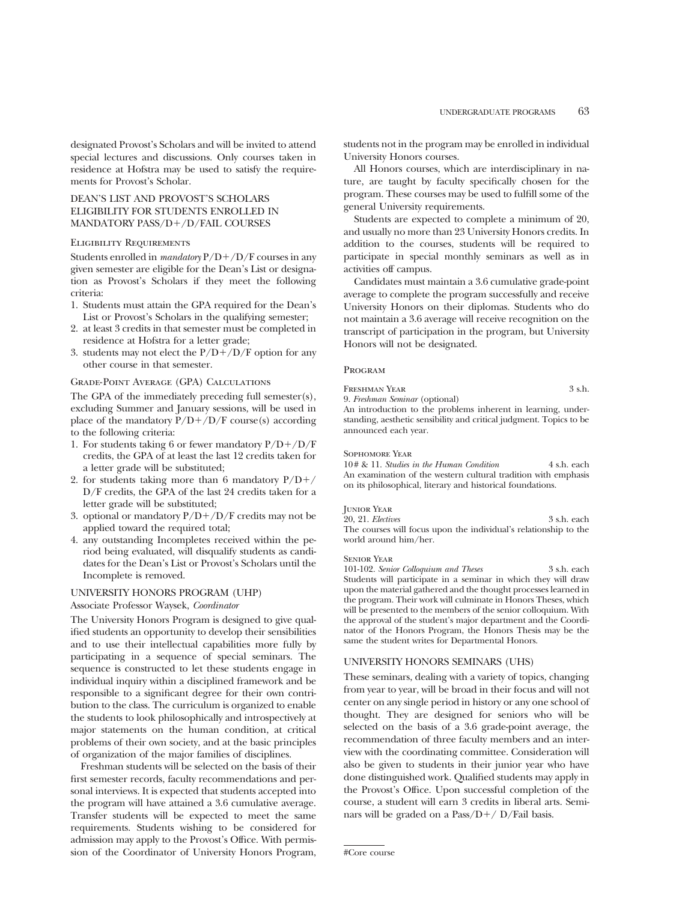designated Provost's Scholars and will be invited to attend special lectures and discussions. Only courses taken in residence at Hofstra may be used to satisfy the requirements for Provost's Scholar.

## DEAN'S LIST AND PROVOST'S SCHOLARS ELIGIBILITY FOR STUDENTS ENROLLED IN MANDATORY PASS/D+/D/FAIL COURSES

### Eligibility Requirements

Students enrolled in *mandatory* P/D+/D/F courses in any given semester are eligible for the Dean's List or designation as Provost's Scholars if they meet the following criteria:

1. Students must attain the GPA required for the Dean's List or Provost's Scholars in the qualifying semester;
2. at least 3 credits in that semester must be completed in residence at Hofstra for a letter grade;
3. students may not elect the P/D+/D/F option for any other course in that semester.

### Grade-Point Average (GPA) Calculations

The GPA of the immediately preceding full semester(s), excluding Summer and January sessions, will be used in place of the mandatory P/D+/D/F course(s) according to the following criteria:

1. For students taking 6 or fewer mandatory P/D+/D/F credits, the GPA of at least the last 12 credits taken for a letter grade will be substituted;
2. for students taking more than 6 mandatory P/D+/D/F credits, the GPA of the last 24 credits taken for a letter grade will be substituted;
3. optional or mandatory P/D+/D/F credits may not be applied toward the required total;
4. any outstanding Incompletes received within the period being evaluated, will disqualify students as candidates for the Dean's List or Provost's Scholars until the Incomplete is removed.

## UNIVERSITY HONORS PROGRAM (UHP)

Associate Professor Waysek, *Coordinator*

The University Honors Program is designed to give qualified students an opportunity to develop their sensibilities and to use their intellectual capabilities more fully by participating in a sequence of special seminars. The sequence is constructed to let these students engage in individual inquiry within a disciplined framework and be responsible to a significant degree for their own contribution to the class. The curriculum is organized to enable the students to look philosophically and introspectively at major statements on the human condition, at critical problems of their own society, and at the basic principles of organization of the major families of disciplines.

Freshman students will be selected on the basis of their first semester records, faculty recommendations and personal interviews. It is expected that students accepted into the program will have attained a 3.6 cumulative average. Transfer students will be expected to meet the same requirements. Students wishing to be considered for admission may apply to the Provost's Office. With permission of the Coordinator of University Honors Program, students not in the program may be enrolled in individual University Honors courses.

All Honors courses, which are interdisciplinary in nature, are taught by faculty specifically chosen for the program. These courses may be used to fulfill some of the general University requirements.

Students are expected to complete a minimum of 20, and usually no more than 23 University Honors credits. In addition to the courses, students will be required to participate in special monthly seminars as well as in activities off campus.

Candidates must maintain a 3.6 cumulative grade-point average to complete the program successfully and receive University Honors on their diplomas. Students who do not maintain a 3.6 average will receive recognition on the transcript of participation in the program, but University Honors will not be designated.

### Program

Freshman Year — 3 s.h.

9. *Freshman Seminar* (optional)

An introduction to the problems inherent in learning, understanding, aesthetic sensibility and critical judgment. Topics to be announced each year.

Sophomore Year

10# & 11. *Studies in the Human Condition* — 4 s.h. each

An examination of the western cultural tradition with emphasis on its philosophical, literary and historical foundations.

Junior Year

20, 21. *Electives* — 3 s.h. each

The courses will focus upon the individual's relationship to the world around him/her.

Senior Year

101-102. *Senior Colloquium and Theses* — 3 s.h. each

Students will participate in a seminar in which they will draw upon the material gathered and the thought processes learned in the program. Their work will culminate in Honors Theses, which will be presented to the members of the senior colloquium. With the approval of the student's major department and the Coordinator of the Honors Program, the Honors Thesis may be the same the student writes for Departmental Honors.

## UNIVERSITY HONORS SEMINARS (UHS)

These seminars, dealing with a variety of topics, changing from year to year, will be broad in their focus and will not center on any single period in history or any one school of thought. They are designed for seniors who will be selected on the basis of a 3.6 grade-point average, the recommendation of three faculty members and an interview with the coordinating committee. Consideration will also be given to students in their junior year who have done distinguished work. Qualified students may apply in the Provost's Office. Upon successful completion of the course, a student will earn 3 credits in liberal arts. Seminars will be graded on a Pass/D+/ D/Fail basis.

---

#Core course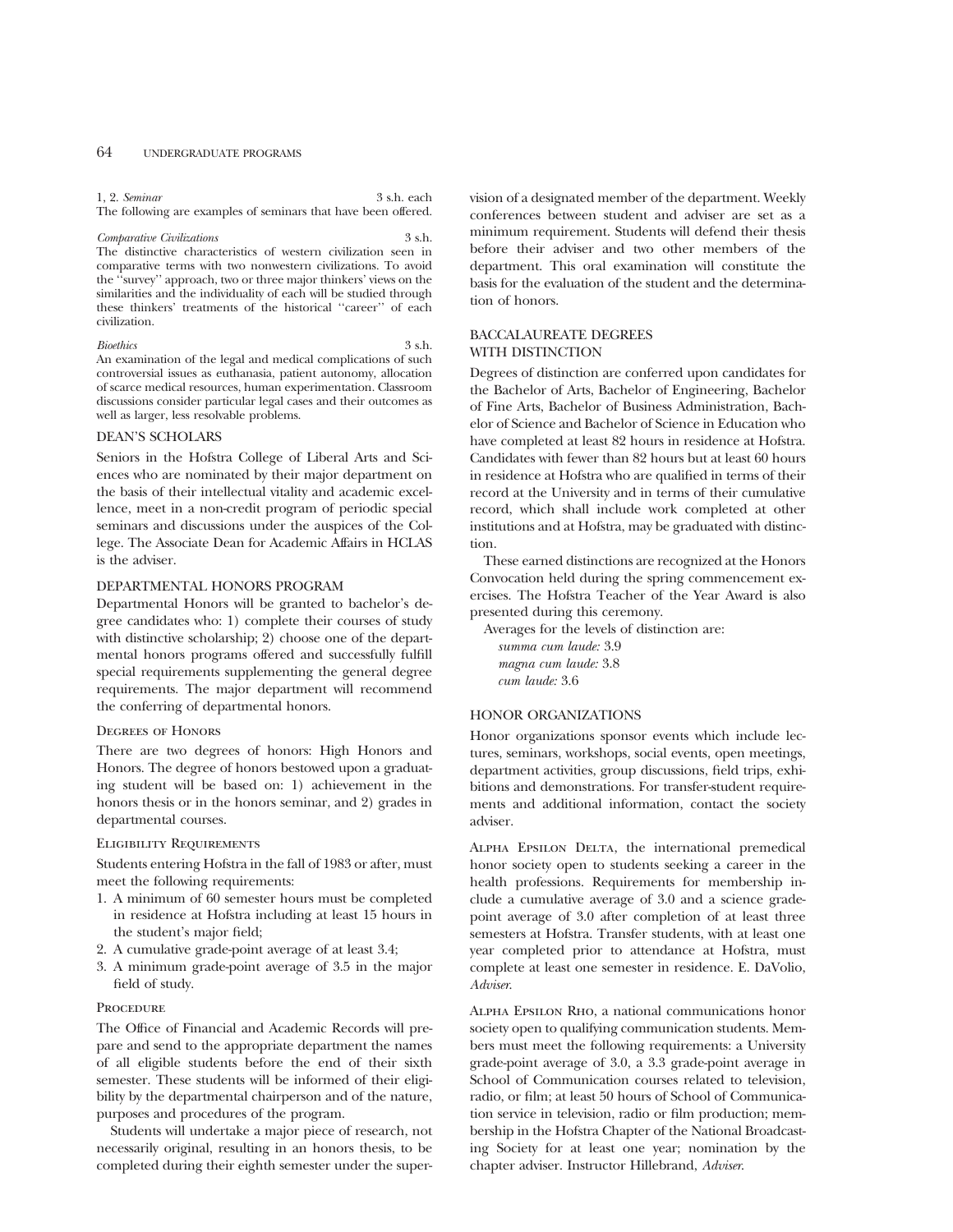1, 2. *Seminar* 3 s.h. each

The following are examples of seminars that have been offered.

*Comparative Civilizations* 3 s.h.

The distinctive characteristics of western civilization seen in comparative terms with two nonwestern civilizations. To avoid the "survey" approach, two or three major thinkers' views on the similarities and the individuality of each will be studied through these thinkers' treatments of the historical "career" of each civilization.

*Bioethics* 3 s.h.

An examination of the legal and medical complications of such controversial issues as euthanasia, patient autonomy, allocation of scarce medical resources, human experimentation. Classroom discussions consider particular legal cases and their outcomes as well as larger, less resolvable problems.

## DEAN'S SCHOLARS

Seniors in the Hofstra College of Liberal Arts and Sciences who are nominated by their major department on the basis of their intellectual vitality and academic excellence, meet in a non-credit program of periodic special seminars and discussions under the auspices of the College. The Associate Dean for Academic Affairs in HCLAS is the adviser.

## DEPARTMENTAL HONORS PROGRAM

Departmental Honors will be granted to bachelor's degree candidates who: 1) complete their courses of study with distinctive scholarship; 2) choose one of the departmental honors programs offered and successfully fulfill special requirements supplementing the general degree requirements. The major department will recommend the conferring of departmental honors.

### Degrees of Honors

There are two degrees of honors: High Honors and Honors. The degree of honors bestowed upon a graduating student will be based on: 1) achievement in the honors thesis or in the honors seminar, and 2) grades in departmental courses.

### Eligibility Requirements

Students entering Hofstra in the fall of 1983 or after, must meet the following requirements:

1. A minimum of 60 semester hours must be completed in residence at Hofstra including at least 15 hours in the student's major field;
2. A cumulative grade-point average of at least 3.4;
3. A minimum grade-point average of 3.5 in the major field of study.

### Procedure

The Office of Financial and Academic Records will prepare and send to the appropriate department the names of all eligible students before the end of their sixth semester. These students will be informed of their eligibility by the departmental chairperson and of the nature, purposes and procedures of the program.

Students will undertake a major piece of research, not necessarily original, resulting in an honors thesis, to be completed during their eighth semester under the supervision of a designated member of the department. Weekly conferences between student and adviser are set as a minimum requirement. Students will defend their thesis before their adviser and two other members of the department. This oral examination will constitute the basis for the evaluation of the student and the determination of honors.

## BACCALAUREATE DEGREES WITH DISTINCTION

Degrees of distinction are conferred upon candidates for the Bachelor of Arts, Bachelor of Engineering, Bachelor of Fine Arts, Bachelor of Business Administration, Bachelor of Science and Bachelor of Science in Education who have completed at least 82 hours in residence at Hofstra. Candidates with fewer than 82 hours but at least 60 hours in residence at Hofstra who are qualified in terms of their record at the University and in terms of their cumulative record, which shall include work completed at other institutions and at Hofstra, may be graduated with distinction.

These earned distinctions are recognized at the Honors Convocation held during the spring commencement exercises. The Hofstra Teacher of the Year Award is also presented during this ceremony.

Averages for the levels of distinction are:

*summa cum laude:* 3.9
*magna cum laude:* 3.8
*cum laude:* 3.6

## HONOR ORGANIZATIONS

Honor organizations sponsor events which include lectures, seminars, workshops, social events, open meetings, department activities, group discussions, field trips, exhibitions and demonstrations. For transfer-student requirements and additional information, contact the society adviser.

Alpha Epsilon Delta, the international premedical honor society open to students seeking a career in the health professions. Requirements for membership include a cumulative average of 3.0 and a science grade-point average of 3.0 after completion of at least three semesters at Hofstra. Transfer students, with at least one year completed prior to attendance at Hofstra, must complete at least one semester in residence. E. DaVolio, *Adviser*.

Alpha Epsilon Rho, a national communications honor society open to qualifying communication students. Members must meet the following requirements: a University grade-point average of 3.0, a 3.3 grade-point average in School of Communication courses related to television, radio, or film; at least 50 hours of School of Communication service in television, radio or film production; membership in the Hofstra Chapter of the National Broadcasting Society for at least one year; nomination by the chapter adviser. Instructor Hillebrand, *Adviser*.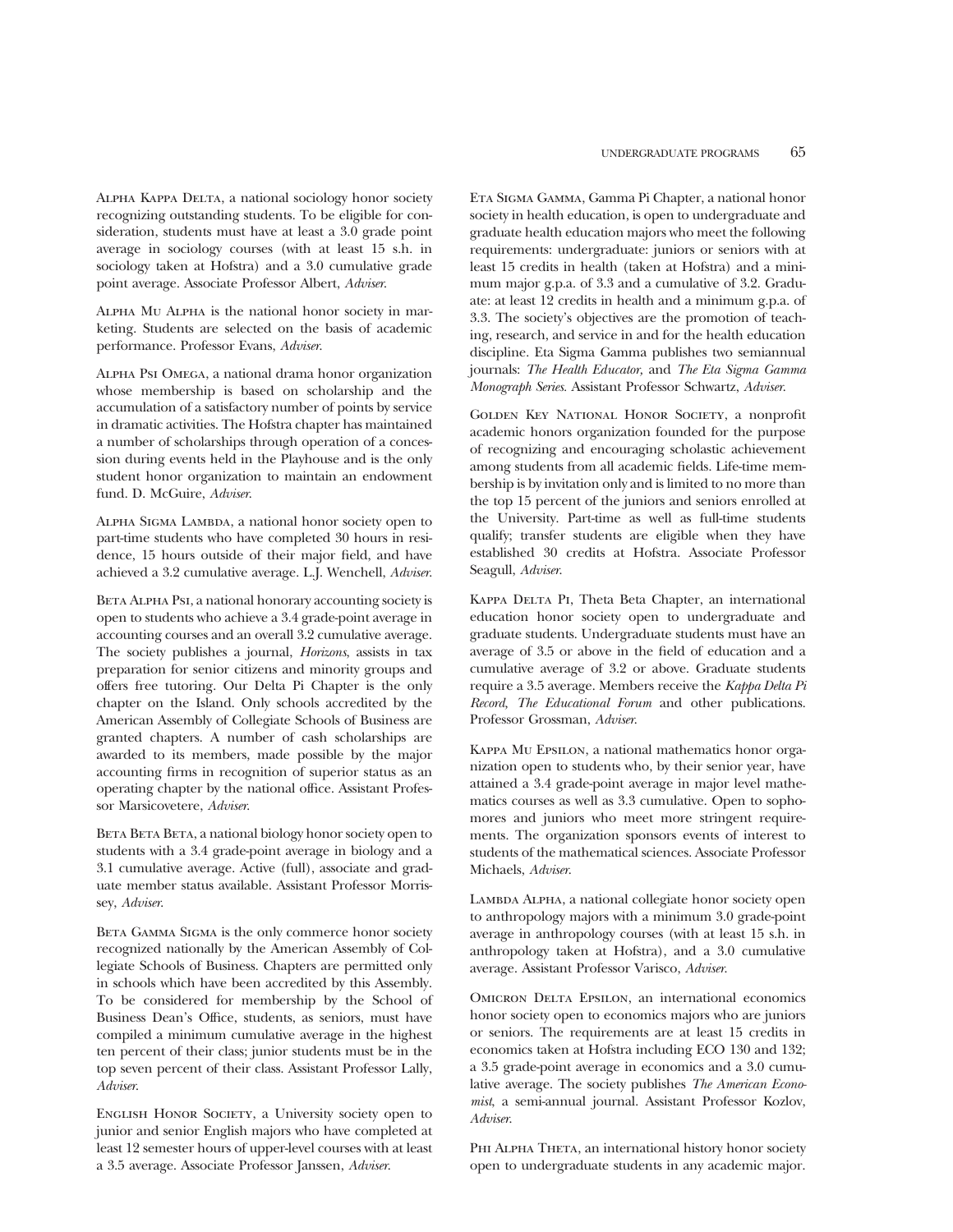Alpha Kappa Delta, a national sociology honor society recognizing outstanding students. To be eligible for consideration, students must have at least a 3.0 grade point average in sociology courses (with at least 15 s.h. in sociology taken at Hofstra) and a 3.0 cumulative grade point average. Associate Professor Albert, *Adviser.*

Alpha Mu Alpha is the national honor society in marketing. Students are selected on the basis of academic performance. Professor Evans, *Adviser.*

Alpha Psi Omega, a national drama honor organization whose membership is based on scholarship and the accumulation of a satisfactory number of points by service in dramatic activities. The Hofstra chapter has maintained a number of scholarships through operation of a concession during events held in the Playhouse and is the only student honor organization to maintain an endowment fund. D. McGuire, *Adviser.*

Alpha Sigma Lambda, a national honor society open to part-time students who have completed 30 hours in residence, 15 hours outside of their major field, and have achieved a 3.2 cumulative average. L.J. Wenchell, *Adviser.*

Beta Alpha Psi, a national honorary accounting society is open to students who achieve a 3.4 grade-point average in accounting courses and an overall 3.2 cumulative average. The society publishes a journal, *Horizons*, assists in tax preparation for senior citizens and minority groups and offers free tutoring. Our Delta Pi Chapter is the only chapter on the Island. Only schools accredited by the American Assembly of Collegiate Schools of Business are granted chapters. A number of cash scholarships are awarded to its members, made possible by the major accounting firms in recognition of superior status as an operating chapter by the national office. Assistant Professor Marsicovetere, *Adviser.*

Beta Beta Beta, a national biology honor society open to students with a 3.4 grade-point average in biology and a 3.1 cumulative average. Active (full), associate and graduate member status available. Assistant Professor Morrissey, *Adviser.*

Beta Gamma Sigma is the only commerce honor society recognized nationally by the American Assembly of Collegiate Schools of Business. Chapters are permitted only in schools which have been accredited by this Assembly. To be considered for membership by the School of Business Dean's Office, students, as seniors, must have compiled a minimum cumulative average in the highest ten percent of their class; junior students must be in the top seven percent of their class. Assistant Professor Lally, *Adviser.*

English Honor Society, a University society open to junior and senior English majors who have completed at least 12 semester hours of upper-level courses with at least a 3.5 average. Associate Professor Janssen, *Adviser.*

Eta Sigma Gamma, Gamma Pi Chapter, a national honor society in health education, is open to undergraduate and graduate health education majors who meet the following requirements: undergraduate: juniors or seniors with at least 15 credits in health (taken at Hofstra) and a minimum major g.p.a. of 3.3 and a cumulative of 3.2. Graduate: at least 12 credits in health and a minimum g.p.a. of 3.3. The society's objectives are the promotion of teaching, research, and service in and for the health education discipline. Eta Sigma Gamma publishes two semiannual journals: *The Health Educator,* and *The Eta Sigma Gamma Monograph Series.* Assistant Professor Schwartz, *Adviser.*

Golden Key National Honor Society, a nonprofit academic honors organization founded for the purpose of recognizing and encouraging scholastic achievement among students from all academic fields. Life-time membership is by invitation only and is limited to no more than the top 15 percent of the juniors and seniors enrolled at the University. Part-time as well as full-time students qualify; transfer students are eligible when they have established 30 credits at Hofstra. Associate Professor Seagull, *Adviser.*

Kappa Delta Pi, Theta Beta Chapter, an international education honor society open to undergraduate and graduate students. Undergraduate students must have an average of 3.5 or above in the field of education and a cumulative average of 3.2 or above. Graduate students require a 3.5 average. Members receive the *Kappa Delta Pi Record, The Educational Forum* and other publications. Professor Grossman, *Adviser.*

Kappa Mu Epsilon, a national mathematics honor organization open to students who, by their senior year, have attained a 3.4 grade-point average in major level mathematics courses as well as 3.3 cumulative. Open to sophomores and juniors who meet more stringent requirements. The organization sponsors events of interest to students of the mathematical sciences. Associate Professor Michaels, *Adviser.*

Lambda Alpha, a national collegiate honor society open to anthropology majors with a minimum 3.0 grade-point average in anthropology courses (with at least 15 s.h. in anthropology taken at Hofstra), and a 3.0 cumulative average. Assistant Professor Varisco, *Adviser.*

Omicron Delta Epsilon, an international economics honor society open to economics majors who are juniors or seniors. The requirements are at least 15 credits in economics taken at Hofstra including ECO 130 and 132; a 3.5 grade-point average in economics and a 3.0 cumulative average. The society publishes *The American Economist*, a semi-annual journal. Assistant Professor Kozlov, *Adviser.*

Phi Alpha Theta, an international history honor society open to undergraduate students in any academic major.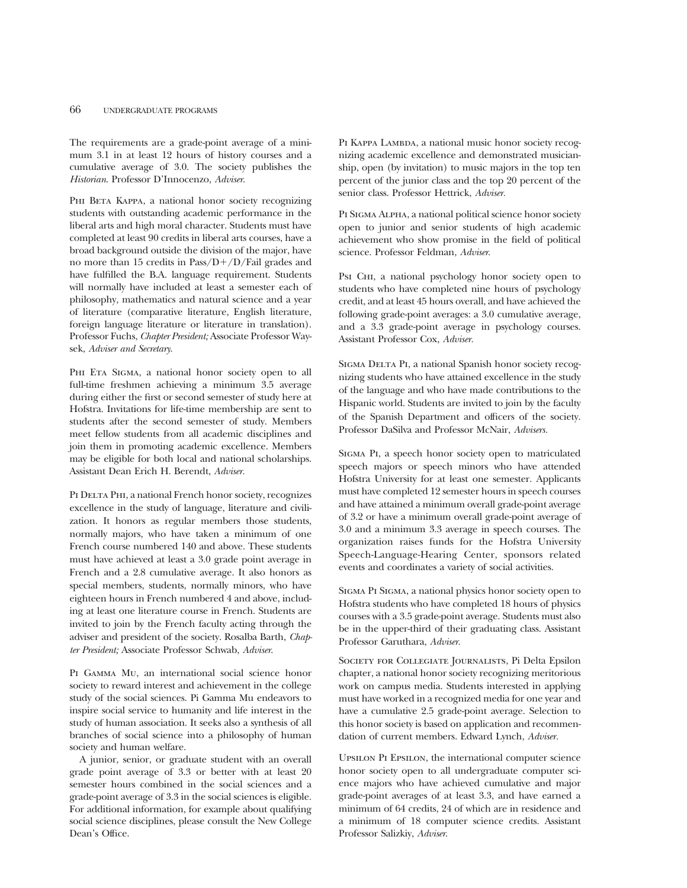The requirements are a grade-point average of a minimum 3.1 in at least 12 hours of history courses and a cumulative average of 3.0. The society publishes the *Historian*. Professor D'Innocenzo, *Adviser*.

Phi Beta Kappa, a national honor society recognizing students with outstanding academic performance in the liberal arts and high moral character. Students must have completed at least 90 credits in liberal arts courses, have a broad background outside the division of the major, have no more than 15 credits in Pass/D+/D/Fail grades and have fulfilled the B.A. language requirement. Students will normally have included at least a semester each of philosophy, mathematics and natural science and a year of literature (comparative literature, English literature, foreign language literature or literature in translation). Professor Fuchs, *Chapter President;* Associate Professor Waysek, *Adviser and Secretary*.

Phi Eta Sigma, a national honor society open to all full-time freshmen achieving a minimum 3.5 average during either the first or second semester of study here at Hofstra. Invitations for life-time membership are sent to students after the second semester of study. Members meet fellow students from all academic disciplines and join them in promoting academic excellence. Members may be eligible for both local and national scholarships. Assistant Dean Erich H. Berendt, *Adviser*.

Pi Delta Phi, a national French honor society, recognizes excellence in the study of language, literature and civilization. It honors as regular members those students, normally majors, who have taken a minimum of one French course numbered 140 and above. These students must have achieved at least a 3.0 grade point average in French and a 2.8 cumulative average. It also honors as special members, students, normally minors, who have eighteen hours in French numbered 4 and above, including at least one literature course in French. Students are invited to join by the French faculty acting through the adviser and president of the society. Rosalba Barth, *Chapter President;* Associate Professor Schwab, *Adviser*.

Pi Gamma Mu, an international social science honor society to reward interest and achievement in the college study of the social sciences. Pi Gamma Mu endeavors to inspire social service to humanity and life interest in the study of human association. It seeks also a synthesis of all branches of social science into a philosophy of human society and human welfare.

A junior, senior, or graduate student with an overall grade point average of 3.3 or better with at least 20 semester hours combined in the social sciences and a grade-point average of 3.3 in the social sciences is eligible. For additional information, for example about qualifying social science disciplines, please consult the New College Dean's Office.

Pi Kappa Lambda, a national music honor society recognizing academic excellence and demonstrated musicianship, open (by invitation) to music majors in the top ten percent of the junior class and the top 20 percent of the senior class. Professor Hettrick, *Adviser*.

Pi Sigma Alpha, a national political science honor society open to junior and senior students of high academic achievement who show promise in the field of political science. Professor Feldman, *Adviser*.

Psi Chi, a national psychology honor society open to students who have completed nine hours of psychology credit, and at least 45 hours overall, and have achieved the following grade-point averages: a 3.0 cumulative average, and a 3.3 grade-point average in psychology courses. Assistant Professor Cox, *Adviser*.

Sigma Delta Pi, a national Spanish honor society recognizing students who have attained excellence in the study of the language and who have made contributions to the Hispanic world. Students are invited to join by the faculty of the Spanish Department and officers of the society. Professor DaSilva and Professor McNair, *Advisers*.

Sigma Pi, a speech honor society open to matriculated speech majors or speech minors who have attended Hofstra University for at least one semester. Applicants must have completed 12 semester hours in speech courses and have attained a minimum overall grade-point average of 3.2 or have a minimum overall grade-point average of 3.0 and a minimum 3.3 average in speech courses. The organization raises funds for the Hofstra University Speech-Language-Hearing Center, sponsors related events and coordinates a variety of social activities.

Sigma Pi Sigma, a national physics honor society open to Hofstra students who have completed 18 hours of physics courses with a 3.5 grade-point average. Students must also be in the upper-third of their graduating class. Assistant Professor Garuthara, *Adviser*.

Society for Collegiate Journalists, Pi Delta Epsilon chapter, a national honor society recognizing meritorious work on campus media. Students interested in applying must have worked in a recognized media for one year and have a cumulative 2.5 grade-point average. Selection to this honor society is based on application and recommendation of current members. Edward Lynch, *Adviser*.

Upsilon Pi Epsilon, the international computer science honor society open to all undergraduate computer science majors who have achieved cumulative and major grade-point averages of at least 3.3, and have earned a minimum of 64 credits, 24 of which are in residence and a minimum of 18 computer science credits. Assistant Professor Salizkiy, *Adviser*.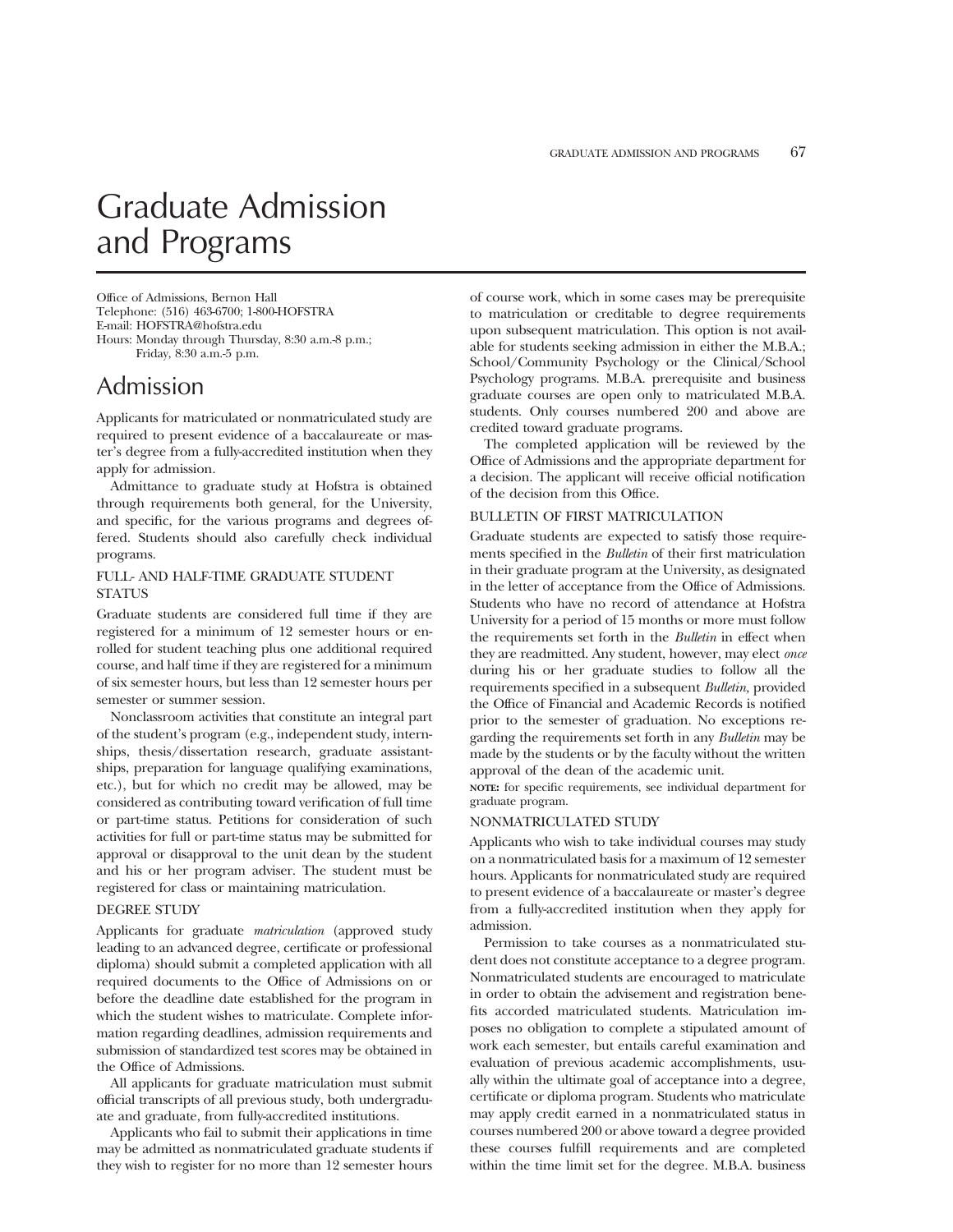# Graduate Admission and Programs

Office of Admissions, Bernon Hall
Telephone: (516) 463-6700; 1-800-HOFSTRA
E-mail: HOFSTRA@hofstra.edu
Hours: Monday through Thursday, 8:30 a.m.-8 p.m.;
Friday, 8:30 a.m.-5 p.m.

## Admission

Applicants for matriculated or nonmatriculated study are required to present evidence of a baccalaureate or master's degree from a fully-accredited institution when they apply for admission.

Admittance to graduate study at Hofstra is obtained through requirements both general, for the University, and specific, for the various programs and degrees offered. Students should also carefully check individual programs.

### FULL- AND HALF-TIME GRADUATE STUDENT STATUS

Graduate students are considered full time if they are registered for a minimum of 12 semester hours or enrolled for student teaching plus one additional required course, and half time if they are registered for a minimum of six semester hours, but less than 12 semester hours per semester or summer session.

Nonclassroom activities that constitute an integral part of the student's program (e.g., independent study, internships, thesis/dissertation research, graduate assistantships, preparation for language qualifying examinations, etc.), but for which no credit may be allowed, may be considered as contributing toward verification of full time or part-time status. Petitions for consideration of such activities for full or part-time status may be submitted for approval or disapproval to the unit dean by the student and his or her program adviser. The student must be registered for class or maintaining matriculation.

### DEGREE STUDY

Applicants for graduate *matriculation* (approved study leading to an advanced degree, certificate or professional diploma) should submit a completed application with all required documents to the Office of Admissions on or before the deadline date established for the program in which the student wishes to matriculate. Complete information regarding deadlines, admission requirements and submission of standardized test scores may be obtained in the Office of Admissions.

All applicants for graduate matriculation must submit official transcripts of all previous study, both undergraduate and graduate, from fully-accredited institutions.

Applicants who fail to submit their applications in time may be admitted as nonmatriculated graduate students if they wish to register for no more than 12 semester hours of course work, which in some cases may be prerequisite to matriculation or creditable to degree requirements upon subsequent matriculation. This option is not available for students seeking admission in either the M.B.A.; School/Community Psychology or the Clinical/School Psychology programs. M.B.A. prerequisite and business graduate courses are open only to matriculated M.B.A. students. Only courses numbered 200 and above are credited toward graduate programs.

The completed application will be reviewed by the Office of Admissions and the appropriate department for a decision. The applicant will receive official notification of the decision from this Office.

### BULLETIN OF FIRST MATRICULATION

Graduate students are expected to satisfy those requirements specified in the *Bulletin* of their first matriculation in their graduate program at the University, as designated in the letter of acceptance from the Office of Admissions. Students who have no record of attendance at Hofstra University for a period of 15 months or more must follow the requirements set forth in the *Bulletin* in effect when they are readmitted. Any student, however, may elect *once* during his or her graduate studies to follow all the requirements specified in a subsequent *Bulletin*, provided the Office of Financial and Academic Records is notified prior to the semester of graduation. No exceptions regarding the requirements set forth in any *Bulletin* may be made by the students or by the faculty without the written approval of the dean of the academic unit.

**NOTE:** for specific requirements, see individual department for graduate program.

### NONMATRICULATED STUDY

Applicants who wish to take individual courses may study on a nonmatriculated basis for a maximum of 12 semester hours. Applicants for nonmatriculated study are required to present evidence of a baccalaureate or master's degree from a fully-accredited institution when they apply for admission.

Permission to take courses as a nonmatriculated student does not constitute acceptance to a degree program. Nonmatriculated students are encouraged to matriculate in order to obtain the advisement and registration benefits accorded matriculated students. Matriculation imposes no obligation to complete a stipulated amount of work each semester, but entails careful examination and evaluation of previous academic accomplishments, usually within the ultimate goal of acceptance into a degree, certificate or diploma program. Students who matriculate may apply credit earned in a nonmatriculated status in courses numbered 200 or above toward a degree provided these courses fulfill requirements and are completed within the time limit set for the degree. M.B.A. business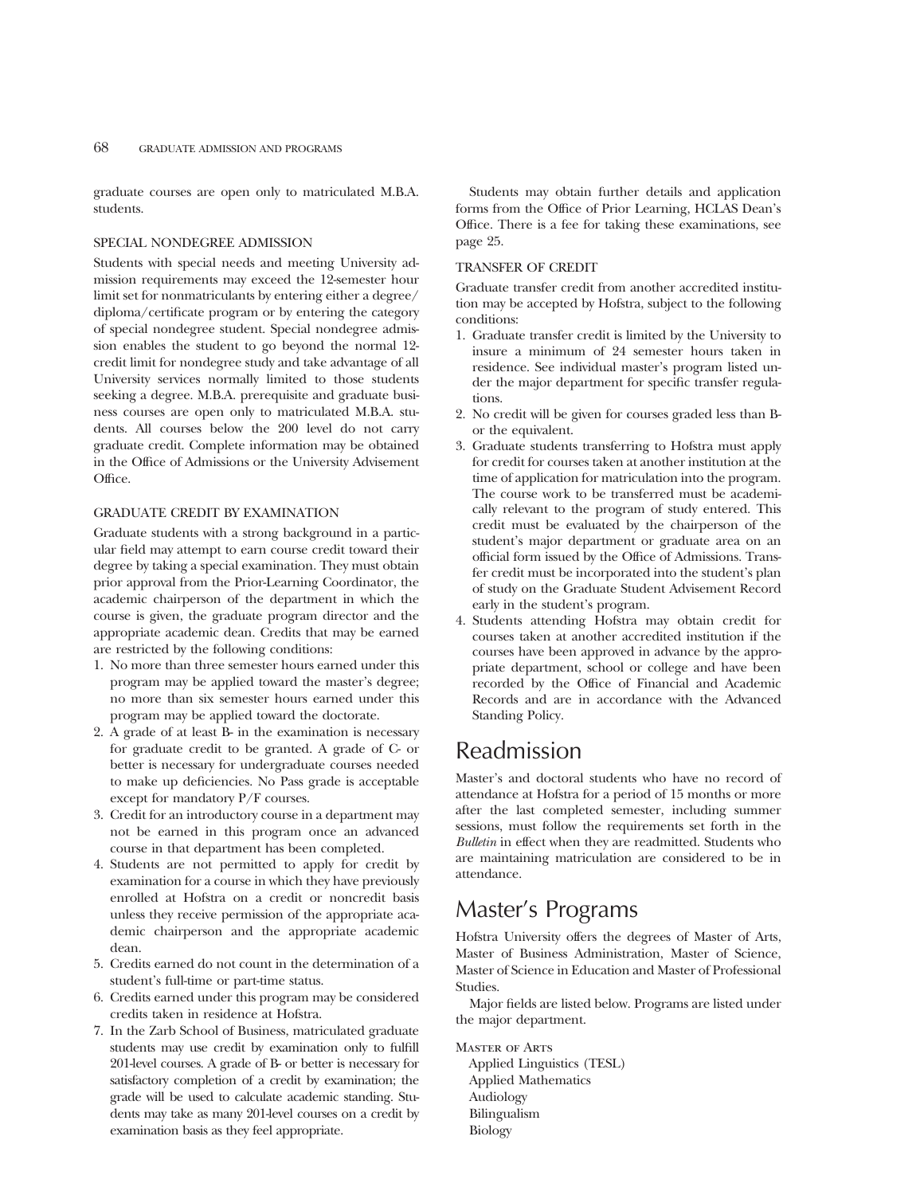graduate courses are open only to matriculated M.B.A. students.

### SPECIAL NONDEGREE ADMISSION

Students with special needs and meeting University admission requirements may exceed the 12-semester hour limit set for nonmatriculants by entering either a degree/diploma/certificate program or by entering the category of special nondegree student. Special nondegree admission enables the student to go beyond the normal 12-credit limit for nondegree study and take advantage of all University services normally limited to those students seeking a degree. M.B.A. prerequisite and graduate business courses are open only to matriculated M.B.A. students. All courses below the 200 level do not carry graduate credit. Complete information may be obtained in the Office of Admissions or the University Advisement Office.

### GRADUATE CREDIT BY EXAMINATION

Graduate students with a strong background in a particular field may attempt to earn course credit toward their degree by taking a special examination. They must obtain prior approval from the Prior-Learning Coordinator, the academic chairperson of the department in which the course is given, the graduate program director and the appropriate academic dean. Credits that may be earned are restricted by the following conditions:

1. No more than three semester hours earned under this program may be applied toward the master's degree; no more than six semester hours earned under this program may be applied toward the doctorate.
2. A grade of at least B- in the examination is necessary for graduate credit to be granted. A grade of C- or better is necessary for undergraduate courses needed to make up deficiencies. No Pass grade is acceptable except for mandatory P/F courses.
3. Credit for an introductory course in a department may not be earned in this program once an advanced course in that department has been completed.
4. Students are not permitted to apply for credit by examination for a course in which they have previously enrolled at Hofstra on a credit or noncredit basis unless they receive permission of the appropriate academic chairperson and the appropriate academic dean.
5. Credits earned do not count in the determination of a student's full-time or part-time status.
6. Credits earned under this program may be considered credits taken in residence at Hofstra.
7. In the Zarb School of Business, matriculated graduate students may use credit by examination only to fulfill 201-level courses. A grade of B- or better is necessary for satisfactory completion of a credit by examination; the grade will be used to calculate academic standing. Students may take as many 201-level courses on a credit by examination basis as they feel appropriate.

Students may obtain further details and application forms from the Office of Prior Learning, HCLAS Dean's Office. There is a fee for taking these examinations, see page 25.

### TRANSFER OF CREDIT

Graduate transfer credit from another accredited institution may be accepted by Hofstra, subject to the following conditions:

1. Graduate transfer credit is limited by the University to insure a minimum of 24 semester hours taken in residence. See individual master's program listed under the major department for specific transfer regulations.
2. No credit will be given for courses graded less than B- or the equivalent.
3. Graduate students transferring to Hofstra must apply for credit for courses taken at another institution at the time of application for matriculation into the program. The course work to be transferred must be academically relevant to the program of study entered. This credit must be evaluated by the chairperson of the student's major department or graduate area on an official form issued by the Office of Admissions. Transfer credit must be incorporated into the student's plan of study on the Graduate Student Advisement Record early in the student's program.
4. Students attending Hofstra may obtain credit for courses taken at another accredited institution if the courses have been approved in advance by the appropriate department, school or college and have been recorded by the Office of Financial and Academic Records and are in accordance with the Advanced Standing Policy.

## Readmission

Master's and doctoral students who have no record of attendance at Hofstra for a period of 15 months or more after the last completed semester, including summer sessions, must follow the requirements set forth in the *Bulletin* in effect when they are readmitted. Students who are maintaining matriculation are considered to be in attendance.

## Master's Programs

Hofstra University offers the degrees of Master of Arts, Master of Business Administration, Master of Science, Master of Science in Education and Master of Professional Studies.

Major fields are listed below. Programs are listed under the major department.

MASTER OF ARTS
- Applied Linguistics (TESL)
- Applied Mathematics
- Audiology
- Bilingualism
- Biology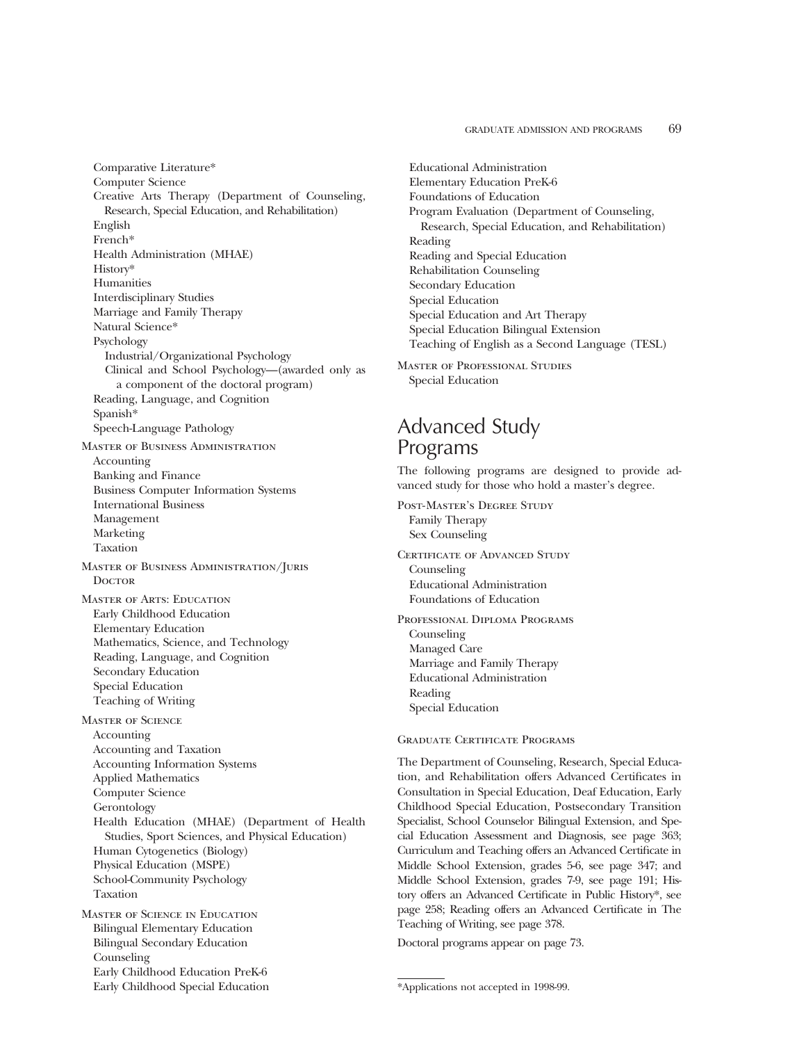Comparative Literature*
Computer Science
Creative Arts Therapy (Department of Counseling, Research, Special Education, and Rehabilitation)
English
French*
Health Administration (MHAE)
History*
Humanities
Interdisciplinary Studies
Marriage and Family Therapy
Natural Science*
Psychology
  Industrial/Organizational Psychology
  Clinical and School Psychology—(awarded only as a component of the doctoral program)
Reading, Language, and Cognition
Spanish*
Speech-Language Pathology

Master of Business Administration
  Accounting
  Banking and Finance
  Business Computer Information Systems
  International Business
  Management
  Marketing
  Taxation

Master of Business Administration/Juris Doctor

Master of Arts: Education
  Early Childhood Education
  Elementary Education
  Mathematics, Science, and Technology
  Reading, Language, and Cognition
  Secondary Education
  Special Education
  Teaching of Writing

Master of Science
  Accounting
  Accounting and Taxation
  Accounting Information Systems
  Applied Mathematics
  Computer Science
  Gerontology
  Health Education (MHAE) (Department of Health Studies, Sport Sciences, and Physical Education)
  Human Cytogenetics (Biology)
  Physical Education (MSPE)
  School-Community Psychology
  Taxation

Master of Science in Education
  Bilingual Elementary Education
  Bilingual Secondary Education
  Counseling
  Early Childhood Education PreK-6
  Early Childhood Special Education
  Educational Administration
  Elementary Education PreK-6
  Foundations of Education
  Program Evaluation (Department of Counseling, Research, Special Education, and Rehabilitation)
  Reading
  Reading and Special Education
  Rehabilitation Counseling
  Secondary Education
  Special Education
  Special Education and Art Therapy
  Special Education Bilingual Extension
  Teaching of English as a Second Language (TESL)

Master of Professional Studies
  Special Education

## Advanced Study Programs

The following programs are designed to provide advanced study for those who hold a master's degree.

Post-Master's Degree Study
  Family Therapy
  Sex Counseling

Certificate of Advanced Study
  Counseling
  Educational Administration
  Foundations of Education

Professional Diploma Programs
  Counseling
  Managed Care
  Marriage and Family Therapy
  Educational Administration
  Reading
  Special Education

Graduate Certificate Programs

The Department of Counseling, Research, Special Education, and Rehabilitation offers Advanced Certificates in Consultation in Special Education, Deaf Education, Early Childhood Special Education, Postsecondary Transition Specialist, School Counselor Bilingual Extension, and Special Education Assessment and Diagnosis, see page 363; Curriculum and Teaching offers an Advanced Certificate in Middle School Extension, grades 5-6, see page 347; and Middle School Extension, grades 7-9, see page 191; History offers an Advanced Certificate in Public History*, see page 258; Reading offers an Advanced Certificate in The Teaching of Writing, see page 378.

Doctoral programs appear on page 73.

*Applications not accepted in 1998-99.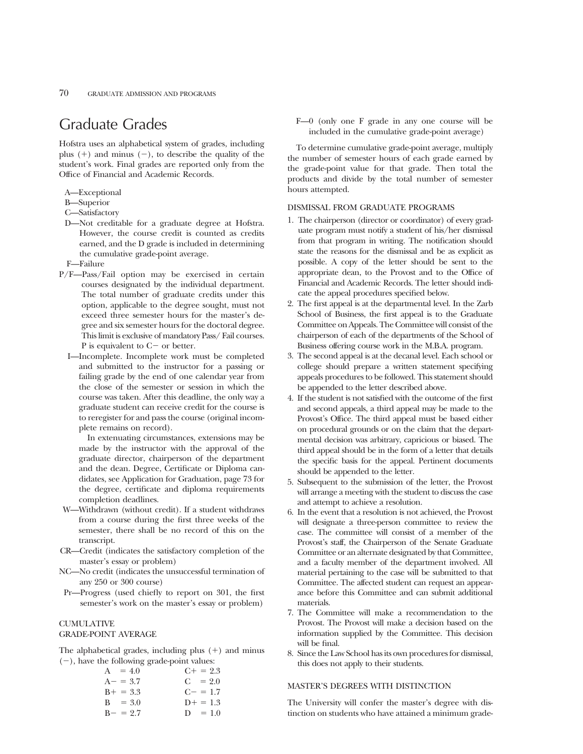# Graduate Grades

Hofstra uses an alphabetical system of grades, including plus (+) and minus (−), to describe the quality of the student's work. Final grades are reported only from the Office of Financial and Academic Records.

- A—Exceptional
- B—Superior
- C—Satisfactory
- D—Not creditable for a graduate degree at Hofstra. However, the course credit is counted as credits earned, and the D grade is included in determining the cumulative grade-point average.
- F—Failure
- P/F—Pass/Fail option may be exercised in certain courses designated by the individual department. The total number of graduate credits under this option, applicable to the degree sought, must not exceed three semester hours for the master's degree and six semester hours for the doctoral degree. This limit is exclusive of mandatory Pass/ Fail courses. P is equivalent to C− or better.
- I—Incomplete. Incomplete work must be completed and submitted to the instructor for a passing or failing grade by the end of one calendar year from the close of the semester or session in which the course was taken. After this deadline, the only way a graduate student can receive credit for the course is to reregister for and pass the course (original incomplete remains on record).

  In extenuating circumstances, extensions may be made by the instructor with the approval of the graduate director, chairperson of the department and the dean. Degree, Certificate or Diploma candidates, see Application for Graduation, page 73 for the degree, certificate and diploma requirements completion deadlines.
- W—Withdrawn (without credit). If a student withdraws from a course during the first three weeks of the semester, there shall be no record of this on the transcript.
- CR—Credit (indicates the satisfactory completion of the master's essay or problem)
- NC—No credit (indicates the unsuccessful termination of any 250 or 300 course)
- Pr—Progress (used chiefly to report on 301, the first semester's work on the master's essay or problem)

## CUMULATIVE GRADE-POINT AVERAGE

The alphabetical grades, including plus (+) and minus (−), have the following grade-point values:

| | |
|---|---|
| A = 4.0 | C+ = 2.3 |
| A− = 3.7 | C = 2.0 |
| B+ = 3.3 | C− = 1.7 |
| B = 3.0 | D+ = 1.3 |
| B− = 2.7 | D = 1.0 |

F—0 (only one F grade in any one course will be included in the cumulative grade-point average)

To determine cumulative grade-point average, multiply the number of semester hours of each grade earned by the grade-point value for that grade. Then total the products and divide by the total number of semester hours attempted.

## DISMISSAL FROM GRADUATE PROGRAMS

1. The chairperson (director or coordinator) of every graduate program must notify a student of his/her dismissal from that program in writing. The notification should state the reasons for the dismissal and be as explicit as possible. A copy of the letter should be sent to the appropriate dean, to the Provost and to the Office of Financial and Academic Records. The letter should indicate the appeal procedures specified below.
2. The first appeal is at the departmental level. In the Zarb School of Business, the first appeal is to the Graduate Committee on Appeals. The Committee will consist of the chairperson of each of the departments of the School of Business offering course work in the M.B.A. program.
3. The second appeal is at the decanal level. Each school or college should prepare a written statement specifying appeals procedures to be followed. This statement should be appended to the letter described above.
4. If the student is not satisfied with the outcome of the first and second appeals, a third appeal may be made to the Provost's Office. The third appeal must be based either on procedural grounds or on the claim that the departmental decision was arbitrary, capricious or biased. The third appeal should be in the form of a letter that details the specific basis for the appeal. Pertinent documents should be appended to the letter.
5. Subsequent to the submission of the letter, the Provost will arrange a meeting with the student to discuss the case and attempt to achieve a resolution.
6. In the event that a resolution is not achieved, the Provost will designate a three-person committee to review the case. The committee will consist of a member of the Provost's staff, the Chairperson of the Senate Graduate Committee or an alternate designated by that Committee, and a faculty member of the department involved. All material pertaining to the case will be submitted to that Committee. The affected student can request an appearance before this Committee and can submit additional materials.
7. The Committee will make a recommendation to the Provost. The Provost will make a decision based on the information supplied by the Committee. This decision will be final.
8. Since the Law School has its own procedures for dismissal, this does not apply to their students.

## MASTER'S DEGREES WITH DISTINCTION

The University will confer the master's degree with distinction on students who have attained a minimum grade-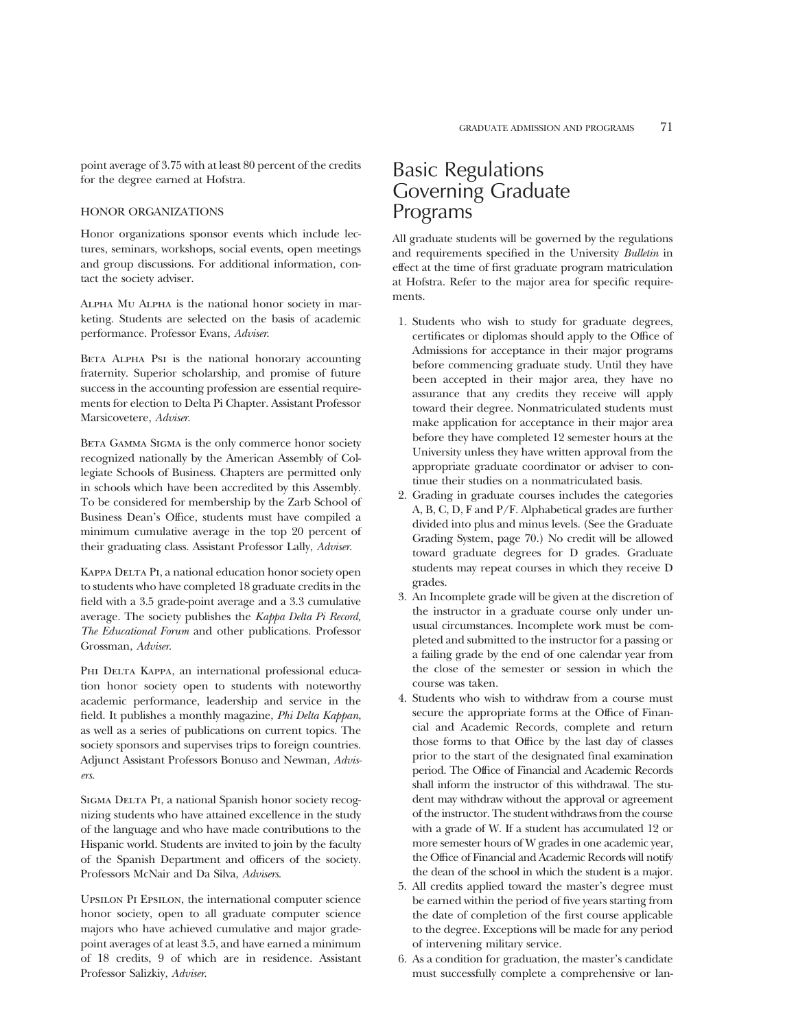point average of 3.75 with at least 80 percent of the credits for the degree earned at Hofstra.

### HONOR ORGANIZATIONS

Honor organizations sponsor events which include lectures, seminars, workshops, social events, open meetings and group discussions. For additional information, contact the society adviser.

Alpha Mu Alpha is the national honor society in marketing. Students are selected on the basis of academic performance. Professor Evans, *Adviser*.

Beta Alpha Psi is the national honorary accounting fraternity. Superior scholarship, and promise of future success in the accounting profession are essential requirements for election to Delta Pi Chapter. Assistant Professor Marsicovetere, *Adviser*.

Beta Gamma Sigma is the only commerce honor society recognized nationally by the American Assembly of Collegiate Schools of Business. Chapters are permitted only in schools which have been accredited by this Assembly. To be considered for membership by the Zarb School of Business Dean's Office, students must have compiled a minimum cumulative average in the top 20 percent of their graduating class. Assistant Professor Lally, *Adviser*.

Kappa Delta Pi, a national education honor society open to students who have completed 18 graduate credits in the field with a 3.5 grade-point average and a 3.3 cumulative average. The society publishes the *Kappa Delta Pi Record, The Educational Forum* and other publications. Professor Grossman, *Adviser*.

Phi Delta Kappa, an international professional education honor society open to students with noteworthy academic performance, leadership and service in the field. It publishes a monthly magazine, *Phi Delta Kappan*, as well as a series of publications on current topics. The society sponsors and supervises trips to foreign countries. Adjunct Assistant Professors Bonuso and Newman, *Advisers*.

Sigma Delta Pi, a national Spanish honor society recognizing students who have attained excellence in the study of the language and who have made contributions to the Hispanic world. Students are invited to join by the faculty of the Spanish Department and officers of the society. Professors McNair and Da Silva, *Advisers*.

Upsilon Pi Epsilon, the international computer science honor society, open to all graduate computer science majors who have achieved cumulative and major grade-point averages of at least 3.5, and have earned a minimum of 18 credits, 9 of which are in residence. Assistant Professor Salizkiy, *Adviser*.

# Basic Regulations Governing Graduate Programs

All graduate students will be governed by the regulations and requirements specified in the University *Bulletin* in effect at the time of first graduate program matriculation at Hofstra. Refer to the major area for specific requirements.

1. Students who wish to study for graduate degrees, certificates or diplomas should apply to the Office of Admissions for acceptance in their major programs before commencing graduate study. Until they have been accepted in their major area, they have no assurance that any credits they receive will apply toward their degree. Nonmatriculated students must make application for acceptance in their major area before they have completed 12 semester hours at the University unless they have written approval from the appropriate graduate coordinator or adviser to continue their studies on a nonmatriculated basis.
2. Grading in graduate courses includes the categories A, B, C, D, F and P/F. Alphabetical grades are further divided into plus and minus levels. (See the Graduate Grading System, page 70.) No credit will be allowed toward graduate degrees for D grades. Graduate students may repeat courses in which they receive D grades.
3. An Incomplete grade will be given at the discretion of the instructor in a graduate course only under unusual circumstances. Incomplete work must be completed and submitted to the instructor for a passing or a failing grade by the end of one calendar year from the close of the semester or session in which the course was taken.
4. Students who wish to withdraw from a course must secure the appropriate forms at the Office of Financial and Academic Records, complete and return those forms to that Office by the last day of classes prior to the start of the designated final examination period. The Office of Financial and Academic Records shall inform the instructor of this withdrawal. The student may withdraw without the approval or agreement of the instructor. The student withdraws from the course with a grade of W. If a student has accumulated 12 or more semester hours of W grades in one academic year, the Office of Financial and Academic Records will notify the dean of the school in which the student is a major.
5. All credits applied toward the master's degree must be earned within the period of five years starting from the date of completion of the first course applicable to the degree. Exceptions will be made for any period of intervening military service.
6. As a condition for graduation, the master's candidate must successfully complete a comprehensive or lan-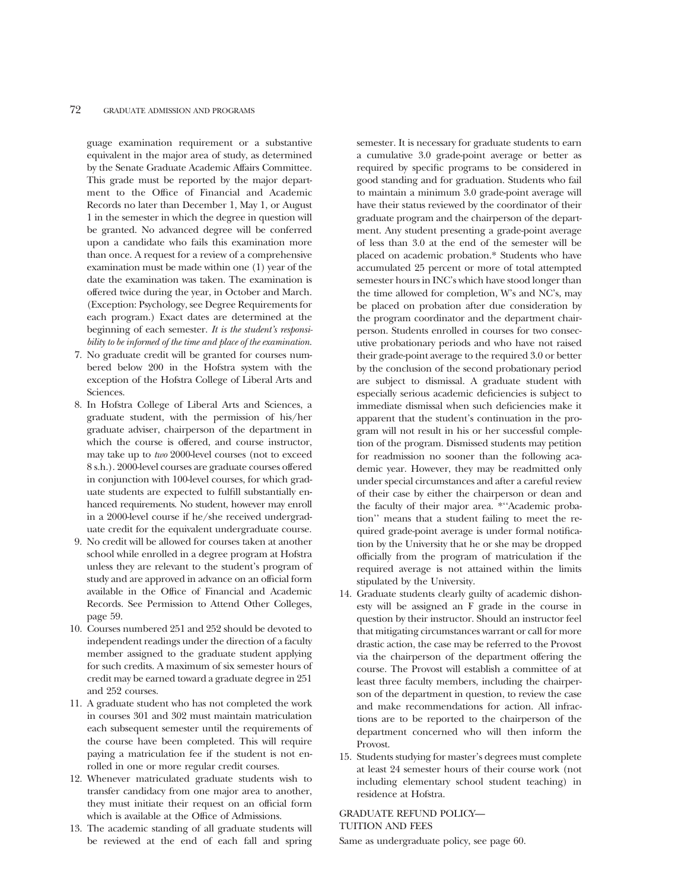guage examination requirement or a substantive equivalent in the major area of study, as determined by the Senate Graduate Academic Affairs Committee. This grade must be reported by the major department to the Office of Financial and Academic Records no later than December 1, May 1, or August 1 in the semester in which the degree in question will be granted. No advanced degree will be conferred upon a candidate who fails this examination more than once. A request for a review of a comprehensive examination must be made within one (1) year of the date the examination was taken. The examination is offered twice during the year, in October and March. (Exception: Psychology, see Degree Requirements for each program.) Exact dates are determined at the beginning of each semester. *It is the student's responsibility to be informed of the time and place of the examination.*

7. No graduate credit will be granted for courses numbered below 200 in the Hofstra system with the exception of the Hofstra College of Liberal Arts and Sciences.
8. In Hofstra College of Liberal Arts and Sciences, a graduate student, with the permission of his/her graduate adviser, chairperson of the department in which the course is offered, and course instructor, may take up to *two* 2000-level courses (not to exceed 8 s.h.). 2000-level courses are graduate courses offered in conjunction with 100-level courses, for which graduate students are expected to fulfill substantially enhanced requirements. No student, however may enroll in a 2000-level course if he/she received undergraduate credit for the equivalent undergraduate course.
9. No credit will be allowed for courses taken at another school while enrolled in a degree program at Hofstra unless they are relevant to the student's program of study and are approved in advance on an official form available in the Office of Financial and Academic Records. See Permission to Attend Other Colleges, page 59.
10. Courses numbered 251 and 252 should be devoted to independent readings under the direction of a faculty member assigned to the graduate student applying for such credits. A maximum of six semester hours of credit may be earned toward a graduate degree in 251 and 252 courses.
11. A graduate student who has not completed the work in courses 301 and 302 must maintain matriculation each subsequent semester until the requirements of the course have been completed. This will require paying a matriculation fee if the student is not enrolled in one or more regular credit courses.
12. Whenever matriculated graduate students wish to transfer candidacy from one major area to another, they must initiate their request on an official form which is available at the Office of Admissions.
13. The academic standing of all graduate students will be reviewed at the end of each fall and spring semester. It is necessary for graduate students to earn a cumulative 3.0 grade-point average or better as required by specific programs to be considered in good standing and for graduation. Students who fail to maintain a minimum 3.0 grade-point average will have their status reviewed by the coordinator of their graduate program and the chairperson of the department. Any student presenting a grade-point average of less than 3.0 at the end of the semester will be placed on academic probation.* Students who have accumulated 25 percent or more of total attempted semester hours in INC's which have stood longer than the time allowed for completion, W's and NC's, may be placed on probation after due consideration by the program coordinator and the department chairperson. Students enrolled in courses for two consecutive probationary periods and who have not raised their grade-point average to the required 3.0 or better by the conclusion of the second probationary period are subject to dismissal. A graduate student with especially serious academic deficiencies is subject to immediate dismissal when such deficiencies make it apparent that the student's continuation in the program will not result in his or her successful completion of the program. Dismissed students may petition for readmission no sooner than the following academic year. However, they may be readmitted only under special circumstances and after a careful review of their case by either the chairperson or dean and the faculty of their major area. *''Academic probation'' means that a student failing to meet the required grade-point average is under formal notification by the University that he or she may be dropped officially from the program of matriculation if the required average is not attained within the limits stipulated by the University.
14. Graduate students clearly guilty of academic dishonesty will be assigned an F grade in the course in question by their instructor. Should an instructor feel that mitigating circumstances warrant or call for more drastic action, the case may be referred to the Provost via the chairperson of the department offering the course. The Provost will establish a committee of at least three faculty members, including the chairperson of the department in question, to review the case and make recommendations for action. All infractions are to be reported to the chairperson of the department concerned who will then inform the Provost.
15. Students studying for master's degrees must complete at least 24 semester hours of their course work (not including elementary school student teaching) in residence at Hofstra.

## GRADUATE REFUND POLICY—TUITION AND FEES

Same as undergraduate policy, see page 60.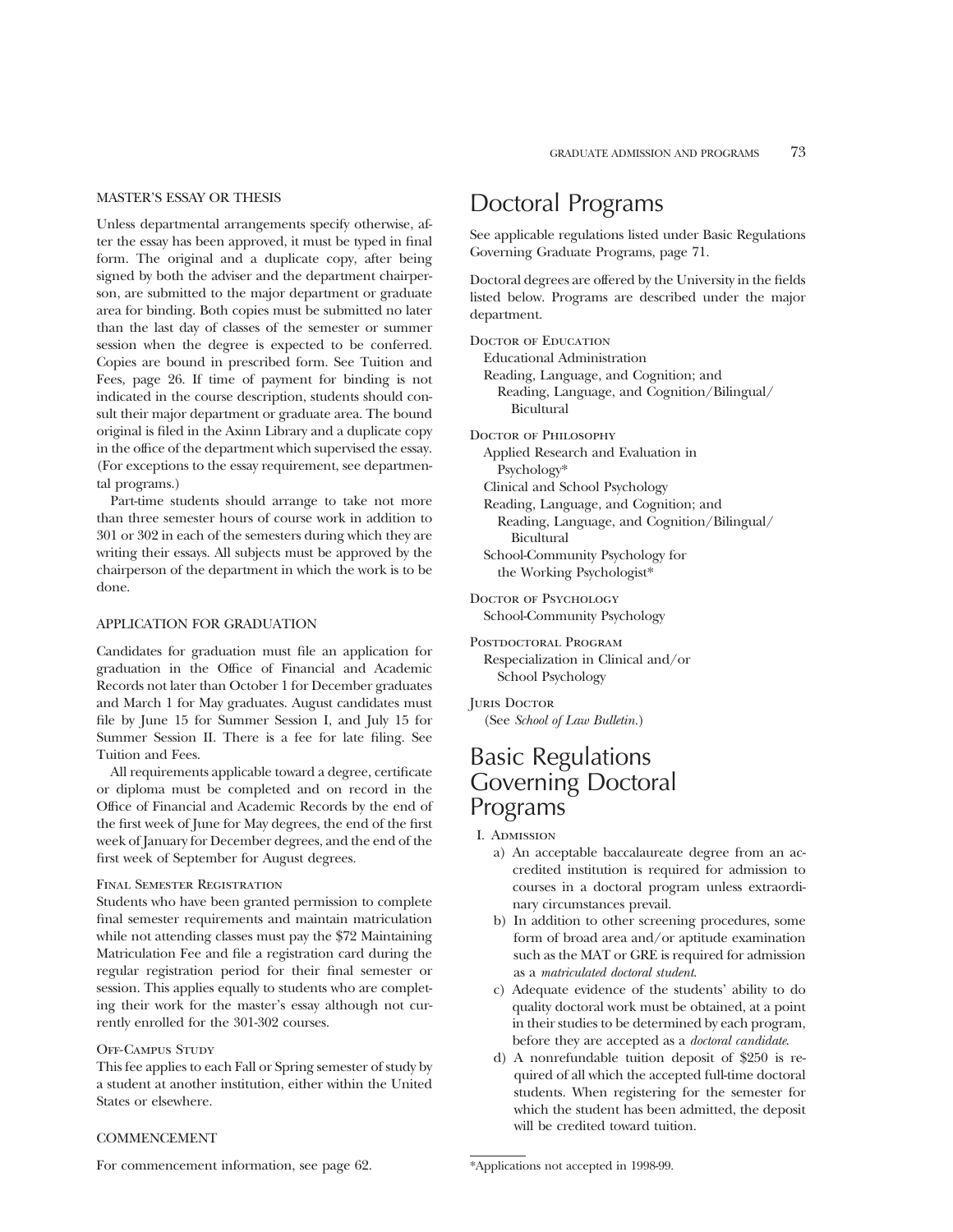### MASTER'S ESSAY OR THESIS

Unless departmental arrangements specify otherwise, after the essay has been approved, it must be typed in final form. The original and a duplicate copy, after being signed by both the adviser and the department chairperson, are submitted to the major department or graduate area for binding. Both copies must be submitted no later than the last day of classes of the semester or summer session when the degree is expected to be conferred. Copies are bound in prescribed form. See Tuition and Fees, page 26. If time of payment for binding is not indicated in the course description, students should consult their major department or graduate area. The bound original is filed in the Axinn Library and a duplicate copy in the office of the department which supervised the essay. (For exceptions to the essay requirement, see departmental programs.)

Part-time students should arrange to take not more than three semester hours of course work in addition to 301 or 302 in each of the semesters during which they are writing their essays. All subjects must be approved by the chairperson of the department in which the work is to be done.

### APPLICATION FOR GRADUATION

Candidates for graduation must file an application for graduation in the Office of Financial and Academic Records not later than October 1 for December graduates and March 1 for May graduates. August candidates must file by June 15 for Summer Session I, and July 15 for Summer Session II. There is a fee for late filing. See Tuition and Fees.

All requirements applicable toward a degree, certificate or diploma must be completed and on record in the Office of Financial and Academic Records by the end of the first week of June for May degrees, the end of the first week of January for December degrees, and the end of the first week of September for August degrees.

#### Final Semester Registration

Students who have been granted permission to complete final semester requirements and maintain matriculation while not attending classes must pay the $72 Maintaining Matriculation Fee and file a registration card during the regular registration period for their final semester or session. This applies equally to students who are completing their work for the master's essay although not currently enrolled for the 301-302 courses.

#### Off-Campus Study

This fee applies to each Fall or Spring semester of study by a student at another institution, either within the United States or elsewhere.

### COMMENCEMENT

For commencement information, see page 62.

# Doctoral Programs

See applicable regulations listed under Basic Regulations Governing Graduate Programs, page 71.

Doctoral degrees are offered by the University in the fields listed below. Programs are described under the major department.

Doctor of Education
- Educational Administration
- Reading, Language, and Cognition; and Reading, Language, and Cognition/Bilingual/Bicultural

Doctor of Philosophy
- Applied Research and Evaluation in Psychology*
- Clinical and School Psychology
- Reading, Language, and Cognition; and Reading, Language, and Cognition/Bilingual/Bicultural
- School-Community Psychology for the Working Psychologist*

Doctor of Psychology
- School-Community Psychology

Postdoctoral Program
- Respecialization in Clinical and/or School Psychology

Juris Doctor
- (See *School of Law Bulletin*.)

*Applications not accepted in 1998-99.

# Basic Regulations Governing Doctoral Programs

I. Admission

a) An acceptable baccalaureate degree from an accredited institution is required for admission to courses in a doctoral program unless extraordinary circumstances prevail.

b) In addition to other screening procedures, some form of broad area and/or aptitude examination such as the MAT or GRE is required for admission as a *matriculated doctoral student*.

c) Adequate evidence of the students' ability to do quality doctoral work must be obtained, at a point in their studies to be determined by each program, before they are accepted as a *doctoral candidate*.

d) A nonrefundable tuition deposit of $250 is required of all which the accepted full-time doctoral students. When registering for the semester for which the student has been admitted, the deposit will be credited toward tuition.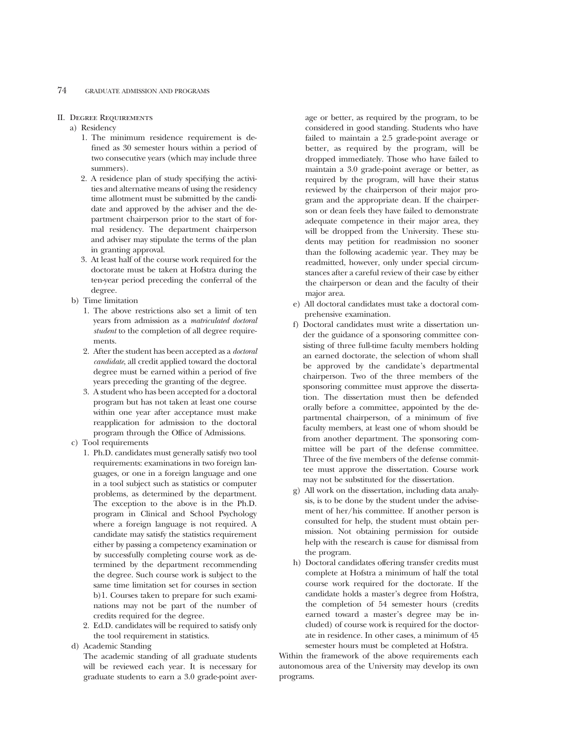## II. Degree Requirements

a) Residency

1. The minimum residence requirement is defined as 30 semester hours within a period of two consecutive years (which may include three summers).
2. A residence plan of study specifying the activities and alternative means of using the residency time allotment must be submitted by the candidate and approved by the adviser and the department chairperson prior to the start of formal residency. The department chairperson and adviser may stipulate the terms of the plan in granting approval.
3. At least half of the course work required for the doctorate must be taken at Hofstra during the ten-year period preceding the conferral of the degree.

b) Time limitation

1. The above restrictions also set a limit of ten years from admission as a *matriculated doctoral student* to the completion of all degree requirements.
2. After the student has been accepted as a *doctoral candidate*, all credit applied toward the doctoral degree must be earned within a period of five years preceding the granting of the degree.
3. A student who has been accepted for a doctoral program but has not taken at least one course within one year after acceptance must make reapplication for admission to the doctoral program through the Office of Admissions.

c) Tool requirements

1. Ph.D. candidates must generally satisfy two tool requirements: examinations in two foreign languages, or one in a foreign language and one in a tool subject such as statistics or computer problems, as determined by the department. The exception to the above is in the Ph.D. program in Clinical and School Psychology where a foreign language is not required. A candidate may satisfy the statistics requirement either by passing a competency examination or by successfully completing course work as determined by the department recommending the degree. Such course work is subject to the same time limitation set for courses in section b)1. Courses taken to prepare for such examinations may not be part of the number of credits required for the degree.
2. Ed.D. candidates will be required to satisfy only the tool requirement in statistics.

d) Academic Standing

The academic standing of all graduate students will be reviewed each year. It is necessary for graduate students to earn a 3.0 grade-point average or better, as required by the program, to be considered in good standing. Students who have failed to maintain a 2.5 grade-point average or better, as required by the program, will be dropped immediately. Those who have failed to maintain a 3.0 grade-point average or better, as required by the program, will have their status reviewed by the chairperson of their major program and the appropriate dean. If the chairperson or dean feels they have failed to demonstrate adequate competence in their major area, they will be dropped from the University. These students may petition for readmission no sooner than the following academic year. They may be readmitted, however, only under special circumstances after a careful review of their case by either the chairperson or dean and the faculty of their major area.

e) All doctoral candidates must take a doctoral comprehensive examination.

f) Doctoral candidates must write a dissertation under the guidance of a sponsoring committee consisting of three full-time faculty members holding an earned doctorate, the selection of whom shall be approved by the candidate's departmental chairperson. Two of the three members of the sponsoring committee must approve the dissertation. The dissertation must then be defended orally before a committee, appointed by the departmental chairperson, of a minimum of five faculty members, at least one of whom should be from another department. The sponsoring committee will be part of the defense committee. Three of the five members of the defense committee must approve the dissertation. Course work may not be substituted for the dissertation.

g) All work on the dissertation, including data analysis, is to be done by the student under the advisement of her/his committee. If another person is consulted for help, the student must obtain permission. Not obtaining permission for outside help with the research is cause for dismissal from the program.

h) Doctoral candidates offering transfer credits must complete at Hofstra a minimum of half the total course work required for the doctorate. If the candidate holds a master's degree from Hofstra, the completion of 54 semester hours (credits earned toward a master's degree may be included) of course work is required for the doctorate in residence. In other cases, a minimum of 45 semester hours must be completed at Hofstra.

Within the framework of the above requirements each autonomous area of the University may develop its own programs.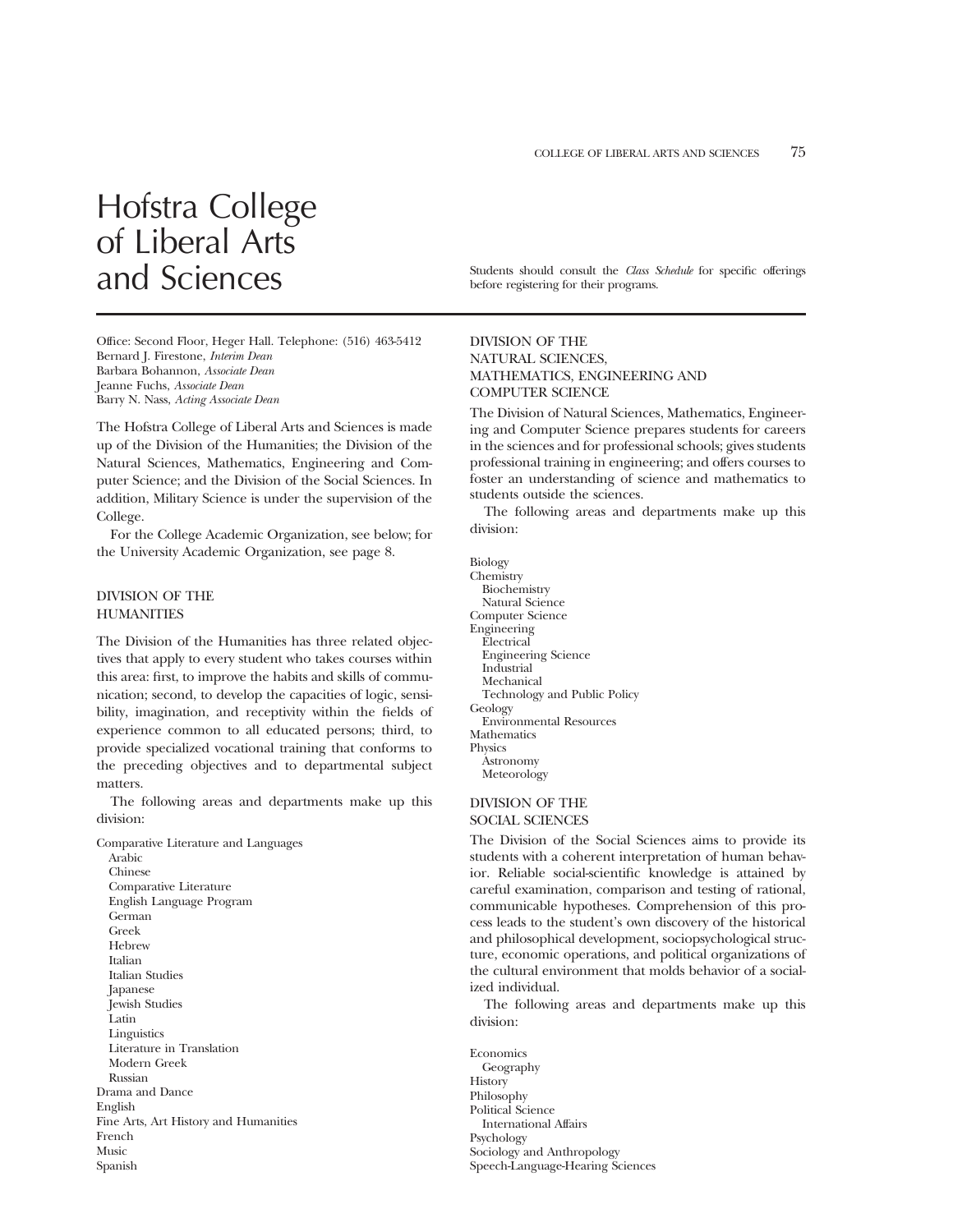# Hofstra College of Liberal Arts and Sciences

Students should consult the *Class Schedule* for specific offerings before registering for their programs.

Office: Second Floor, Heger Hall. Telephone: (516) 463-5412
Bernard J. Firestone, *Interim Dean*
Barbara Bohannon, *Associate Dean*
Jeanne Fuchs, *Associate Dean*
Barry N. Nass, *Acting Associate Dean*

The Hofstra College of Liberal Arts and Sciences is made up of the Division of the Humanities; the Division of the Natural Sciences, Mathematics, Engineering and Computer Science; and the Division of the Social Sciences. In addition, Military Science is under the supervision of the College.

For the College Academic Organization, see below; for the University Academic Organization, see page 8.

## DIVISION OF THE HUMANITIES

The Division of the Humanities has three related objectives that apply to every student who takes courses within this area: first, to improve the habits and skills of communication; second, to develop the capacities of logic, sensibility, imagination, and receptivity within the fields of experience common to all educated persons; third, to provide specialized vocational training that conforms to the preceding objectives and to departmental subject matters.

The following areas and departments make up this division:

- Comparative Literature and Languages
  - Arabic
  - Chinese
  - Comparative Literature
  - English Language Program
  - German
  - Greek
  - Hebrew
  - Italian
  - Italian Studies
  - Japanese
  - Jewish Studies
  - Latin
  - Linguistics
  - Literature in Translation
  - Modern Greek
  - Russian
- Drama and Dance
- English
- Fine Arts, Art History and Humanities
- French
- Music
- Spanish

## DIVISION OF THE NATURAL SCIENCES, MATHEMATICS, ENGINEERING AND COMPUTER SCIENCE

The Division of Natural Sciences, Mathematics, Engineering and Computer Science prepares students for careers in the sciences and for professional schools; gives students professional training in engineering; and offers courses to foster an understanding of science and mathematics to students outside the sciences.

The following areas and departments make up this division:

- Biology
- Chemistry
  - Biochemistry
  - Natural Science
- Computer Science
- Engineering
  - Electrical
  - Engineering Science
  - Industrial
  - Mechanical
  - Technology and Public Policy
- Geology
  - Environmental Resources
- Mathematics
- Physics
  - Astronomy
  - Meteorology

## DIVISION OF THE SOCIAL SCIENCES

The Division of the Social Sciences aims to provide its students with a coherent interpretation of human behavior. Reliable social-scientific knowledge is attained by careful examination, comparison and testing of rational, communicable hypotheses. Comprehension of this process leads to the student's own discovery of the historical and philosophical development, sociopsychological structure, economic operations, and political organizations of the cultural environment that molds behavior of a socialized individual.

The following areas and departments make up this division:

- Economics
  - Geography
- History
- Philosophy
- Political Science
  - International Affairs
- Psychology
- Sociology and Anthropology
- Speech-Language-Hearing Sciences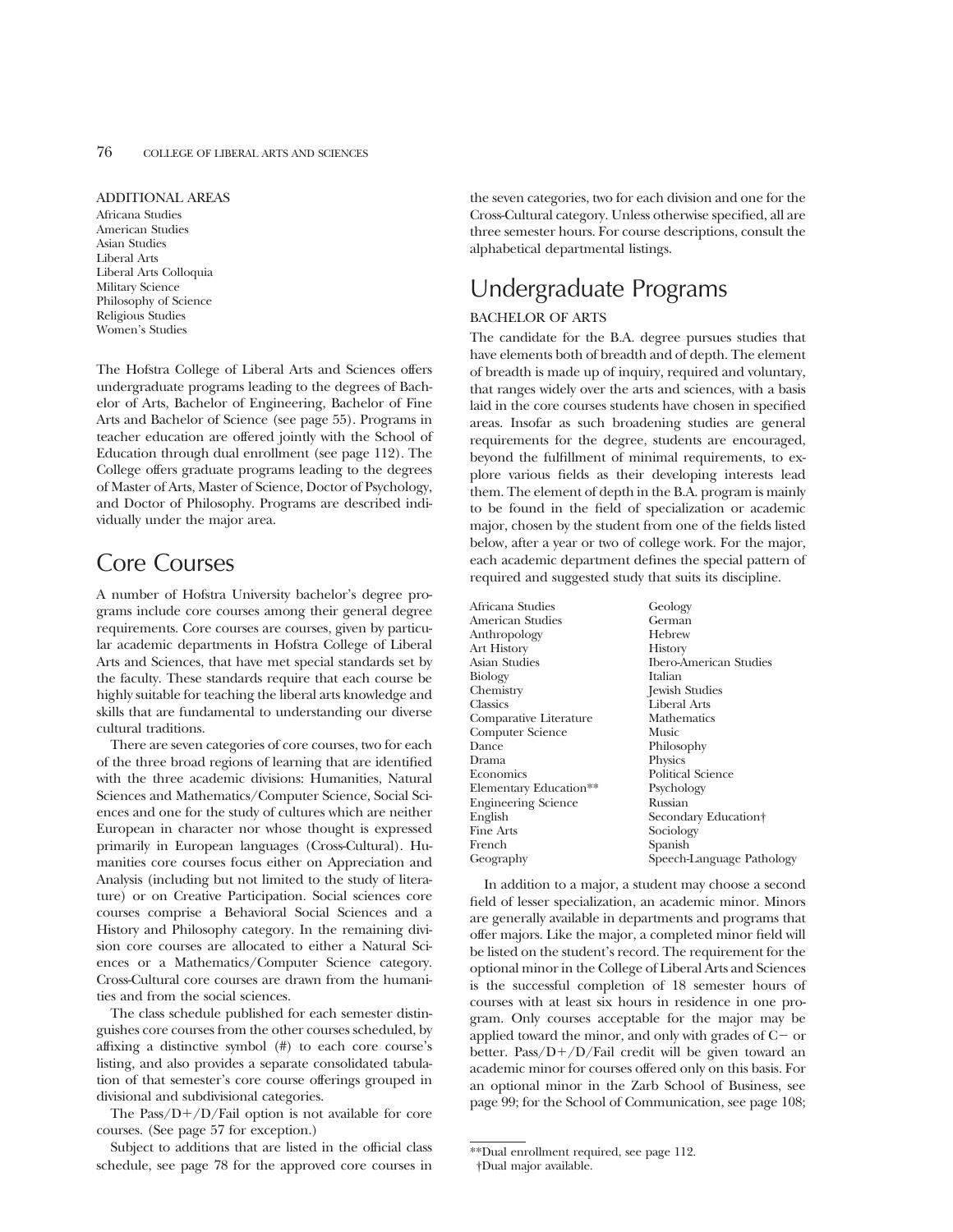ADDITIONAL AREAS

Africana Studies
American Studies
Asian Studies
Liberal Arts
Liberal Arts Colloquia
Military Science
Philosophy of Science
Religious Studies
Women's Studies

The Hofstra College of Liberal Arts and Sciences offers undergraduate programs leading to the degrees of Bachelor of Arts, Bachelor of Engineering, Bachelor of Fine Arts and Bachelor of Science (see page 55). Programs in teacher education are offered jointly with the School of Education through dual enrollment (see page 112). The College offers graduate programs leading to the degrees of Master of Arts, Master of Science, Doctor of Psychology, and Doctor of Philosophy. Programs are described individually under the major area.

# Core Courses

A number of Hofstra University bachelor's degree programs include core courses among their general degree requirements. Core courses are courses, given by particular academic departments in Hofstra College of Liberal Arts and Sciences, that have met special standards set by the faculty. These standards require that each course be highly suitable for teaching the liberal arts knowledge and skills that are fundamental to understanding our diverse cultural traditions.

There are seven categories of core courses, two for each of the three broad regions of learning that are identified with the three academic divisions: Humanities, Natural Sciences and Mathematics/Computer Science, Social Sciences and one for the study of cultures which are neither European in character nor whose thought is expressed primarily in European languages (Cross-Cultural). Humanities core courses focus either on Appreciation and Analysis (including but not limited to the study of literature) or on Creative Participation. Social sciences core courses comprise a Behavioral Social Sciences and a History and Philosophy category. In the remaining division core courses are allocated to either a Natural Sciences or a Mathematics/Computer Science category. Cross-Cultural core courses are drawn from the humanities and from the social sciences.

The class schedule published for each semester distinguishes core courses from the other courses scheduled, by affixing a distinctive symbol (#) to each core course's listing, and also provides a separate consolidated tabulation of that semester's core course offerings grouped in divisional and subdivisional categories.

The Pass/D+/D/Fail option is not available for core courses. (See page 57 for exception.)

Subject to additions that are listed in the official class schedule, see page 78 for the approved core courses in the seven categories, two for each division and one for the Cross-Cultural category. Unless otherwise specified, all are three semester hours. For course descriptions, consult the alphabetical departmental listings.

# Undergraduate Programs

BACHELOR OF ARTS

The candidate for the B.A. degree pursues studies that have elements both of breadth and of depth. The element of breadth is made up of inquiry, required and voluntary, that ranges widely over the arts and sciences, with a basis laid in the core courses students have chosen in specified areas. Insofar as such broadening studies are general requirements for the degree, students are encouraged, beyond the fulfillment of minimal requirements, to explore various fields as their developing interests lead them. The element of depth in the B.A. program is mainly to be found in the field of specialization or academic major, chosen by the student from one of the fields listed below, after a year or two of college work. For the major, each academic department defines the special pattern of required and suggested study that suits its discipline.

Africana Studies
American Studies
Anthropology
Art History
Asian Studies
Biology
Chemistry
Classics
Comparative Literature
Computer Science
Dance
Drama
Economics
Elementary Education**
Engineering Science
English
Fine Arts
French
Geography
Geology
German
Hebrew
History
Ibero-American Studies
Italian
Jewish Studies
Liberal Arts
Mathematics
Music
Philosophy
Physics
Political Science
Psychology
Russian
Secondary Education†
Sociology
Spanish
Speech-Language Pathology

In addition to a major, a student may choose a second field of lesser specialization, an academic minor. Minors are generally available in departments and programs that offer majors. Like the major, a completed minor field will be listed on the student's record. The requirement for the optional minor in the College of Liberal Arts and Sciences is the successful completion of 18 semester hours of courses with at least six hours in residence in one program. Only courses acceptable for the major may be applied toward the minor, and only with grades of C− or better. Pass/D+/D/Fail credit will be given toward an academic minor for courses offered only on this basis. For an optional minor in the Zarb School of Business, see page 99; for the School of Communication, see page 108;

**Dual enrollment required, see page 112.

†Dual major available.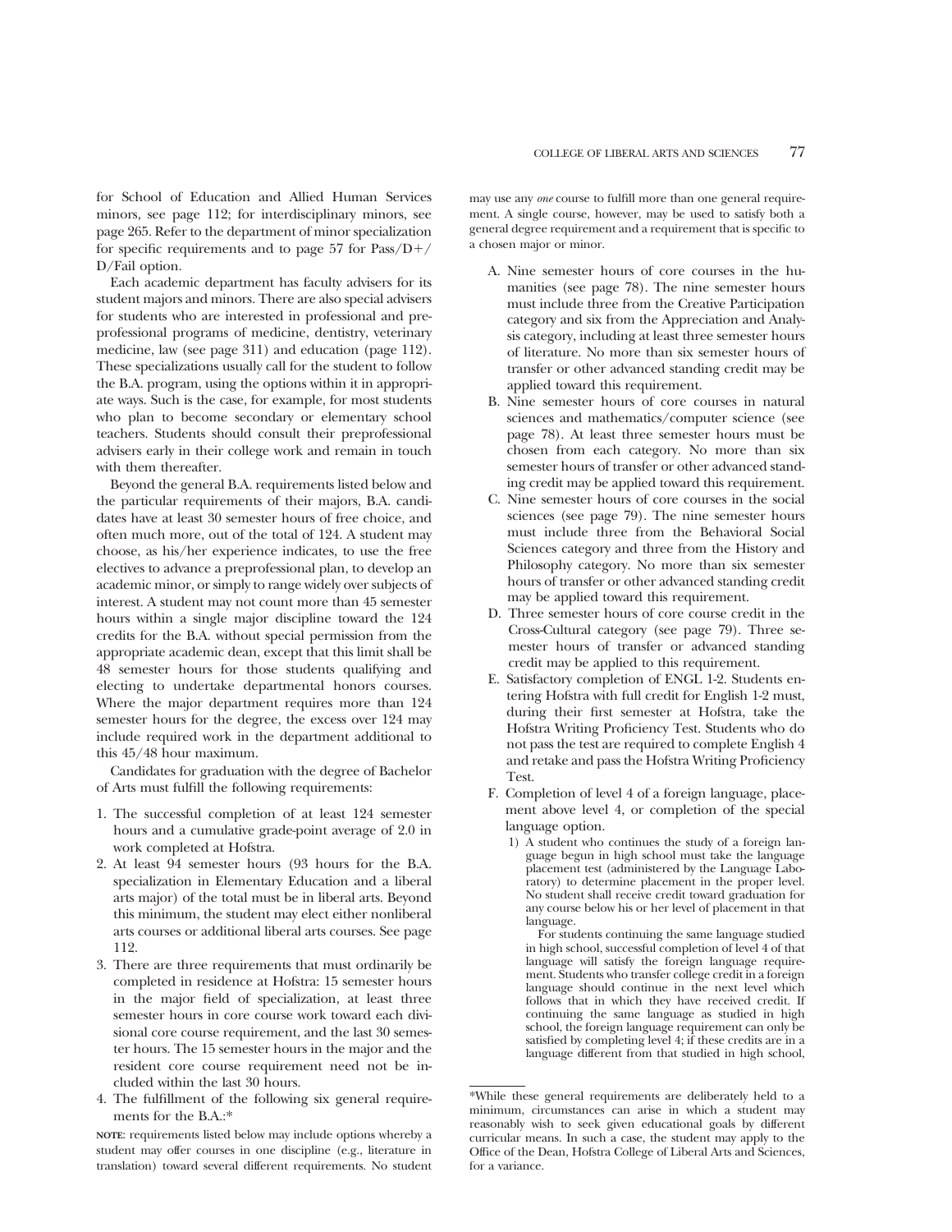for School of Education and Allied Human Services minors, see page 112; for interdisciplinary minors, see page 265. Refer to the department of minor specialization for specific requirements and to page 57 for Pass/D+/D/Fail option.

Each academic department has faculty advisers for its student majors and minors. There are also special advisers for students who are interested in professional and preprofessional programs of medicine, dentistry, veterinary medicine, law (see page 311) and education (page 112). These specializations usually call for the student to follow the B.A. program, using the options within it in appropriate ways. Such is the case, for example, for most students who plan to become secondary or elementary school teachers. Students should consult their preprofessional advisers early in their college work and remain in touch with them thereafter.

Beyond the general B.A. requirements listed below and the particular requirements of their majors, B.A. candidates have at least 30 semester hours of free choice, and often much more, out of the total of 124. A student may choose, as his/her experience indicates, to use the free electives to advance a preprofessional plan, to develop an academic minor, or simply to range widely over subjects of interest. A student may not count more than 45 semester hours within a single major discipline toward the 124 credits for the B.A. without special permission from the appropriate academic dean, except that this limit shall be 48 semester hours for those students qualifying and electing to undertake departmental honors courses. Where the major department requires more than 124 semester hours for the degree, the excess over 124 may include required work in the department additional to this 45/48 hour maximum.

Candidates for graduation with the degree of Bachelor of Arts must fulfill the following requirements:

1. The successful completion of at least 124 semester hours and a cumulative grade-point average of 2.0 in work completed at Hofstra.
2. At least 94 semester hours (93 hours for the B.A. specialization in Elementary Education and a liberal arts major) of the total must be in liberal arts. Beyond this minimum, the student may elect either nonliberal arts courses or additional liberal arts courses. See page 112.
3. There are three requirements that must ordinarily be completed in residence at Hofstra: 15 semester hours in the major field of specialization, at least three semester hours in core course work toward each divisional core course requirement, and the last 30 semester hours. The 15 semester hours in the major and the resident core course requirement need not be included within the last 30 hours.
4. The fulfillment of the following six general requirements for the B.A.:*

**NOTE**: requirements listed below may include options whereby a student may offer courses in one discipline (e.g., literature in translation) toward several different requirements. No student may use any *one* course to fulfill more than one general requirement. A single course, however, may be used to satisfy both a general degree requirement and a requirement that is specific to a chosen major or minor.

A. Nine semester hours of core courses in the humanities (see page 78). The nine semester hours must include three from the Creative Participation category and six from the Appreciation and Analysis category, including at least three semester hours of literature. No more than six semester hours of transfer or other advanced standing credit may be applied toward this requirement.

B. Nine semester hours of core courses in natural sciences and mathematics/computer science (see page 78). At least three semester hours must be chosen from each category. No more than six semester hours of transfer or other advanced standing credit may be applied toward this requirement.

C. Nine semester hours of core courses in the social sciences (see page 79). The nine semester hours must include three from the Behavioral Social Sciences category and three from the History and Philosophy category. No more than six semester hours of transfer or other advanced standing credit may be applied toward this requirement.

D. Three semester hours of core course credit in the Cross-Cultural category (see page 79). Three semester hours of transfer or advanced standing credit may be applied to this requirement.

E. Satisfactory completion of ENGL 1-2. Students entering Hofstra with full credit for English 1-2 must, during their first semester at Hofstra, take the Hofstra Writing Proficiency Test. Students who do not pass the test are required to complete English 4 and retake and pass the Hofstra Writing Proficiency Test.

F. Completion of level 4 of a foreign language, placement above level 4, or completion of the special language option.

1) A student who continues the study of a foreign language begun in high school must take the language placement test (administered by the Language Laboratory) to determine placement in the proper level. No student shall receive credit toward graduation for any course below his or her level of placement in that language.

For students continuing the same language studied in high school, successful completion of level 4 of that language will satisfy the foreign language requirement. Students who transfer college credit in a foreign language should continue in the next level which follows that in which they have received credit. If continuing the same language as studied in high school, the foreign language requirement can only be satisfied by completing level 4; if these credits are in a language different from that studied in high school,

*While these general requirements are deliberately held to a minimum, circumstances can arise in which a student may reasonably wish to seek given educational goals by different curricular means. In such a case, the student may apply to the Office of the Dean, Hofstra College of Liberal Arts and Sciences, for a variance.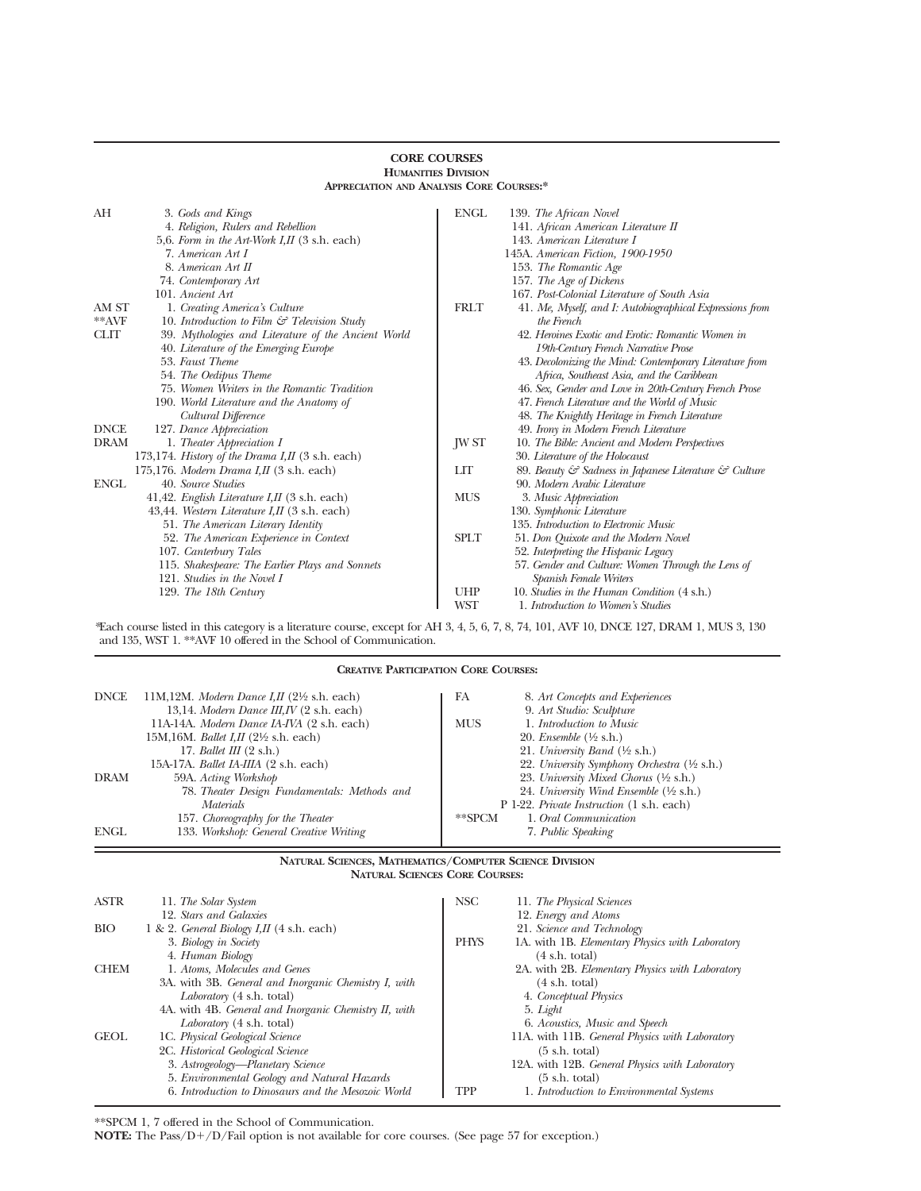## CORE COURSES

### HUMANITIES DIVISION

#### APPRECIATION AND ANALYSIS CORE COURSES:*

**AH**
- 3. *Gods and Kings*
- 4. *Religion, Rulers and Rebellion*
- 5,6. *Form in the Art-Work I,II* (3 s.h. each)
- 7. *American Art I*
- 8. *American Art II*
- 74. *Contemporary Art*
- 101. *Ancient Art*

**AM ST**
- 1. *Creating America's Culture*

****AVF**
- 10. *Introduction to Film & Television Study*

**CLIT**
- 39. *Mythologies and Literature of the Ancient World*
- 40. *Literature of the Emerging Europe*
- 53. *Faust Theme*
- 54. *The Oedipus Theme*
- 75. *Women Writers in the Romantic Tradition*
- 190. *World Literature and the Anatomy of Cultural Difference*

**DNCE**
- 127. *Dance Appreciation*

**DRAM**
- 1. *Theater Appreciation I*
- 173,174. *History of the Drama I,II* (3 s.h. each)
- 175,176. *Modern Drama I,II* (3 s.h. each)

**ENGL**
- 40. *Source Studies*
- 41,42. *English Literature I,II* (3 s.h. each)
- 43,44. *Western Literature I,II* (3 s.h. each)
- 51. *The American Literary Identity*
- 52. *The American Experience in Context*
- 107. *Canterbury Tales*
- 115. *Shakespeare: The Earlier Plays and Sonnets*
- 121. *Studies in the Novel I*
- 129. *The 18th Century*
- 139. *The African Novel*
- 141. *African American Literature II*
- 143. *American Literature I*
- 145A. *American Fiction, 1900-1950*
- 153. *The Romantic Age*
- 157. *The Age of Dickens*
- 167. *Post-Colonial Literature of South Asia*

**FRLT**
- 41. *Me, Myself, and I: Autobiographical Expressions from the French*
- 42. *Heroines Exotic and Erotic: Romantic Women in 19th-Century French Narrative Prose*
- 43. *Decolonizing the Mind: Contemporary Literature from Africa, Southeast Asia, and the Caribbean*
- 46. *Sex, Gender and Love in 20th-Century French Prose*
- 47. *French Literature and the World of Music*
- 48. *The Knightly Heritage in French Literature*
- 49. *Irony in Modern French Literature*

**JW ST**
- 10. *The Bible: Ancient and Modern Perspectives*
- 30. *Literature of the Holocaust*

**LIT**
- 89. *Beauty & Sadness in Japanese Literature & Culture*
- 90. *Modern Arabic Literature*

**MUS**
- 3. *Music Appreciation*
- 130. *Symphonic Literature*
- 135. *Introduction to Electronic Music*

**SPLT**
- 51. *Don Quixote and the Modern Novel*
- 52. *Interpreting the Hispanic Legacy*
- 57. *Gender and Culture: Women Through the Lens of Spanish Female Writers*

**UHP**
- 10. *Studies in the Human Condition* (4 s.h.)

**WST**
- 1. *Introduction to Women's Studies*

*Each course listed in this category is a literature course, except for AH 3, 4, 5, 6, 7, 8, 74, 101, AVF 10, DNCE 127, DRAM 1, MUS 3, 130 and 135, WST 1. **AVF 10 offered in the School of Communication.

#### CREATIVE PARTICIPATION CORE COURSES:

**DNCE**
- 11M,12M. *Modern Dance I,II* (2½ s.h. each)
- 13,14. *Modern Dance III,IV* (2 s.h. each)
- 11A-14A. *Modern Dance IA-IVA* (2 s.h. each)
- 15M,16M. *Ballet I,II* (2½ s.h. each)
- 17. *Ballet III* (2 s.h.)
- 15A-17A. *Ballet IA-IIIA* (2 s.h. each)

**DRAM**
- 59A. *Acting Workshop*
- 78. *Theater Design Fundamentals: Methods and Materials*
- 157. *Choreography for the Theater*

**ENGL**
- 133. *Workshop: General Creative Writing*

**FA**
- 8. *Art Concepts and Experiences*
- 9. *Art Studio: Sculpture*

**MUS**
- 1. *Introduction to Music*
- 20. *Ensemble* (½ s.h.)
- 21. *University Band* (½ s.h.)
- 22. *University Symphony Orchestra* (½ s.h.)
- 23. *University Mixed Chorus* (½ s.h.)
- 24. *University Wind Ensemble* (½ s.h.)
- P 1-22. *Private Instruction* (1 s.h. each)

****SPCM**
- 1. *Oral Communication*
- 7. *Public Speaking*

### NATURAL SCIENCES, MATHEMATICS/COMPUTER SCIENCE DIVISION

#### NATURAL SCIENCES CORE COURSES:

**ASTR**
- 11. *The Solar System*
- 12. *Stars and Galaxies*

**BIO**
- 1 & 2. *General Biology I,II* (4 s.h. each)
- 3. *Biology in Society*
- 4. *Human Biology*

**CHEM**
- 1. *Atoms, Molecules and Genes*
- 3A. with 3B. *General and Inorganic Chemistry I, with Laboratory* (4 s.h. total)
- 4A. with 4B. *General and Inorganic Chemistry II, with Laboratory* (4 s.h. total)

**GEOL**
- 1C. *Physical Geological Science*
- 2C. *Historical Geological Science*
- 3. *Astrogeology—Planetary Science*
- 5. *Environmental Geology and Natural Hazards*
- 6. *Introduction to Dinosaurs and the Mesozoic World*

**NSC**
- 11. *The Physical Sciences*
- 12. *Energy and Atoms*
- 21. *Science and Technology*

**PHYS**
- 1A. with 1B. *Elementary Physics with Laboratory* (4 s.h. total)
- 2A. with 2B. *Elementary Physics with Laboratory* (4 s.h. total)
- 4. *Conceptual Physics*
- 5. *Light*
- 6. *Acoustics, Music and Speech*
- 11A. with 11B. *General Physics with Laboratory* (5 s.h. total)
- 12A. with 12B. *General Physics with Laboratory* (5 s.h. total)

**TPP**
- 1. *Introduction to Environmental Systems*

**SPCM 1, 7 offered in the School of Communication.

**NOTE:** The Pass/D+/D/Fail option is not available for core courses. (See page 57 for exception.)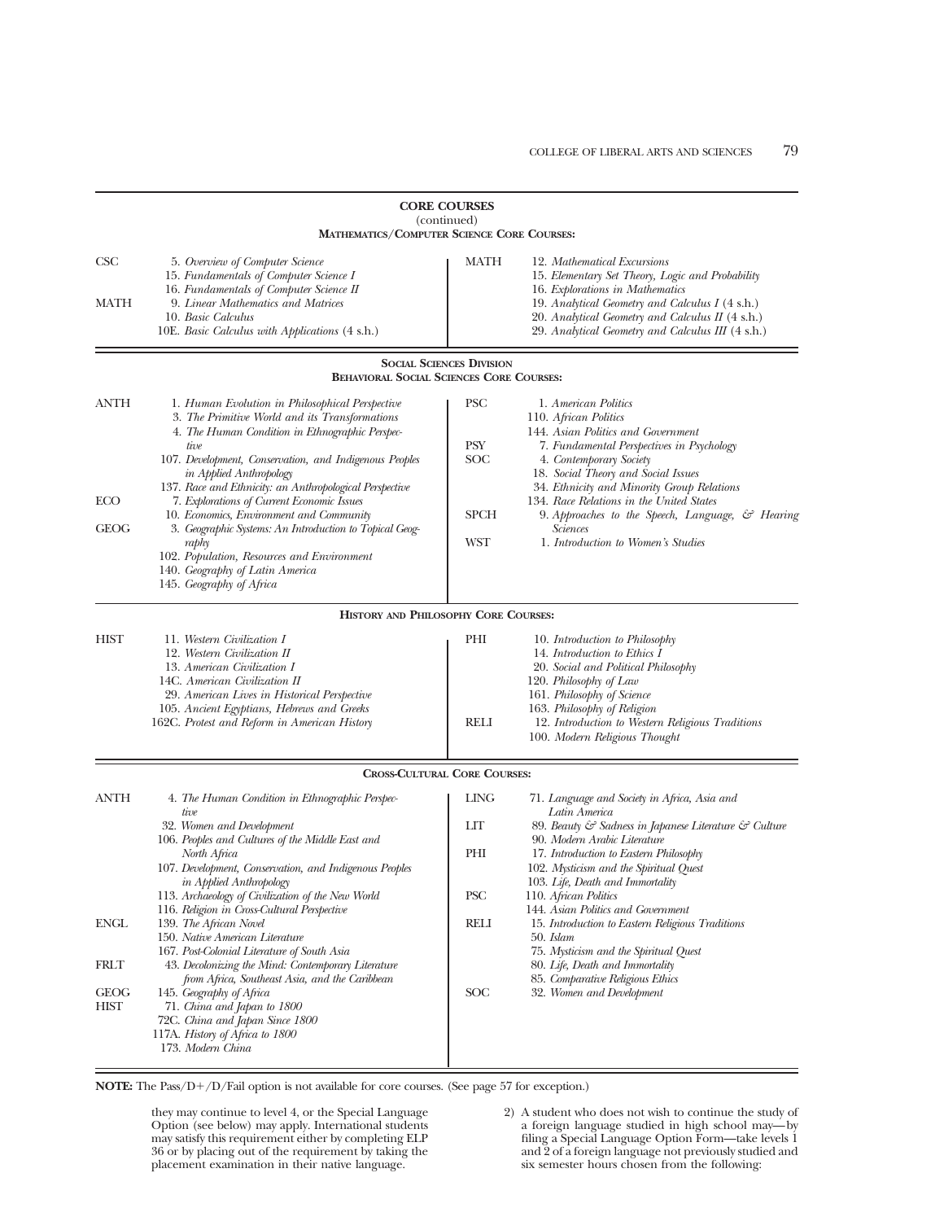## CORE COURSES

(continued)

### Mathematics/Computer Science Core Courses:

**CSC**
- 5. *Overview of Computer Science*
- 15. *Fundamentals of Computer Science I*
- 16. *Fundamentals of Computer Science II*

**MATH**
- 9. *Linear Mathematics and Matrices*
- 10. *Basic Calculus*
- 10E. *Basic Calculus with Applications* (4 s.h.)
- 12. *Mathematical Excursions*
- 15. *Elementary Set Theory, Logic and Probability*
- 16. *Explorations in Mathematics*
- 19. *Analytical Geometry and Calculus I* (4 s.h.)
- 20. *Analytical Geometry and Calculus II* (4 s.h.)
- 29. *Analytical Geometry and Calculus III* (4 s.h.)

### Social Sciences Division

### Behavioral Social Sciences Core Courses:

**ANTH**
- 1. *Human Evolution in Philosophical Perspective*
- 3. *The Primitive World and its Transformations*
- 4. *The Human Condition in Ethnographic Perspective*
- 107. *Development, Conservation, and Indigenous Peoples in Applied Anthropology*
- 137. *Race and Ethnicity: an Anthropological Perspective*

**ECO**
- 7. *Explorations of Current Economic Issues*
- 10. *Economics, Environment and Community*

**GEOG**
- 3. *Geographic Systems: An Introduction to Topical Geography*
- 102. *Population, Resources and Environment*
- 140. *Geography of Latin America*
- 145. *Geography of Africa*

**PSC**
- 1. *American Politics*
- 110. *African Politics*
- 144. *Asian Politics and Government*

**PSY**
- 7. *Fundamental Perspectives in Psychology*

**SOC**
- 4. *Contemporary Society*
- 18. *Social Theory and Social Issues*
- 34. *Ethnicity and Minority Group Relations*
- 134. *Race Relations in the United States*

**SPCH**
- 9. *Approaches to the Speech, Language, & Hearing Sciences*

**WST**
- 1. *Introduction to Women's Studies*

### History and Philosophy Core Courses:

**HIST**
- 11. *Western Civilization I*
- 12. *Western Civilization II*
- 13. *American Civilization I*
- 14C. *American Civilization II*
- 29. *American Lives in Historical Perspective*
- 105. *Ancient Egyptians, Hebrews and Greeks*
- 162C. *Protest and Reform in American History*

**PHI**
- 10. *Introduction to Philosophy*
- 14. *Introduction to Ethics I*
- 20. *Social and Political Philosophy*
- 120. *Philosophy of Law*
- 161. *Philosophy of Science*
- 163. *Philosophy of Religion*

**RELI**
- 12. *Introduction to Western Religious Traditions*
- 100. *Modern Religious Thought*

### Cross-Cultural Core Courses:

**ANTH**
- 4. *The Human Condition in Ethnographic Perspective*
- 32. *Women and Development*
- 106. *Peoples and Cultures of the Middle East and North Africa*
- 107. *Development, Conservation, and Indigenous Peoples in Applied Anthropology*
- 113. *Archaeology of Civilization of the New World*
- 116. *Religion in Cross-Cultural Perspective*

**ENGL**
- 139. *The African Novel*
- 150. *Native American Literature*
- 167. *Post-Colonial Literature of South Asia*

**FRLT**
- 43. *Decolonizing the Mind: Contemporary Literature from Africa, Southeast Asia, and the Caribbean*

**GEOG**
- 145. *Geography of Africa*

**HIST**
- 71. *China and Japan to 1800*
- 72C. *China and Japan Since 1800*
- 117A. *History of Africa to 1800*
- 173. *Modern China*

**LING**
- 71. *Language and Society in Africa, Asia and Latin America*

**LIT**
- 89. *Beauty & Sadness in Japanese Literature & Culture*
- 90. *Modern Arabic Literature*

**PHI**
- 17. *Introduction to Eastern Philosophy*
- 102. *Mysticism and the Spiritual Quest*
- 103. *Life, Death and Immortality*

**PSC**
- 110. *African Politics*
- 144. *Asian Politics and Government*

**RELI**
- 15. *Introduction to Eastern Religious Traditions*
- 50. *Islam*
- 75. *Mysticism and the Spiritual Quest*
- 80. *Life, Death and Immortality*
- 85. *Comparative Religious Ethics*

**SOC**
- 32. *Women and Development*

**NOTE:** The Pass/D+/D/Fail option is not available for core courses. (See page 57 for exception.)

they may continue to level 4, or the Special Language Option (see below) may apply. International students may satisfy this requirement either by completing ELP 36 or by placing out of the requirement by taking the placement examination in their native language.

2) A student who does not wish to continue the study of a foreign language studied in high school may—by filing a Special Language Option Form—take levels 1 and 2 of a foreign language not previously studied and six semester hours chosen from the following: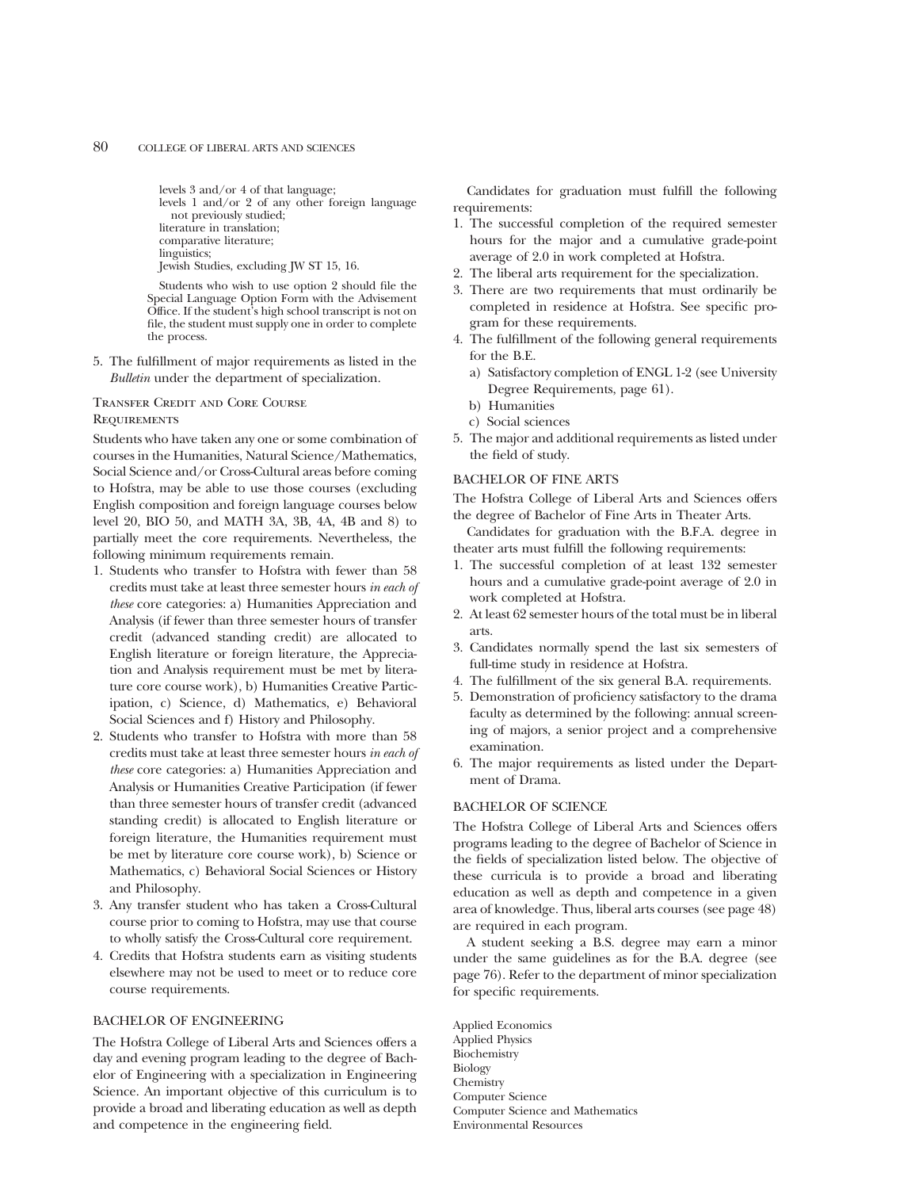levels 3 and/or 4 of that language;
levels 1 and/or 2 of any other foreign language not previously studied;
literature in translation;
comparative literature;
linguistics;
Jewish Studies, excluding JW ST 15, 16.

Students who wish to use option 2 should file the Special Language Option Form with the Advisement Office. If the student's high school transcript is not on file, the student must supply one in order to complete the process.

5. The fulfillment of major requirements as listed in the *Bulletin* under the department of specialization.

### Transfer Credit and Core Course Requirements

Students who have taken any one or some combination of courses in the Humanities, Natural Science/Mathematics, Social Science and/or Cross-Cultural areas before coming to Hofstra, may be able to use those courses (excluding English composition and foreign language courses below level 20, BIO 50, and MATH 3A, 3B, 4A, 4B and 8) to partially meet the core requirements. Nevertheless, the following minimum requirements remain.

1. Students who transfer to Hofstra with fewer than 58 credits must take at least three semester hours *in each of these* core categories: a) Humanities Appreciation and Analysis (if fewer than three semester hours of transfer credit (advanced standing credit) are allocated to English literature or foreign literature, the Appreciation and Analysis requirement must be met by literature core course work), b) Humanities Creative Participation, c) Science, d) Mathematics, e) Behavioral Social Sciences and f) History and Philosophy.
2. Students who transfer to Hofstra with more than 58 credits must take at least three semester hours *in each of these* core categories: a) Humanities Appreciation and Analysis or Humanities Creative Participation (if fewer than three semester hours of transfer credit (advanced standing credit) is allocated to English literature or foreign literature, the Humanities requirement must be met by literature core course work), b) Science or Mathematics, c) Behavioral Social Sciences or History and Philosophy.
3. Any transfer student who has taken a Cross-Cultural course prior to coming to Hofstra, may use that course to wholly satisfy the Cross-Cultural core requirement.
4. Credits that Hofstra students earn as visiting students elsewhere may not be used to meet or to reduce core course requirements.

## BACHELOR OF ENGINEERING

The Hofstra College of Liberal Arts and Sciences offers a day and evening program leading to the degree of Bachelor of Engineering with a specialization in Engineering Science. An important objective of this curriculum is to provide a broad and liberating education as well as depth and competence in the engineering field.

Candidates for graduation must fulfill the following requirements:

1. The successful completion of the required semester hours for the major and a cumulative grade-point average of 2.0 in work completed at Hofstra.
2. The liberal arts requirement for the specialization.
3. There are two requirements that must ordinarily be completed in residence at Hofstra. See specific program for these requirements.
4. The fulfillment of the following general requirements for the B.E.
   a) Satisfactory completion of ENGL 1-2 (see University Degree Requirements, page 61).
   b) Humanities
   c) Social sciences
5. The major and additional requirements as listed under the field of study.

## BACHELOR OF FINE ARTS

The Hofstra College of Liberal Arts and Sciences offers the degree of Bachelor of Fine Arts in Theater Arts.

Candidates for graduation with the B.F.A. degree in theater arts must fulfill the following requirements:

1. The successful completion of at least 132 semester hours and a cumulative grade-point average of 2.0 in work completed at Hofstra.
2. At least 62 semester hours of the total must be in liberal arts.
3. Candidates normally spend the last six semesters of full-time study in residence at Hofstra.
4. The fulfillment of the six general B.A. requirements.
5. Demonstration of proficiency satisfactory to the drama faculty as determined by the following: annual screening of majors, a senior project and a comprehensive examination.
6. The major requirements as listed under the Department of Drama.

## BACHELOR OF SCIENCE

The Hofstra College of Liberal Arts and Sciences offers programs leading to the degree of Bachelor of Science in the fields of specialization listed below. The objective of these curricula is to provide a broad and liberating education as well as depth and competence in a given area of knowledge. Thus, liberal arts courses (see page 48) are required in each program.

A student seeking a B.S. degree may earn a minor under the same guidelines as for the B.A. degree (see page 76). Refer to the department of minor specialization for specific requirements.

Applied Economics
Applied Physics
Biochemistry
Biology
Chemistry
Computer Science
Computer Science and Mathematics
Environmental Resources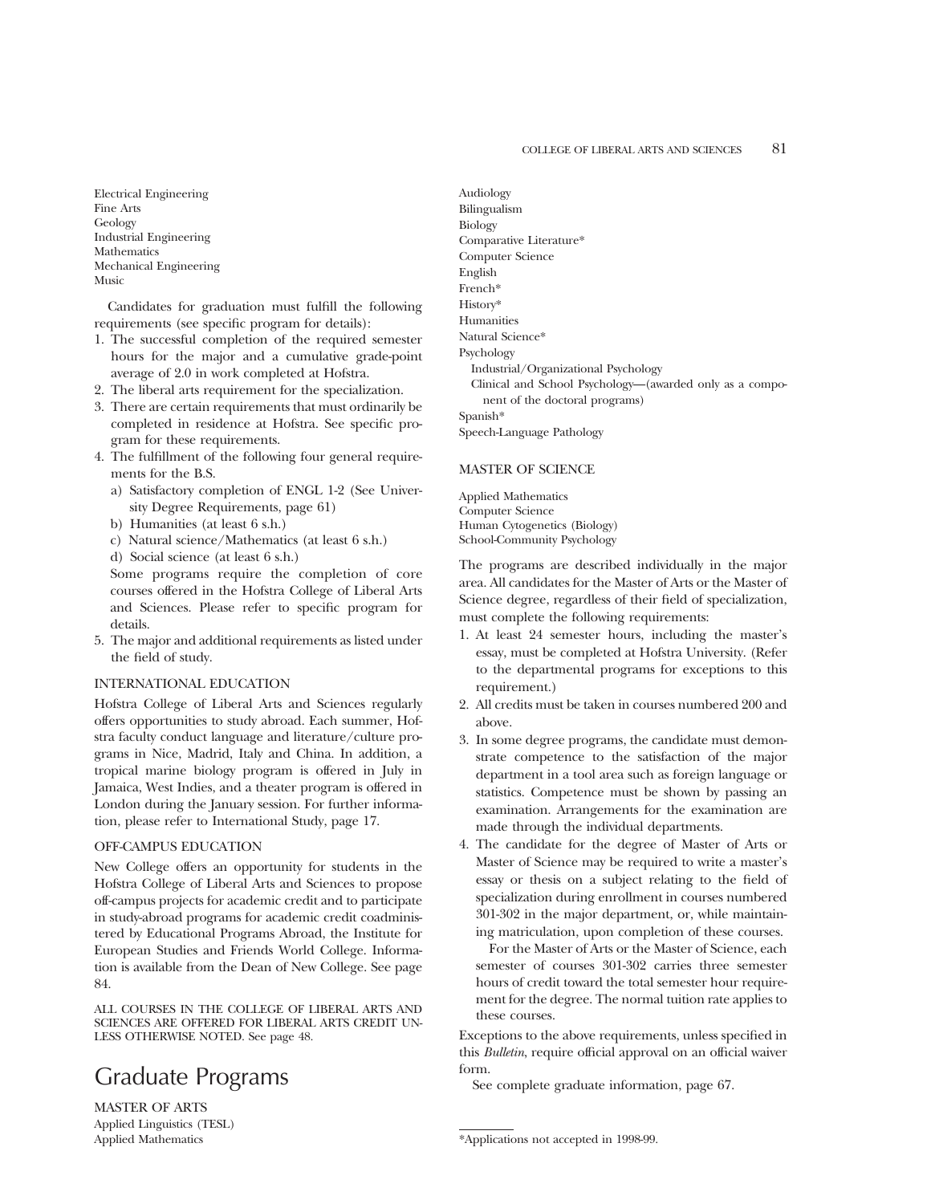Electrical Engineering
Fine Arts
Geology
Industrial Engineering
Mathematics
Mechanical Engineering
Music

Candidates for graduation must fulfill the following requirements (see specific program for details):

1. The successful completion of the required semester hours for the major and a cumulative grade-point average of 2.0 in work completed at Hofstra.
2. The liberal arts requirement for the specialization.
3. There are certain requirements that must ordinarily be completed in residence at Hofstra. See specific program for these requirements.
4. The fulfillment of the following four general requirements for the B.S.
   a) Satisfactory completion of ENGL 1-2 (See University Degree Requirements, page 61)
   b) Humanities (at least 6 s.h.)
   c) Natural science/Mathematics (at least 6 s.h.)
   d) Social science (at least 6 s.h.)

   Some programs require the completion of core courses offered in the Hofstra College of Liberal Arts and Sciences. Please refer to specific program for details.
5. The major and additional requirements as listed under the field of study.

INTERNATIONAL EDUCATION

Hofstra College of Liberal Arts and Sciences regularly offers opportunities to study abroad. Each summer, Hofstra faculty conduct language and literature/culture programs in Nice, Madrid, Italy and China. In addition, a tropical marine biology program is offered in July in Jamaica, West Indies, and a theater program is offered in London during the January session. For further information, please refer to International Study, page 17.

OFF-CAMPUS EDUCATION

New College offers an opportunity for students in the Hofstra College of Liberal Arts and Sciences to propose off-campus projects for academic credit and to participate in study-abroad programs for academic credit coadministered by Educational Programs Abroad, the Institute for European Studies and Friends World College. Information is available from the Dean of New College. See page 84.

ALL COURSES IN THE COLLEGE OF LIBERAL ARTS AND SCIENCES ARE OFFERED FOR LIBERAL ARTS CREDIT UNLESS OTHERWISE NOTED. See page 48.

# Graduate Programs

MASTER OF ARTS

Applied Linguistics (TESL)
Applied Mathematics
Audiology
Bilingualism
Biology
Comparative Literature*
Computer Science
English
French*
History*
Humanities
Natural Science*
Psychology
  Industrial/Organizational Psychology
  Clinical and School Psychology—(awarded only as a component of the doctoral programs)
Spanish*
Speech-Language Pathology

MASTER OF SCIENCE

Applied Mathematics
Computer Science
Human Cytogenetics (Biology)
School-Community Psychology

The programs are described individually in the major area. All candidates for the Master of Arts or the Master of Science degree, regardless of their field of specialization, must complete the following requirements:

1. At least 24 semester hours, including the master's essay, must be completed at Hofstra University. (Refer to the departmental programs for exceptions to this requirement.)
2. All credits must be taken in courses numbered 200 and above.
3. In some degree programs, the candidate must demonstrate competence to the satisfaction of the major department in a tool area such as foreign language or statistics. Competence must be shown by passing an examination. Arrangements for the examination are made through the individual departments.
4. The candidate for the degree of Master of Arts or Master of Science may be required to write a master's essay or thesis on a subject relating to the field of specialization during enrollment in courses numbered 301-302 in the major department, or, while maintaining matriculation, upon completion of these courses.

   For the Master of Arts or the Master of Science, each semester of courses 301-302 carries three semester hours of credit toward the total semester hour requirement for the degree. The normal tuition rate applies to these courses.

Exceptions to the above requirements, unless specified in this *Bulletin*, require official approval on an official waiver form.

See complete graduate information, page 67.

---

*Applications not accepted in 1998-99.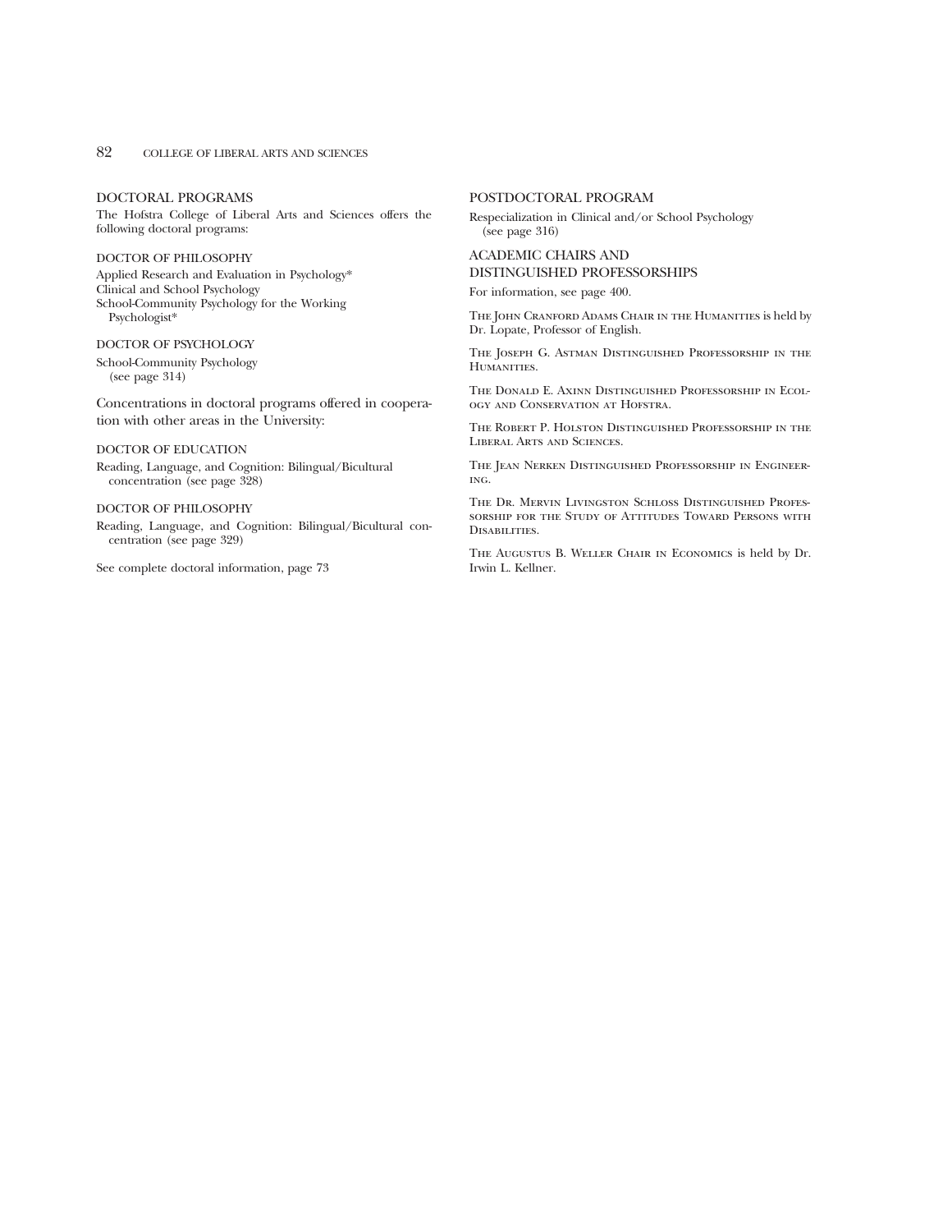## DOCTORAL PROGRAMS

The Hofstra College of Liberal Arts and Sciences offers the following doctoral programs:

### DOCTOR OF PHILOSOPHY

Applied Research and Evaluation in Psychology*
Clinical and School Psychology
School-Community Psychology for the Working Psychologist*

### DOCTOR OF PSYCHOLOGY

School-Community Psychology (see page 314)

Concentrations in doctoral programs offered in cooperation with other areas in the University:

### DOCTOR OF EDUCATION

Reading, Language, and Cognition: Bilingual/Bicultural concentration (see page 328)

### DOCTOR OF PHILOSOPHY

Reading, Language, and Cognition: Bilingual/Bicultural concentration (see page 329)

See complete doctoral information, page 73

## POSTDOCTORAL PROGRAM

Respecialization in Clinical and/or School Psychology (see page 316)

## ACADEMIC CHAIRS AND DISTINGUISHED PROFESSORSHIPS

For information, see page 400.

The John Cranford Adams Chair in the Humanities is held by Dr. Lopate, Professor of English.

The Joseph G. Astman Distinguished Professorship in the Humanities.

The Donald E. Axinn Distinguished Professorship in Ecology and Conservation at Hofstra.

The Robert P. Holston Distinguished Professorship in the Liberal Arts and Sciences.

The Jean Nerken Distinguished Professorship in Engineering.

The Dr. Mervin Livingston Schloss Distinguished Professorship for the Study of Attitudes Toward Persons with Disabilities.

The Augustus B. Weller Chair in Economics is held by Dr. Irwin L. Kellner.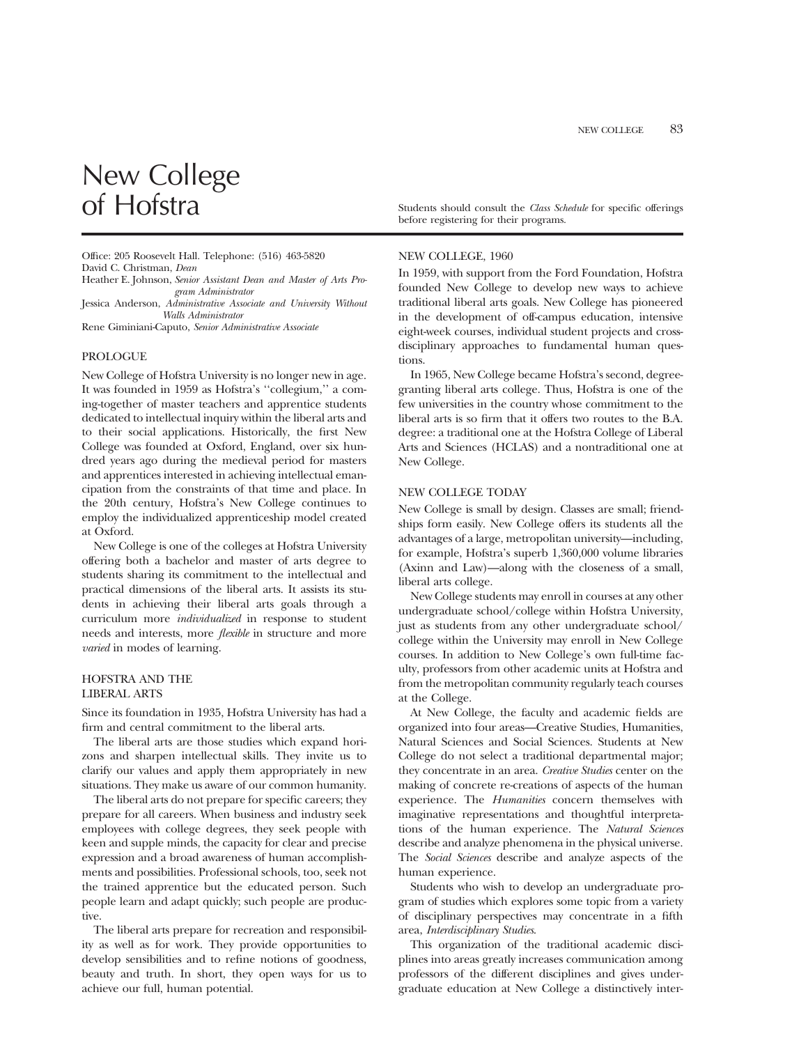# New College of Hofstra

Students should consult the *Class Schedule* for specific offerings before registering for their programs.

Office: 205 Roosevelt Hall. Telephone: (516) 463-5820
David C. Christman, *Dean*
Heather E. Johnson, *Senior Assistant Dean and Master of Arts Program Administrator*
Jessica Anderson, *Administrative Associate and University Without Walls Administrator*
Rene Giminiani-Caputo, *Senior Administrative Associate*

## PROLOGUE

New College of Hofstra University is no longer new in age. It was founded in 1959 as Hofstra's "collegium," a coming-together of master teachers and apprentice students dedicated to intellectual inquiry within the liberal arts and to their social applications. Historically, the first New College was founded at Oxford, England, over six hundred years ago during the medieval period for masters and apprentices interested in achieving intellectual emancipation from the constraints of that time and place. In the 20th century, Hofstra's New College continues to employ the individualized apprenticeship model created at Oxford.

New College is one of the colleges at Hofstra University offering both a bachelor and master of arts degree to students sharing its commitment to the intellectual and practical dimensions of the liberal arts. It assists its students in achieving their liberal arts goals through a curriculum more *individualized* in response to student needs and interests, more *flexible* in structure and more *varied* in modes of learning.

## HOFSTRA AND THE LIBERAL ARTS

Since its foundation in 1935, Hofstra University has had a firm and central commitment to the liberal arts.

The liberal arts are those studies which expand horizons and sharpen intellectual skills. They invite us to clarify our values and apply them appropriately in new situations. They make us aware of our common humanity.

The liberal arts do not prepare for specific careers; they prepare for all careers. When business and industry seek employees with college degrees, they seek people with keen and supple minds, the capacity for clear and precise expression and a broad awareness of human accomplishments and possibilities. Professional schools, too, seek not the trained apprentice but the educated person. Such people learn and adapt quickly; such people are productive.

The liberal arts prepare for recreation and responsibility as well as for work. They provide opportunities to develop sensibilities and to refine notions of goodness, beauty and truth. In short, they open ways for us to achieve our full, human potential.

## NEW COLLEGE, 1960

In 1959, with support from the Ford Foundation, Hofstra founded New College to develop new ways to achieve traditional liberal arts goals. New College has pioneered in the development of off-campus education, intensive eight-week courses, individual student projects and cross-disciplinary approaches to fundamental human questions.

In 1965, New College became Hofstra's second, degree-granting liberal arts college. Thus, Hofstra is one of the few universities in the country whose commitment to the liberal arts is so firm that it offers two routes to the B.A. degree: a traditional one at the Hofstra College of Liberal Arts and Sciences (HCLAS) and a nontraditional one at New College.

## NEW COLLEGE TODAY

New College is small by design. Classes are small; friendships form easily. New College offers its students all the advantages of a large, metropolitan university—including, for example, Hofstra's superb 1,360,000 volume libraries (Axinn and Law)—along with the closeness of a small, liberal arts college.

New College students may enroll in courses at any other undergraduate school/college within Hofstra University, just as students from any other undergraduate school/college within the University may enroll in New College courses. In addition to New College's own full-time faculty, professors from other academic units at Hofstra and from the metropolitan community regularly teach courses at the College.

At New College, the faculty and academic fields are organized into four areas—Creative Studies, Humanities, Natural Sciences and Social Sciences. Students at New College do not select a traditional departmental major; they concentrate in an area. *Creative Studies* center on the making of concrete re-creations of aspects of the human experience. The *Humanities* concern themselves with imaginative representations and thoughtful interpretations of the human experience. The *Natural Sciences* describe and analyze phenomena in the physical universe. The *Social Sciences* describe and analyze aspects of the human experience.

Students who wish to develop an undergraduate program of studies which explores some topic from a variety of disciplinary perspectives may concentrate in a fifth area, *Interdisciplinary Studies*.

This organization of the traditional academic disciplines into areas greatly increases communication among professors of the different disciplines and gives undergraduate education at New College a distinctively inter-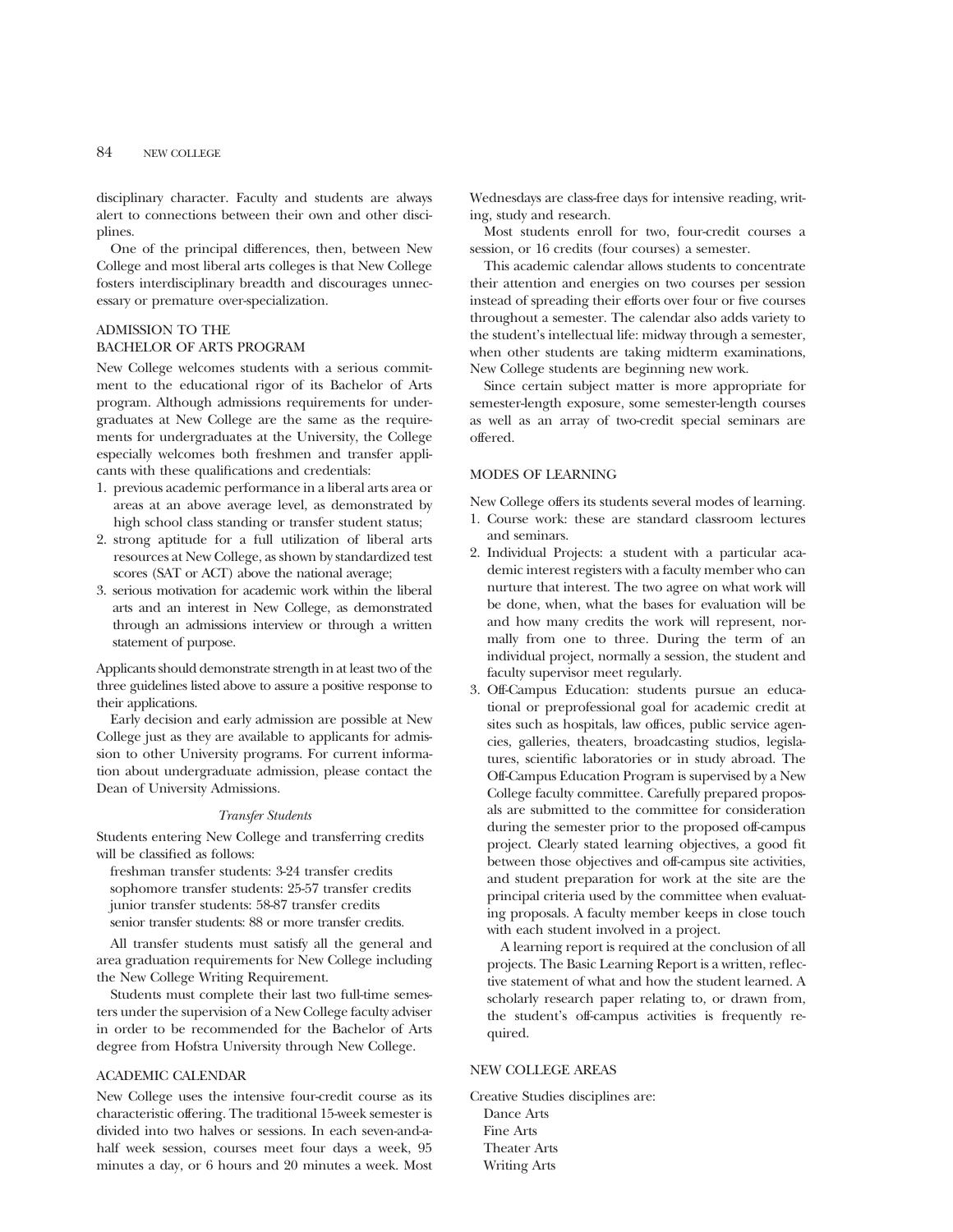disciplinary character. Faculty and students are always alert to connections between their own and other disciplines.

One of the principal differences, then, between New College and most liberal arts colleges is that New College fosters interdisciplinary breadth and discourages unnecessary or premature over-specialization.

## ADMISSION TO THE BACHELOR OF ARTS PROGRAM

New College welcomes students with a serious commitment to the educational rigor of its Bachelor of Arts program. Although admissions requirements for undergraduates at New College are the same as the requirements for undergraduates at the University, the College especially welcomes both freshmen and transfer applicants with these qualifications and credentials:

1. previous academic performance in a liberal arts area or areas at an above average level, as demonstrated by high school class standing or transfer student status;
2. strong aptitude for a full utilization of liberal arts resources at New College, as shown by standardized test scores (SAT or ACT) above the national average;
3. serious motivation for academic work within the liberal arts and an interest in New College, as demonstrated through an admissions interview or through a written statement of purpose.

Applicants should demonstrate strength in at least two of the three guidelines listed above to assure a positive response to their applications.

Early decision and early admission are possible at New College just as they are available to applicants for admission to other University programs. For current information about undergraduate admission, please contact the Dean of University Admissions.

### *Transfer Students*

Students entering New College and transferring credits will be classified as follows:

freshman transfer students: 3-24 transfer credits
sophomore transfer students: 25-57 transfer credits
junior transfer students: 58-87 transfer credits
senior transfer students: 88 or more transfer credits.

All transfer students must satisfy all the general and area graduation requirements for New College including the New College Writing Requirement.

Students must complete their last two full-time semesters under the supervision of a New College faculty adviser in order to be recommended for the Bachelor of Arts degree from Hofstra University through New College.

## ACADEMIC CALENDAR

New College uses the intensive four-credit course as its characteristic offering. The traditional 15-week semester is divided into two halves or sessions. In each seven-and-a-half week session, courses meet four days a week, 95 minutes a day, or 6 hours and 20 minutes a week. Most Wednesdays are class-free days for intensive reading, writing, study and research.

Most students enroll for two, four-credit courses a session, or 16 credits (four courses) a semester.

This academic calendar allows students to concentrate their attention and energies on two courses per session instead of spreading their efforts over four or five courses throughout a semester. The calendar also adds variety to the student's intellectual life: midway through a semester, when other students are taking midterm examinations, New College students are beginning new work.

Since certain subject matter is more appropriate for semester-length exposure, some semester-length courses as well as an array of two-credit special seminars are offered.

## MODES OF LEARNING

New College offers its students several modes of learning.

1. Course work: these are standard classroom lectures and seminars.
2. Individual Projects: a student with a particular academic interest registers with a faculty member who can nurture that interest. The two agree on what work will be done, when, what the bases for evaluation will be and how many credits the work will represent, normally from one to three. During the term of an individual project, normally a session, the student and faculty supervisor meet regularly.
3. Off-Campus Education: students pursue an educational or preprofessional goal for academic credit at sites such as hospitals, law offices, public service agencies, galleries, theaters, broadcasting studios, legislatures, scientific laboratories or in study abroad. The Off-Campus Education Program is supervised by a New College faculty committee. Carefully prepared proposals are submitted to the committee for consideration during the semester prior to the proposed off-campus project. Clearly stated learning objectives, a good fit between those objectives and off-campus site activities, and student preparation for work at the site are the principal criteria used by the committee when evaluating proposals. A faculty member keeps in close touch with each student involved in a project.

   A learning report is required at the conclusion of all projects. The Basic Learning Report is a written, reflective statement of what and how the student learned. A scholarly research paper relating to, or drawn from, the student's off-campus activities is frequently required.

## NEW COLLEGE AREAS

Creative Studies disciplines are:

Dance Arts
Fine Arts
Theater Arts
Writing Arts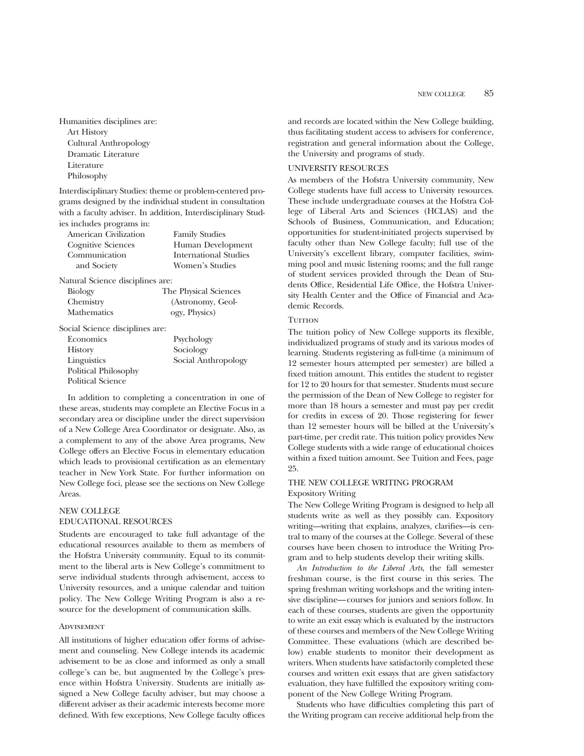Humanities disciplines are:

- Art History
- Cultural Anthropology
- Dramatic Literature
- Literature
- Philosophy

Interdisciplinary Studies: theme or problem-centered programs designed by the individual student in consultation with a faculty adviser. In addition, Interdisciplinary Studies includes programs in:

- American Civilization
- Cognitive Sciences
- Communication and Society
- Family Studies
- Human Development
- International Studies
- Women's Studies

Natural Science disciplines are:

- Biology
- Chemistry
- Mathematics
- The Physical Sciences (Astronomy, Geology, Physics)

Social Science disciplines are:

- Economics
- History
- Linguistics
- Political Philosophy
- Political Science
- Psychology
- Sociology
- Social Anthropology

In addition to completing a concentration in one of these areas, students may complete an Elective Focus in a secondary area or discipline under the direct supervision of a New College Area Coordinator or designate. Also, as a complement to any of the above Area programs, New College offers an Elective Focus in elementary education which leads to provisional certification as an elementary teacher in New York State. For further information on New College foci, please see the sections on New College Areas.

## NEW COLLEGE EDUCATIONAL RESOURCES

Students are encouraged to take full advantage of the educational resources available to them as members of the Hofstra University community. Equal to its commitment to the liberal arts is New College's commitment to serve individual students through advisement, access to University resources, and a unique calendar and tuition policy. The New College Writing Program is also a resource for the development of communication skills.

### Advisement

All institutions of higher education offer forms of advisement and counseling. New College intends its academic advisement to be as close and informed as only a small college's can be, but augmented by the College's presence within Hofstra University. Students are initially assigned a New College faculty adviser, but may choose a different adviser as their academic interests become more defined. With few exceptions, New College faculty offices and records are located within the New College building, thus facilitating student access to advisers for conference, registration and general information about the College, the University and programs of study.

### UNIVERSITY RESOURCES

As members of the Hofstra University community, New College students have full access to University resources. These include undergraduate courses at the Hofstra College of Liberal Arts and Sciences (HCLAS) and the Schools of Business, Communication, and Education; opportunities for student-initiated projects supervised by faculty other than New College faculty; full use of the University's excellent library, computer facilities, swimming pool and music listening rooms; and the full range of student services provided through the Dean of Students Office, Residential Life Office, the Hofstra University Health Center and the Office of Financial and Academic Records.

### Tuition

The tuition policy of New College supports its flexible, individualized programs of study and its various modes of learning. Students registering as full-time (a minimum of 12 semester hours attempted per semester) are billed a fixed tuition amount. This entitles the student to register for 12 to 20 hours for that semester. Students must secure the permission of the Dean of New College to register for more than 18 hours a semester and must pay per credit for credits in excess of 20. Those registering for fewer than 12 semester hours will be billed at the University's part-time, per credit rate. This tuition policy provides New College students with a wide range of educational choices within a fixed tuition amount. See Tuition and Fees, page 25.

### THE NEW COLLEGE WRITING PROGRAM

#### Expository Writing

The New College Writing Program is designed to help all students write as well as they possibly can. Expository writing—writing that explains, analyzes, clarifies—is central to many of the courses at the College. Several of these courses have been chosen to introduce the Writing Program and to help students develop their writing skills.

*An Introduction to the Liberal Arts*, the fall semester freshman course, is the first course in this series. The spring freshman writing workshops and the writing intensive discipline— courses for juniors and seniors follow. In each of these courses, students are given the opportunity to write an exit essay which is evaluated by the instructors of these courses and members of the New College Writing Committee. These evaluations (which are described below) enable students to monitor their development as writers. When students have satisfactorily completed these courses and written exit essays that are given satisfactory evaluation, they have fulfilled the expository writing component of the New College Writing Program.

Students who have difficulties completing this part of the Writing program can receive additional help from the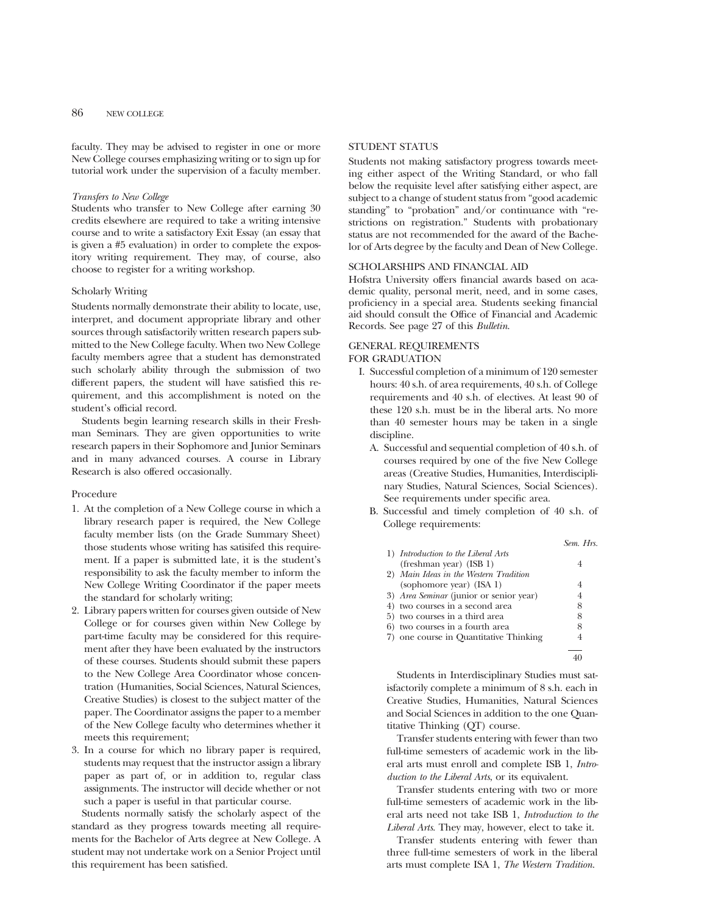faculty. They may be advised to register in one or more New College courses emphasizing writing or to sign up for tutorial work under the supervision of a faculty member.

*Transfers to New College*

Students who transfer to New College after earning 30 credits elsewhere are required to take a writing intensive course and to write a satisfactory Exit Essay (an essay that is given a #5 evaluation) in order to complete the expository writing requirement. They may, of course, also choose to register for a writing workshop.

### Scholarly Writing

Students normally demonstrate their ability to locate, use, interpret, and document appropriate library and other sources through satisfactorily written research papers submitted to the New College faculty. When two New College faculty members agree that a student has demonstrated such scholarly ability through the submission of two different papers, the student will have satisfied this requirement, and this accomplishment is noted on the student's official record.

Students begin learning research skills in their Freshman Seminars. They are given opportunities to write research papers in their Sophomore and Junior Seminars and in many advanced courses. A course in Library Research is also offered occasionally.

### Procedure

1. At the completion of a New College course in which a library research paper is required, the New College faculty member lists (on the Grade Summary Sheet) those students whose writing has satisifed this requirement. If a paper is submitted late, it is the student's responsibility to ask the faculty member to inform the New College Writing Coordinator if the paper meets the standard for scholarly writing;
2. Library papers written for courses given outside of New College or for courses given within New College by part-time faculty may be considered for this requirement after they have been evaluated by the instructors of these courses. Students should submit these papers to the New College Area Coordinator whose concentration (Humanities, Social Sciences, Natural Sciences, Creative Studies) is closest to the subject matter of the paper. The Coordinator assigns the paper to a member of the New College faculty who determines whether it meets this requirement;
3. In a course for which no library paper is required, students may request that the instructor assign a library paper as part of, or in addition to, regular class assignments. The instructor will decide whether or not such a paper is useful in that particular course.

Students normally satisfy the scholarly aspect of the standard as they progress towards meeting all requirements for the Bachelor of Arts degree at New College. A student may not undertake work on a Senior Project until this requirement has been satisfied.

## STUDENT STATUS

Students not making satisfactory progress towards meeting either aspect of the Writing Standard, or who fall below the requisite level after satisfying either aspect, are subject to a change of student status from "good academic standing" to "probation" and/or continuance with "restrictions on registration." Students with probationary status are not recommended for the award of the Bachelor of Arts degree by the faculty and Dean of New College.

## SCHOLARSHIPS AND FINANCIAL AID

Hofstra University offers financial awards based on academic quality, personal merit, need, and in some cases, proficiency in a special area. Students seeking financial aid should consult the Office of Financial and Academic Records. See page 27 of this *Bulletin*.

## GENERAL REQUIREMENTS FOR GRADUATION

I. Successful completion of a minimum of 120 semester hours: 40 s.h. of area requirements, 40 s.h. of College requirements and 40 s.h. of electives. At least 90 of these 120 s.h. must be in the liberal arts. No more than 40 semester hours may be taken in a single discipline.

   A. Successful and sequential completion of 40 s.h. of courses required by one of the five New College areas (Creative Studies, Humanities, Interdisciplinary Studies, Natural Sciences, Social Sciences). See requirements under specific area.

   B. Successful and timely completion of 40 s.h. of College requirements:

| | *Sem. Hrs.* |
|---|---|
| 1) *Introduction to the Liberal Arts* (freshman year) (ISB 1) | 4 |
| 2) *Main Ideas in the Western Tradition* (sophomore year) (ISA 1) | 4 |
| 3) *Area Seminar* (junior or senior year) | 4 |
| 4) two courses in a second area | 8 |
| 5) two courses in a third area | 8 |
| 6) two courses in a fourth area | 8 |
| 7) one course in Quantitative Thinking | 4 |
| | 40 |

   Students in Interdisciplinary Studies must satisfactorily complete a minimum of 8 s.h. each in Creative Studies, Humanities, Natural Sciences and Social Sciences in addition to the one Quantitative Thinking (QT) course.

   Transfer students entering with fewer than two full-time semesters of academic work in the liberal arts must enroll and complete ISB 1, *Introduction to the Liberal Arts*, or its equivalent.

   Transfer students entering with two or more full-time semesters of academic work in the liberal arts need not take ISB 1, *Introduction to the Liberal Arts*. They may, however, elect to take it.

   Transfer students entering with fewer than three full-time semesters of work in the liberal arts must complete ISA 1, *The Western Tradition*.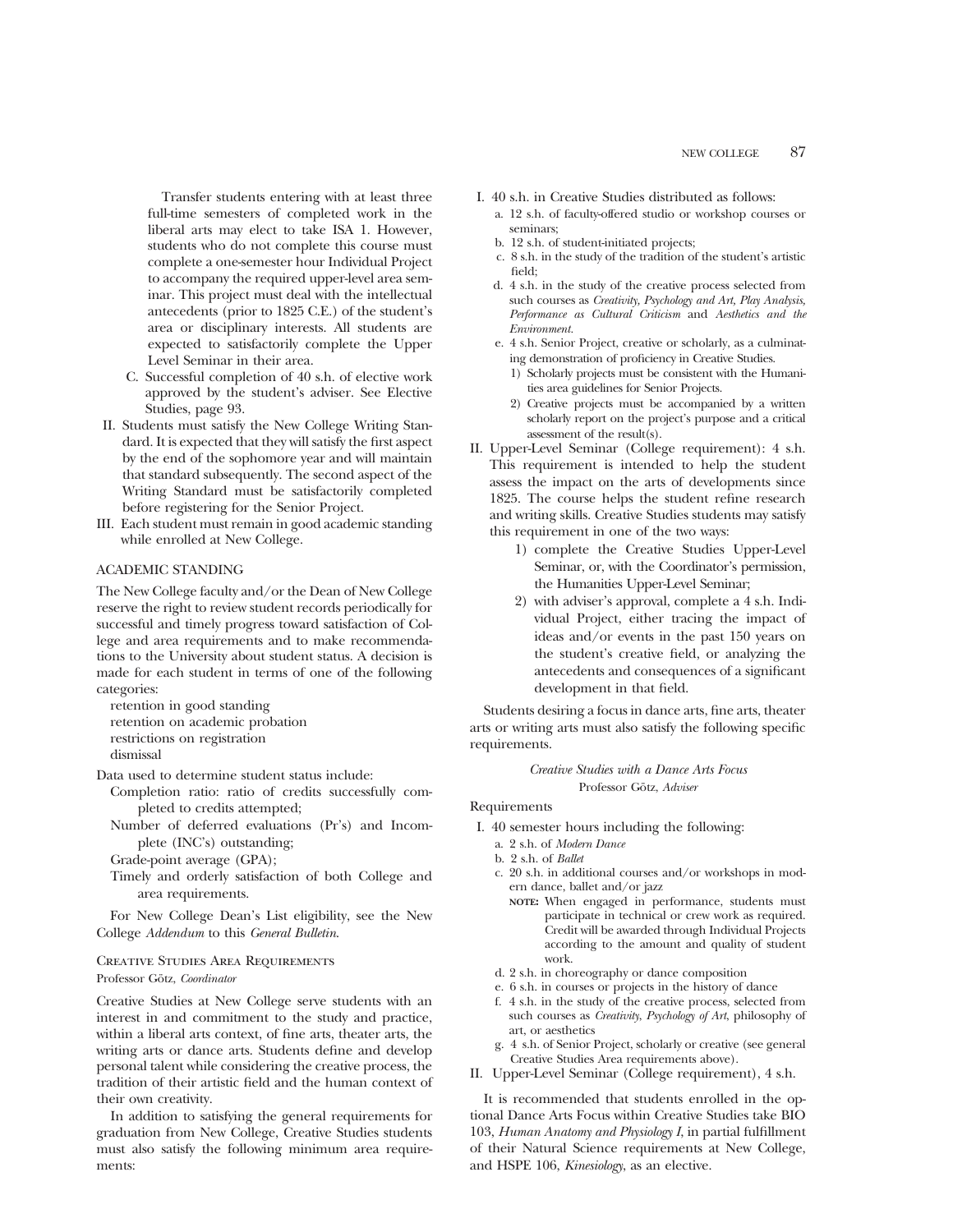Transfer students entering with at least three full-time semesters of completed work in the liberal arts may elect to take ISA 1. However, students who do not complete this course must complete a one-semester hour Individual Project to accompany the required upper-level area seminar. This project must deal with the intellectual antecedents (prior to 1825 C.E.) of the student's area or disciplinary interests. All students are expected to satisfactorily complete the Upper Level Seminar in their area.

C. Successful completion of 40 s.h. of elective work approved by the student's adviser. See Elective Studies, page 93.

II. Students must satisfy the New College Writing Standard. It is expected that they will satisfy the first aspect by the end of the sophomore year and will maintain that standard subsequently. The second aspect of the Writing Standard must be satisfactorily completed before registering for the Senior Project.

III. Each student must remain in good academic standing while enrolled at New College.

ACADEMIC STANDING

The New College faculty and/or the Dean of New College reserve the right to review student records periodically for successful and timely progress toward satisfaction of College and area requirements and to make recommendations to the University about student status. A decision is made for each student in terms of one of the following categories:

retention in good standing
retention on academic probation
restrictions on registration
dismissal

Data used to determine student status include:

Completion ratio: ratio of credits successfully completed to credits attempted;
Number of deferred evaluations (Pr's) and Incomplete (INC's) outstanding;
Grade-point average (GPA);
Timely and orderly satisfaction of both College and area requirements.

For New College Dean's List eligibility, see the New College *Addendum* to this *General Bulletin*.

## Creative Studies Area Requirements

Professor Götz, *Coordinator*

Creative Studies at New College serve students with an interest in and commitment to the study and practice, within a liberal arts context, of fine arts, theater arts, the writing arts or dance arts. Students define and develop personal talent while considering the creative process, the tradition of their artistic field and the human context of their own creativity.

In addition to satisfying the general requirements for graduation from New College, Creative Studies students must also satisfy the following minimum area requirements:

I. 40 s.h. in Creative Studies distributed as follows:
   a. 12 s.h. of faculty-offered studio or workshop courses or seminars;
   b. 12 s.h. of student-initiated projects;
   c. 8 s.h. in the study of the tradition of the student's artistic field;
   d. 4 s.h. in the study of the creative process selected from such courses as *Creativity, Psychology and Art, Play Analysis, Performance as Cultural Criticism* and *Aesthetics and the Environment*.
   e. 4 s.h. Senior Project, creative or scholarly, as a culminating demonstration of proficiency in Creative Studies.
      1) Scholarly projects must be consistent with the Humanities area guidelines for Senior Projects.
      2) Creative projects must be accompanied by a written scholarly report on the project's purpose and a critical assessment of the result(s).

II. Upper-Level Seminar (College requirement): 4 s.h. This requirement is intended to help the student assess the impact on the arts of developments since 1825. The course helps the student refine research and writing skills. Creative Studies students may satisfy this requirement in one of the two ways:
   1) complete the Creative Studies Upper-Level Seminar, or, with the Coordinator's permission, the Humanities Upper-Level Seminar;
   2) with adviser's approval, complete a 4 s.h. Individual Project, either tracing the impact of ideas and/or events in the past 150 years on the student's creative field, or analyzing the antecedents and consequences of a significant development in that field.

Students desiring a focus in dance arts, fine arts, theater arts or writing arts must also satisfy the following specific requirements.

### *Creative Studies with a Dance Arts Focus*

Professor Götz, *Adviser*

Requirements

I. 40 semester hours including the following:
   a. 2 s.h. of *Modern Dance*
   b. 2 s.h. of *Ballet*
   c. 20 s.h. in additional courses and/or workshops in modern dance, ballet and/or jazz
      **NOTE:** When engaged in performance, students must participate in technical or crew work as required. Credit will be awarded through Individual Projects according to the amount and quality of student work.
   d. 2 s.h. in choreography or dance composition
   e. 6 s.h. in courses or projects in the history of dance
   f. 4 s.h. in the study of the creative process, selected from such courses as *Creativity*, *Psychology of Art*, philosophy of art, or aesthetics
   g. 4 s.h. of Senior Project, scholarly or creative (see general Creative Studies Area requirements above).

II. Upper-Level Seminar (College requirement), 4 s.h.

It is recommended that students enrolled in the optional Dance Arts Focus within Creative Studies take BIO 103, *Human Anatomy and Physiology I*, in partial fulfillment of their Natural Science requirements at New College, and HSPE 106, *Kinesiology*, as an elective.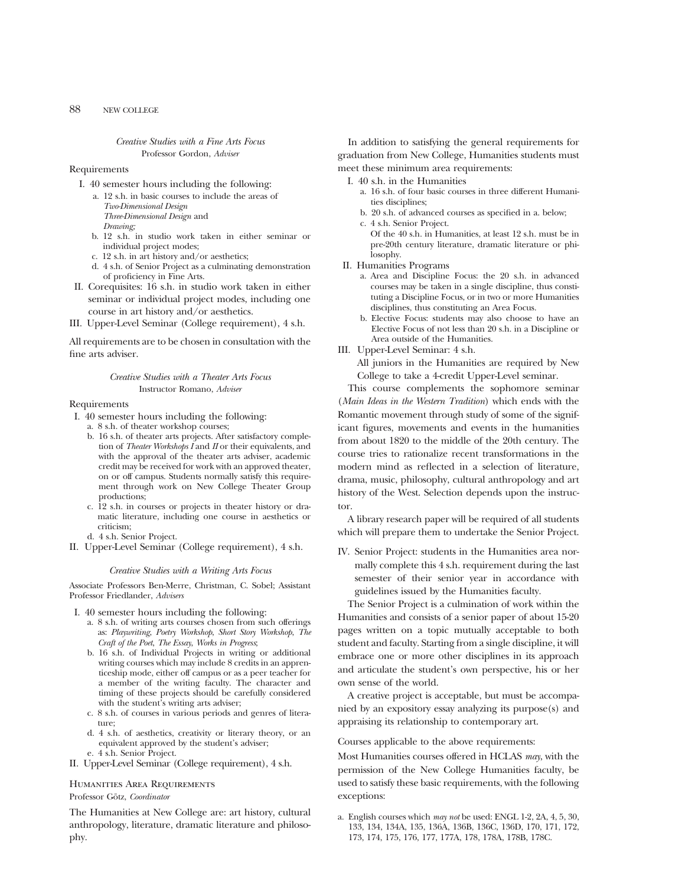### *Creative Studies with a Fine Arts Focus*

Professor Gordon, *Adviser*

Requirements

I. 40 semester hours including the following:
   a. 12 s.h. in basic courses to include the areas of
      *Two-Dimensional Design*
      *Three-Dimensional Design* and
      *Drawing;*
   b. 12 s.h. in studio work taken in either seminar or individual project modes;
   c. 12 s.h. in art history and/or aesthetics;
   d. 4 s.h. of Senior Project as a culminating demonstration of proficiency in Fine Arts.

II. Corequisites: 16 s.h. in studio work taken in either seminar or individual project modes, including one course in art history and/or aesthetics.

III. Upper-Level Seminar (College requirement), 4 s.h.

All requirements are to be chosen in consultation with the fine arts adviser.

### *Creative Studies with a Theater Arts Focus*

Instructor Romano, *Adviser*

Requirements

I. 40 semester hours including the following:
   a. 8 s.h. of theater workshop courses;
   b. 16 s.h. of theater arts projects. After satisfactory completion of *Theater Workshops I* and *II* or their equivalents, and with the approval of the theater arts adviser, academic credit may be received for work with an approved theater, on or off campus. Students normally satisfy this requirement through work on New College Theater Group productions;
   c. 12 s.h. in courses or projects in theater history or dramatic literature, including one course in aesthetics or criticism;
   d. 4 s.h. Senior Project.

II. Upper-Level Seminar (College requirement), 4 s.h.

### *Creative Studies with a Writing Arts Focus*

Associate Professors Ben-Merre, Christman, C. Sobel; Assistant Professor Friedlander, *Advisers*

I. 40 semester hours including the following:
   a. 8 s.h. of writing arts courses chosen from such offerings as: *Playwriting, Poetry Workshop, Short Story Workshop, The Craft of the Poet, The Essay, Works in Progress*;
   b. 16 s.h. of Individual Projects in writing or additional writing courses which may include 8 credits in an apprenticeship mode, either off campus or as a peer teacher for a member of the writing faculty. The character and timing of these projects should be carefully considered with the student's writing arts adviser;
   c. 8 s.h. of courses in various periods and genres of literature;
   d. 4 s.h. of aesthetics, creativity or literary theory, or an equivalent approved by the student's adviser;
   e. 4 s.h. Senior Project.

II. Upper-Level Seminar (College requirement), 4 s.h.

## Humanities Area Requirements

Professor Götz, *Coordinator*

The Humanities at New College are: art history, cultural anthropology, literature, dramatic literature and philosophy.

In addition to satisfying the general requirements for graduation from New College, Humanities students must meet these minimum area requirements:

I. 40 s.h. in the Humanities
   a. 16 s.h. of four basic courses in three different Humanities disciplines;
   b. 20 s.h. of advanced courses as specified in a. below;
   c. 4 s.h. Senior Project.
      Of the 40 s.h. in Humanities, at least 12 s.h. must be in pre-20th century literature, dramatic literature or philosophy.

II. Humanities Programs
   a. Area and Discipline Focus: the 20 s.h. in advanced courses may be taken in a single discipline, thus constituting a Discipline Focus, or in two or more Humanities disciplines, thus constituting an Area Focus.
   b. Elective Focus: students may also choose to have an Elective Focus of not less than 20 s.h. in a Discipline or Area outside of the Humanities.

III. Upper-Level Seminar: 4 s.h.
   All juniors in the Humanities are required by New College to take a 4-credit Upper-Level seminar.

This course complements the sophomore seminar (*Main Ideas in the Western Tradition*) which ends with the Romantic movement through study of some of the significant figures, movements and events in the humanities from about 1820 to the middle of the 20th century. The course tries to rationalize recent transformations in the modern mind as reflected in a selection of literature, drama, music, philosophy, cultural anthropology and art history of the West. Selection depends upon the instructor.

A library research paper will be required of all students which will prepare them to undertake the Senior Project.

IV. Senior Project: students in the Humanities area normally complete this 4 s.h. requirement during the last semester of their senior year in accordance with guidelines issued by the Humanities faculty.

The Senior Project is a culmination of work within the Humanities and consists of a senior paper of about 15-20 pages written on a topic mutually acceptable to both student and faculty. Starting from a single discipline, it will embrace one or more other disciplines in its approach and articulate the student's own perspective, his or her own sense of the world.

A creative project is acceptable, but must be accompanied by an expository essay analyzing its purpose(s) and appraising its relationship to contemporary art.

Courses applicable to the above requirements:

Most Humanities courses offered in HCLAS *may*, with the permission of the New College Humanities faculty, be used to satisfy these basic requirements, with the following exceptions:

a. English courses which *may not* be used: ENGL 1-2, 2A, 4, 5, 30, 133, 134, 134A, 135, 136A, 136B, 136C, 136D, 170, 171, 172, 173, 174, 175, 176, 177, 177A, 178, 178A, 178B, 178C.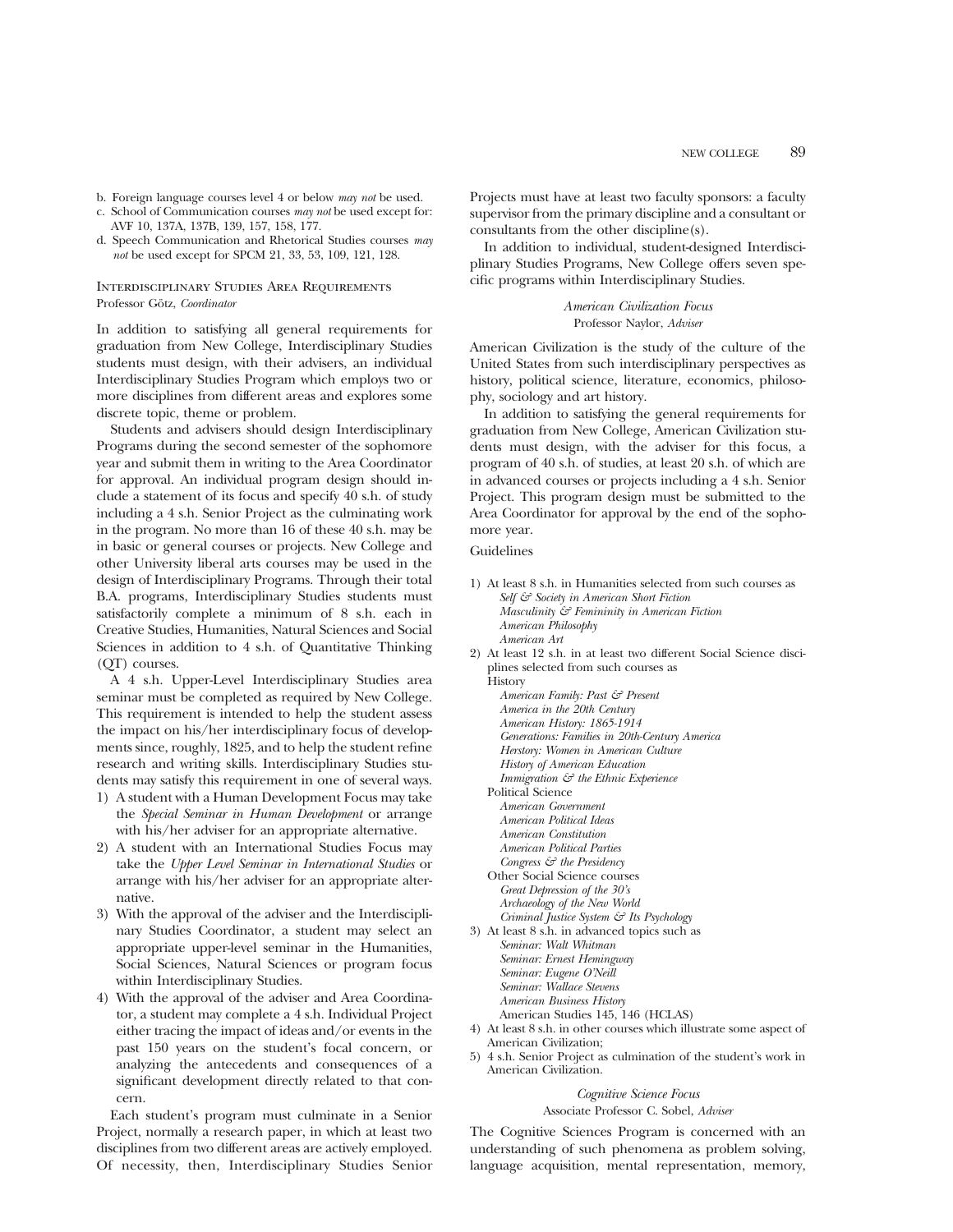b. Foreign language courses level 4 or below *may not* be used.
c. School of Communication courses *may not* be used except for: AVF 10, 137A, 137B, 139, 157, 158, 177.
d. Speech Communication and Rhetorical Studies courses *may not* be used except for SPCM 21, 33, 53, 109, 121, 128.

### Interdisciplinary Studies Area Requirements

Professor Götz, *Coordinator*

In addition to satisfying all general requirements for graduation from New College, Interdisciplinary Studies students must design, with their advisers, an individual Interdisciplinary Studies Program which employs two or more disciplines from different areas and explores some discrete topic, theme or problem.

Students and advisers should design Interdisciplinary Programs during the second semester of the sophomore year and submit them in writing to the Area Coordinator for approval. An individual program design should include a statement of its focus and specify 40 s.h. of study including a 4 s.h. Senior Project as the culminating work in the program. No more than 16 of these 40 s.h. may be in basic or general courses or projects. New College and other University liberal arts courses may be used in the design of Interdisciplinary Programs. Through their total B.A. programs, Interdisciplinary Studies students must satisfactorily complete a minimum of 8 s.h. each in Creative Studies, Humanities, Natural Sciences and Social Sciences in addition to 4 s.h. of Quantitative Thinking (QT) courses.

A 4 s.h. Upper-Level Interdisciplinary Studies area seminar must be completed as required by New College. This requirement is intended to help the student assess the impact on his/her interdisciplinary focus of developments since, roughly, 1825, and to help the student refine research and writing skills. Interdisciplinary Studies students may satisfy this requirement in one of several ways.

1) A student with a Human Development Focus may take the *Special Seminar in Human Development* or arrange with his/her adviser for an appropriate alternative.
2) A student with an International Studies Focus may take the *Upper Level Seminar in International Studies* or arrange with his/her adviser for an appropriate alternative.
3) With the approval of the adviser and the Interdisciplinary Studies Coordinator, a student may select an appropriate upper-level seminar in the Humanities, Social Sciences, Natural Sciences or program focus within Interdisciplinary Studies.
4) With the approval of the adviser and Area Coordinator, a student may complete a 4 s.h. Individual Project either tracing the impact of ideas and/or events in the past 150 years on the student's focal concern, or analyzing the antecedents and consequences of a significant development directly related to that concern.

Each student's program must culminate in a Senior Project, normally a research paper, in which at least two disciplines from two different areas are actively employed. Of necessity, then, Interdisciplinary Studies Senior Projects must have at least two faculty sponsors: a faculty supervisor from the primary discipline and a consultant or consultants from the other discipline(s).

In addition to individual, student-designed Interdisciplinary Studies Programs, New College offers seven specific programs within Interdisciplinary Studies.

#### *American Civilization Focus*

Professor Naylor, *Adviser*

American Civilization is the study of the culture of the United States from such interdisciplinary perspectives as history, political science, literature, economics, philosophy, sociology and art history.

In addition to satisfying the general requirements for graduation from New College, American Civilization students must design, with the adviser for this focus, a program of 40 s.h. of studies, at least 20 s.h. of which are in advanced courses or projects including a 4 s.h. Senior Project. This program design must be submitted to the Area Coordinator for approval by the end of the sophomore year.

Guidelines

1) At least 8 s.h. in Humanities selected from such courses as
   - *Self & Society in American Short Fiction*
   - *Masculinity & Femininity in American Fiction*
   - *American Philosophy*
   - *American Art*
2) At least 12 s.h. in at least two different Social Science disciplines selected from such courses as
   - History
     - *American Family: Past & Present*
     - *America in the 20th Century*
     - *American History: 1865-1914*
     - *Generations: Families in 20th-Century America*
     - *Herstory: Women in American Culture*
     - *History of American Education*
     - *Immigration & the Ethnic Experience*
   - Political Science
     - *American Government*
     - *American Political Ideas*
     - *American Constitution*
     - *American Political Parties*
     - *Congress & the Presidency*
   - Other Social Science courses
     - *Great Depression of the 30's*
     - *Archaeology of the New World*
     - *Criminal Justice System & Its Psychology*
3) At least 8 s.h. in advanced topics such as
   - *Seminar: Walt Whitman*
   - *Seminar: Ernest Hemingway*
   - *Seminar: Eugene O'Neill*
   - *Seminar: Wallace Stevens*
   - *American Business History*
   - American Studies 145, 146 (HCLAS)
4) At least 8 s.h. in other courses which illustrate some aspect of American Civilization;
5) 4 s.h. Senior Project as culmination of the student's work in American Civilization.

#### *Cognitive Science Focus*

Associate Professor C. Sobel, *Adviser*

The Cognitive Sciences Program is concerned with an understanding of such phenomena as problem solving, language acquisition, mental representation, memory,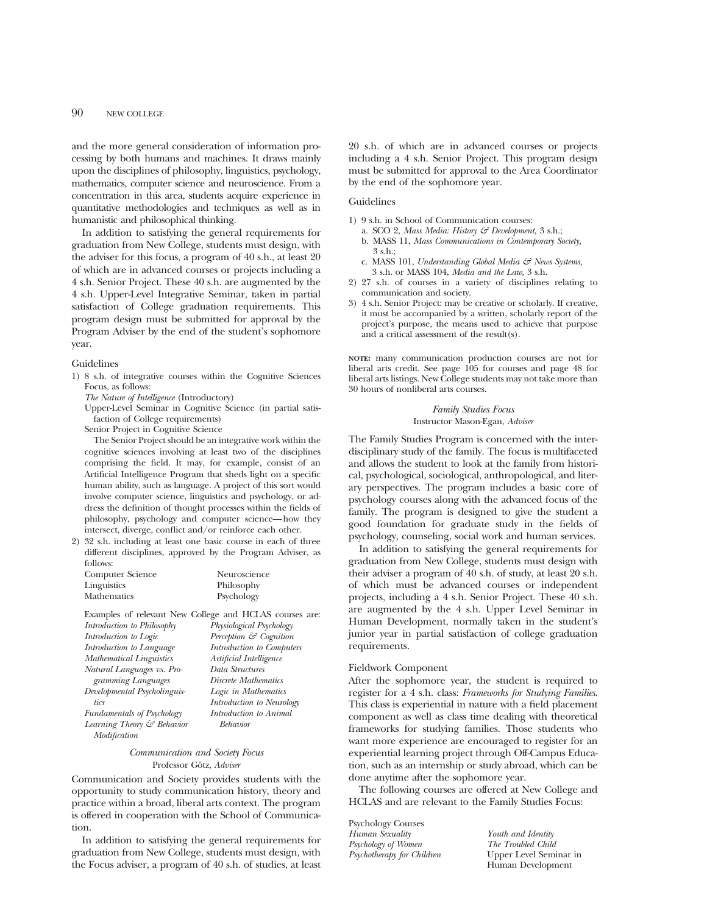and the more general consideration of information processing by both humans and machines. It draws mainly upon the disciplines of philosophy, linguistics, psychology, mathematics, computer science and neuroscience. From a concentration in this area, students acquire experience in quantitative methodologies and techniques as well as in humanistic and philosophical thinking.

In addition to satisfying the general requirements for graduation from New College, students must design, with the adviser for this focus, a program of 40 s.h., at least 20 of which are in advanced courses or projects including a 4 s.h. Senior Project. These 40 s.h. are augmented by the 4 s.h. Upper-Level Integrative Seminar, taken in partial satisfaction of College graduation requirements. This program design must be submitted for approval by the Program Adviser by the end of the student's sophomore year.

Guidelines

1) 8 s.h. of integrative courses within the Cognitive Sciences Focus, as follows:

   *The Nature of Intelligence* (Introductory)

   Upper-Level Seminar in Cognitive Science (in partial satisfaction of College requirements)

   Senior Project in Cognitive Science

   The Senior Project should be an integrative work within the cognitive sciences involving at least two of the disciplines comprising the field. It may, for example, consist of an Artificial Intelligence Program that sheds light on a specific human ability, such as language. A project of this sort would involve computer science, linguistics and psychology, or address the definition of thought processes within the fields of philosophy, psychology and computer science—how they intersect, diverge, conflict and/or reinforce each other.

2) 32 s.h. including at least one basic course in each of three different disciplines, approved by the Program Adviser, as follows:

   | | |
   |---|---|
   | Computer Science | Neuroscience |
   | Linguistics | Philosophy |
   | Mathematics | Psychology |

   Examples of relevant New College and HCLAS courses are:

   | | |
   |---|---|
   | *Introduction to Philosophy* | *Physiological Psychology* |
   | *Introduction to Logic* | *Perception & Cognition* |
   | *Introduction to Language* | *Introduction to Computers* |
   | *Mathematical Linguistics* | *Artificial Intelligence* |
   | *Natural Languages vs. Programming Languages* | *Data Structures* |
   | *Developmental Psycholinguistics* | *Discrete Mathematics* |
   | *Fundamentals of Psychology* | *Logic in Mathematics* |
   | *Learning Theory & Behavior Modification* | *Introduction to Neurology* |
   | | *Introduction to Animal Behavior* |

### *Communication and Society Focus*

Professor Götz, *Adviser*

Communication and Society provides students with the opportunity to study communication history, theory and practice within a broad, liberal arts context. The program is offered in cooperation with the School of Communication.

In addition to satisfying the general requirements for graduation from New College, students must design, with the Focus adviser, a program of 40 s.h. of studies, at least 20 s.h. of which are in advanced courses or projects including a 4 s.h. Senior Project. This program design must be submitted for approval to the Area Coordinator by the end of the sophomore year.

Guidelines

1) 9 s.h. in School of Communication courses:
   a. SCO 2, *Mass Media: History & Development,* 3 s.h.;
   b. MASS 11, *Mass Communications in Contemporary Society,* 3 s.h.;
   c. MASS 101, *Understanding Global Media & News Systems,* 3 s.h. or MASS 104, *Media and the Law,* 3 s.h.
2) 27 s.h. of courses in a variety of disciplines relating to communication and society.
3) 4 s.h. Senior Project: may be creative or scholarly. If creative, it must be accompanied by a written, scholarly report of the project's purpose, the means used to achieve that purpose and a critical assessment of the result(s).

**NOTE:** many communication production courses are not for liberal arts credit. See page 105 for courses and page 48 for liberal arts listings. New College students may not take more than 30 hours of nonliberal arts courses.

### *Family Studies Focus*

Instructor Mason-Egan, *Adviser*

The Family Studies Program is concerned with the interdisciplinary study of the family. The focus is multifaceted and allows the student to look at the family from historical, psychological, sociological, anthropological, and literary perspectives. The program includes a basic core of psychology courses along with the advanced focus of the family. The program is designed to give the student a good foundation for graduate study in the fields of psychology, counseling, social work and human services.

In addition to satisfying the general requirements for graduation from New College, students must design with their adviser a program of 40 s.h. of study, at least 20 s.h. of which must be advanced courses or independent projects, including a 4 s.h. Senior Project. These 40 s.h. are augmented by the 4 s.h. Upper Level Seminar in Human Development, normally taken in the student's junior year in partial satisfaction of college graduation requirements.

Fieldwork Component

After the sophomore year, the student is required to register for a 4 s.h. class: *Frameworks for Studying Families*. This class is experiential in nature with a field placement component as well as class time dealing with theoretical frameworks for studying families. Those students who want more experience are encouraged to register for an experiential learning project through Off-Campus Education, such as an internship or study abroad, which can be done anytime after the sophomore year.

The following courses are offered at New College and HCLAS and are relevant to the Family Studies Focus:

Psychology Courses

| | |
|---|---|
| *Human Sexuality* | *Youth and Identity* |
| *Psychology of Women* | *The Troubled Child* |
| *Psychotherapy for Children* | Upper Level Seminar in Human Development |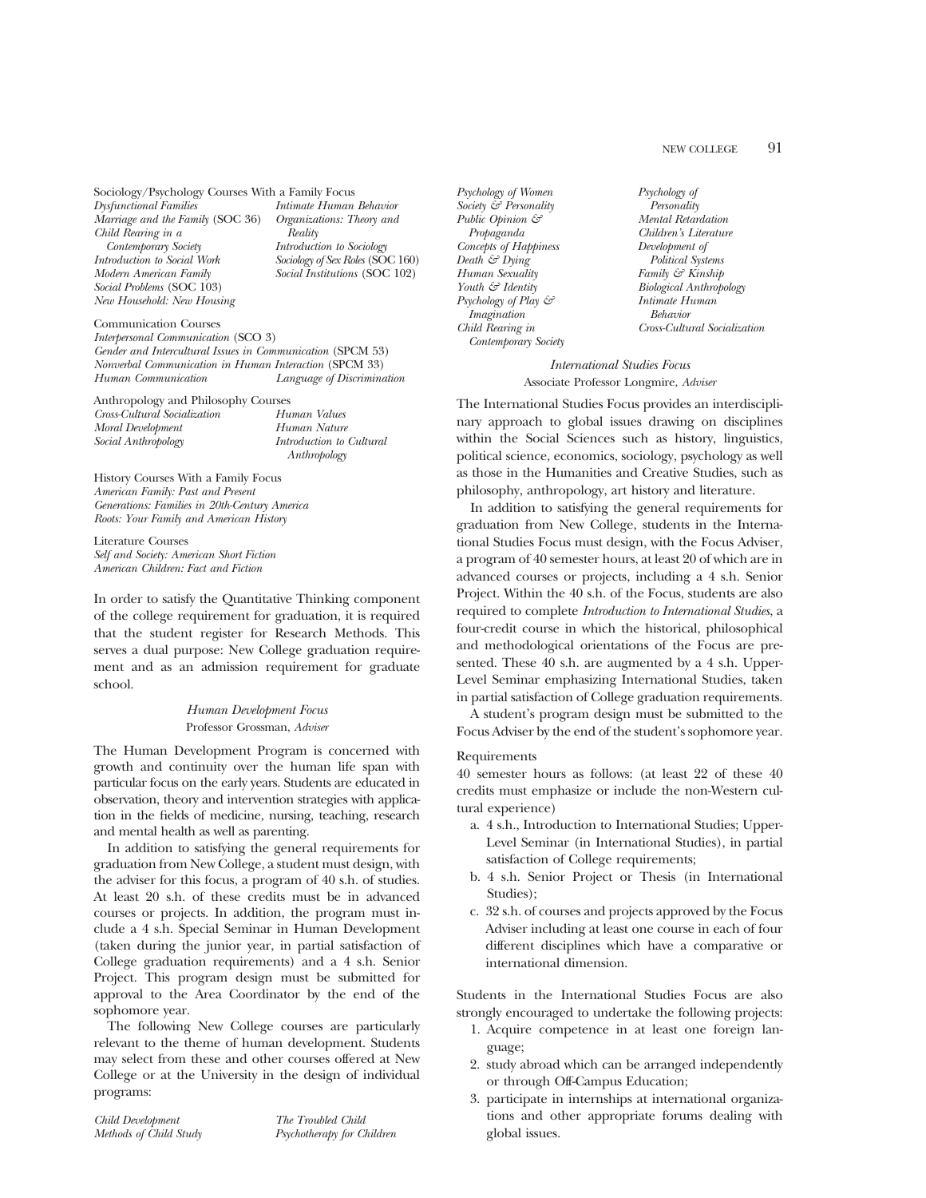Sociology/Psychology Courses With a Family Focus

*Dysfunctional Families*
*Intimate Human Behavior*
*Marriage and the Family* (SOC 36)
*Organizations: Theory and Reality*
*Child Rearing in a Contemporary Society*
*Introduction to Sociology*
*Introduction to Social Work*
*Sociology of Sex Roles* (SOC 160)
*Modern American Family*
*Social Institutions* (SOC 102)
*Social Problems* (SOC 103)
*New Household: New Housing*

Communication Courses

*Interpersonal Communication* (SCO 3)
*Gender and Intercultural Issues in Communication* (SPCM 53)
*Nonverbal Communication in Human Interaction* (SPCM 33)
*Human Communication*
*Language of Discrimination*

Anthropology and Philosophy Courses

*Cross-Cultural Socialization*
*Human Values*
*Moral Development*
*Human Nature*
*Social Anthropology*
*Introduction to Cultural Anthropology*

History Courses With a Family Focus

*American Family: Past and Present*
*Generations: Families in 20th-Century America*
*Roots: Your Family and American History*

Literature Courses

*Self and Society: American Short Fiction*
*American Children: Fact and Fiction*

In order to satisfy the Quantitative Thinking component of the college requirement for graduation, it is required that the student register for Research Methods. This serves a dual purpose: New College graduation requirement and as an admission requirement for graduate school.

### *Human Development Focus*

Professor Grossman, *Adviser*

The Human Development Program is concerned with growth and continuity over the human life span with particular focus on the early years. Students are educated in observation, theory and intervention strategies with application in the fields of medicine, nursing, teaching, research and mental health as well as parenting.

In addition to satisfying the general requirements for graduation from New College, a student must design, with the adviser for this focus, a program of 40 s.h. of studies. At least 20 s.h. of these credits must be in advanced courses or projects. In addition, the program must include a 4 s.h. Special Seminar in Human Development (taken during the junior year, in partial satisfaction of College graduation requirements) and a 4 s.h. Senior Project. This program design must be submitted for approval to the Area Coordinator by the end of the sophomore year.

The following New College courses are particularly relevant to the theme of human development. Students may select from these and other courses offered at New College or at the University in the design of individual programs:

*Child Development*
*The Troubled Child*
*Methods of Child Study*
*Psychotherapy for Children*
*Psychology of Women*
*Psychology of Personality*
*Society & Personality*
*Mental Retardation*
*Public Opinion & Propaganda*
*Children's Literature*
*Concepts of Happiness*
*Development of Political Systems*
*Death & Dying*
*Family & Kinship*
*Human Sexuality*
*Biological Anthropology*
*Youth & Identity*
*Intimate Human Behavior*
*Psychology of Play & Imagination*
*Cross-Cultural Socialization*
*Child Rearing in Contemporary Society*

### *International Studies Focus*

Associate Professor Longmire, *Adviser*

The International Studies Focus provides an interdisciplinary approach to global issues drawing on disciplines within the Social Sciences such as history, linguistics, political science, economics, sociology, psychology as well as those in the Humanities and Creative Studies, such as philosophy, anthropology, art history and literature.

In addition to satisfying the general requirements for graduation from New College, students in the International Studies Focus must design, with the Focus Adviser, a program of 40 semester hours, at least 20 of which are in advanced courses or projects, including a 4 s.h. Senior Project. Within the 40 s.h. of the Focus, students are also required to complete *Introduction to International Studies*, a four-credit course in which the historical, philosophical and methodological orientations of the Focus are presented. These 40 s.h. are augmented by a 4 s.h. Upper-Level Seminar emphasizing International Studies, taken in partial satisfaction of College graduation requirements.

A student's program design must be submitted to the Focus Adviser by the end of the student's sophomore year.

Requirements

40 semester hours as follows: (at least 22 of these 40 credits must emphasize or include the non-Western cultural experience)

a. 4 s.h., Introduction to International Studies; Upper-Level Seminar (in International Studies), in partial satisfaction of College requirements;
b. 4 s.h. Senior Project or Thesis (in International Studies);
c. 32 s.h. of courses and projects approved by the Focus Adviser including at least one course in each of four different disciplines which have a comparative or international dimension.

Students in the International Studies Focus are also strongly encouraged to undertake the following projects:

1. Acquire competence in at least one foreign language;
2. study abroad which can be arranged independently or through Off-Campus Education;
3. participate in internships at international organizations and other appropriate forums dealing with global issues.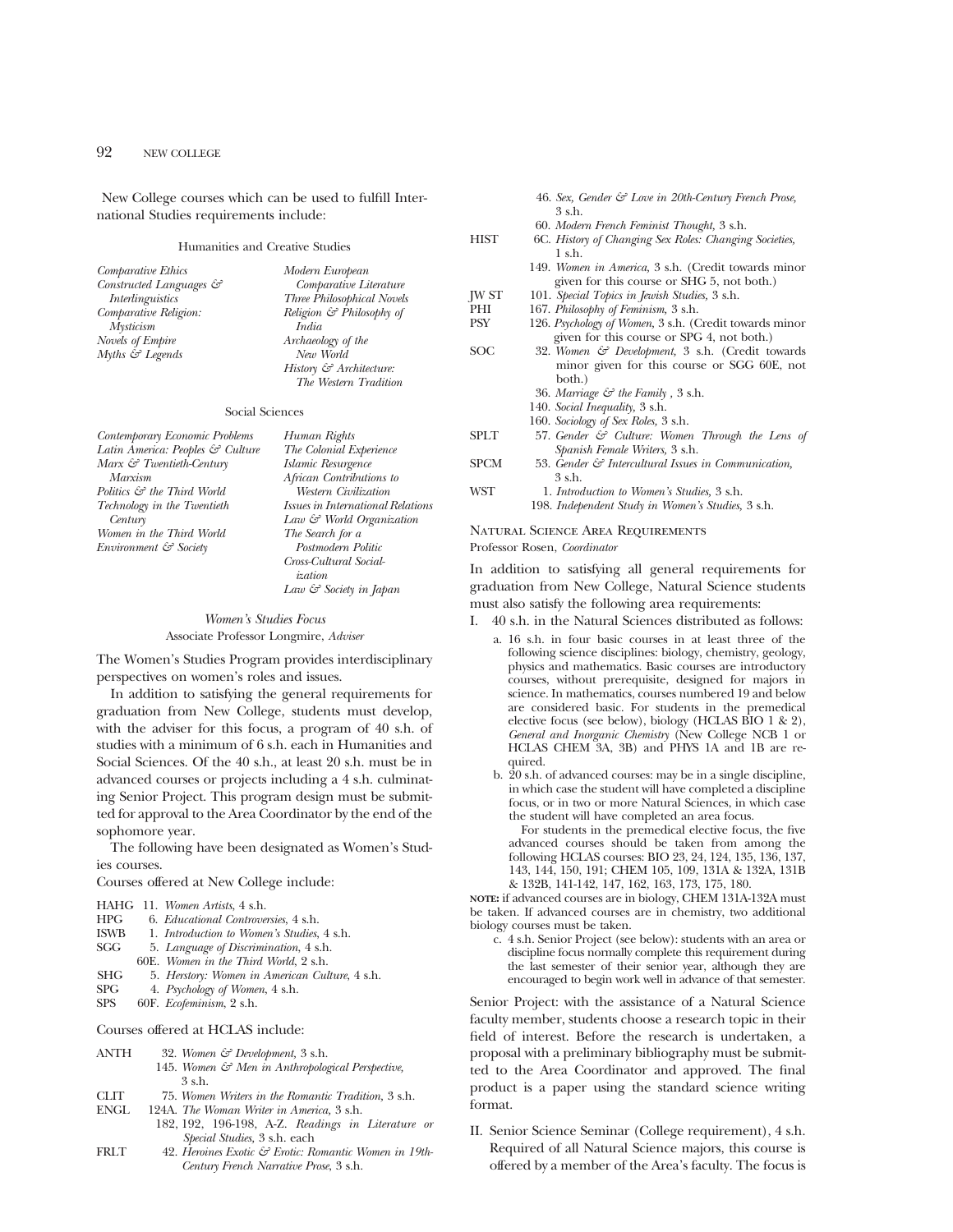New College courses which can be used to fulfill International Studies requirements include:

#### Humanities and Creative Studies

| | |
|---|---|
| *Comparative Ethics* | *Modern European Comparative Literature* |
| *Constructed Languages & Interlinguistics* | *Three Philosophical Novels* |
| *Comparative Religion: Mysticism* | *Religion & Philosophy of India* |
| *Novels of Empire* | *Archaeology of the New World* |
| *Myths & Legends* | *History & Architecture: The Western Tradition* |

#### Social Sciences

| | |
|---|---|
| *Contemporary Economic Problems* | *Human Rights* |
| *Latin America: Peoples & Culture* | *The Colonial Experience* |
| *Marx & Twentieth-Century Marxism* | *Islamic Resurgence* |
| *Politics & the Third World* | *African Contributions to Western Civilization* |
| *Technology in the Twentieth Century* | *Issues in International Relations* |
| *Women in the Third World* | *Law & World Organization* |
| *Environment & Society* | *The Search for a Postmodern Politic* |
| | *Cross-Cultural Socialization* |
| | *Law & Society in Japan* |

### *Women's Studies Focus*

Associate Professor Longmire, *Adviser*

The Women's Studies Program provides interdisciplinary perspectives on women's roles and issues.

In addition to satisfying the general requirements for graduation from New College, students must develop, with the adviser for this focus, a program of 40 s.h. of studies with a minimum of 6 s.h. each in Humanities and Social Sciences. Of the 40 s.h., at least 20 s.h. must be in advanced courses or projects including a 4 s.h. culminating Senior Project. This program design must be submitted for approval to the Area Coordinator by the end of the sophomore year.

The following have been designated as Women's Studies courses.

Courses offered at New College include:

- HAHG 11. *Women Artists*, 4 s.h.
- HPG 6. *Educational Controversies*, 4 s.h.
- ISWB 1. *Introduction to Women's Studies*, 4 s.h.
- SGG 5. *Language of Discrimination*, 4 s.h.
- 60E. *Women in the Third World*, 2 s.h.
- SHG 5. *Herstory: Women in American Culture*, 4 s.h.
- SPG 4. *Psychology of Women*, 4 s.h.
- SPS 60F. *Ecofeminism*, 2 s.h.

Courses offered at HCLAS include:

- ANTH 32. *Women & Development*, 3 s.h.
- 145. *Women & Men in Anthropological Perspective*, 3 s.h.
- CLIT 75. *Women Writers in the Romantic Tradition*, 3 s.h.
- ENGL 124A. *The Woman Writer in America*, 3 s.h.
- 182, 192, 196-198, A-Z. *Readings in Literature or Special Studies*, 3 s.h. each
- FRLT 42. *Heroines Exotic & Erotic: Romantic Women in 19th-Century French Narrative Prose*, 3 s.h.
- 46. *Sex, Gender & Love in 20th-Century French Prose*, 3 s.h.
- 60. *Modern French Feminist Thought*, 3 s.h.
- HIST 6C. *History of Changing Sex Roles: Changing Societies*, 1 s.h.
- 149. *Women in America*, 3 s.h. (Credit towards minor given for this course or SHG 5, not both.)
- JW ST 101. *Special Topics in Jewish Studies*, 3 s.h.
- PHI 167. *Philosophy of Feminism*, 3 s.h.
- PSY 126. *Psychology of Women*, 3 s.h. (Credit towards minor given for this course or SPG 4, not both.)
- SOC 32. *Women & Development*, 3 s.h. (Credit towards minor given for this course or SGG 60E, not both.)
- 36. *Marriage & the Family* , 3 s.h.
- 140. *Social Inequality*, 3 s.h.
- 160. *Sociology of Sex Roles*, 3 s.h.
- SPLT 57. *Gender & Culture: Women Through the Lens of Spanish Female Writers*, 3 s.h.
- SPCM 53. *Gender & Intercultural Issues in Communication*, 3 s.h.
- WST 1. *Introduction to Women's Studies*, 3 s.h.
- 198. *Independent Study in Women's Studies*, 3 s.h.

### Natural Science Area Requirements

Professor Rosen, *Coordinator*

In addition to satisfying all general requirements for graduation from New College, Natural Science students must also satisfy the following area requirements:

I. 40 s.h. in the Natural Sciences distributed as follows:

a. 16 s.h. in four basic courses in at least three of the following science disciplines: biology, chemistry, geology, physics and mathematics. Basic courses are introductory courses, without prerequisite, designed for majors in science. In mathematics, courses numbered 19 and below are considered basic. For students in the premedical elective focus (see below), biology (HCLAS BIO 1 & 2), *General and Inorganic Chemistry* (New College NCB 1 or HCLAS CHEM 3A, 3B) and PHYS 1A and 1B are required.

b. 20 s.h. of advanced courses: may be in a single discipline, in which case the student will have completed a discipline focus, or in two or more Natural Sciences, in which case the student will have completed an area focus.

For students in the premedical elective focus, the five advanced courses should be taken from among the following HCLAS courses: BIO 23, 24, 124, 135, 136, 137, 143, 144, 150, 191; CHEM 105, 109, 131A & 132A, 131B & 132B, 141-142, 147, 162, 163, 173, 175, 180.

**NOTE:** if advanced courses are in biology, CHEM 131A-132A must be taken. If advanced courses are in chemistry, two additional biology courses must be taken.

c. 4 s.h. Senior Project (see below): students with an area or discipline focus normally complete this requirement during the last semester of their senior year, although they are encouraged to begin work well in advance of that semester.

Senior Project: with the assistance of a Natural Science faculty member, students choose a research topic in their field of interest. Before the research is undertaken, a proposal with a preliminary bibliography must be submitted to the Area Coordinator and approved. The final product is a paper using the standard science writing format.

II. Senior Science Seminar (College requirement), 4 s.h. Required of all Natural Science majors, this course is offered by a member of the Area's faculty. The focus is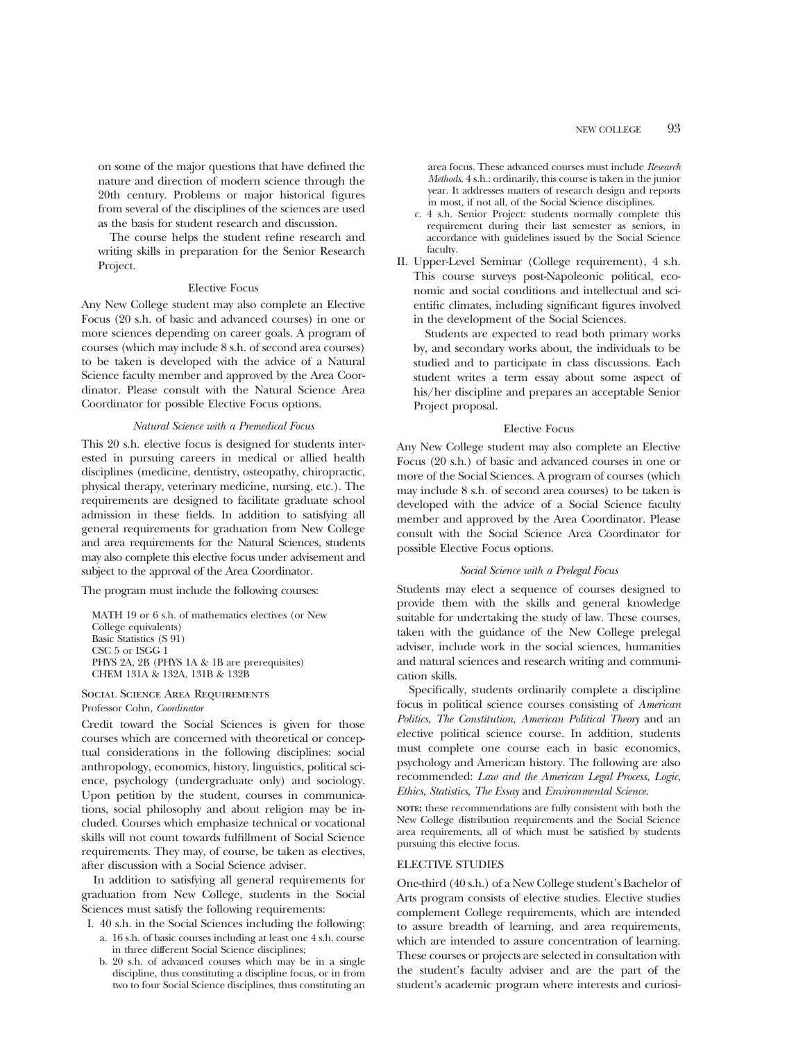on some of the major questions that have defined the nature and direction of modern science through the 20th century. Problems or major historical figures from several of the disciplines of the sciences are used as the basis for student research and discussion.

The course helps the student refine research and writing skills in preparation for the Senior Research Project.

### Elective Focus

Any New College student may also complete an Elective Focus (20 s.h. of basic and advanced courses) in one or more sciences depending on career goals. A program of courses (which may include 8 s.h. of second area courses) to be taken is developed with the advice of a Natural Science faculty member and approved by the Area Coordinator. Please consult with the Natural Science Area Coordinator for possible Elective Focus options.

#### *Natural Science with a Premedical Focus*

This 20 s.h. elective focus is designed for students interested in pursuing careers in medical or allied health disciplines (medicine, dentistry, osteopathy, chiropractic, physical therapy, veterinary medicine, nursing, etc.). The requirements are designed to facilitate graduate school admission in these fields. In addition to satisfying all general requirements for graduation from New College and area requirements for the Natural Sciences, students may also complete this elective focus under advisement and subject to the approval of the Area Coordinator.

The program must include the following courses:

MATH 19 or 6 s.h. of mathematics electives (or New College equivalents)
Basic Statistics (S 91)
CSC 5 or ISGG 1
PHYS 2A, 2B (PHYS 1A & 1B are prerequisites)
CHEM 131A & 132A, 131B & 132B

## Social Science Area Requirements

Professor Cohn, *Coordinator*

Credit toward the Social Sciences is given for those courses which are concerned with theoretical or conceptual considerations in the following disciplines: social anthropology, economics, history, linguistics, political science, psychology (undergraduate only) and sociology. Upon petition by the student, courses in communications, social philosophy and about religion may be included. Courses which emphasize technical or vocational skills will not count towards fulfillment of Social Science requirements. They may, of course, be taken as electives, after discussion with a Social Science adviser.

In addition to satisfying all general requirements for graduation from New College, students in the Social Sciences must satisfy the following requirements:

I. 40 s.h. in the Social Sciences including the following:
   a. 16 s.h. of basic courses including at least one 4 s.h. course in three different Social Science disciplines;
   b. 20 s.h. of advanced courses which may be in a single discipline, thus constituting a discipline focus, or in from two to four Social Science disciplines, thus constituting an area focus. These advanced courses must include *Research Methods*, 4 s.h.: ordinarily, this course is taken in the junior year. It addresses matters of research design and reports in most, if not all, of the Social Science disciplines.
   c. 4 s.h. Senior Project: students normally complete this requirement during their last semester as seniors, in accordance with guidelines issued by the Social Science faculty.

II. Upper-Level Seminar (College requirement), 4 s.h. This course surveys post-Napoleonic political, economic and social conditions and intellectual and scientific climates, including significant figures involved in the development of the Social Sciences.

   Students are expected to read both primary works by, and secondary works about, the individuals to be studied and to participate in class discussions. Each student writes a term essay about some aspect of his/her discipline and prepares an acceptable Senior Project proposal.

### Elective Focus

Any New College student may also complete an Elective Focus (20 s.h.) of basic and advanced courses in one or more of the Social Sciences. A program of courses (which may include 8 s.h. of second area courses) to be taken is developed with the advice of a Social Science faculty member and approved by the Area Coordinator. Please consult with the Social Science Area Coordinator for possible Elective Focus options.

#### *Social Science with a Prelegal Focus*

Students may elect a sequence of courses designed to provide them with the skills and general knowledge suitable for undertaking the study of law. These courses, taken with the guidance of the New College prelegal adviser, include work in the social sciences, humanities and natural sciences and research writing and communication skills.

Specifically, students ordinarily complete a discipline focus in political science courses consisting of *American Politics*, *The Constitution*, *American Political Theory* and an elective political science course. In addition, students must complete one course each in basic economics, psychology and American history. The following are also recommended: *Law and the American Legal Process*, *Logic*, *Ethics*, *Statistics*, *The Essay* and *Environmental Science*.

**NOTE:** these recommendations are fully consistent with both the New College distribution requirements and the Social Science area requirements, all of which must be satisfied by students pursuing this elective focus.

## ELECTIVE STUDIES

One-third (40 s.h.) of a New College student's Bachelor of Arts program consists of elective studies. Elective studies complement College requirements, which are intended to assure breadth of learning, and area requirements, which are intended to assure concentration of learning. These courses or projects are selected in consultation with the student's faculty adviser and are the part of the student's academic program where interests and curiosi-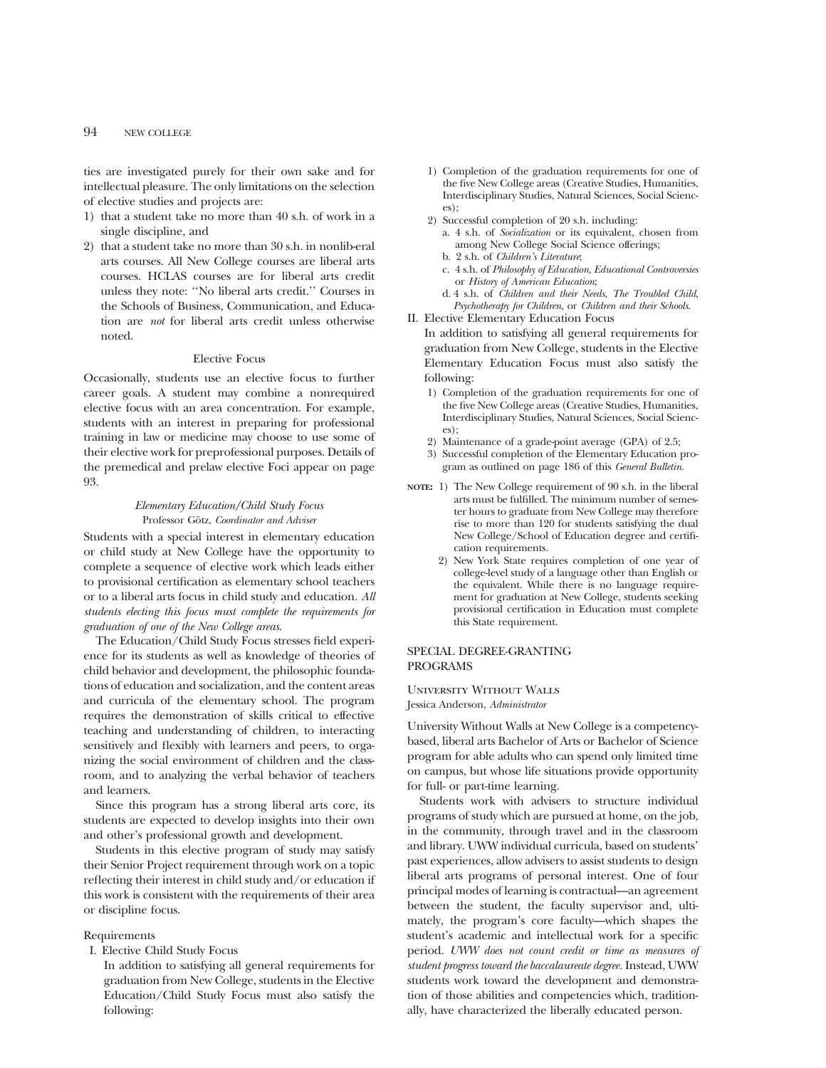ties are investigated purely for their own sake and for intellectual pleasure. The only limitations on the selection of elective studies and projects are:

1) that a student take no more than 40 s.h. of work in a single discipline, and
2) that a student take no more than 30 s.h. in nonlib-eral arts courses. All New College courses are liberal arts courses. HCLAS courses are for liberal arts credit unless they note: ''No liberal arts credit.'' Courses in the Schools of Business, Communication, and Education are *not* for liberal arts credit unless otherwise noted.

### Elective Focus

Occasionally, students use an elective focus to further career goals. A student may combine a nonrequired elective focus with an area concentration. For example, students with an interest in preparing for professional training in law or medicine may choose to use some of their elective work for preprofessional purposes. Details of the premedical and prelaw elective Foci appear on page 93.

### *Elementary Education/Child Study Focus*

Professor Götz, *Coordinator and Adviser*

Students with a special interest in elementary education or child study at New College have the opportunity to complete a sequence of elective work which leads either to provisional certification as elementary school teachers or to a liberal arts focus in child study and education. *All students electing this focus must complete the requirements for graduation of one of the New College areas.*

The Education/Child Study Focus stresses field experience for its students as well as knowledge of theories of child behavior and development, the philosophic foundations of education and socialization, and the content areas and curricula of the elementary school. The program requires the demonstration of skills critical to effective teaching and understanding of children, to interacting sensitively and flexibly with learners and peers, to organizing the social environment of children and the classroom, and to analyzing the verbal behavior of teachers and learners.

Since this program has a strong liberal arts core, its students are expected to develop insights into their own and other's professional growth and development.

Students in this elective program of study may satisfy their Senior Project requirement through work on a topic reflecting their interest in child study and/or education if this work is consistent with the requirements of their area or discipline focus.

Requirements

I. Elective Child Study Focus

In addition to satisfying all general requirements for graduation from New College, students in the Elective Education/Child Study Focus must also satisfy the following:

1) Completion of the graduation requirements for one of the five New College areas (Creative Studies, Humanities, Interdisciplinary Studies, Natural Sciences, Social Sciences);
2) Successful completion of 20 s.h. including:
   a. 4 s.h. of *Socialization* or its equivalent, chosen from among New College Social Science offerings;
   b. 2 s.h. of *Children's Literature*;
   c. 4 s.h. of *Philosophy of Education, Educational Controversies* or *History of American Education*;
   d. 4 s.h. of *Children and their Needs, The Troubled Child, Psychotherapy for Children*, or *Children and their Schools*.

II. Elective Elementary Education Focus

In addition to satisfying all general requirements for graduation from New College, students in the Elective Elementary Education Focus must also satisfy the following:

1) Completion of the graduation requirements for one of the five New College areas (Creative Studies, Humanities, Interdisciplinary Studies, Natural Sciences, Social Sciences);
2) Maintenance of a grade-point average (GPA) of 2.5;
3) Successful completion of the Elementary Education program as outlined on page 186 of this *General Bulletin*.

**NOTE:** 1) The New College requirement of 90 s.h. in the liberal arts must be fulfilled. The minimum number of semester hours to graduate from New College may therefore rise to more than 120 for students satisfying the dual New College/School of Education degree and certification requirements.

2) New York State requires completion of one year of college-level study of a language other than English or the equivalent. While there is no language requirement for graduation at New College, students seeking provisional certification in Education must complete this State requirement.

## SPECIAL DEGREE-GRANTING PROGRAMS

### University Without Walls

Jessica Anderson, *Administrator*

University Without Walls at New College is a competency-based, liberal arts Bachelor of Arts or Bachelor of Science program for able adults who can spend only limited time on campus, but whose life situations provide opportunity for full- or part-time learning.

Students work with advisers to structure individual programs of study which are pursued at home, on the job, in the community, through travel and in the classroom and library. UWW individual curricula, based on students' past experiences, allow advisers to assist students to design liberal arts programs of personal interest. One of four principal modes of learning is contractual—an agreement between the student, the faculty supervisor and, ultimately, the program's core faculty—which shapes the student's academic and intellectual work for a specific period. *UWW does not count credit or time as measures of student progress toward the baccalaureate degree.* Instead, UWW students work toward the development and demonstration of those abilities and competencies which, traditionally, have characterized the liberally educated person.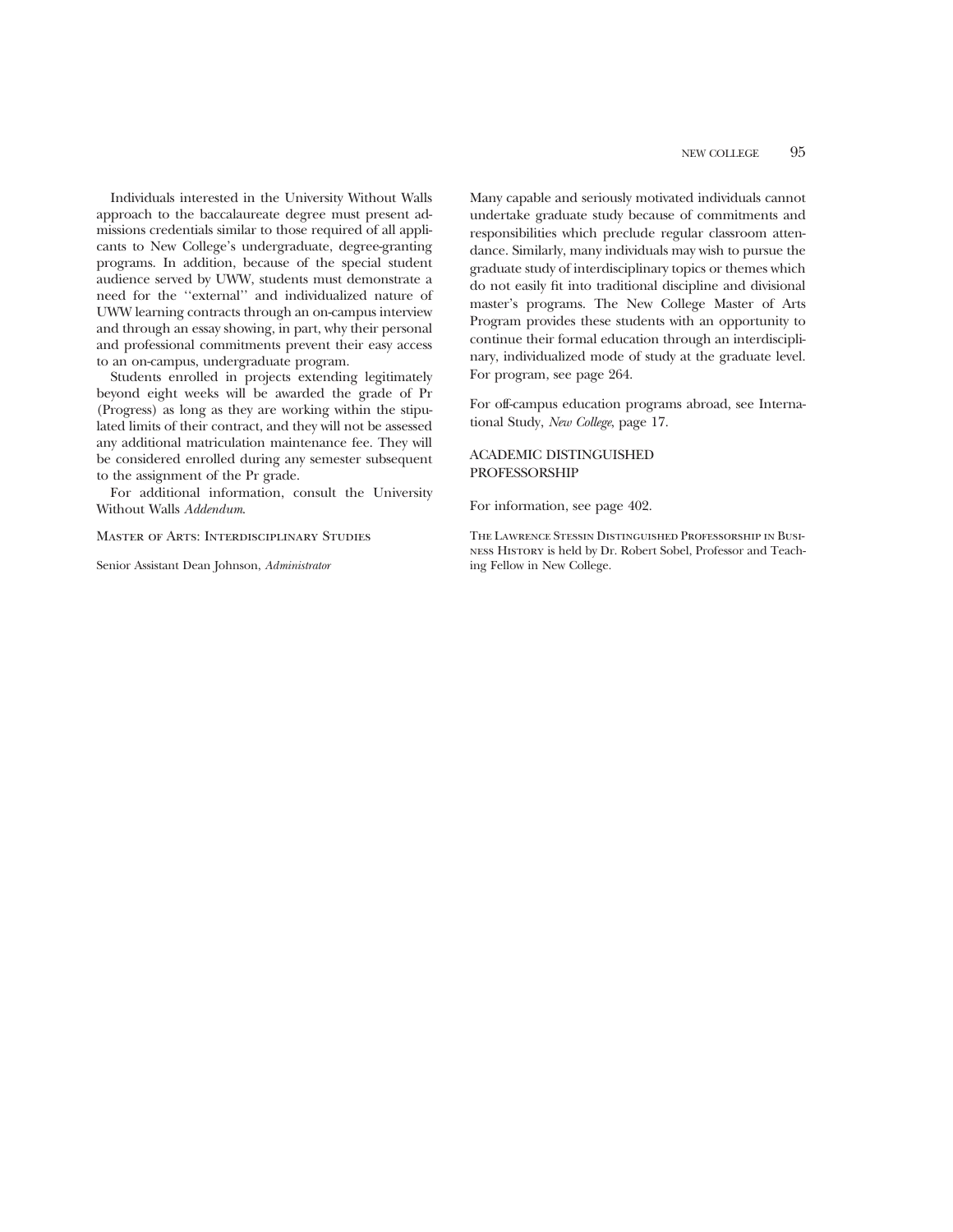Individuals interested in the University Without Walls approach to the baccalaureate degree must present admissions credentials similar to those required of all applicants to New College's undergraduate, degree-granting programs. In addition, because of the special student audience served by UWW, students must demonstrate a need for the ''external'' and individualized nature of UWW learning contracts through an on-campus interview and through an essay showing, in part, why their personal and professional commitments prevent their easy access to an on-campus, undergraduate program.

Students enrolled in projects extending legitimately beyond eight weeks will be awarded the grade of Pr (Progress) as long as they are working within the stipulated limits of their contract, and they will not be assessed any additional matriculation maintenance fee. They will be considered enrolled during any semester subsequent to the assignment of the Pr grade.

For additional information, consult the University Without Walls *Addendum*.

### Master of Arts: Interdisciplinary Studies

Senior Assistant Dean Johnson, *Administrator*

Many capable and seriously motivated individuals cannot undertake graduate study because of commitments and responsibilities which preclude regular classroom attendance. Similarly, many individuals may wish to pursue the graduate study of interdisciplinary topics or themes which do not easily fit into traditional discipline and divisional master's programs. The New College Master of Arts Program provides these students with an opportunity to continue their formal education through an interdisciplinary, individualized mode of study at the graduate level. For program, see page 264.

For off-campus education programs abroad, see International Study, *New College*, page 17.

## ACADEMIC DISTINGUISHED PROFESSORSHIP

For information, see page 402.

The Lawrence Stessin Distinguished Professorship in Business History is held by Dr. Robert Sobel, Professor and Teaching Fellow in New College.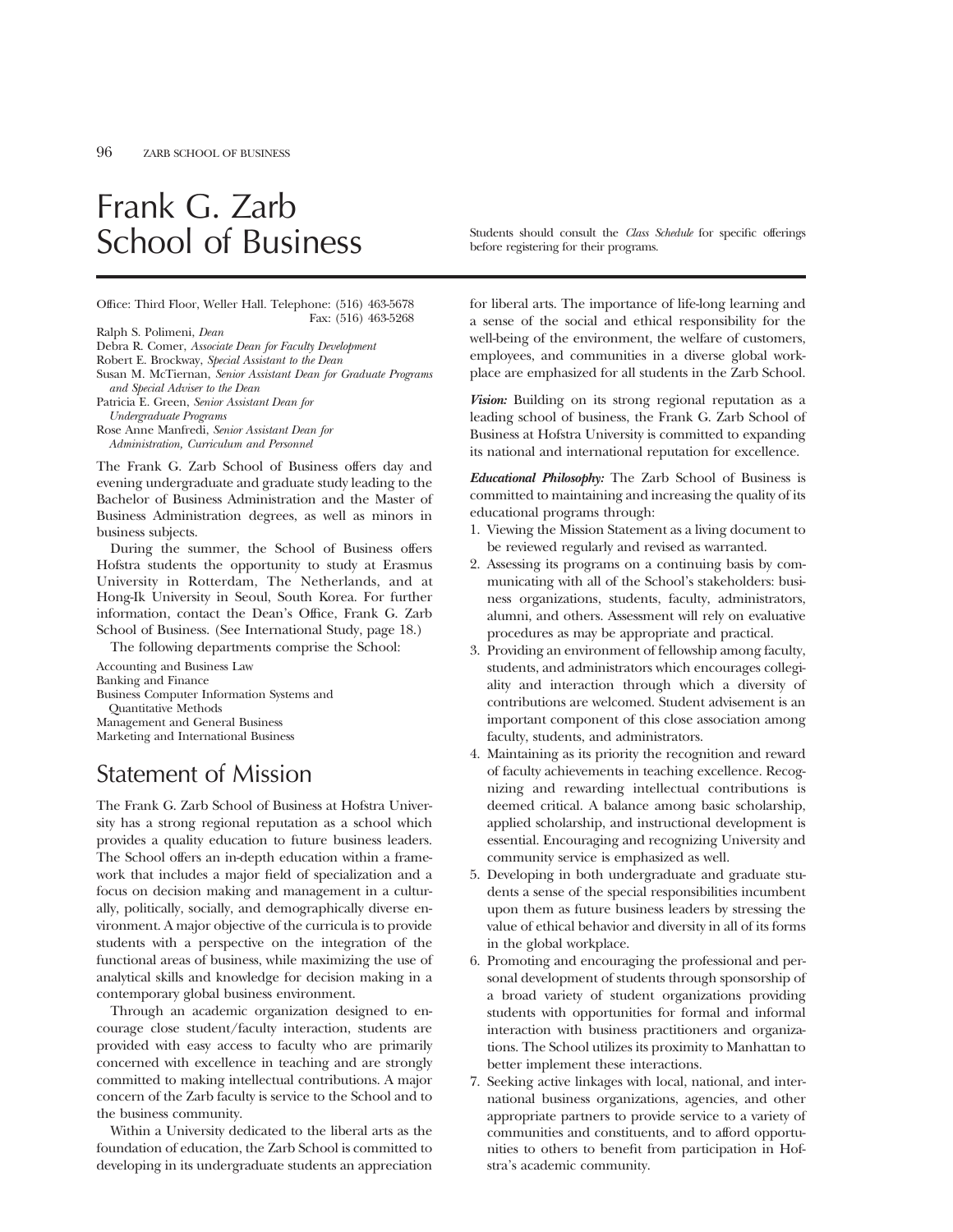# Frank G. Zarb School of Business

Students should consult the *Class Schedule* for specific offerings before registering for their programs.

Office: Third Floor, Weller Hall. Telephone: (516) 463-5678
Fax: (516) 463-5268

Ralph S. Polimeni, *Dean*
Debra R. Comer, *Associate Dean for Faculty Development*
Robert E. Brockway, *Special Assistant to the Dean*
Susan M. McTiernan, *Senior Assistant Dean for Graduate Programs and Special Adviser to the Dean*
Patricia E. Green, *Senior Assistant Dean for Undergraduate Programs*
Rose Anne Manfredi, *Senior Assistant Dean for Administration, Curriculum and Personnel*

The Frank G. Zarb School of Business offers day and evening undergraduate and graduate study leading to the Bachelor of Business Administration and the Master of Business Administration degrees, as well as minors in business subjects.

During the summer, the School of Business offers Hofstra students the opportunity to study at Erasmus University in Rotterdam, The Netherlands, and at Hong-Ik University in Seoul, South Korea. For further information, contact the Dean's Office, Frank G. Zarb School of Business. (See International Study, page 18.)

The following departments comprise the School:

Accounting and Business Law
Banking and Finance
Business Computer Information Systems and Quantitative Methods
Management and General Business
Marketing and International Business

## Statement of Mission

The Frank G. Zarb School of Business at Hofstra University has a strong regional reputation as a school which provides a quality education to future business leaders. The School offers an in-depth education within a framework that includes a major field of specialization and a focus on decision making and management in a culturally, politically, socially, and demographically diverse environment. A major objective of the curricula is to provide students with a perspective on the integration of the functional areas of business, while maximizing the use of analytical skills and knowledge for decision making in a contemporary global business environment.

Through an academic organization designed to encourage close student/faculty interaction, students are provided with easy access to faculty who are primarily concerned with excellence in teaching and are strongly committed to making intellectual contributions. A major concern of the Zarb faculty is service to the School and to the business community.

Within a University dedicated to the liberal arts as the foundation of education, the Zarb School is committed to developing in its undergraduate students an appreciation for liberal arts. The importance of life-long learning and a sense of the social and ethical responsibility for the well-being of the environment, the welfare of customers, employees, and communities in a diverse global workplace are emphasized for all students in the Zarb School.

***Vision:*** Building on its strong regional reputation as a leading school of business, the Frank G. Zarb School of Business at Hofstra University is committed to expanding its national and international reputation for excellence.

***Educational Philosophy:*** The Zarb School of Business is committed to maintaining and increasing the quality of its educational programs through:

1. Viewing the Mission Statement as a living document to be reviewed regularly and revised as warranted.
2. Assessing its programs on a continuing basis by communicating with all of the School's stakeholders: business organizations, students, faculty, administrators, alumni, and others. Assessment will rely on evaluative procedures as may be appropriate and practical.
3. Providing an environment of fellowship among faculty, students, and administrators which encourages collegiality and interaction through which a diversity of contributions are welcomed. Student advisement is an important component of this close association among faculty, students, and administrators.
4. Maintaining as its priority the recognition and reward of faculty achievements in teaching excellence. Recognizing and rewarding intellectual contributions is deemed critical. A balance among basic scholarship, applied scholarship, and instructional development is essential. Encouraging and recognizing University and community service is emphasized as well.
5. Developing in both undergraduate and graduate students a sense of the special responsibilities incumbent upon them as future business leaders by stressing the value of ethical behavior and diversity in all of its forms in the global workplace.
6. Promoting and encouraging the professional and personal development of students through sponsorship of a broad variety of student organizations providing students with opportunities for formal and informal interaction with business practitioners and organizations. The School utilizes its proximity to Manhattan to better implement these interactions.
7. Seeking active linkages with local, national, and international business organizations, agencies, and other appropriate partners to provide service to a variety of communities and constituents, and to afford opportunities to others to benefit from participation in Hofstra's academic community.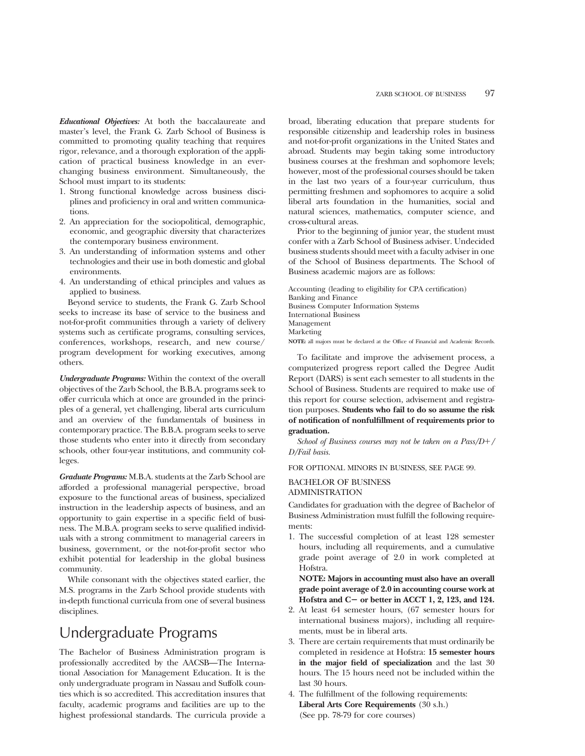***Educational Objectives:*** At both the baccalaureate and master's level, the Frank G. Zarb School of Business is committed to promoting quality teaching that requires rigor, relevance, and a thorough exploration of the application of practical business knowledge in an ever-changing business environment. Simultaneously, the School must impart to its students:

1. Strong functional knowledge across business disciplines and proficiency in oral and written communications.
2. An appreciation for the sociopolitical, demographic, economic, and geographic diversity that characterizes the contemporary business environment.
3. An understanding of information systems and other technologies and their use in both domestic and global environments.
4. An understanding of ethical principles and values as applied to business.

Beyond service to students, the Frank G. Zarb School seeks to increase its base of service to the business and not-for-profit communities through a variety of delivery systems such as certificate programs, consulting services, conferences, workshops, research, and new course/program development for working executives, among others.

***Undergraduate Programs:*** Within the context of the overall objectives of the Zarb School, the B.B.A. programs seek to offer curricula which at once are grounded in the principles of a general, yet challenging, liberal arts curriculum and an overview of the fundamentals of business in contemporary practice. The B.B.A. program seeks to serve those students who enter into it directly from secondary schools, other four-year institutions, and community colleges.

***Graduate Programs:*** M.B.A. students at the Zarb School are afforded a professional managerial perspective, broad exposure to the functional areas of business, specialized instruction in the leadership aspects of business, and an opportunity to gain expertise in a specific field of business. The M.B.A. program seeks to serve qualified individuals with a strong commitment to managerial careers in business, government, or the not-for-profit sector who exhibit potential for leadership in the global business community.

While consonant with the objectives stated earlier, the M.S. programs in the Zarb School provide students with in-depth functional curricula from one of several business disciplines.

# Undergraduate Programs

The Bachelor of Business Administration program is professionally accredited by the AACSB—The International Association for Management Education. It is the only undergraduate program in Nassau and Suffolk counties which is so accredited. This accreditation insures that faculty, academic programs and facilities are up to the highest professional standards. The curricula provide a broad, liberating education that prepare students for responsible citizenship and leadership roles in business and not-for-profit organizations in the United States and abroad. Students may begin taking some introductory business courses at the freshman and sophomore levels; however, most of the professional courses should be taken in the last two years of a four-year curriculum, thus permitting freshmen and sophomores to acquire a solid liberal arts foundation in the humanities, social and natural sciences, mathematics, computer science, and cross-cultural areas.

Prior to the beginning of junior year, the student must confer with a Zarb School of Business adviser. Undecided business students should meet with a faculty adviser in one of the School of Business departments. The School of Business academic majors are as follows:

Accounting (leading to eligibility for CPA certification)
Banking and Finance
Business Computer Information Systems
International Business
Management
Marketing

**NOTE:** all majors must be declared at the Office of Financial and Academic Records.

To facilitate and improve the advisement process, a computerized progress report called the Degree Audit Report (DARS) is sent each semester to all students in the School of Business. Students are required to make use of this report for course selection, advisement and registration purposes. **Students who fail to do so assume the risk of notification of nonfulfillment of requirements prior to graduation.**

*School of Business courses may not be taken on a Pass/D+/D/Fail basis.*

FOR OPTIONAL MINORS IN BUSINESS, SEE PAGE 99.

## BACHELOR OF BUSINESS ADMINISTRATION

Candidates for graduation with the degree of Bachelor of Business Administration must fulfill the following requirements:

1. The successful completion of at least 128 semester hours, including all requirements, and a cumulative grade point average of 2.0 in work completed at Hofstra.

   **NOTE: Majors in accounting must also have an overall grade point average of 2.0 in accounting course work at Hofstra and C− or better in ACCT 1, 2, 123, and 124.**
2. At least 64 semester hours, (67 semester hours for international business majors), including all requirements, must be in liberal arts.
3. There are certain requirements that must ordinarily be completed in residence at Hofstra: **15 semester hours in the major field of specialization** and the last 30 hours. The 15 hours need not be included within the last 30 hours.
4. The fulfillment of the following requirements:

   **Liberal Arts Core Requirements** (30 s.h.)
   (See pp. 78-79 for core courses)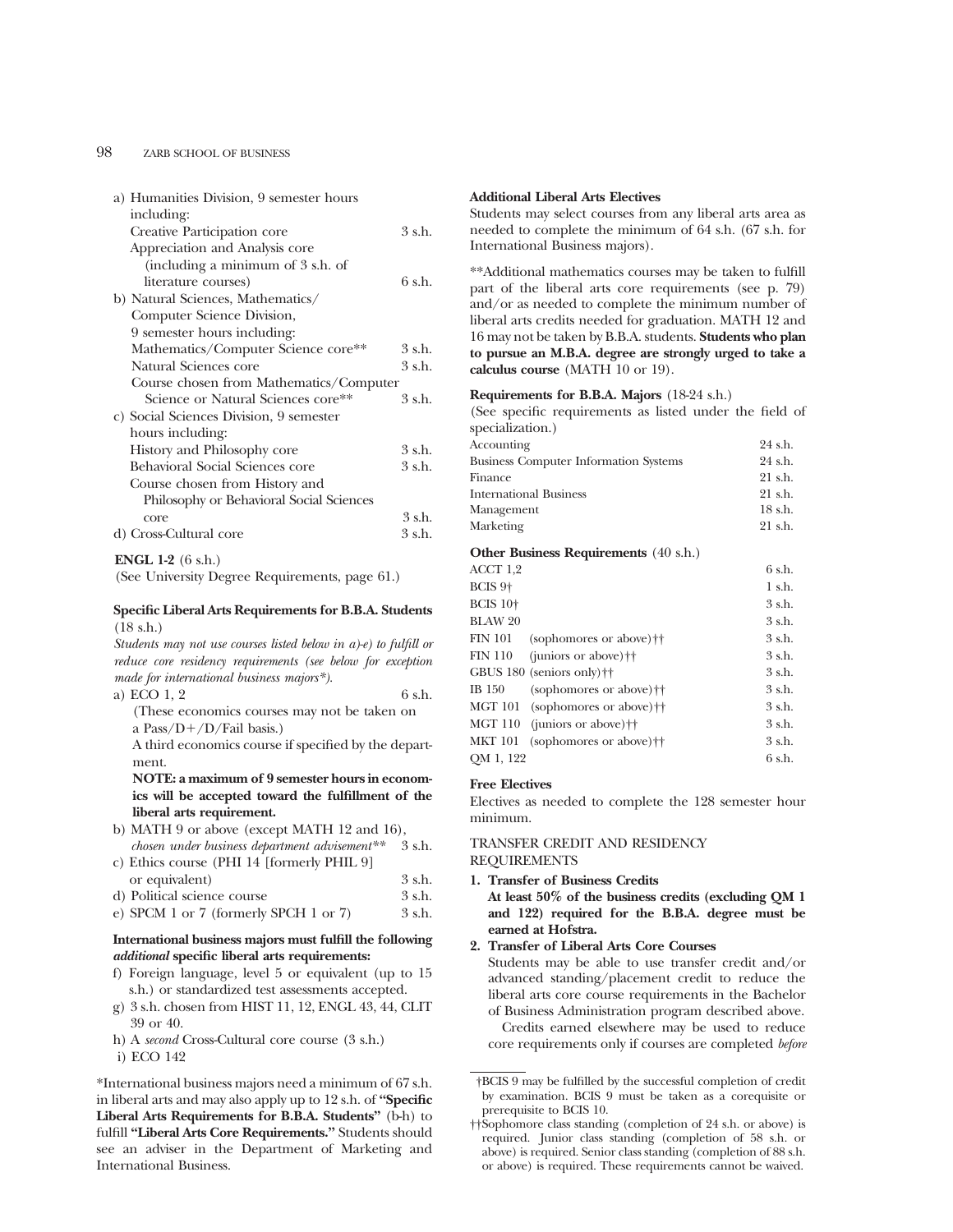a) Humanities Division, 9 semester hours including:

| | |
|---|---|
| Creative Participation core | 3 s.h. |
| Appreciation and Analysis core (including a minimum of 3 s.h. of literature courses) | 6 s.h. |

b) Natural Sciences, Mathematics/ Computer Science Division, 9 semester hours including:

| | |
|---|---|
| Mathematics/Computer Science core** | 3 s.h. |
| Natural Sciences core | 3 s.h. |
| Course chosen from Mathematics/Computer Science or Natural Sciences core** | 3 s.h. |

c) Social Sciences Division, 9 semester hours including:

| | |
|---|---|
| History and Philosophy core | 3 s.h. |
| Behavioral Social Sciences core | 3 s.h. |
| Course chosen from History and Philosophy or Behavioral Social Sciences core | 3 s.h. |

d) Cross-Cultural core — 3 s.h.

**ENGL 1-2** (6 s.h.)

(See University Degree Requirements, page 61.)

**Specific Liberal Arts Requirements for B.B.A. Students** (18 s.h.)

*Students may not use courses listed below in a)-e) to fulfill or reduce core residency requirements (see below for exception made for international business majors*).*

a) ECO 1, 2 — 6 s.h.

(These economics courses may not be taken on a Pass/D+/D/Fail basis.)

A third economics course if specified by the department.

**NOTE: a maximum of 9 semester hours in economics will be accepted toward the fulfillment of the liberal arts requirement.**

b) MATH 9 or above (except MATH 12 and 16), *chosen under business department advisement*** — 3 s.h.

c) Ethics course (PHI 14 [formerly PHIL 9] or equivalent) — 3 s.h.

d) Political science course — 3 s.h.

e) SPCM 1 or 7 (formerly SPCH 1 or 7) — 3 s.h.

**International business majors must fulfill the following *additional* specific liberal arts requirements:**

f) Foreign language, level 5 or equivalent (up to 15 s.h.) or standardized test assessments accepted.

g) 3 s.h. chosen from HIST 11, 12, ENGL 43, 44, CLIT 39 or 40.

h) A *second* Cross-Cultural core course (3 s.h.)

i) ECO 142

*International business majors need a minimum of 67 s.h. in liberal arts and may also apply up to 12 s.h. of **"Specific Liberal Arts Requirements for B.B.A. Students"** (b-h) to fulfill **"Liberal Arts Core Requirements."** Students should see an adviser in the Department of Marketing and International Business.

**Additional Liberal Arts Electives**

Students may select courses from any liberal arts area as needed to complete the minimum of 64 s.h. (67 s.h. for International Business majors).

**Additional mathematics courses may be taken to fulfill part of the liberal arts core requirements (see p. 79) and/or as needed to complete the minimum number of liberal arts credits needed for graduation. MATH 12 and 16 may not be taken by B.B.A. students. **Students who plan to pursue an M.B.A. degree are strongly urged to take a calculus course** (MATH 10 or 19).

**Requirements for B.B.A. Majors** (18-24 s.h.)

(See specific requirements as listed under the field of specialization.)

| | |
|---|---|
| Accounting | 24 s.h. |
| Business Computer Information Systems | 24 s.h. |
| Finance | 21 s.h. |
| International Business | 21 s.h. |
| Management | 18 s.h. |
| Marketing | 21 s.h. |

**Other Business Requirements** (40 s.h.)

| | |
|---|---|
| ACCT 1,2 | 6 s.h. |
| BCIS 9† | 1 s.h. |
| BCIS 10† | 3 s.h. |
| BLAW 20 | 3 s.h. |
| FIN 101 (sophomores or above)†† | 3 s.h. |
| FIN 110 (juniors or above)†† | 3 s.h. |
| GBUS 180 (seniors only)†† | 3 s.h. |
| IB 150 (sophomores or above)†† | 3 s.h. |
| MGT 101 (sophomores or above)†† | 3 s.h. |
| MGT 110 (juniors or above)†† | 3 s.h. |
| MKT 101 (sophomores or above)†† | 3 s.h. |
| QM 1, 122 | 6 s.h. |

**Free Electives**

Electives as needed to complete the 128 semester hour minimum.

TRANSFER CREDIT AND RESIDENCY REQUIREMENTS

1. **Transfer of Business Credits**
   **At least 50% of the business credits (excluding QM 1 and 122) required for the B.B.A. degree must be earned at Hofstra.**
2. **Transfer of Liberal Arts Core Courses**
   Students may be able to use transfer credit and/or advanced standing/placement credit to reduce the liberal arts core course requirements in the Bachelor of Business Administration program described above.
   Credits earned elsewhere may be used to reduce core requirements only if courses are completed *before*

†BCIS 9 may be fulfilled by the successful completion of credit by examination. BCIS 9 must be taken as a corequisite or prerequisite to BCIS 10.

††Sophomore class standing (completion of 24 s.h. or above) is required. Junior class standing (completion of 58 s.h. or above) is required. Senior class standing (completion of 88 s.h. or above) is required. These requirements cannot be waived.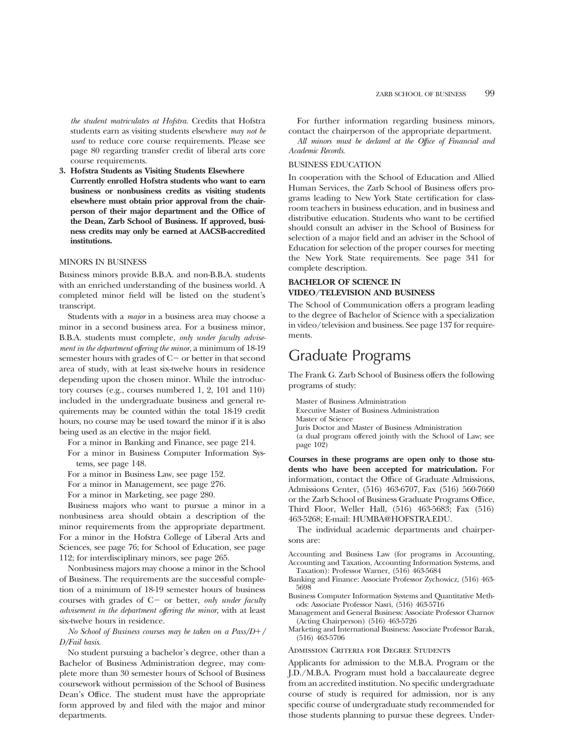*the student matriculates at Hofstra*. Credits that Hofstra students earn as visiting students elsewhere *may not be used* to reduce core course requirements. Please see page 80 regarding transfer credit of liberal arts core course requirements.

3. **Hofstra Students as Visiting Students Elsewhere**
   **Currently enrolled Hofstra students who want to earn business or nonbusiness credits as visiting students elsewhere must obtain prior approval from the chairperson of their major department and the Office of the Dean, Zarb School of Business. If approved, business credits may only be earned at AACSB-accredited institutions.**

### MINORS IN BUSINESS

Business minors provide B.B.A. and non-B.B.A. students with an enriched understanding of the business world. A completed minor field will be listed on the student's transcript.

Students with a *major* in a business area may choose a minor in a second business area. For a business minor, B.B.A. students must complete, *only under faculty advisement in the department offering the minor*, a minimum of 18-19 semester hours with grades of C− or better in that second area of study, with at least six-twelve hours in residence depending upon the chosen minor. While the introductory courses (e.g., courses numbered 1, 2, 101 and 110) included in the undergraduate business and general requirements may be counted within the total 18-19 credit hours, no course may be used toward the minor if it is also being used as an elective in the major field.

For a minor in Banking and Finance, see page 214.
For a minor in Business Computer Information Systems, see page 148.
For a minor in Business Law, see page 152.
For a minor in Management, see page 276.
For a minor in Marketing, see page 280.

Business majors who want to pursue a minor in a nonbusiness area should obtain a description of the minor requirements from the appropriate department. For a minor in the Hofstra College of Liberal Arts and Sciences, see page 76; for School of Education, see page 112; for interdisciplinary minors, see page 265.

Nonbusiness majors may choose a minor in the School of Business. The requirements are the successful completion of a minimum of 18-19 semester hours of business courses with grades of C− or better, *only under faculty advisement in the department offering the minor*, with at least six-twelve hours in residence.

*No School of Business courses may be taken on a Pass/D+/D/Fail basis.*

No student pursuing a bachelor's degree, other than a Bachelor of Business Administration degree, may complete more than 30 semester hours of School of Business coursework without permission of the School of Business Dean's Office. The student must have the appropriate form approved by and filed with the major and minor departments.

For further information regarding business minors, contact the chairperson of the appropriate department.

*All minors must be declared at the Office of Financial and Academic Records.*

### BUSINESS EDUCATION

In cooperation with the School of Education and Allied Human Services, the Zarb School of Business offers programs leading to New York State certification for classroom teachers in business education, and in business and distributive education. Students who want to be certified should consult an adviser in the School of Business for selection of a major field and an adviser in the School of Education for selection of the proper courses for meeting the New York State requirements. See page 341 for complete description.

### BACHELOR OF SCIENCE IN VIDEO/TELEVISION AND BUSINESS

The School of Communication offers a program leading to the degree of Bachelor of Science with a specialization in video/television and business. See page 137 for requirements.

## Graduate Programs

The Frank G. Zarb School of Business offers the following programs of study:

Master of Business Administration
Executive Master of Business Administration
Master of Science
Juris Doctor and Master of Business Administration
(a dual program offered jointly with the School of Law; see page 102)

**Courses in these programs are open only to those students who have been accepted for matriculation.** For information, contact the Office of Graduate Admissions, Admissions Center, (516) 463-6707, Fax (516) 560-7660 or the Zarb School of Business Graduate Programs Office, Third Floor, Weller Hall, (516) 463-5683; Fax (516) 463-5268; E-mail: HUMBA@HOFSTRA.EDU.

The individual academic departments and chairpersons are:

Accounting and Business Law (for programs in Accounting, Accounting and Taxation, Accounting Information Systems, and Taxation): Professor Warner, (516) 463-5684
Banking and Finance: Associate Professor Zychowicz, (516) 463-5698
Business Computer Information Systems and Quantitative Methods: Associate Professor Nasri, (516) 463-5716
Management and General Business: Associate Professor Charnov (Acting Chairperson) (516) 463-5726
Marketing and International Business: Associate Professor Barak, (516) 463-5706

### Admission Criteria for Degree Students

Applicants for admission to the M.B.A. Program or the J.D./M.B.A. Program must hold a baccalaureate degree from an accredited institution. No specific undergraduate course of study is required for admission, nor is any specific course of undergraduate study recommended for those students planning to pursue these degrees. Under-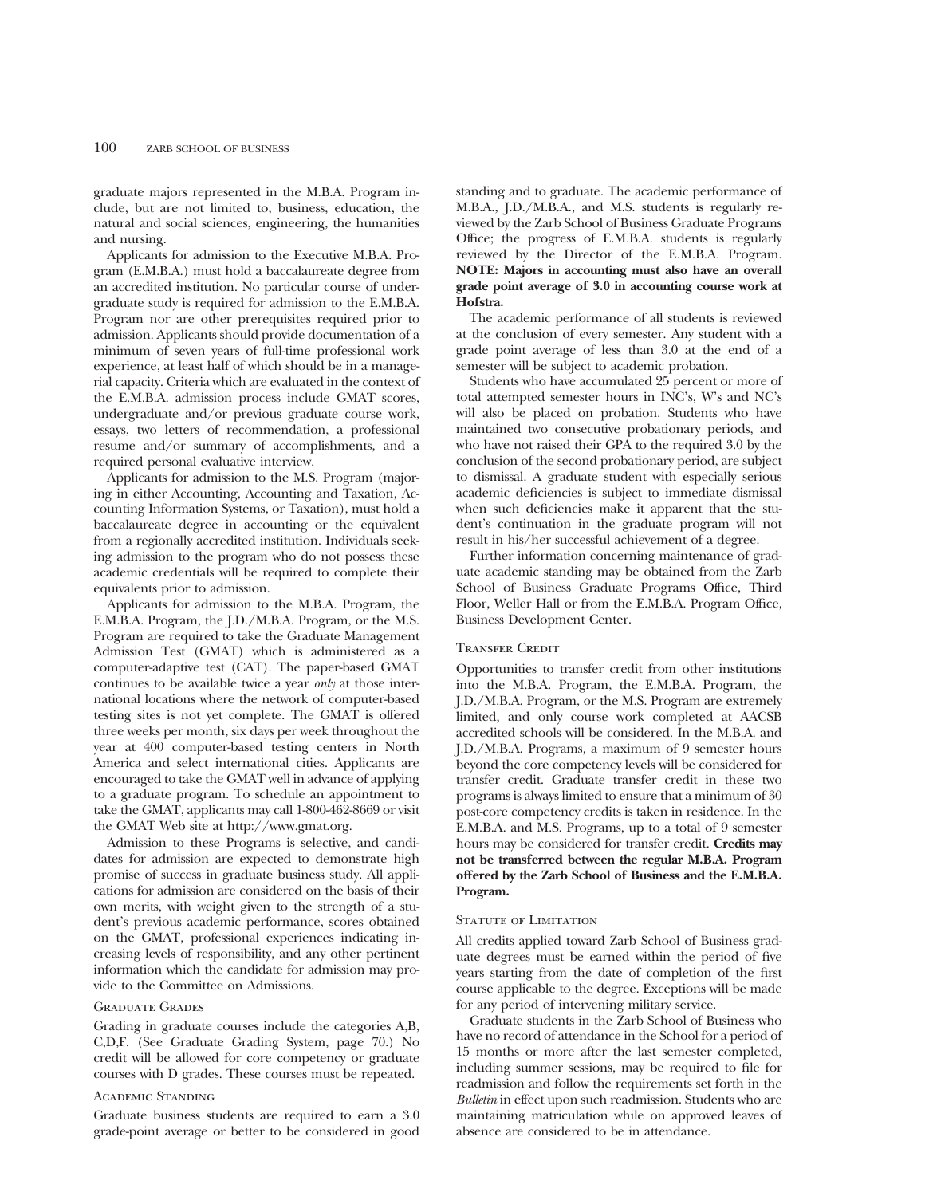graduate majors represented in the M.B.A. Program include, but are not limited to, business, education, the natural and social sciences, engineering, the humanities and nursing.

Applicants for admission to the Executive M.B.A. Program (E.M.B.A.) must hold a baccalaureate degree from an accredited institution. No particular course of undergraduate study is required for admission to the E.M.B.A. Program nor are other prerequisites required prior to admission. Applicants should provide documentation of a minimum of seven years of full-time professional work experience, at least half of which should be in a managerial capacity. Criteria which are evaluated in the context of the E.M.B.A. admission process include GMAT scores, undergraduate and/or previous graduate course work, essays, two letters of recommendation, a professional resume and/or summary of accomplishments, and a required personal evaluative interview.

Applicants for admission to the M.S. Program (majoring in either Accounting, Accounting and Taxation, Accounting Information Systems, or Taxation), must hold a baccalaureate degree in accounting or the equivalent from a regionally accredited institution. Individuals seeking admission to the program who do not possess these academic credentials will be required to complete their equivalents prior to admission.

Applicants for admission to the M.B.A. Program, the E.M.B.A. Program, the J.D./M.B.A. Program, or the M.S. Program are required to take the Graduate Management Admission Test (GMAT) which is administered as a computer-adaptive test (CAT). The paper-based GMAT continues to be available twice a year *only* at those international locations where the network of computer-based testing sites is not yet complete. The GMAT is offered three weeks per month, six days per week throughout the year at 400 computer-based testing centers in North America and select international cities. Applicants are encouraged to take the GMAT well in advance of applying to a graduate program. To schedule an appointment to take the GMAT, applicants may call 1-800-462-8669 or visit the GMAT Web site at http://www.gmat.org.

Admission to these Programs is selective, and candidates for admission are expected to demonstrate high promise of success in graduate business study. All applications for admission are considered on the basis of their own merits, with weight given to the strength of a student's previous academic performance, scores obtained on the GMAT, professional experiences indicating increasing levels of responsibility, and any other pertinent information which the candidate for admission may provide to the Committee on Admissions.

### Graduate Grades

Grading in graduate courses include the categories A,B, C,D,F. (See Graduate Grading System, page 70.) No credit will be allowed for core competency or graduate courses with D grades. These courses must be repeated.

### Academic Standing

Graduate business students are required to earn a 3.0 grade-point average or better to be considered in good standing and to graduate. The academic performance of M.B.A., J.D./M.B.A., and M.S. students is regularly reviewed by the Zarb School of Business Graduate Programs Office; the progress of E.M.B.A. students is regularly reviewed by the Director of the E.M.B.A. Program. **NOTE: Majors in accounting must also have an overall grade point average of 3.0 in accounting course work at Hofstra.**

The academic performance of all students is reviewed at the conclusion of every semester. Any student with a grade point average of less than 3.0 at the end of a semester will be subject to academic probation.

Students who have accumulated 25 percent or more of total attempted semester hours in INC's, W's and NC's will also be placed on probation. Students who have maintained two consecutive probationary periods, and who have not raised their GPA to the required 3.0 by the conclusion of the second probationary period, are subject to dismissal. A graduate student with especially serious academic deficiencies is subject to immediate dismissal when such deficiencies make it apparent that the student's continuation in the graduate program will not result in his/her successful achievement of a degree.

Further information concerning maintenance of graduate academic standing may be obtained from the Zarb School of Business Graduate Programs Office, Third Floor, Weller Hall or from the E.M.B.A. Program Office, Business Development Center.

### Transfer Credit

Opportunities to transfer credit from other institutions into the M.B.A. Program, the E.M.B.A. Program, the J.D./M.B.A. Program, or the M.S. Program are extremely limited, and only course work completed at AACSB accredited schools will be considered. In the M.B.A. and J.D./M.B.A. Programs, a maximum of 9 semester hours beyond the core competency levels will be considered for transfer credit. Graduate transfer credit in these two programs is always limited to ensure that a minimum of 30 post-core competency credits is taken in residence. In the E.M.B.A. and M.S. Programs, up to a total of 9 semester hours may be considered for transfer credit. **Credits may not be transferred between the regular M.B.A. Program offered by the Zarb School of Business and the E.M.B.A. Program.**

### Statute of Limitation

All credits applied toward Zarb School of Business graduate degrees must be earned within the period of five years starting from the date of completion of the first course applicable to the degree. Exceptions will be made for any period of intervening military service.

Graduate students in the Zarb School of Business who have no record of attendance in the School for a period of 15 months or more after the last semester completed, including summer sessions, may be required to file for readmission and follow the requirements set forth in the *Bulletin* in effect upon such readmission. Students who are maintaining matriculation while on approved leaves of absence are considered to be in attendance.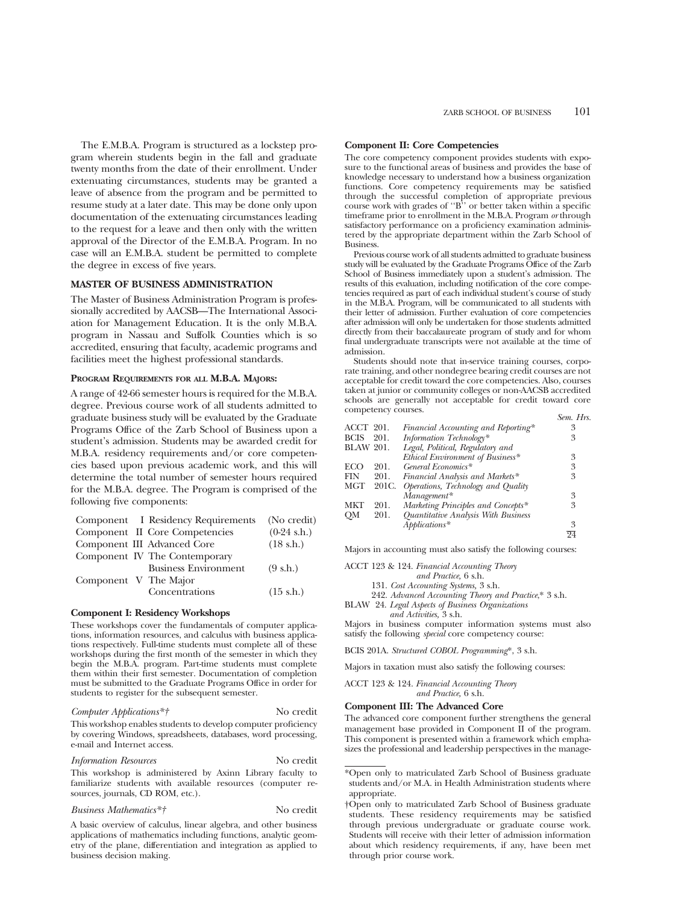The E.M.B.A. Program is structured as a lockstep program wherein students begin in the fall and graduate twenty months from the date of their enrollment. Under extenuating circumstances, students may be granted a leave of absence from the program and be permitted to resume study at a later date. This may be done only upon documentation of the extenuating circumstances leading to the request for a leave and then only with the written approval of the Director of the E.M.B.A. Program. In no case will an E.M.B.A. student be permitted to complete the degree in excess of five years.

## MASTER OF BUSINESS ADMINISTRATION

The Master of Business Administration Program is professionally accredited by AACSB—The International Association for Management Education. It is the only M.B.A. program in Nassau and Suffolk Counties which is so accredited, ensuring that faculty, academic programs and facilities meet the highest professional standards.

### PROGRAM REQUIREMENTS FOR ALL M.B.A. MAJORS:

A range of 42-66 semester hours is required for the M.B.A. degree. Previous course work of all students admitted to graduate business study will be evaluated by the Graduate Programs Office of the Zarb School of Business upon a student's admission. Students may be awarded credit for M.B.A. residency requirements and/or core competencies based upon previous academic work, and this will determine the total number of semester hours required for the M.B.A. degree. The Program is comprised of the following five components:

| | | |
|---|---|---|
| Component I | Residency Requirements | (No credit) |
| Component II | Core Competencies | (0-24 s.h.) |
| Component III | Advanced Core | (18 s.h.) |
| Component IV | The Contemporary Business Environment | (9 s.h.) |
| Component V | The Major Concentrations | (15 s.h.) |

#### Component I: Residency Workshops

These workshops cover the fundamentals of computer applications, information resources, and calculus with business applications respectively. Full-time students must complete all of these workshops during the first month of the semester in which they begin the M.B.A. program. Part-time students must complete them within their first semester. Documentation of completion must be submitted to the Graduate Programs Office in order for students to register for the subsequent semester.

*Computer Applications*†* No credit

This workshop enables students to develop computer proficiency by covering Windows, spreadsheets, databases, word processing, e-mail and Internet access.

*Information Resources* No credit

This workshop is administered by Axinn Library faculty to familiarize students with available resources (computer resources, journals, CD ROM, etc.).

*Business Mathematics*†* No credit

A basic overview of calculus, linear algebra, and other business applications of mathematics including functions, analytic geometry of the plane, differentiation and integration as applied to business decision making.

#### Component II: Core Competencies

The core competency component provides students with exposure to the functional areas of business and provides the base of knowledge necessary to understand how a business organization functions. Core competency requirements may be satisfied through the successful completion of appropriate previous course work with grades of "B" or better taken within a specific timeframe prior to enrollment in the M.B.A. Program *or* through satisfactory performance on a proficiency examination administered by the appropriate department within the Zarb School of Business.

Previous course work of all students admitted to graduate business study will be evaluated by the Graduate Programs Office of the Zarb School of Business immediately upon a student's admission. The results of this evaluation, including notification of the core competencies required as part of each individual student's course of study in the M.B.A. Program, will be communicated to all students with their letter of admission. Further evaluation of core competencies after admission will only be undertaken for those students admitted directly from their baccalaureate program of study and for whom final undergraduate transcripts were not available at the time of admission.

Students should note that in-service training courses, corporate training, and other nondegree bearing credit courses are not acceptable for credit toward the core competencies. Also, courses taken at junior or community colleges or non-AACSB accredited schools are generally not acceptable for credit toward core competency courses.

| | | | Sem. Hrs. |
|---|---|---|---|
| ACCT | 201. | *Financial Accounting and Reporting** | 3 |
| BCIS | 201. | *Information Technology** | 3 |
| BLAW | 201. | *Legal, Political, Regulatory and Ethical Environment of Business** | 3 |
| ECO | 201. | *General Economics** | 3 |
| FIN | 201. | *Financial Analysis and Markets** | 3 |
| MGT | 201C. | *Operations, Technology and Quality Management** | 3 |
| MKT | 201. | *Marketing Principles and Concepts** | 3 |
| QM | 201. | *Quantitative Analysis With Business Applications** | 3 |
| | | | 24 |

Majors in accounting must also satisfy the following courses:

ACCT 123 & 124. *Financial Accounting Theory and Practice,* 6 s.h.
131. *Cost Accounting Systems,* 3 s.h.
242. *Advanced Accounting Theory and Practice,** 3 s.h.
BLAW 24. *Legal Aspects of Business Organizations and Activities,* 3 s.h.

Majors in business computer information systems must also satisfy the following *special* core competency course:

BCIS 201A. *Structured COBOL Programming**, 3 s.h.

Majors in taxation must also satisfy the following courses:

ACCT 123 & 124. *Financial Accounting Theory and Practice,* 6 s.h.

#### Component III: The Advanced Core

The advanced core component further strengthens the general management base provided in Component II of the program. This component is presented within a framework which emphasizes the professional and leadership perspectives in the manage-

*Open only to matriculated Zarb School of Business graduate students and/or M.A. in Health Administration students where appropriate.

†Open only to matriculated Zarb School of Business graduate students. These residency requirements may be satisfied through previous undergraduate or graduate course work. Students will receive with their letter of admission information about which residency requirements, if any, have been met through prior course work.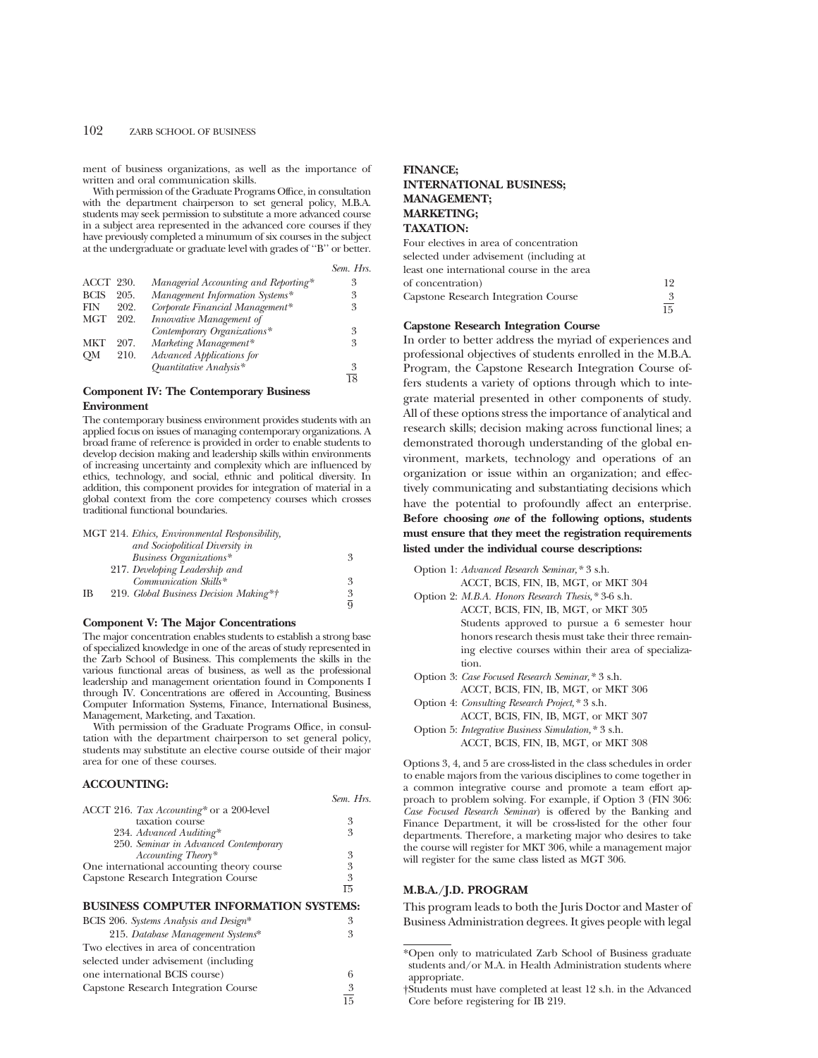ment of business organizations, as well as the importance of written and oral communication skills.

With permission of the Graduate Programs Office, in consultation with the department chairperson to set general policy, M.B.A. students may seek permission to substitute a more advanced course in a subject area represented in the advanced core courses if they have previously completed a minumum of six courses in the subject at the undergraduate or graduate level with grades of "B" or better.

| | | | Sem. Hrs. |
|---|---|---|---|
| ACCT | 230. | *Managerial Accounting and Reporting** | 3 |
| BCIS | 205. | *Management Information Systems** | 3 |
| FIN | 202. | *Corporate Financial Management** | 3 |
| MGT | 202. | *Innovative Management of Contemporary Organizations** | 3 |
| MKT | 207. | *Marketing Management** | 3 |
| QM | 210. | *Advanced Applications for Quantitative Analysis** | 3 |
| | | | 18 |

**Component IV: The Contemporary Business Environment**

The contemporary business environment provides students with an applied focus on issues of managing contemporary organizations. A broad frame of reference is provided in order to enable students to develop decision making and leadership skills within environments of increasing uncertainty and complexity which are influenced by ethics, technology, and social, ethnic and political diversity. In addition, this component provides for integration of material in a global context from the core competency courses which crosses traditional functional boundaries.

| | | |
|---|---|---|
| MGT | 214. *Ethics, Environmental Responsibility, and Sociopolitical Diversity in Business Organizations** | 3 |
| | 217. *Developing Leadership and Communication Skills** | 3 |
| IB | 219. *Global Business Decision Making**† | 3 |
| | | 9 |

**Component V: The Major Concentrations**

The major concentration enables students to establish a strong base of specialized knowledge in one of the areas of study represented in the Zarb School of Business. This complements the skills in the various functional areas of business, as well as the professional leadership and management orientation found in Components I through IV. Concentrations are offered in Accounting, Business Computer Information Systems, Finance, International Business, Management, Marketing, and Taxation.

With permission of the Graduate Programs Office, in consultation with the department chairperson to set general policy, students may substitute an elective course outside of their major area for one of these courses.

### ACCOUNTING:

| | Sem. Hrs. |
|---|---|
| ACCT 216. *Tax Accounting** or a 200-level taxation course | 3 |
| 234. *Advanced Auditing** | 3 |
| 250. *Seminar in Advanced Contemporary Accounting Theory** | 3 |
| One international accounting theory course | 3 |
| Capstone Research Integration Course | 3 |
| | 15 |

### BUSINESS COMPUTER INFORMATION SYSTEMS:

| | |
|---|---|
| BCIS 206. *Systems Analysis and Design** | 3 |
| 215. *Database Management Systems** | 3 |
| Two electives in area of concentration selected under advisement (including one international BCIS course) | 6 |
| Capstone Research Integration Course | 3 |
| | 15 |

### FINANCE; INTERNATIONAL BUSINESS; MANAGEMENT; MARKETING; TAXATION:

| | |
|---|---|
| Four electives in area of concentration selected under advisement (including at least one international course in the area of concentration) | 12 |
| Capstone Research Integration Course | 3 |
| | 15 |

**Capstone Research Integration Course**

In order to better address the myriad of experiences and professional objectives of students enrolled in the M.B.A. Program, the Capstone Research Integration Course offers students a variety of options through which to integrate material presented in other components of study. All of these options stress the importance of analytical and research skills; decision making across functional lines; a demonstrated thorough understanding of the global environment, markets, technology and operations of an organization or issue within an organization; and effectively communicating and substantiating decisions which have the potential to profoundly affect an enterprise. **Before choosing *one* of the following options, students must ensure that they meet the registration requirements listed under the individual course descriptions:**

Option 1: *Advanced Research Seminar,** 3 s.h.
ACCT, BCIS, FIN, IB, MGT, or MKT 304

Option 2: *M.B.A. Honors Research Thesis,** 3-6 s.h.
ACCT, BCIS, FIN, IB, MGT, or MKT 305
Students approved to pursue a 6 semester hour honors research thesis must take their three remaining elective courses within their area of specialization.

Option 3: *Case Focused Research Seminar,** 3 s.h.
ACCT, BCIS, FIN, IB, MGT, or MKT 306

Option 4: *Consulting Research Project,** 3 s.h.
ACCT, BCIS, FIN, IB, MGT, or MKT 307

Option 5: *Integrative Business Simulation,** 3 s.h.
ACCT, BCIS, FIN, IB, MGT, or MKT 308

Options 3, 4, and 5 are cross-listed in the class schedules in order to enable majors from the various disciplines to come together in a common integrative course and promote a team effort approach to problem solving. For example, if Option 3 (FIN 306: *Case Focused Research Seminar*) is offered by the Banking and Finance Department, it will be cross-listed for the other four departments. Therefore, a marketing major who desires to take the course will register for MKT 306, while a management major will register for the same class listed as MGT 306.

### M.B.A./J.D. PROGRAM

This program leads to both the Juris Doctor and Master of Business Administration degrees. It gives people with legal

*Open only to matriculated Zarb School of Business graduate students and/or M.A. in Health Administration students where appropriate.

†Students must have completed at least 12 s.h. in the Advanced Core before registering for IB 219.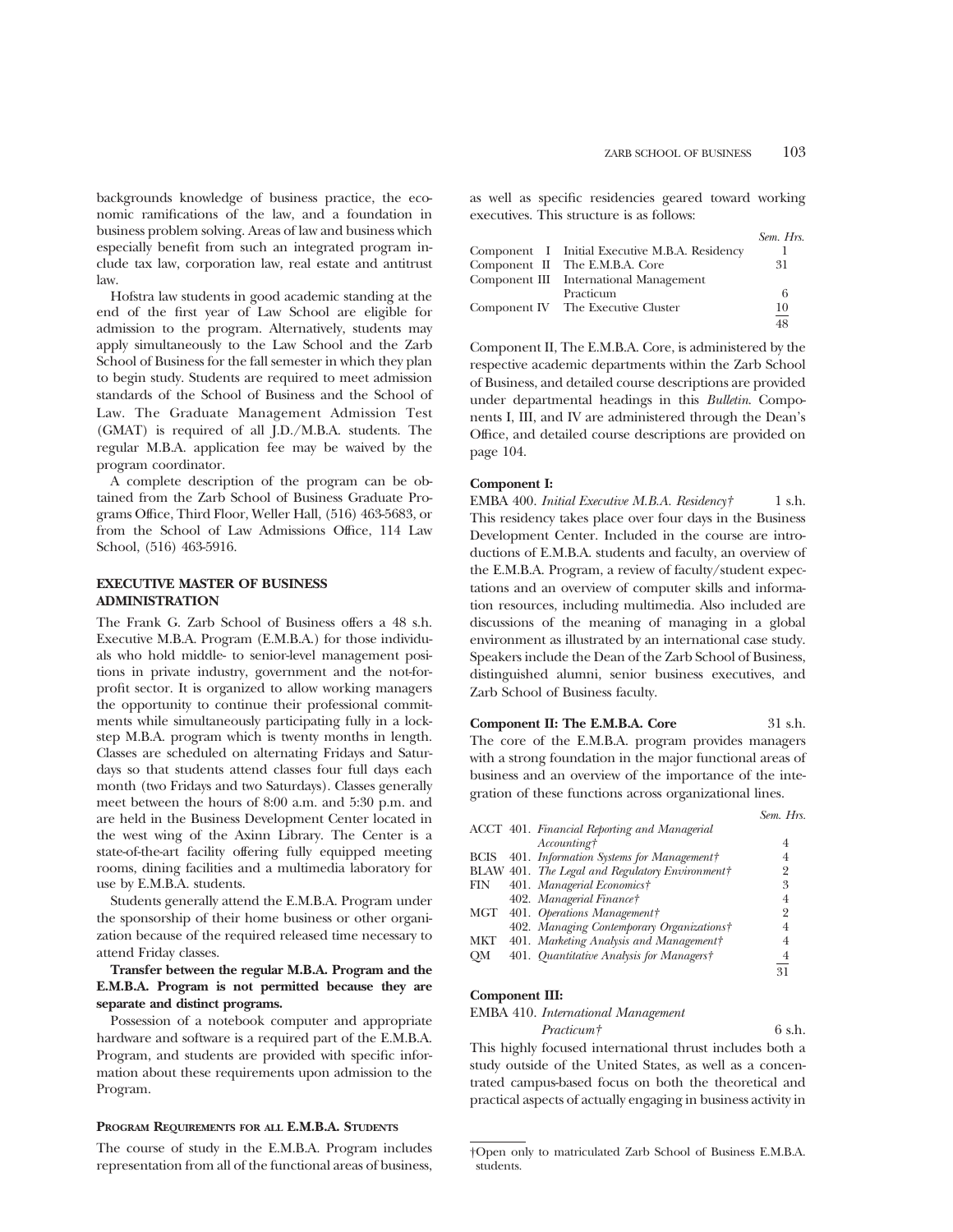backgrounds knowledge of business practice, the economic ramifications of the law, and a foundation in business problem solving. Areas of law and business which especially benefit from such an integrated program include tax law, corporation law, real estate and antitrust law.

Hofstra law students in good academic standing at the end of the first year of Law School are eligible for admission to the program. Alternatively, students may apply simultaneously to the Law School and the Zarb School of Business for the fall semester in which they plan to begin study. Students are required to meet admission standards of the School of Business and the School of Law. The Graduate Management Admission Test (GMAT) is required of all J.D./M.B.A. students. The regular M.B.A. application fee may be waived by the program coordinator.

A complete description of the program can be obtained from the Zarb School of Business Graduate Programs Office, Third Floor, Weller Hall, (516) 463-5683, or from the School of Law Admissions Office, 114 Law School, (516) 463-5916.

### EXECUTIVE MASTER OF BUSINESS ADMINISTRATION

The Frank G. Zarb School of Business offers a 48 s.h. Executive M.B.A. Program (E.M.B.A.) for those individuals who hold middle- to senior-level management positions in private industry, government and the not-for-profit sector. It is organized to allow working managers the opportunity to continue their professional commitments while simultaneously participating fully in a lockstep M.B.A. program which is twenty months in length. Classes are scheduled on alternating Fridays and Saturdays so that students attend classes four full days each month (two Fridays and two Saturdays). Classes generally meet between the hours of 8:00 a.m. and 5:30 p.m. and are held in the Business Development Center located in the west wing of the Axinn Library. The Center is a state-of-the-art facility offering fully equipped meeting rooms, dining facilities and a multimedia laboratory for use by E.M.B.A. students.

Students generally attend the E.M.B.A. Program under the sponsorship of their home business or other organization because of the required released time necessary to attend Friday classes.

**Transfer between the regular M.B.A. Program and the E.M.B.A. Program is not permitted because they are separate and distinct programs.**

Possession of a notebook computer and appropriate hardware and software is a required part of the E.M.B.A. Program, and students are provided with specific information about these requirements upon admission to the Program.

#### Program Requirements for all E.M.B.A. Students

The course of study in the E.M.B.A. Program includes representation from all of the functional areas of business, as well as specific residencies geared toward working executives. This structure is as follows:

| | | *Sem. Hrs.* |
|---|---|---|
| Component I | Initial Executive M.B.A. Residency | 1 |
| Component II | The E.M.B.A. Core | 31 |
| Component III | International Management Practicum | 6 |
| Component IV | The Executive Cluster | 10 |
| | | 48 |

Component II, The E.M.B.A. Core, is administered by the respective academic departments within the Zarb School of Business, and detailed course descriptions are provided under departmental headings in this *Bulletin*. Components I, III, and IV are administered through the Dean's Office, and detailed course descriptions are provided on page 104.

**Component I:**

EMBA 400. *Initial Executive M.B.A. Residency*† 1 s.h.
This residency takes place over four days in the Business Development Center. Included in the course are introductions of E.M.B.A. students and faculty, an overview of the E.M.B.A. Program, a review of faculty/student expectations and an overview of computer skills and information resources, including multimedia. Also included are discussions of the meaning of managing in a global environment as illustrated by an international case study. Speakers include the Dean of the Zarb School of Business, distinguished alumni, senior business executives, and Zarb School of Business faculty.

**Component II: The E.M.B.A. Core** 31 s.h.
The core of the E.M.B.A. program provides managers with a strong foundation in the major functional areas of business and an overview of the importance of the integration of these functions across organizational lines.

| | | *Sem. Hrs.* |
|---|---|---|
| ACCT | 401. *Financial Reporting and Managerial Accounting*† | 4 |
| BCIS | 401. *Information Systems for Management*† | 4 |
| BLAW | 401. *The Legal and Regulatory Environment*† | 2 |
| FIN | 401. *Managerial Economics*† | 3 |
| | 402. *Managerial Finance*† | 4 |
| MGT | 401. *Operations Management*† | 2 |
| | 402. *Managing Contemporary Organizations*† | 4 |
| MKT | 401. *Marketing Analysis and Management*† | 4 |
| QM | 401. *Quantitative Analysis for Managers*† | 4 |
| | | 31 |

**Component III:**

EMBA 410. *International Management Practicum*† 6 s.h.
This highly focused international thrust includes both a study outside of the United States, as well as a concentrated campus-based focus on both the theoretical and practical aspects of actually engaging in business activity in

†Open only to matriculated Zarb School of Business E.M.B.A. students.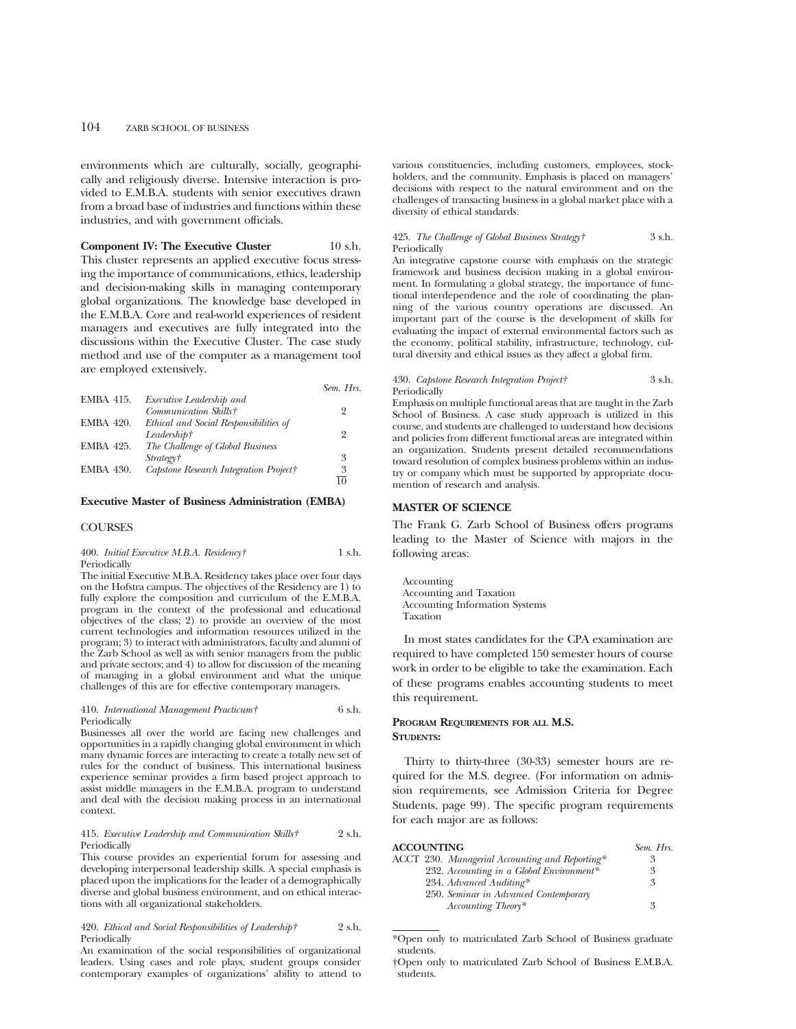environments which are culturally, socially, geographically and religiously diverse. Intensive interaction is provided to E.M.B.A. students with senior executives drawn from a broad base of industries and functions within these industries, and with government officials.

**Component IV: The Executive Cluster** 10 s.h.

This cluster represents an applied executive focus stressing the importance of communications, ethics, leadership and decision-making skills in managing contemporary global organizations. The knowledge base developed in the E.M.B.A. Core and real-world experiences of resident managers and executives are fully integrated into the discussions within the Executive Cluster. The case study method and use of the computer as a management tool are employed extensively.

| | | Sem. Hrs. |
|---|---|---|
| EMBA 415. | *Executive Leadership and Communication Skills†* | 2 |
| EMBA 420. | *Ethical and Social Responsibilities of Leadership†* | 2 |
| EMBA 425. | *The Challenge of Global Business Strategy†* | 3 |
| EMBA 430. | *Capstone Research Integration Project†* | 3 |
| | | 10 |

**Executive Master of Business Administration (EMBA)**

COURSES

400. *Initial Executive M.B.A. Residency†* 1 s.h.
Periodically
The initial Executive M.B.A. Residency takes place over four days on the Hofstra campus. The objectives of the Residency are 1) to fully explore the composition and curriculum of the E.M.B.A. program in the context of the professional and educational objectives of the class; 2) to provide an overview of the most current technologies and information resources utilized in the program; 3) to interact with administrators, faculty and alumni of the Zarb School as well as with senior managers from the public and private sectors; and 4) to allow for discussion of the meaning of managing in a global environment and what the unique challenges of this are for effective contemporary managers.

410. *International Management Practicum†* 6 s.h.
Periodically
Businesses all over the world are facing new challenges and opportunities in a rapidly changing global environment in which many dynamic forces are interacting to create a totally new set of rules for the conduct of business. This international business experience seminar provides a firm based project approach to assist middle managers in the E.M.B.A. program to understand and deal with the decision making process in an international context.

415. *Executive Leadership and Communication Skills†* 2 s.h.
Periodically
This course provides an experiential forum for assessing and developing interpersonal leadership skills. A special emphasis is placed upon the implications for the leader of a demographically diverse and global business environment, and on ethical interactions with all organizational stakeholders.

420. *Ethical and Social Responsibilities of Leadership†* 2 s.h.
Periodically
An examination of the social responsibilities of organizational leaders. Using cases and role plays, student groups consider contemporary examples of organizations' ability to attend to various constituencies, including customers, employees, stockholders, and the community. Emphasis is placed on managers' decisions with respect to the natural environment and on the challenges of transacting business in a global market place with a diversity of ethical standards.

425. *The Challenge of Global Business Strategy†* 3 s.h.
Periodically
An integrative capstone course with emphasis on the strategic framework and business decision making in a global environment. In formulating a global strategy, the importance of functional interdependence and the role of coordinating the planning of the various country operations are discussed. An important part of the course is the development of skills for evaluating the impact of external environmental factors such as the economy, political stability, infrastructure, technology, cultural diversity and ethical issues as they affect a global firm.

430. *Capstone Research Integration Project†* 3 s.h.
Periodically
Emphasis on multiple functional areas that are taught in the Zarb School of Business. A case study approach is utilized in this course, and students are challenged to understand how decisions and policies from different functional areas are integrated within an organization. Students present detailed recommendations toward resolution of complex business problems within an industry or company which must be supported by appropriate documention of research and analysis.

## MASTER OF SCIENCE

The Frank G. Zarb School of Business offers programs leading to the Master of Science with majors in the following areas:

Accounting
Accounting and Taxation
Accounting Information Systems
Taxation

In most states candidates for the CPA examination are required to have completed 150 semester hours of course work in order to be eligible to take the examination. Each of these programs enables accounting students to meet this requirement.

### PROGRAM REQUIREMENTS FOR ALL M.S. STUDENTS:

Thirty to thirty-three (30-33) semester hours are required for the M.S. degree. (For information on admission requirements, see Admission Criteria for Degree Students, page 99). The specific program requirements for each major are as follows:

| **ACCOUNTING** | Sem. Hrs. |
|---|---|
| ACCT 230. *Managerial Accounting and Reporting\** | 3 |
| 232. *Accounting in a Global Environment\** | 3 |
| 234. *Advanced Auditing\** | 3 |
| 250. *Seminar in Advanced Contemporary Accounting Theory\** | 3 |

*Open only to matriculated Zarb School of Business graduate students.

†Open only to matriculated Zarb School of Business E.M.B.A. students.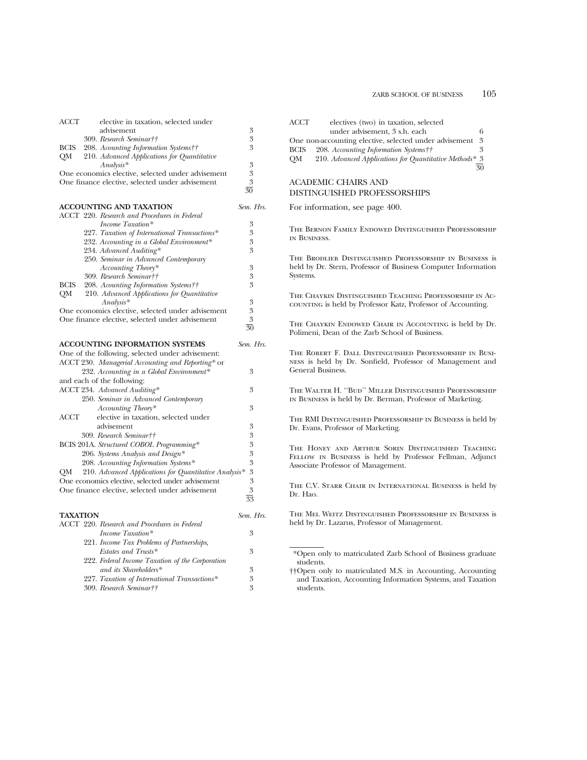| | | Sem. Hrs. |
|---|---|---|
| ACCT | elective in taxation, selected under advisement | 3 |
| | 309. *Research Seminar††* | 3 |
| BCIS | 208. *Acounting Information Systems††* | 3 |
| QM | 210. *Advanced Applications for Quantitative Analysis** | 3 |
| One economics elective, selected under advisement | | 3 |
| One finance elective, selected under advisement | | 3 |
| | | 30 |

**ACCOUNTING AND TAXATION**

| | | Sem. Hrs. |
|---|---|---|
| ACCT | 220. *Research and Procedures in Federal Income Taxation** | 3 |
| | 227. *Taxation of International Transactions** | 3 |
| | 232. *Accounting in a Global Environment** | 3 |
| | 234. *Advanced Auditing** | 3 |
| | 250. *Seminar in Advanced Contemporary Accounting Theory** | 3 |
| | 309. *Research Seminar††* | 3 |
| BCIS | 208. *Acounting Information Systems††* | 3 |
| QM | 210. *Advanced Applications for Quantitative Analysis** | 3 |
| One economics elective, selected under advisement | | 3 |
| One finance elective, selected under advisement | | 3 |
| | | 30 |

**ACCOUNTING INFORMATION SYSTEMS**

| | | Sem. Hrs. |
|---|---|---|
| One of the following, selected under advisement: | | |
| ACCT | 230. *Managerial Accounting and Reporting** or | |
| | 232. *Accounting in a Global Environment** | 3 |
| and each of the following: | | |
| ACCT | 234. *Advanced Auditing** | 3 |
| | 250. *Seminar in Advanced Contemporary Accounting Theory** | 3 |
| ACCT | elective in taxation, selected under advisement | 3 |
| | 309. *Research Seminar††* | 3 |
| BCIS | 201A. *Structured COBOL Programming** | 3 |
| | 206. *Systems Analysis and Design** | 3 |
| | 208. *Accounting Information Systems** | 3 |
| QM | 210. *Advanced Applications for Quantitative Analysis** | 3 |
| One economics elective, selected under advisement | | 3 |
| One finance elective, selected under advisement | | 3 |
| | | 33 |

**TAXATION**

| | | Sem. Hrs. |
|---|---|---|
| ACCT | 220. *Research and Procedures in Federal Income Taxation** | 3 |
| | 221. *Income Tax Problems of Partnerships, Estates and Trusts** | 3 |
| | 222. *Federal Income Taxation of the Corporation and its Shareholders** | 3 |
| | 227. *Taxation of International Transactions** | 3 |
| | 309. *Research Seminar††* | 3 |
| ACCT | electives (two) in taxation, selected under advisement, 3 s.h. each | 6 |
| One non-accounting elective, selected under advisement | | 3 |
| BCIS | 208. *Accounting Information Systems††* | 3 |
| QM | 210. *Advanced Applications for Quantitative Methods** | 3 |
| | | 30 |

## ACADEMIC CHAIRS AND DISTINGUISHED PROFESSORSHIPS

For information, see page 400.

The Bernon Family Endowed Distinguished Professorship in Business.

The Brodlieb Distinguished Professorship in Business is held by Dr. Stern, Professor of Business Computer Information Systems.

The Chaykin Distinguished Teaching Professorship in Accounting is held by Professor Katz, Professor of Accounting.

The Chaykin Endowed Chair in Accounting is held by Dr. Polimeni, Dean of the Zarb School of Business.

The Robert F. Dall Distinguished Professorship in Business is held by Dr. Sonfield, Professor of Management and General Business.

The Walter H. ''Bud'' Miller Distinguished Professorship in Business is held by Dr. Berman, Professor of Marketing.

The RMI Distinguished Professorship in Business is held by Dr. Evans, Professor of Marketing.

The Honey and Arthur Sorin Distinguished Teaching Fellow in Business is held by Professor Fellman, Adjunct Associate Professor of Management.

The C.V. Starr Chair in International Business is held by Dr. Hao.

The Mel Weitz Distinguished Professorship in Business is held by Dr. Lazarus, Professor of Management.

---

*Open only to matriculated Zarb School of Business graduate students.

††Open only to matriculated M.S. in Accounting, Accounting and Taxation, Accounting Information Systems, and Taxation students.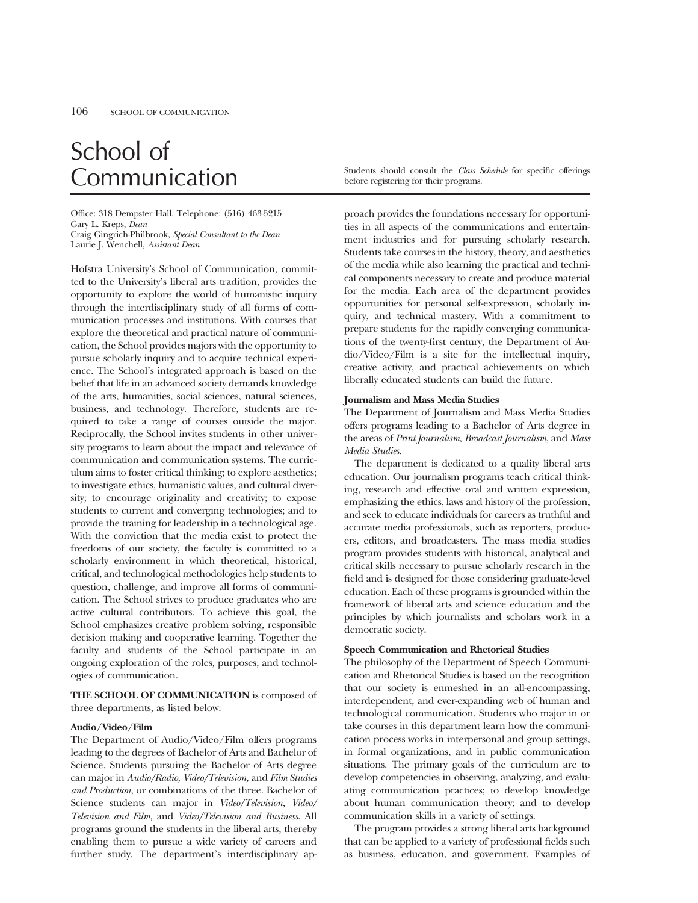# School of Communication

Students should consult the *Class Schedule* for specific offerings before registering for their programs.

Office: 318 Dempster Hall. Telephone: (516) 463-5215
Gary L. Kreps, *Dean*
Craig Gingrich-Philbrook, *Special Consultant to the Dean*
Laurie J. Wenchell, *Assistant Dean*

Hofstra University's School of Communication, committed to the University's liberal arts tradition, provides the opportunity to explore the world of humanistic inquiry through the interdisciplinary study of all forms of communication processes and institutions. With courses that explore the theoretical and practical nature of communication, the School provides majors with the opportunity to pursue scholarly inquiry and to acquire technical experience. The School's integrated approach is based on the belief that life in an advanced society demands knowledge of the arts, humanities, social sciences, natural sciences, business, and technology. Therefore, students are required to take a range of courses outside the major. Reciprocally, the School invites students in other university programs to learn about the impact and relevance of communication and communication systems. The curriculum aims to foster critical thinking; to explore aesthetics; to investigate ethics, humanistic values, and cultural diversity; to encourage originality and creativity; to expose students to current and converging technologies; and to provide the training for leadership in a technological age. With the conviction that the media exist to protect the freedoms of our society, the faculty is committed to a scholarly environment in which theoretical, historical, critical, and technological methodologies help students to question, challenge, and improve all forms of communication. The School strives to produce graduates who are active cultural contributors. To achieve this goal, the School emphasizes creative problem solving, responsible decision making and cooperative learning. Together the faculty and students of the School participate in an ongoing exploration of the roles, purposes, and technologies of communication.

**THE SCHOOL OF COMMUNICATION** is composed of three departments, as listed below:

**Audio/Video/Film**
The Department of Audio/Video/Film offers programs leading to the degrees of Bachelor of Arts and Bachelor of Science. Students pursuing the Bachelor of Arts degree can major in *Audio/Radio, Video/Television,* and *Film Studies and Production*, or combinations of the three. Bachelor of Science students can major in *Video/Television, Video/Television and Film,* and *Video/Television and Business*. All programs ground the students in the liberal arts, thereby enabling them to pursue a wide variety of careers and further study. The department's interdisciplinary approach provides the foundations necessary for opportunities in all aspects of the communications and entertainment industries and for pursuing scholarly research. Students take courses in the history, theory, and aesthetics of the media while also learning the practical and technical components necessary to create and produce material for the media. Each area of the department provides opportunities for personal self-expression, scholarly inquiry, and technical mastery. With a commitment to prepare students for the rapidly converging communications of the twenty-first century, the Department of Audio/Video/Film is a site for the intellectual inquiry, creative activity, and practical achievements on which liberally educated students can build the future.

**Journalism and Mass Media Studies**
The Department of Journalism and Mass Media Studies offers programs leading to a Bachelor of Arts degree in the areas of *Print Journalism, Broadcast Journalism*, and *Mass Media Studies*.

The department is dedicated to a quality liberal arts education. Our journalism programs teach critical thinking, research and effective oral and written expression, emphasizing the ethics, laws and history of the profession, and seek to educate individuals for careers as truthful and accurate media professionals, such as reporters, producers, editors, and broadcasters. The mass media studies program provides students with historical, analytical and critical skills necessary to pursue scholarly research in the field and is designed for those considering graduate-level education. Each of these programs is grounded within the framework of liberal arts and science education and the principles by which journalists and scholars work in a democratic society.

**Speech Communication and Rhetorical Studies**
The philosophy of the Department of Speech Communication and Rhetorical Studies is based on the recognition that our society is enmeshed in an all-encompassing, interdependent, and ever-expanding web of human and technological communication. Students who major in or take courses in this department learn how the communication process works in interpersonal and group settings, in formal organizations, and in public communication situations. The primary goals of the curriculum are to develop competencies in observing, analyzing, and evaluating communication practices; to develop knowledge about human communication theory; and to develop communication skills in a variety of settings.

The program provides a strong liberal arts background that can be applied to a variety of professional fields such as business, education, and government. Examples of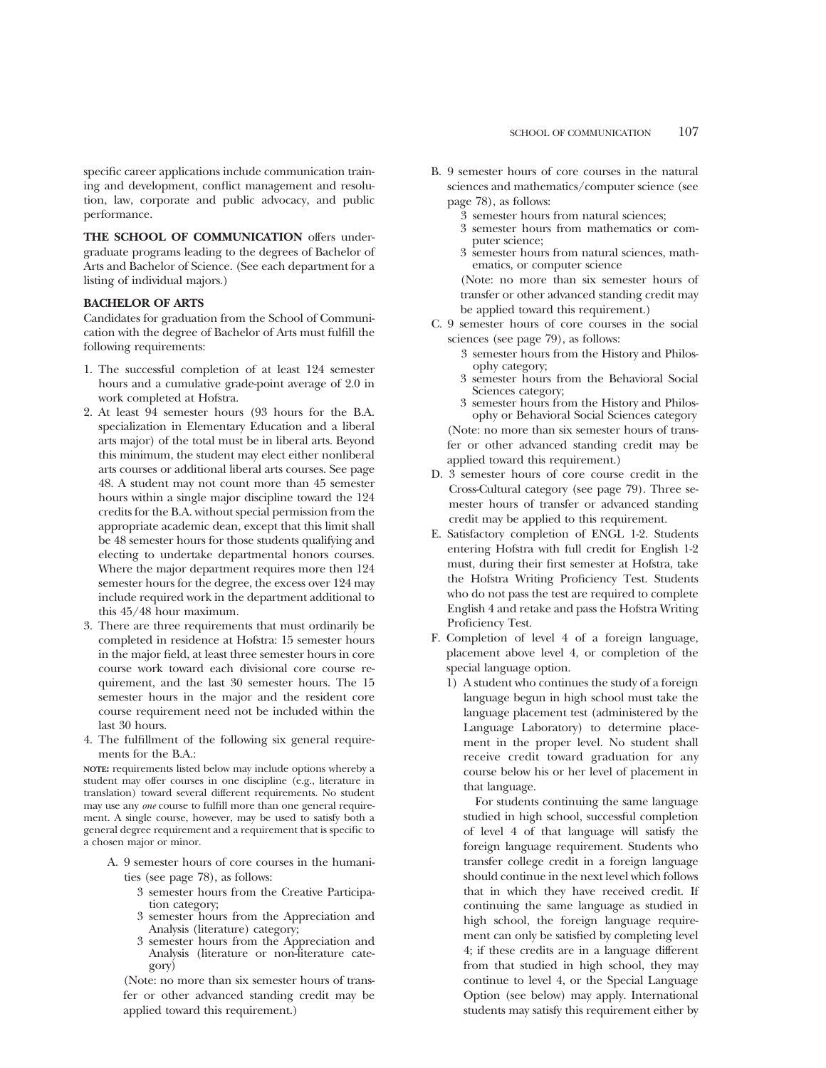specific career applications include communication training and development, conflict management and resolution, law, corporate and public advocacy, and public performance.

**THE SCHOOL OF COMMUNICATION** offers undergraduate programs leading to the degrees of Bachelor of Arts and Bachelor of Science. (See each department for a listing of individual majors.)

### BACHELOR OF ARTS

Candidates for graduation from the School of Communication with the degree of Bachelor of Arts must fulfill the following requirements:

1. The successful completion of at least 124 semester hours and a cumulative grade-point average of 2.0 in work completed at Hofstra.
2. At least 94 semester hours (93 hours for the B.A. specialization in Elementary Education and a liberal arts major) of the total must be in liberal arts. Beyond this minimum, the student may elect either nonliberal arts courses or additional liberal arts courses. See page 48. A student may not count more than 45 semester hours within a single major discipline toward the 124 credits for the B.A. without special permission from the appropriate academic dean, except that this limit shall be 48 semester hours for those students qualifying and electing to undertake departmental honors courses. Where the major department requires more then 124 semester hours for the degree, the excess over 124 may include required work in the department additional to this 45/48 hour maximum.
3. There are three requirements that must ordinarily be completed in residence at Hofstra: 15 semester hours in the major field, at least three semester hours in core course work toward each divisional core course requirement, and the last 30 semester hours. The 15 semester hours in the major and the resident core course requirement need not be included within the last 30 hours.
4. The fulfillment of the following six general requirements for the B.A.:

**NOTE:** requirements listed below may include options whereby a student may offer courses in one discipline (e.g., literature in translation) toward several different requirements. No student may use any *one* course to fulfill more than one general requirement. A single course, however, may be used to satisfy both a general degree requirement and a requirement that is specific to a chosen major or minor.

A. 9 semester hours of core courses in the humanities (see page 78), as follows:
   - 3 semester hours from the Creative Participation category;
   - 3 semester hours from the Appreciation and Analysis (literature) category;
   - 3 semester hours from the Appreciation and Analysis (literature or non-literature category)

   (Note: no more than six semester hours of transfer or other advanced standing credit may be applied toward this requirement.)

B. 9 semester hours of core courses in the natural sciences and mathematics/computer science (see page 78), as follows:
   - 3 semester hours from natural sciences;
   - 3 semester hours from mathematics or computer science;
   - 3 semester hours from natural sciences, mathematics, or computer science

   (Note: no more than six semester hours of transfer or other advanced standing credit may be applied toward this requirement.)

C. 9 semester hours of core courses in the social sciences (see page 79), as follows:
   - 3 semester hours from the History and Philosophy category;
   - 3 semester hours from the Behavioral Social Sciences category;
   - 3 semester hours from the History and Philosophy or Behavioral Social Sciences category

   (Note: no more than six semester hours of transfer or other advanced standing credit may be applied toward this requirement.)

D. 3 semester hours of core course credit in the Cross-Cultural category (see page 79). Three semester hours of transfer or advanced standing credit may be applied to this requirement.

E. Satisfactory completion of ENGL 1-2. Students entering Hofstra with full credit for English 1-2 must, during their first semester at Hofstra, take the Hofstra Writing Proficiency Test. Students who do not pass the test are required to complete English 4 and retake and pass the Hofstra Writing Proficiency Test.

F. Completion of level 4 of a foreign language, placement above level 4, or completion of the special language option.

   1) A student who continues the study of a foreign language begun in high school must take the language placement test (administered by the Language Laboratory) to determine placement in the proper level. No student shall receive credit toward graduation for any course below his or her level of placement in that language.

      For students continuing the same language studied in high school, successful completion of level 4 of that language will satisfy the foreign language requirement. Students who transfer college credit in a foreign language should continue in the next level which follows that in which they have received credit. If continuing the same language as studied in high school, the foreign language requirement can only be satisfied by completing level 4; if these credits are in a language different from that studied in high school, they may continue to level 4, or the Special Language Option (see below) may apply. International students may satisfy this requirement either by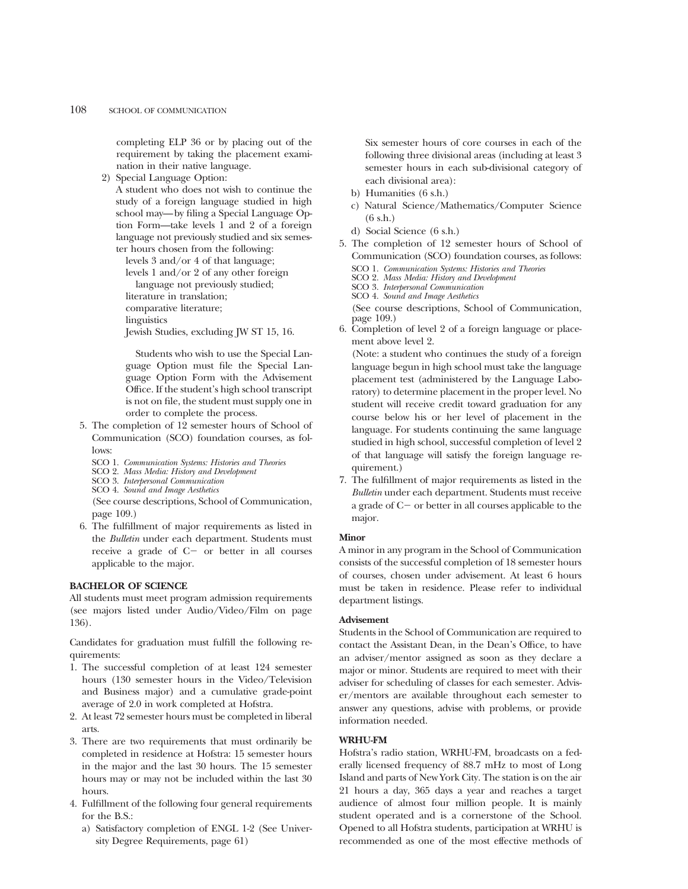completing ELP 36 or by placing out of the requirement by taking the placement examination in their native language.

2) Special Language Option:
   A student who does not wish to continue the study of a foreign language studied in high school may—by filing a Special Language Option Form—take levels 1 and 2 of a foreign language not previously studied and six semester hours chosen from the following:
   levels 3 and/or 4 of that language;
   levels 1 and/or 2 of any other foreign language not previously studied;
   literature in translation;
   comparative literature;
   linguistics
   Jewish Studies, excluding JW ST 15, 16.

   Students who wish to use the Special Language Option must file the Special Language Option Form with the Advisement Office. If the student's high school transcript is not on file, the student must supply one in order to complete the process.

5. The completion of 12 semester hours of School of Communication (SCO) foundation courses, as follows:
   SCO 1. *Communication Systems: Histories and Theories*
   SCO 2. *Mass Media: History and Development*
   SCO 3. *Interpersonal Communication*
   SCO 4. *Sound and Image Aesthetics*
   (See course descriptions, School of Communication, page 109.)
6. The fulfillment of major requirements as listed in the *Bulletin* under each department. Students must receive a grade of C− or better in all courses applicable to the major.

**BACHELOR OF SCIENCE**

All students must meet program admission requirements (see majors listed under Audio/Video/Film on page 136).

Candidates for graduation must fulfill the following requirements:

1. The successful completion of at least 124 semester hours (130 semester hours in the Video/Television and Business major) and a cumulative grade-point average of 2.0 in work completed at Hofstra.
2. At least 72 semester hours must be completed in liberal arts.
3. There are two requirements that must ordinarily be completed in residence at Hofstra: 15 semester hours in the major and the last 30 hours. The 15 semester hours may or may not be included within the last 30 hours.
4. Fulfillment of the following four general requirements for the B.S.:
   a) Satisfactory completion of ENGL 1-2 (See University Degree Requirements, page 61)

   Six semester hours of core courses in each of the following three divisional areas (including at least 3 semester hours in each sub-divisional category of each divisional area):

   b) Humanities (6 s.h.)
   c) Natural Science/Mathematics/Computer Science (6 s.h.)
   d) Social Science (6 s.h.)
5. The completion of 12 semester hours of School of Communication (SCO) foundation courses, as follows:
   SCO 1. *Communication Systems: Histories and Theories*
   SCO 2. *Mass Media: History and Development*
   SCO 3. *Interpersonal Communication*
   SCO 4. *Sound and Image Aesthetics*
   (See course descriptions, School of Communication, page 109.)
6. Completion of level 2 of a foreign language or placement above level 2.
   (Note: a student who continues the study of a foreign language begun in high school must take the language placement test (administered by the Language Laboratory) to determine placement in the proper level. No student will receive credit toward graduation for any course below his or her level of placement in the language. For students continuing the same language studied in high school, successful completion of level 2 of that language will satisfy the foreign language requirement.)
7. The fulfillment of major requirements as listed in the *Bulletin* under each department. Students must receive a grade of C− or better in all courses applicable to the major.

**Minor**

A minor in any program in the School of Communication consists of the successful completion of 18 semester hours of courses, chosen under advisement. At least 6 hours must be taken in residence. Please refer to individual department listings.

**Advisement**

Students in the School of Communication are required to contact the Assistant Dean, in the Dean's Office, to have an adviser/mentor assigned as soon as they declare a major or minor. Students are required to meet with their adviser for scheduling of classes for each semester. Adviser/mentors are available throughout each semester to answer any questions, advise with problems, or provide information needed.

**WRHU-FM**

Hofstra's radio station, WRHU-FM, broadcasts on a federally licensed frequency of 88.7 mHz to most of Long Island and parts of New York City. The station is on the air 21 hours a day, 365 days a year and reaches a target audience of almost four million people. It is mainly student operated and is a cornerstone of the School. Opened to all Hofstra students, participation at WRHU is recommended as one of the most effective methods of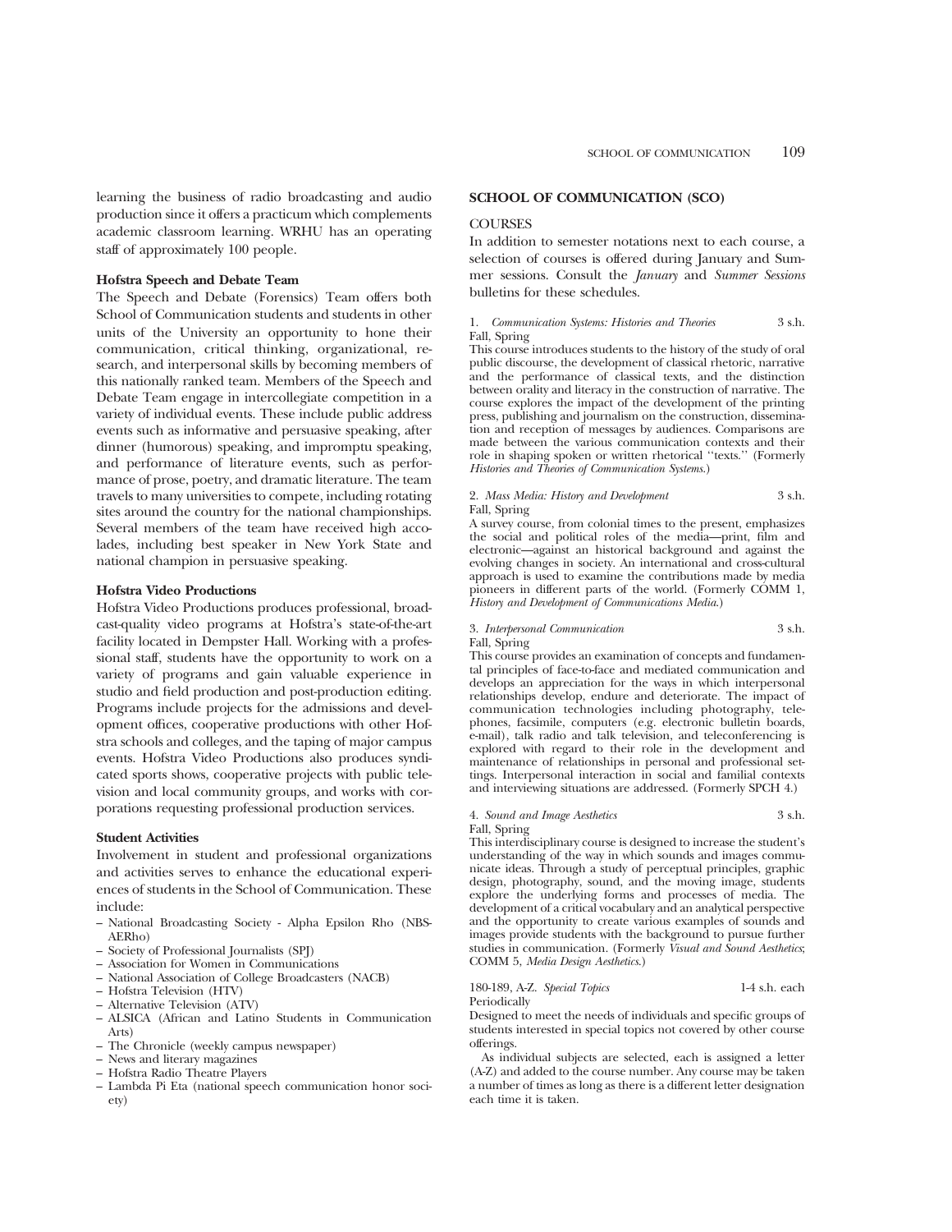learning the business of radio broadcasting and audio production since it offers a practicum which complements academic classroom learning. WRHU has an operating staff of approximately 100 people.

### Hofstra Speech and Debate Team

The Speech and Debate (Forensics) Team offers both School of Communication students and students in other units of the University an opportunity to hone their communication, critical thinking, organizational, research, and interpersonal skills by becoming members of this nationally ranked team. Members of the Speech and Debate Team engage in intercollegiate competition in a variety of individual events. These include public address events such as informative and persuasive speaking, after dinner (humorous) speaking, and impromptu speaking, and performance of literature events, such as performance of prose, poetry, and dramatic literature. The team travels to many universities to compete, including rotating sites around the country for the national championships. Several members of the team have received high accolades, including best speaker in New York State and national champion in persuasive speaking.

### Hofstra Video Productions

Hofstra Video Productions produces professional, broadcast-quality video programs at Hofstra's state-of-the-art facility located in Dempster Hall. Working with a professional staff, students have the opportunity to work on a variety of programs and gain valuable experience in studio and field production and post-production editing. Programs include projects for the admissions and development offices, cooperative productions with other Hofstra schools and colleges, and the taping of major campus events. Hofstra Video Productions also produces syndicated sports shows, cooperative projects with public television and local community groups, and works with corporations requesting professional production services.

### Student Activities

Involvement in student and professional organizations and activities serves to enhance the educational experiences of students in the School of Communication. These include:

- National Broadcasting Society - Alpha Epsilon Rho (NBS-AERho)
- Society of Professional Journalists (SPJ)
- Association for Women in Communications
- National Association of College Broadcasters (NACB)
- Hofstra Television (HTV)
- Alternative Television (ATV)
- ALSICA (African and Latino Students in Communication Arts)
- The Chronicle (weekly campus newspaper)
- News and literary magazines
- Hofstra Radio Theatre Players
- Lambda Pi Eta (national speech communication honor society)

## SCHOOL OF COMMUNICATION (SCO)

### COURSES

In addition to semester notations next to each course, a selection of courses is offered during January and Summer sessions. Consult the *January* and *Summer Sessions* bulletins for these schedules.

1. *Communication Systems: Histories and Theories* 3 s.h.
Fall, Spring
This course introduces students to the history of the study of oral public discourse, the development of classical rhetoric, narrative and the performance of classical texts, and the distinction between orality and literacy in the construction of narrative. The course explores the impact of the development of the printing press, publishing and journalism on the construction, dissemination and reception of messages by audiences. Comparisons are made between the various communication contexts and their role in shaping spoken or written rhetorical ''texts.'' (Formerly *Histories and Theories of Communication Systems.*)

2. *Mass Media: History and Development* 3 s.h.
Fall, Spring
A survey course, from colonial times to the present, emphasizes the social and political roles of the media—print, film and electronic—against an historical background and against the evolving changes in society. An international and cross-cultural approach is used to examine the contributions made by media pioneers in different parts of the world. (Formerly COMM 1, *History and Development of Communications Media.*)

3. *Interpersonal Communication* 3 s.h.
Fall, Spring
This course provides an examination of concepts and fundamental principles of face-to-face and mediated communication and develops an appreciation for the ways in which interpersonal relationships develop, endure and deteriorate. The impact of communication technologies including photography, telephones, facsimile, computers (e.g. electronic bulletin boards, e-mail), talk radio and talk television, and teleconferencing is explored with regard to their role in the development and maintenance of relationships in personal and professional settings. Interpersonal interaction in social and familial contexts and interviewing situations are addressed. (Formerly SPCH 4.)

4. *Sound and Image Aesthetics* 3 s.h.
Fall, Spring
This interdisciplinary course is designed to increase the student's understanding of the way in which sounds and images communicate ideas. Through a study of perceptual principles, graphic design, photography, sound, and the moving image, students explore the underlying forms and processes of media. The development of a critical vocabulary and an analytical perspective and the opportunity to create various examples of sounds and images provide students with the background to pursue further studies in communication. (Formerly *Visual and Sound Aesthetics*; COMM 5, *Media Design Aesthetics.*)

180-189, A-Z. *Special Topics* 1-4 s.h. each
Periodically
Designed to meet the needs of individuals and specific groups of students interested in special topics not covered by other course offerings.

As individual subjects are selected, each is assigned a letter (A-Z) and added to the course number. Any course may be taken a number of times as long as there is a different letter designation each time it is taken.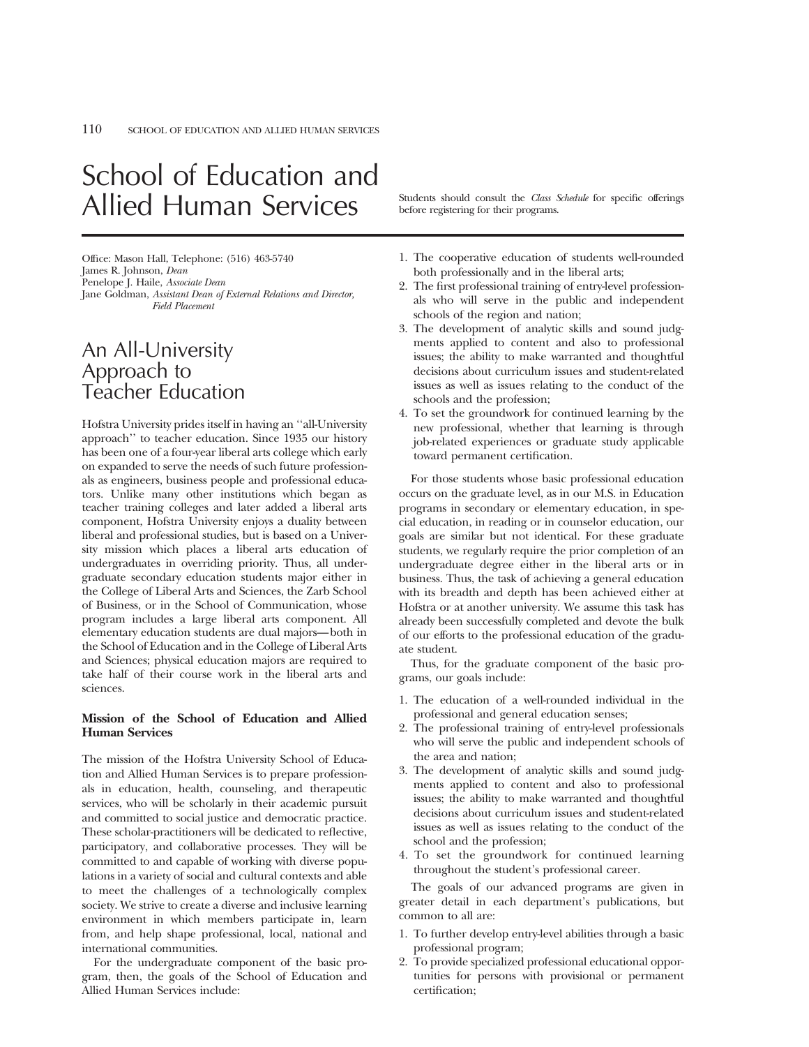# School of Education and Allied Human Services

Students should consult the *Class Schedule* for specific offerings before registering for their programs.

Office: Mason Hall, Telephone: (516) 463-5740
James R. Johnson, *Dean*
Penelope J. Haile, *Associate Dean*
Jane Goldman, *Assistant Dean of External Relations and Director, Field Placement*

## An All-University Approach to Teacher Education

Hofstra University prides itself in having an ''all-University approach'' to teacher education. Since 1935 our history has been one of a four-year liberal arts college which early on expanded to serve the needs of such future professionals as engineers, business people and professional educators. Unlike many other institutions which began as teacher training colleges and later added a liberal arts component, Hofstra University enjoys a duality between liberal and professional studies, but is based on a University mission which places a liberal arts education of undergraduates in overriding priority. Thus, all undergraduate secondary education students major either in the College of Liberal Arts and Sciences, the Zarb School of Business, or in the School of Communication, whose program includes a large liberal arts component. All elementary education students are dual majors—both in the School of Education and in the College of Liberal Arts and Sciences; physical education majors are required to take half of their course work in the liberal arts and sciences.

### Mission of the School of Education and Allied Human Services

The mission of the Hofstra University School of Education and Allied Human Services is to prepare professionals in education, health, counseling, and therapeutic services, who will be scholarly in their academic pursuit and committed to social justice and democratic practice. These scholar-practitioners will be dedicated to reflective, participatory, and collaborative processes. They will be committed to and capable of working with diverse populations in a variety of social and cultural contexts and able to meet the challenges of a technologically complex society. We strive to create a diverse and inclusive learning environment in which members participate in, learn from, and help shape professional, local, national and international communities.

For the undergraduate component of the basic program, then, the goals of the School of Education and Allied Human Services include:

1. The cooperative education of students well-rounded both professionally and in the liberal arts;
2. The first professional training of entry-level professionals who will serve in the public and independent schools of the region and nation;
3. The development of analytic skills and sound judgments applied to content and also to professional issues; the ability to make warranted and thoughtful decisions about curriculum issues and student-related issues as well as issues relating to the conduct of the schools and the profession;
4. To set the groundwork for continued learning by the new professional, whether that learning is through job-related experiences or graduate study applicable toward permanent certification.

For those students whose basic professional education occurs on the graduate level, as in our M.S. in Education programs in secondary or elementary education, in special education, in reading or in counselor education, our goals are similar but not identical. For these graduate students, we regularly require the prior completion of an undergraduate degree either in the liberal arts or in business. Thus, the task of achieving a general education with its breadth and depth has been achieved either at Hofstra or at another university. We assume this task has already been successfully completed and devote the bulk of our efforts to the professional education of the graduate student.

Thus, for the graduate component of the basic programs, our goals include:

1. The education of a well-rounded individual in the professional and general education senses;
2. The professional training of entry-level professionals who will serve the public and independent schools of the area and nation;
3. The development of analytic skills and sound judgments applied to content and also to professional issues; the ability to make warranted and thoughtful decisions about curriculum issues and student-related issues as well as issues relating to the conduct of the school and the profession;
4. To set the groundwork for continued learning throughout the student's professional career.

The goals of our advanced programs are given in greater detail in each department's publications, but common to all are:

1. To further develop entry-level abilities through a basic professional program;
2. To provide specialized professional educational opportunities for persons with provisional or permanent certification;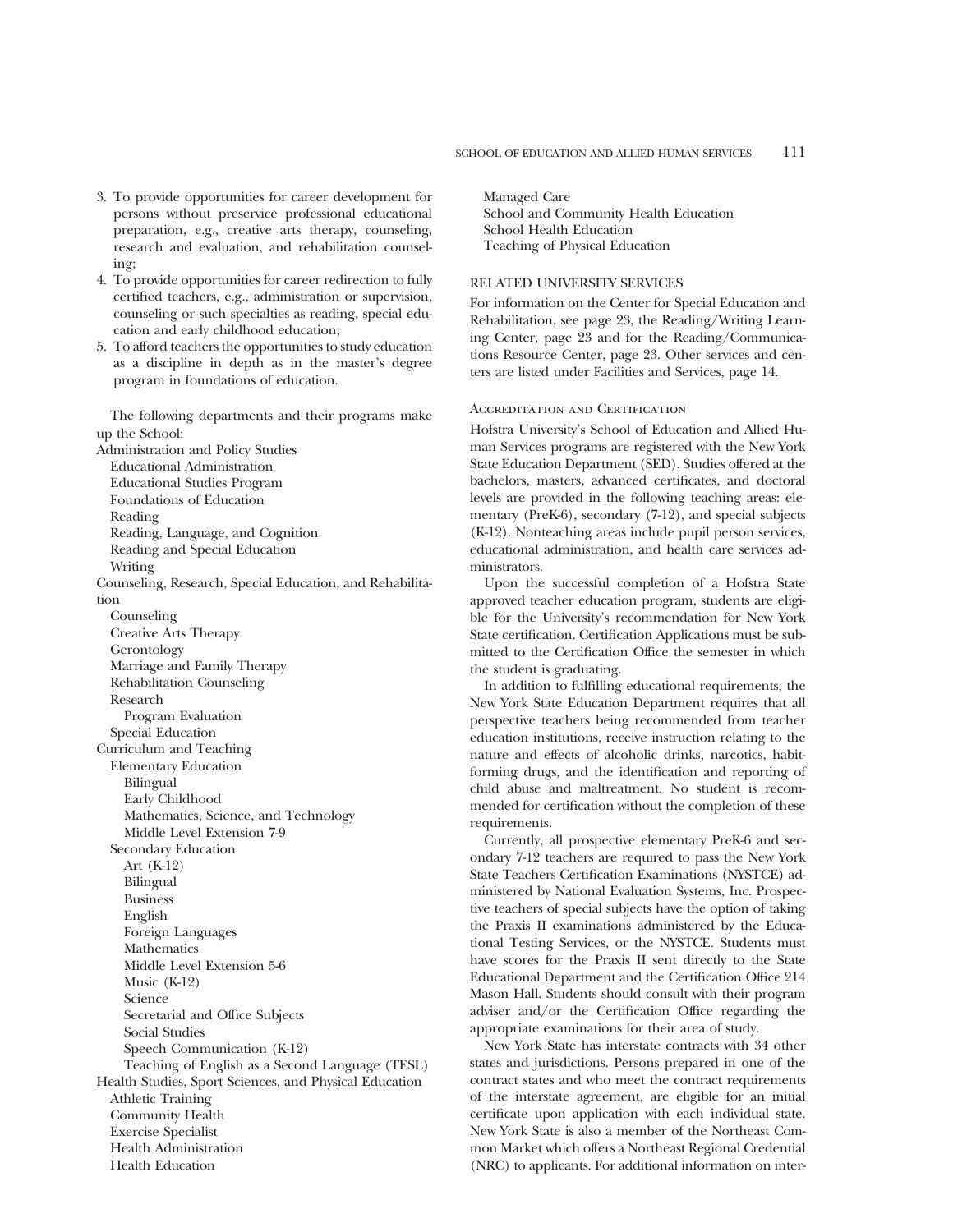3. To provide opportunities for career development for persons without preservice professional educational preparation, e.g., creative arts therapy, counseling, research and evaluation, and rehabilitation counseling;
4. To provide opportunities for career redirection to fully certified teachers, e.g., administration or supervision, counseling or such specialties as reading, special education and early childhood education;
5. To afford teachers the opportunities to study education as a discipline in depth as in the master's degree program in foundations of education.

The following departments and their programs make up the School:

- Administration and Policy Studies
  - Educational Administration
  - Educational Studies Program
  - Foundations of Education
  - Reading
  - Reading, Language, and Cognition
  - Reading and Special Education
  - Writing
- Counseling, Research, Special Education, and Rehabilitation
  - Counseling
  - Creative Arts Therapy
  - Gerontology
  - Marriage and Family Therapy
  - Rehabilitation Counseling
  - Research
    - Program Evaluation
  - Special Education
- Curriculum and Teaching
  - Elementary Education
    - Bilingual
    - Early Childhood
    - Mathematics, Science, and Technology
    - Middle Level Extension 7-9
  - Secondary Education
    - Art (K-12)
    - Bilingual
    - Business
    - English
    - Foreign Languages
    - Mathematics
    - Middle Level Extension 5-6
    - Music (K-12)
    - Science
    - Secretarial and Office Subjects
    - Social Studies
    - Speech Communication (K-12)
    - Teaching of English as a Second Language (TESL)
- Health Studies, Sport Sciences, and Physical Education
  - Athletic Training
  - Community Health
  - Exercise Specialist
  - Health Administration
  - Health Education
  - Managed Care
  - School and Community Health Education
  - School Health Education
  - Teaching of Physical Education

## RELATED UNIVERSITY SERVICES

For information on the Center for Special Education and Rehabilitation, see page 23, the Reading/Writing Learning Center, page 23 and for the Reading/Communications Resource Center, page 23. Other services and centers are listed under Facilities and Services, page 14.

## Accreditation and Certification

Hofstra University's School of Education and Allied Human Services programs are registered with the New York State Education Department (SED). Studies offered at the bachelors, masters, advanced certificates, and doctoral levels are provided in the following teaching areas: elementary (PreK-6), secondary (7-12), and special subjects (K-12). Nonteaching areas include pupil person services, educational administration, and health care services administrators.

Upon the successful completion of a Hofstra State approved teacher education program, students are eligible for the University's recommendation for New York State certification. Certification Applications must be submitted to the Certification Office the semester in which the student is graduating.

In addition to fulfilling educational requirements, the New York State Education Department requires that all perspective teachers being recommended from teacher education institutions, receive instruction relating to the nature and effects of alcoholic drinks, narcotics, habit-forming drugs, and the identification and reporting of child abuse and maltreatment. No student is recommended for certification without the completion of these requirements.

Currently, all prospective elementary PreK-6 and secondary 7-12 teachers are required to pass the New York State Teachers Certification Examinations (NYSTCE) administered by National Evaluation Systems, Inc. Prospective teachers of special subjects have the option of taking the Praxis II examinations administered by the Educational Testing Services, or the NYSTCE. Students must have scores for the Praxis II sent directly to the State Educational Department and the Certification Office 214 Mason Hall. Students should consult with their program adviser and/or the Certification Office regarding the appropriate examinations for their area of study.

New York State has interstate contracts with 34 other states and jurisdictions. Persons prepared in one of the contract states and who meet the contract requirements of the interstate agreement, are eligible for an initial certificate upon application with each individual state. New York State is also a member of the Northeast Common Market which offers a Northeast Regional Credential (NRC) to applicants. For additional information on inter-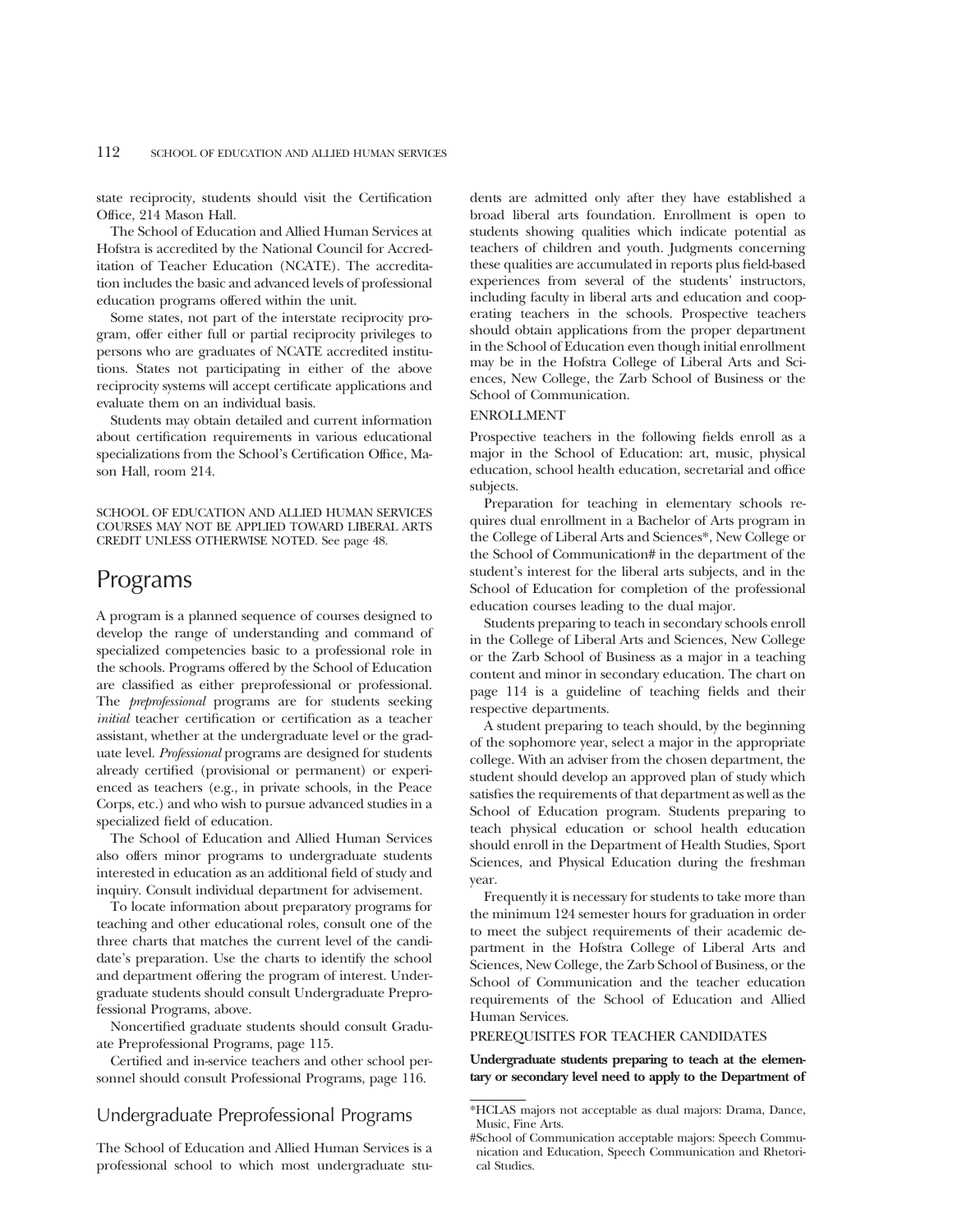state reciprocity, students should visit the Certification Office, 214 Mason Hall.

The School of Education and Allied Human Services at Hofstra is accredited by the National Council for Accreditation of Teacher Education (NCATE). The accreditation includes the basic and advanced levels of professional education programs offered within the unit.

Some states, not part of the interstate reciprocity program, offer either full or partial reciprocity privileges to persons who are graduates of NCATE accredited institutions. States not participating in either of the above reciprocity systems will accept certificate applications and evaluate them on an individual basis.

Students may obtain detailed and current information about certification requirements in various educational specializations from the School's Certification Office, Mason Hall, room 214.

SCHOOL OF EDUCATION AND ALLIED HUMAN SERVICES COURSES MAY NOT BE APPLIED TOWARD LIBERAL ARTS CREDIT UNLESS OTHERWISE NOTED. See page 48.

# Programs

A program is a planned sequence of courses designed to develop the range of understanding and command of specialized competencies basic to a professional role in the schools. Programs offered by the School of Education are classified as either preprofessional or professional. The *preprofessional* programs are for students seeking *initial* teacher certification or certification as a teacher assistant, whether at the undergraduate level or the graduate level. *Professional* programs are designed for students already certified (provisional or permanent) or experienced as teachers (e.g., in private schools, in the Peace Corps, etc.) and who wish to pursue advanced studies in a specialized field of education.

The School of Education and Allied Human Services also offers minor programs to undergraduate students interested in education as an additional field of study and inquiry. Consult individual department for advisement.

To locate information about preparatory programs for teaching and other educational roles, consult one of the three charts that matches the current level of the candidate's preparation. Use the charts to identify the school and department offering the program of interest. Undergraduate students should consult Undergraduate Preprofessional Programs, above.

Noncertified graduate students should consult Graduate Preprofessional Programs, page 115.

Certified and in-service teachers and other school personnel should consult Professional Programs, page 116.

## Undergraduate Preprofessional Programs

The School of Education and Allied Human Services is a professional school to which most undergraduate students are admitted only after they have established a broad liberal arts foundation. Enrollment is open to students showing qualities which indicate potential as teachers of children and youth. Judgments concerning these qualities are accumulated in reports plus field-based experiences from several of the students' instructors, including faculty in liberal arts and education and cooperating teachers in the schools. Prospective teachers should obtain applications from the proper department in the School of Education even though initial enrollment may be in the Hofstra College of Liberal Arts and Sciences, New College, the Zarb School of Business or the School of Communication.

### ENROLLMENT

Prospective teachers in the following fields enroll as a major in the School of Education: art, music, physical education, school health education, secretarial and office subjects.

Preparation for teaching in elementary schools requires dual enrollment in a Bachelor of Arts program in the College of Liberal Arts and Sciences*, New College or the School of Communication# in the department of the student's interest for the liberal arts subjects, and in the School of Education for completion of the professional education courses leading to the dual major.

Students preparing to teach in secondary schools enroll in the College of Liberal Arts and Sciences, New College or the Zarb School of Business as a major in a teaching content and minor in secondary education. The chart on page 114 is a guideline of teaching fields and their respective departments.

A student preparing to teach should, by the beginning of the sophomore year, select a major in the appropriate college. With an adviser from the chosen department, the student should develop an approved plan of study which satisfies the requirements of that department as well as the School of Education program. Students preparing to teach physical education or school health education should enroll in the Department of Health Studies, Sport Sciences, and Physical Education during the freshman year.

Frequently it is necessary for students to take more than the minimum 124 semester hours for graduation in order to meet the subject requirements of their academic department in the Hofstra College of Liberal Arts and Sciences, New College, the Zarb School of Business, or the School of Communication and the teacher education requirements of the School of Education and Allied Human Services.

### PREREQUISITES FOR TEACHER CANDIDATES

**Undergraduate students preparing to teach at the elementary or secondary level need to apply to the Department of**

---

*HCLAS majors not acceptable as dual majors: Drama, Dance, Music, Fine Arts.

#School of Communication acceptable majors: Speech Communication and Education, Speech Communication and Rhetorical Studies.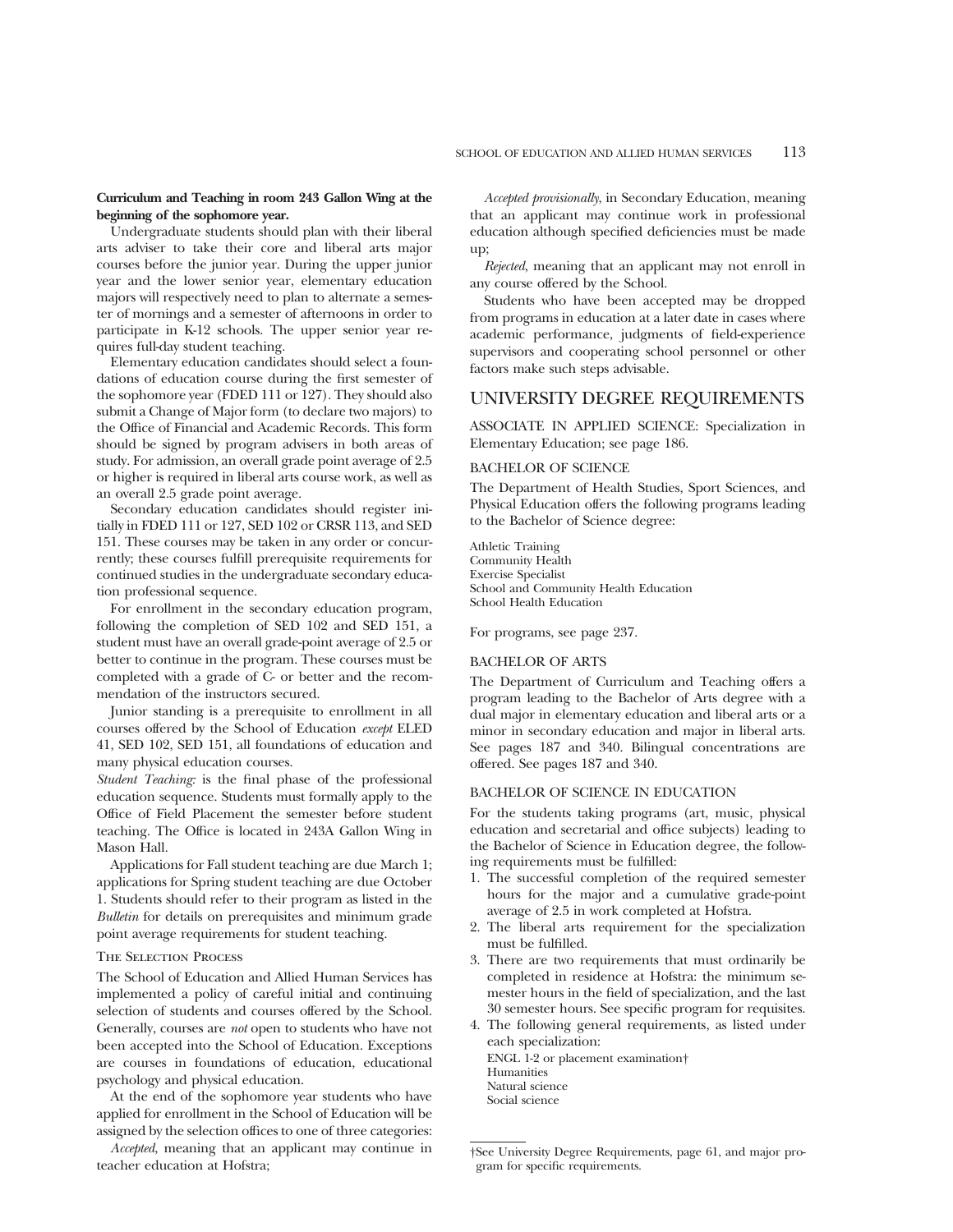**Curriculum and Teaching in room 243 Gallon Wing at the beginning of the sophomore year.**

Undergraduate students should plan with their liberal arts adviser to take their core and liberal arts major courses before the junior year. During the upper junior year and the lower senior year, elementary education majors will respectively need to plan to alternate a semester of mornings and a semester of afternoons in order to participate in K-12 schools. The upper senior year requires full-day student teaching.

Elementary education candidates should select a foundations of education course during the first semester of the sophomore year (FDED 111 or 127). They should also submit a Change of Major form (to declare two majors) to the Office of Financial and Academic Records. This form should be signed by program advisers in both areas of study. For admission, an overall grade point average of 2.5 or higher is required in liberal arts course work, as well as an overall 2.5 grade point average.

Secondary education candidates should register initially in FDED 111 or 127, SED 102 or CRSR 113, and SED 151. These courses may be taken in any order or concurrently; these courses fulfill prerequisite requirements for continued studies in the undergraduate secondary education professional sequence.

For enrollment in the secondary education program, following the completion of SED 102 and SED 151, a student must have an overall grade-point average of 2.5 or better to continue in the program. These courses must be completed with a grade of C- or better and the recommendation of the instructors secured.

Junior standing is a prerequisite to enrollment in all courses offered by the School of Education *except* ELED 41, SED 102, SED 151, all foundations of education and many physical education courses.

*Student Teaching:* is the final phase of the professional education sequence. Students must formally apply to the Office of Field Placement the semester before student teaching. The Office is located in 243A Gallon Wing in Mason Hall.

Applications for Fall student teaching are due March 1; applications for Spring student teaching are due October 1. Students should refer to their program as listed in the *Bulletin* for details on prerequisites and minimum grade point average requirements for student teaching.

### The Selection Process

The School of Education and Allied Human Services has implemented a policy of careful initial and continuing selection of students and courses offered by the School. Generally, courses are *not* open to students who have not been accepted into the School of Education. Exceptions are courses in foundations of education, educational psychology and physical education.

At the end of the sophomore year students who have applied for enrollment in the School of Education will be assigned by the selection offices to one of three categories:

*Accepted*, meaning that an applicant may continue in teacher education at Hofstra;

*Accepted provisionally*, in Secondary Education, meaning that an applicant may continue work in professional education although specified deficiencies must be made up;

*Rejected*, meaning that an applicant may not enroll in any course offered by the School.

Students who have been accepted may be dropped from programs in education at a later date in cases where academic performance, judgments of field-experience supervisors and cooperating school personnel or other factors make such steps advisable.

## UNIVERSITY DEGREE REQUIREMENTS

ASSOCIATE IN APPLIED SCIENCE: Specialization in Elementary Education; see page 186.

### BACHELOR OF SCIENCE

The Department of Health Studies, Sport Sciences, and Physical Education offers the following programs leading to the Bachelor of Science degree:

Athletic Training
Community Health
Exercise Specialist
School and Community Health Education
School Health Education

For programs, see page 237.

### BACHELOR OF ARTS

The Department of Curriculum and Teaching offers a program leading to the Bachelor of Arts degree with a dual major in elementary education and liberal arts or a minor in secondary education and major in liberal arts. See pages 187 and 340. Bilingual concentrations are offered. See pages 187 and 340.

### BACHELOR OF SCIENCE IN EDUCATION

For the students taking programs (art, music, physical education and secretarial and office subjects) leading to the Bachelor of Science in Education degree, the following requirements must be fulfilled:

1. The successful completion of the required semester hours for the major and a cumulative grade-point average of 2.5 in work completed at Hofstra.
2. The liberal arts requirement for the specialization must be fulfilled.
3. There are two requirements that must ordinarily be completed in residence at Hofstra: the minimum semester hours in the field of specialization, and the last 30 semester hours. See specific program for requisites.
4. The following general requirements, as listed under each specialization:
   ENGL 1-2 or placement examination†
   Humanities
   Natural science
   Social science

†See University Degree Requirements, page 61, and major program for specific requirements.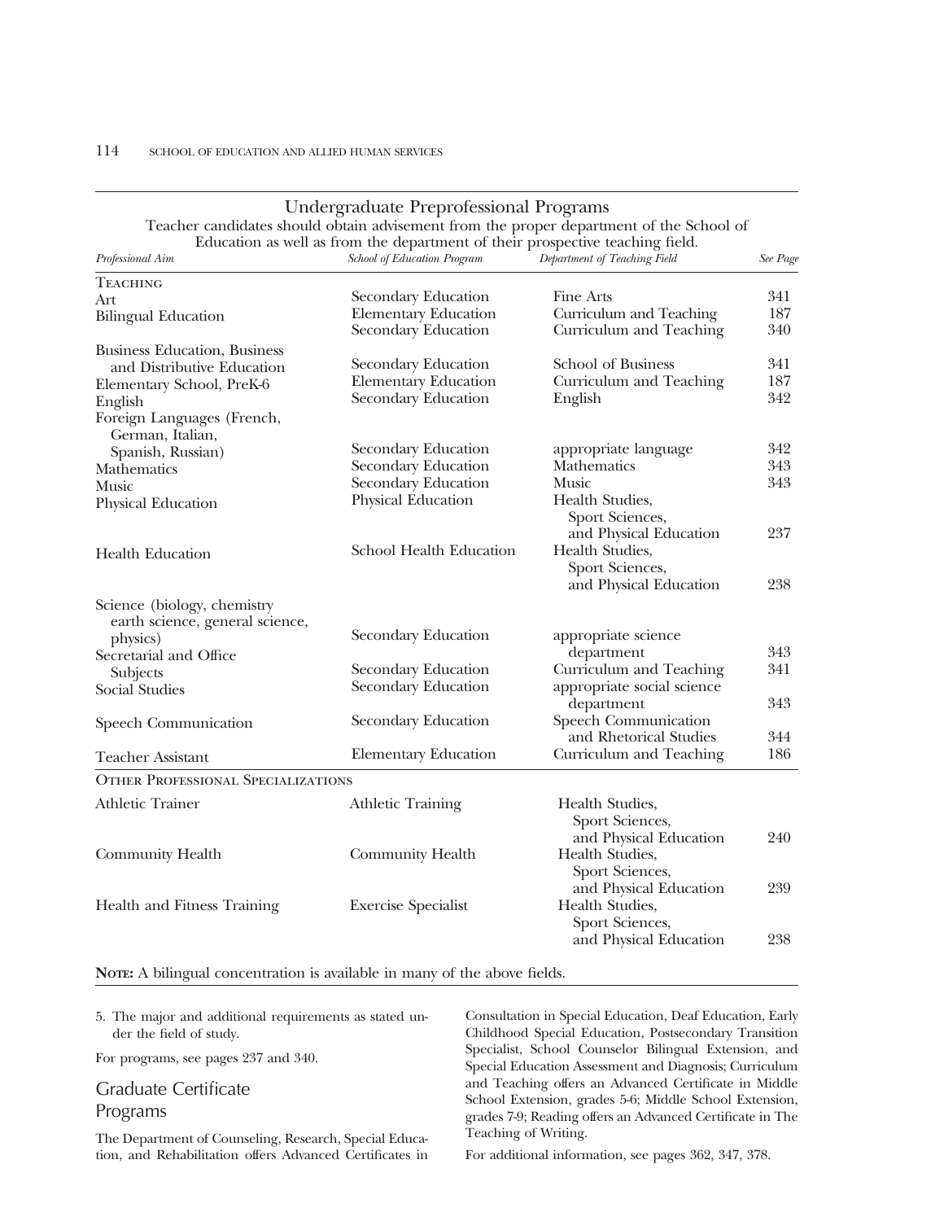## Undergraduate Preprofessional Programs

Teacher candidates should obtain advisement from the proper department of the School of Education as well as from the department of their prospective teaching field.

| *Professional Aim* | *School of Education Program* | *Department of Teaching Field* | *See Page* |
|---|---|---|---|
| **TEACHING** | | | |
| Art | Secondary Education | Fine Arts | 341 |
| Bilingual Education | Elementary Education | Curriculum and Teaching | 187 |
| | Secondary Education | Curriculum and Teaching | 340 |
| Business Education, Business and Distributive Education | Secondary Education | School of Business | 341 |
| Elementary School, PreK-6 | Elementary Education | Curriculum and Teaching | 187 |
| English | Secondary Education | English | 342 |
| Foreign Languages (French, German, Italian, Spanish, Russian) | Secondary Education | appropriate language | 342 |
| Mathematics | Secondary Education | Mathematics | 343 |
| Music | Secondary Education | Music | 343 |
| Physical Education | Physical Education | Health Studies, Sport Sciences, and Physical Education | 237 |
| Health Education | School Health Education | Health Studies, Sport Sciences, and Physical Education | 238 |
| Science (biology, chemistry earth science, general science, physics) | Secondary Education | appropriate science department | 343 |
| Secretarial and Office Subjects | Secondary Education | Curriculum and Teaching | 341 |
| Social Studies | Secondary Education | appropriate social science department | 343 |
| Speech Communication | Secondary Education | Speech Communication and Rhetorical Studies | 344 |
| Teacher Assistant | Elementary Education | Curriculum and Teaching | 186 |
| **OTHER PROFESSIONAL SPECIALIZATIONS** | | | |
| Athletic Trainer | Athletic Training | Health Studies, Sport Sciences, and Physical Education | 240 |
| Community Health | Community Health | Health Studies, Sport Sciences, and Physical Education | 239 |
| Health and Fitness Training | Exercise Specialist | Health Studies, Sport Sciences, and Physical Education | 238 |

**NOTE:** A bilingual concentration is available in many of the above fields.

5. The major and additional requirements as stated under the field of study.

For programs, see pages 237 and 340.

## Graduate Certificate Programs

The Department of Counseling, Research, Special Education, and Rehabilitation offers Advanced Certificates in Consultation in Special Education, Deaf Education, Early Childhood Special Education, Postsecondary Transition Specialist, School Counselor Bilingual Extension, and Special Education Assessment and Diagnosis; Curriculum and Teaching offers an Advanced Certificate in Middle School Extension, grades 5-6; Middle School Extension, grades 7-9; Reading offers an Advanced Certificate in The Teaching of Writing.

For additional information, see pages 362, 347, 378.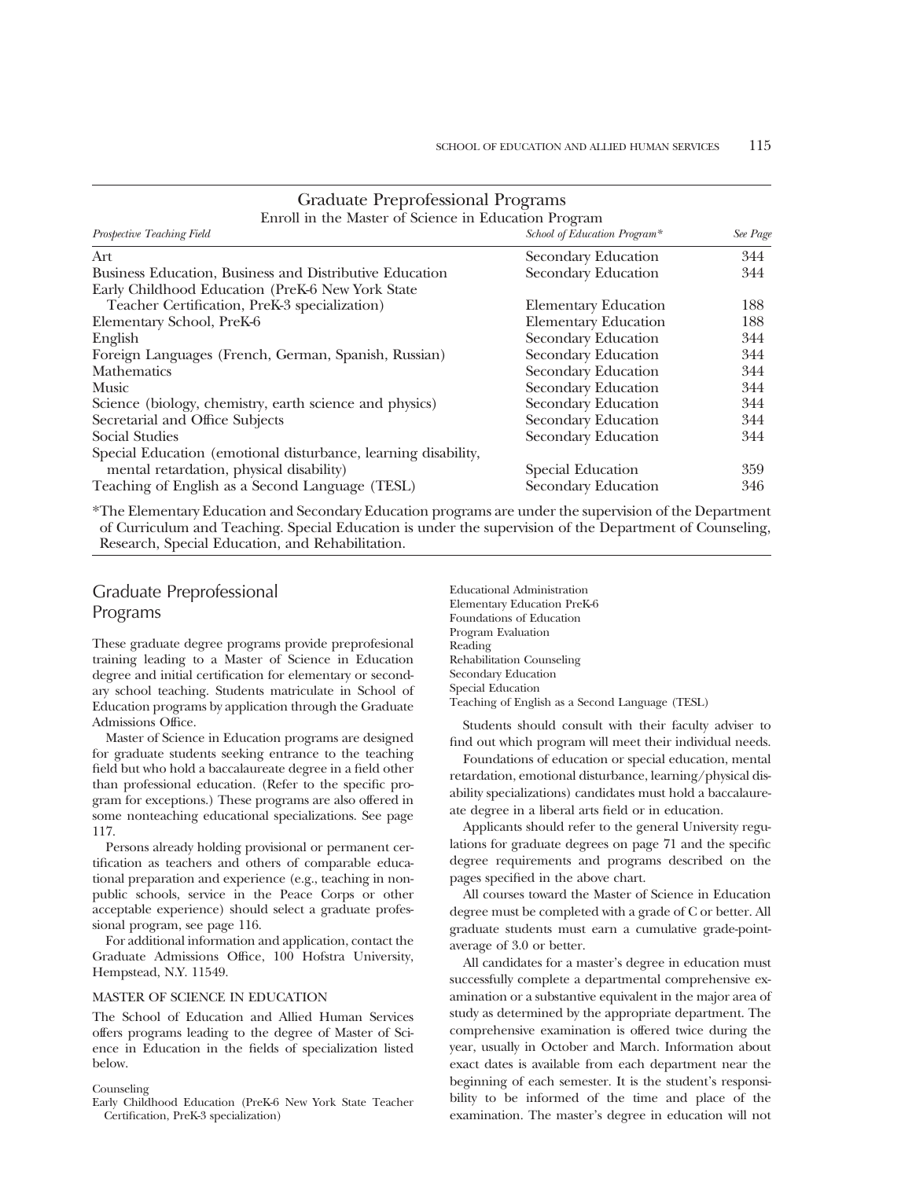## Graduate Preprofessional Programs

Enroll in the Master of Science in Education Program

| *Prospective Teaching Field* | *School of Education Program\** | *See Page* |
|---|---|---|
| Art | Secondary Education | 344 |
| Business Education, Business and Distributive Education | Secondary Education | 344 |
| Early Childhood Education (PreK-6 New York State Teacher Certification, PreK-3 specialization) | Elementary Education | 188 |
| Elementary School, PreK-6 | Elementary Education | 188 |
| English | Secondary Education | 344 |
| Foreign Languages (French, German, Spanish, Russian) | Secondary Education | 344 |
| Mathematics | Secondary Education | 344 |
| Music | Secondary Education | 344 |
| Science (biology, chemistry, earth science and physics) | Secondary Education | 344 |
| Secretarial and Office Subjects | Secondary Education | 344 |
| Social Studies | Secondary Education | 344 |
| Special Education (emotional disturbance, learning disability, mental retardation, physical disability) | Special Education | 359 |
| Teaching of English as a Second Language (TESL) | Secondary Education | 346 |

\*The Elementary Education and Secondary Education programs are under the supervision of the Department of Curriculum and Teaching. Special Education is under the supervision of the Department of Counseling, Research, Special Education, and Rehabilitation.

## Graduate Preprofessional Programs

These graduate degree programs provide preprofesional training leading to a Master of Science in Education degree and initial certification for elementary or secondary school teaching. Students matriculate in School of Education programs by application through the Graduate Admissions Office.

Master of Science in Education programs are designed for graduate students seeking entrance to the teaching field but who hold a baccalaureate degree in a field other than professional education. (Refer to the specific program for exceptions.) These programs are also offered in some nonteaching educational specializations. See page 117.

Persons already holding provisional or permanent certification as teachers and others of comparable educational preparation and experience (e.g., teaching in nonpublic schools, service in the Peace Corps or other acceptable experience) should select a graduate professional program, see page 116.

For additional information and application, contact the Graduate Admissions Office, 100 Hofstra University, Hempstead, N.Y. 11549.

### MASTER OF SCIENCE IN EDUCATION

The School of Education and Allied Human Services offers programs leading to the degree of Master of Science in Education in the fields of specialization listed below.

Counseling
Early Childhood Education (PreK-6 New York State Teacher Certification, PreK-3 specialization)
Educational Administration
Elementary Education PreK-6
Foundations of Education
Program Evaluation
Reading
Rehabilitation Counseling
Secondary Education
Special Education
Teaching of English as a Second Language (TESL)

Students should consult with their faculty adviser to find out which program will meet their individual needs.

Foundations of education or special education, mental retardation, emotional disturbance, learning/physical disability specializations) candidates must hold a baccalaureate degree in a liberal arts field or in education.

Applicants should refer to the general University regulations for graduate degrees on page 71 and the specific degree requirements and programs described on the pages specified in the above chart.

All courses toward the Master of Science in Education degree must be completed with a grade of C or better. All graduate students must earn a cumulative grade-point-average of 3.0 or better.

All candidates for a master's degree in education must successfully complete a departmental comprehensive examination or a substantive equivalent in the major area of study as determined by the appropriate department. The comprehensive examination is offered twice during the year, usually in October and March. Information about exact dates is available from each department near the beginning of each semester. It is the student's responsibility to be informed of the time and place of the examination. The master's degree in education will not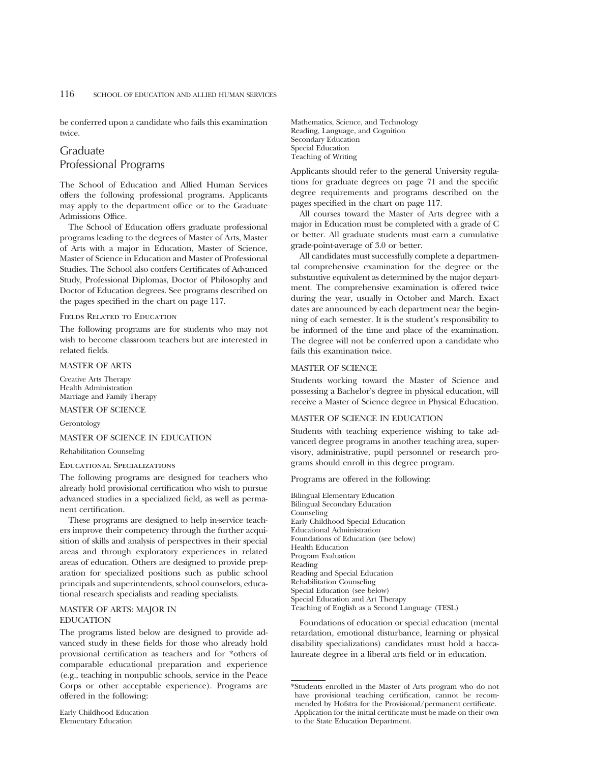be conferred upon a candidate who fails this examination twice.

## Graduate Professional Programs

The School of Education and Allied Human Services offers the following professional programs. Applicants may apply to the department office or to the Graduate Admissions Office.

The School of Education offers graduate professional programs leading to the degrees of Master of Arts, Master of Arts with a major in Education, Master of Science, Master of Science in Education and Master of Professional Studies. The School also confers Certificates of Advanced Study, Professional Diplomas, Doctor of Philosophy and Doctor of Education degrees. See programs described on the pages specified in the chart on page 117.

### Fields Related to Education

The following programs are for students who may not wish to become classroom teachers but are interested in related fields.

#### MASTER OF ARTS

Creative Arts Therapy
Health Administration
Marriage and Family Therapy

#### MASTER OF SCIENCE

Gerontology

#### MASTER OF SCIENCE IN EDUCATION

Rehabilitation Counseling

### Educational Specializations

The following programs are designed for teachers who already hold provisional certification who wish to pursue advanced studies in a specialized field, as well as permanent certification.

These programs are designed to help in-service teachers improve their competency through the further acquisition of skills and analysis of perspectives in their special areas and through exploratory experiences in related areas of education. Others are designed to provide preparation for specialized positions such as public school principals and superintendents, school counselors, educational research specialists and reading specialists.

#### MASTER OF ARTS: MAJOR IN EDUCATION

The programs listed below are designed to provide advanced study in these fields for those who already hold provisional certification as teachers and for *others of comparable educational preparation and experience (e.g., teaching in nonpublic schools, service in the Peace Corps or other acceptable experience). Programs are offered in the following:

Early Childhood Education
Elementary Education
Mathematics, Science, and Technology
Reading, Language, and Cognition
Secondary Education
Special Education
Teaching of Writing

Applicants should refer to the general University regulations for graduate degrees on page 71 and the specific degree requirements and programs described on the pages specified in the chart on page 117.

All courses toward the Master of Arts degree with a major in Education must be completed with a grade of C or better. All graduate students must earn a cumulative grade-point-average of 3.0 or better.

All candidates must successfully complete a departmental comprehensive examination for the degree or the substantive equivalent as determined by the major department. The comprehensive examination is offered twice during the year, usually in October and March. Exact dates are announced by each department near the beginning of each semester. It is the student's responsibility to be informed of the time and place of the examination. The degree will not be conferred upon a candidate who fails this examination twice.

#### MASTER OF SCIENCE

Students working toward the Master of Science and possessing a Bachelor's degree in physical education, will receive a Master of Science degree in Physical Education.

#### MASTER OF SCIENCE IN EDUCATION

Students with teaching experience wishing to take advanced degree programs in another teaching area, supervisory, administrative, pupil personnel or research programs should enroll in this degree program.

Programs are offered in the following:

Bilingual Elementary Education
Bilingual Secondary Education
Counseling
Early Childhood Special Education
Educational Administration
Foundations of Education (see below)
Health Education
Program Evaluation
Reading
Reading and Special Education
Rehabilitation Counseling
Special Education (see below)
Special Education and Art Therapy
Teaching of English as a Second Language (TESL)

Foundations of education or special education (mental retardation, emotional disturbance, learning or physical disability specializations) candidates must hold a baccalaureate degree in a liberal arts field or in education.

*Students enrolled in the Master of Arts program who do not have provisional teaching certification, cannot be recommended by Hofstra for the Provisional/permanent certificate. Application for the initial certificate must be made on their own to the State Education Department.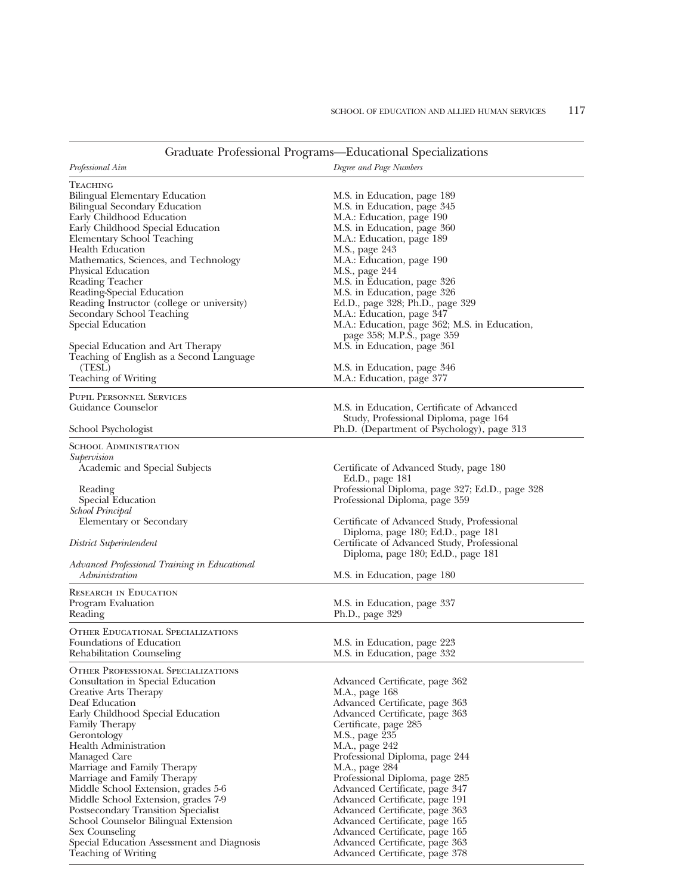## Graduate Professional Programs—Educational Specializations

| *Professional Aim* | *Degree and Page Numbers* |
|---|---|
| **Teaching** | |
| Bilingual Elementary Education | M.S. in Education, page 189 |
| Bilingual Secondary Education | M.S. in Education, page 345 |
| Early Childhood Education | M.A.: Education, page 190 |
| Early Childhood Special Education | M.S. in Education, page 360 |
| Elementary School Teaching | M.A.: Education, page 189 |
| Health Education | M.S., page 243 |
| Mathematics, Sciences, and Technology | M.A.: Education, page 190 |
| Physical Education | M.S., page 244 |
| Reading Teacher | M.S. in Education, page 326 |
| Reading-Special Education | M.S. in Education, page 326 |
| Reading Instructor (college or university) | Ed.D., page 328; Ph.D., page 329 |
| Secondary School Teaching | M.A.: Education, page 347 |
| Special Education | M.A.: Education, page 362; M.S. in Education, page 358; M.P.S., page 359 |
| Special Education and Art Therapy | M.S. in Education, page 361 |
| Teaching of English as a Second Language (TESL) | M.S. in Education, page 346 |
| Teaching of Writing | M.A.: Education, page 377 |
| **Pupil Personnel Services** | |
| Guidance Counselor | M.S. in Education, Certificate of Advanced Study, Professional Diploma, page 164 |
| School Psychologist | Ph.D. (Department of Psychology), page 313 |
| **School Administration** | |
| *Supervision* | |
| Academic and Special Subjects | Certificate of Advanced Study, page 180 Ed.D., page 181 |
| Reading | Professional Diploma, page 327; Ed.D., page 328 |
| Special Education | Professional Diploma, page 359 |
| *School Principal* | |
| Elementary or Secondary | Certificate of Advanced Study, Professional Diploma, page 180; Ed.D., page 181 |
| *District Superintendent* | Certificate of Advanced Study, Professional Diploma, page 180; Ed.D., page 181 |
| *Advanced Professional Training in Educational Administration* | M.S. in Education, page 180 |
| **Research in Education** | |
| Program Evaluation | M.S. in Education, page 337 |
| Reading | Ph.D., page 329 |
| **Other Educational Specializations** | |
| Foundations of Education | M.S. in Education, page 223 |
| Rehabilitation Counseling | M.S. in Education, page 332 |
| **Other Professional Specializations** | |
| Consultation in Special Education | Advanced Certificate, page 362 |
| Creative Arts Therapy | M.A., page 168 |
| Deaf Education | Advanced Certificate, page 363 |
| Early Childhood Special Education | Advanced Certificate, page 363 |
| Family Therapy | Certificate, page 285 |
| Gerontology | M.S., page 235 |
| Health Administration | M.A., page 242 |
| Managed Care | Professional Diploma, page 244 |
| Marriage and Family Therapy | M.A., page 284 |
| Marriage and Family Therapy | Professional Diploma, page 285 |
| Middle School Extension, grades 5-6 | Advanced Certificate, page 347 |
| Middle School Extension, grades 7-9 | Advanced Certificate, page 191 |
| Postsecondary Transition Specialist | Advanced Certificate, page 363 |
| School Counselor Bilingual Extension | Advanced Certificate, page 165 |
| Sex Counseling | Advanced Certificate, page 165 |
| Special Education Assessment and Diagnosis | Advanced Certificate, page 363 |
| Teaching of Writing | Advanced Certificate, page 378 |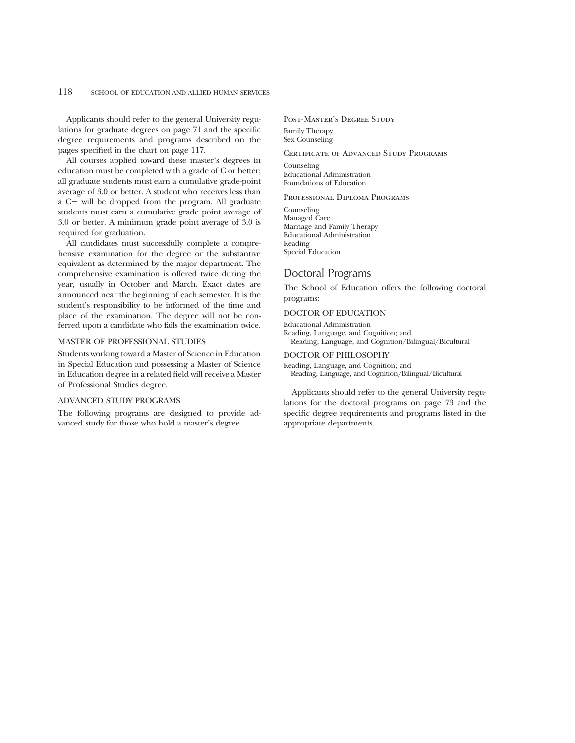Applicants should refer to the general University regulations for graduate degrees on page 71 and the specific degree requirements and programs described on the pages specified in the chart on page 117.

All courses applied toward these master's degrees in education must be completed with a grade of C or better; all graduate students must earn a cumulative grade-point average of 3.0 or better. A student who receives less than a C− will be dropped from the program. All graduate students must earn a cumulative grade point average of 3.0 or better. A minimum grade point average of 3.0 is required for graduation.

All candidates must successfully complete a comprehensive examination for the degree or the substantive equivalent as determined by the major department. The comprehensive examination is offered twice during the year, usually in October and March. Exact dates are announced near the beginning of each semester. It is the student's responsibility to be informed of the time and place of the examination. The degree will not be conferred upon a candidate who fails the examination twice.

#### MASTER OF PROFESSIONAL STUDIES

Students working toward a Master of Science in Education in Special Education and possessing a Master of Science in Education degree in a related field will receive a Master of Professional Studies degree.

#### ADVANCED STUDY PROGRAMS

The following programs are designed to provide advanced study for those who hold a master's degree.

#### Post-Master's Degree Study

Family Therapy
Sex Counseling

#### Certificate of Advanced Study Programs

Counseling
Educational Administration
Foundations of Education

#### Professional Diploma Programs

Counseling
Managed Care
Marriage and Family Therapy
Educational Administration
Reading
Special Education

## Doctoral Programs

The School of Education offers the following doctoral programs:

#### DOCTOR OF EDUCATION

Educational Administration
Reading, Language, and Cognition; and
Reading, Language, and Cognition/Bilingual/Bicultural

#### DOCTOR OF PHILOSOPHY

Reading, Language, and Cognition; and
Reading, Language, and Cognition/Bilingual/Bicultural

Applicants should refer to the general University regulations for the doctoral programs on page 73 and the specific degree requirements and programs listed in the appropriate departments.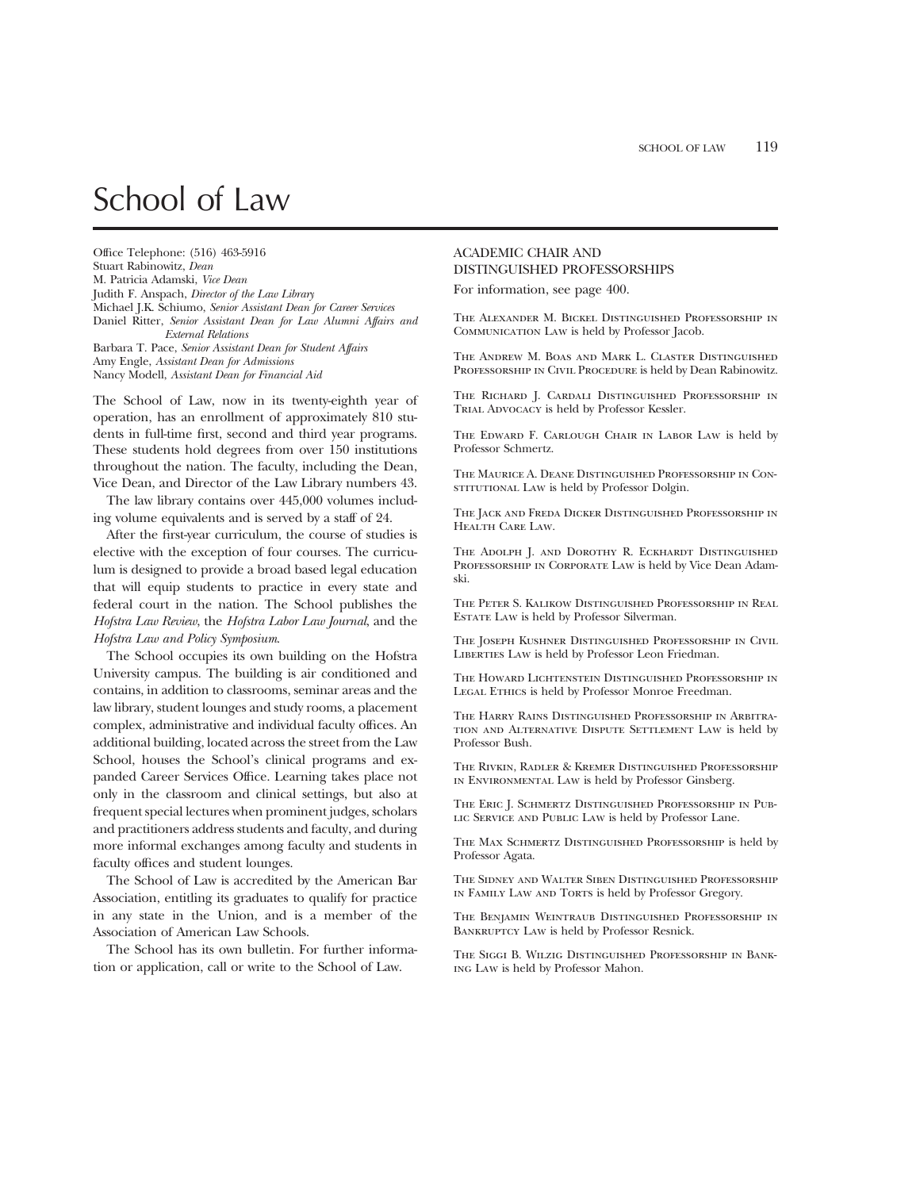# School of Law

Office Telephone: (516) 463-5916
Stuart Rabinowitz, *Dean*
M. Patricia Adamski, *Vice Dean*
Judith F. Anspach, *Director of the Law Library*
Michael J.K. Schiumo, *Senior Assistant Dean for Career Services*
Daniel Ritter, *Senior Assistant Dean for Law Alumni Affairs and External Relations*
Barbara T. Pace, *Senior Assistant Dean for Student Affairs*
Amy Engle, *Assistant Dean for Admissions*
Nancy Modell, *Assistant Dean for Financial Aid*

The School of Law, now in its twenty-eighth year of operation, has an enrollment of approximately 810 students in full-time first, second and third year programs. These students hold degrees from over 150 institutions throughout the nation. The faculty, including the Dean, Vice Dean, and Director of the Law Library numbers 43.

The law library contains over 445,000 volumes including volume equivalents and is served by a staff of 24.

After the first-year curriculum, the course of studies is elective with the exception of four courses. The curriculum is designed to provide a broad based legal education that will equip students to practice in every state and federal court in the nation. The School publishes the *Hofstra Law Review*, the *Hofstra Labor Law Journal*, and the *Hofstra Law and Policy Symposium*.

The School occupies its own building on the Hofstra University campus. The building is air conditioned and contains, in addition to classrooms, seminar areas and the law library, student lounges and study rooms, a placement complex, administrative and individual faculty offices. An additional building, located across the street from the Law School, houses the School's clinical programs and expanded Career Services Office. Learning takes place not only in the classroom and clinical settings, but also at frequent special lectures when prominent judges, scholars and practitioners address students and faculty, and during more informal exchanges among faculty and students in faculty offices and student lounges.

The School of Law is accredited by the American Bar Association, entitling its graduates to qualify for practice in any state in the Union, and is a member of the Association of American Law Schools.

The School has its own bulletin. For further information or application, call or write to the School of Law.

## ACADEMIC CHAIR AND DISTINGUISHED PROFESSORSHIPS

For information, see page 400.

The Alexander M. Bickel Distinguished Professorship in Communication Law is held by Professor Jacob.

The Andrew M. Boas and Mark L. Claster Distinguished Professorship in Civil Procedure is held by Dean Rabinowitz.

The Richard J. Cardali Distinguished Professorship in Trial Advocacy is held by Professor Kessler.

The Edward F. Carlough Chair in Labor Law is held by Professor Schmertz.

The Maurice A. Deane Distinguished Professorship in Constitutional Law is held by Professor Dolgin.

The Jack and Freda Dicker Distinguished Professorship in Health Care Law.

The Adolph J. and Dorothy R. Eckhardt Distinguished Professorship in Corporate Law is held by Vice Dean Adamski.

The Peter S. Kalikow Distinguished Professorship in Real Estate Law is held by Professor Silverman.

The Joseph Kushner Distinguished Professorship in Civil Liberties Law is held by Professor Leon Friedman.

The Howard Lichtenstein Distinguished Professorship in Legal Ethics is held by Professor Monroe Freedman.

The Harry Rains Distinguished Professorship in Arbitration and Alternative Dispute Settlement Law is held by Professor Bush.

The Rivkin, Radler & Kremer Distinguished Professorship in Environmental Law is held by Professor Ginsberg.

The Eric J. Schmertz Distinguished Professorship in Public Service and Public Law is held by Professor Lane.

The Max Schmertz Distinguished Professorship is held by Professor Agata.

The Sidney and Walter Siben Distinguished Professorship in Family Law and Torts is held by Professor Gregory.

The Benjamin Weintraub Distinguished Professorship in Bankruptcy Law is held by Professor Resnick.

The Siggi B. Wilzig Distinguished Professorship in Banking Law is held by Professor Mahon.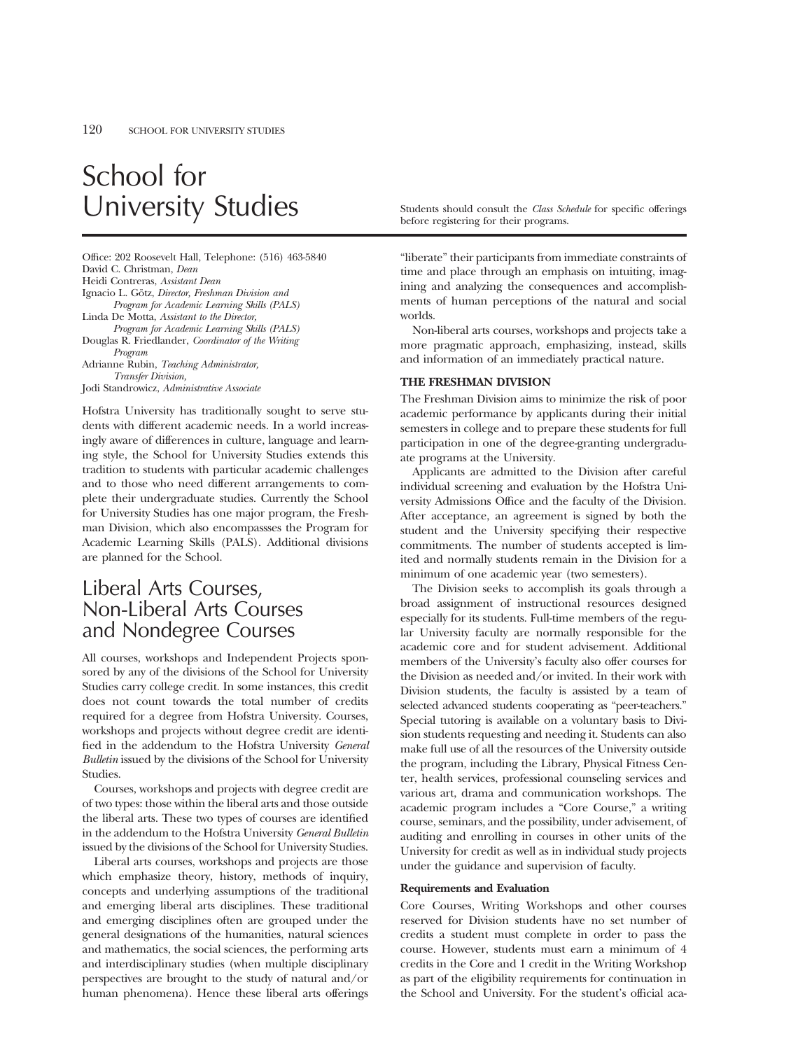# School for University Studies

Students should consult the *Class Schedule* for specific offerings before registering for their programs.

Office: 202 Roosevelt Hall, Telephone: (516) 463-5840
David C. Christman, *Dean*
Heidi Contreras, *Assistant Dean*
Ignacio L. Götz, *Director, Freshman Division and Program for Academic Learning Skills (PALS)*
Linda De Motta, *Assistant to the Director, Program for Academic Learning Skills (PALS)*
Douglas R. Friedlander, *Coordinator of the Writing Program*
Adrianne Rubin, *Teaching Administrator, Transfer Division,*
Jodi Standrowicz, *Administrative Associate*

Hofstra University has traditionally sought to serve students with different academic needs. In a world increasingly aware of differences in culture, language and learning style, the School for University Studies extends this tradition to students with particular academic challenges and to those who need different arrangements to complete their undergraduate studies. Currently the School for University Studies has one major program, the Freshman Division, which also encompassses the Program for Academic Learning Skills (PALS). Additional divisions are planned for the School.

## Liberal Arts Courses, Non-Liberal Arts Courses and Nondegree Courses

All courses, workshops and Independent Projects sponsored by any of the divisions of the School for University Studies carry college credit. In some instances, this credit does not count towards the total number of credits required for a degree from Hofstra University. Courses, workshops and projects without degree credit are identified in the addendum to the Hofstra University *General Bulletin* issued by the divisions of the School for University Studies.

Courses, workshops and projects with degree credit are of two types: those within the liberal arts and those outside the liberal arts. These two types of courses are identified in the addendum to the Hofstra University *General Bulletin* issued by the divisions of the School for University Studies.

Liberal arts courses, workshops and projects are those which emphasize theory, history, methods of inquiry, concepts and underlying assumptions of the traditional and emerging liberal arts disciplines. These traditional and emerging disciplines often are grouped under the general designations of the humanities, natural sciences and mathematics, the social sciences, the performing arts and interdisciplinary studies (when multiple disciplinary perspectives are brought to the study of natural and/or human phenomena). Hence these liberal arts offerings "liberate" their participants from immediate constraints of time and place through an emphasis on intuiting, imagining and analyzing the consequences and accomplishments of human perceptions of the natural and social worlds.

Non-liberal arts courses, workshops and projects take a more pragmatic approach, emphasizing, instead, skills and information of an immediately practical nature.

### THE FRESHMAN DIVISION

The Freshman Division aims to minimize the risk of poor academic performance by applicants during their initial semesters in college and to prepare these students for full participation in one of the degree-granting undergraduate programs at the University.

Applicants are admitted to the Division after careful individual screening and evaluation by the Hofstra University Admissions Office and the faculty of the Division. After acceptance, an agreement is signed by both the student and the University specifying their respective commitments. The number of students accepted is limited and normally students remain in the Division for a minimum of one academic year (two semesters).

The Division seeks to accomplish its goals through a broad assignment of instructional resources designed especially for its students. Full-time members of the regular University faculty are normally responsible for the academic core and for student advisement. Additional members of the University's faculty also offer courses for the Division as needed and/or invited. In their work with Division students, the faculty is assisted by a team of selected advanced students cooperating as "peer-teachers." Special tutoring is available on a voluntary basis to Division students requesting and needing it. Students can also make full use of all the resources of the University outside the program, including the Library, Physical Fitness Center, health services, professional counseling services and various art, drama and communication workshops. The academic program includes a "Core Course," a writing course, seminars, and the possibility, under advisement, of auditing and enrolling in courses in other units of the University for credit as well as in individual study projects under the guidance and supervision of faculty.

#### Requirements and Evaluation

Core Courses, Writing Workshops and other courses reserved for Division students have no set number of credits a student must complete in order to pass the course. However, students must earn a minimum of 4 credits in the Core and 1 credit in the Writing Workshop as part of the eligibility requirements for continuation in the School and University. For the student's official aca-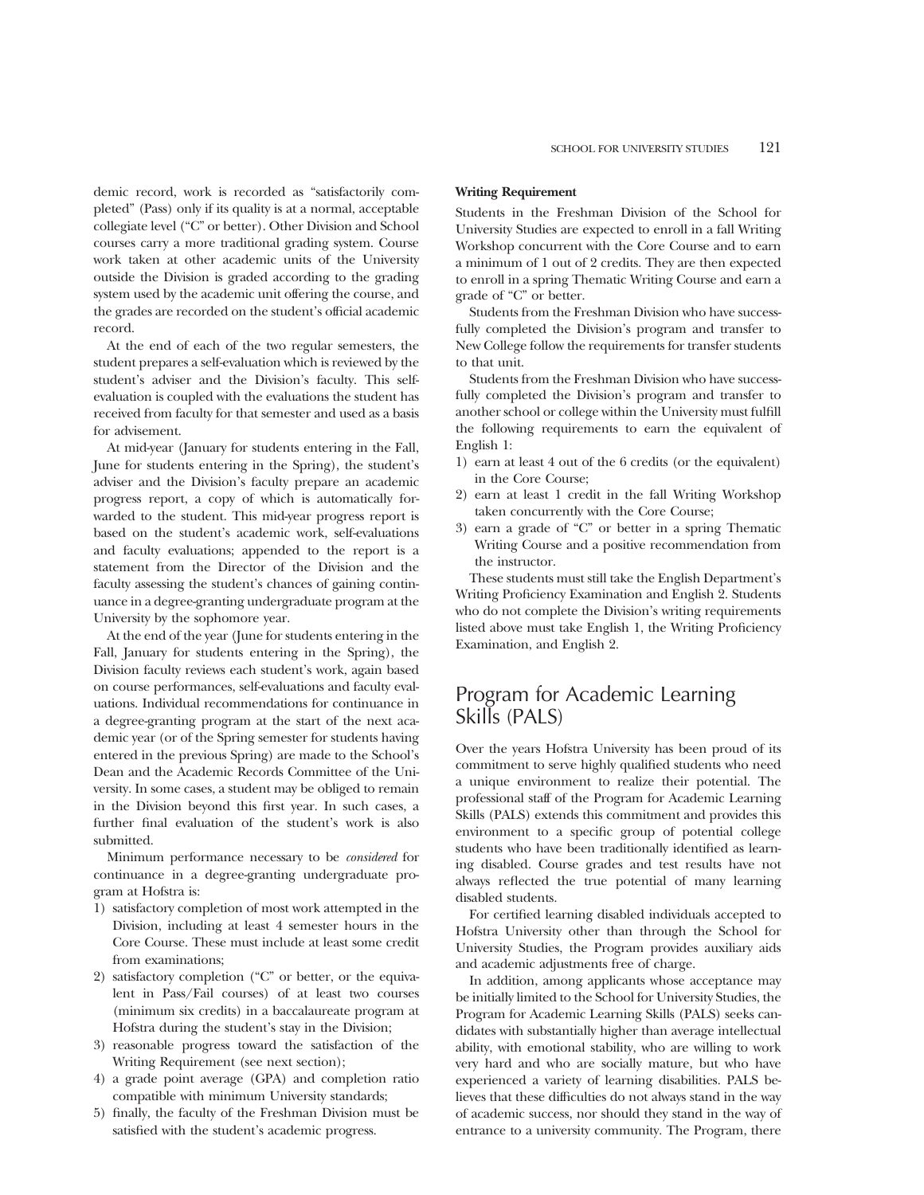demic record, work is recorded as "satisfactorily completed" (Pass) only if its quality is at a normal, acceptable collegiate level ("C" or better). Other Division and School courses carry a more traditional grading system. Course work taken at other academic units of the University outside the Division is graded according to the grading system used by the academic unit offering the course, and the grades are recorded on the student's official academic record.

At the end of each of the two regular semesters, the student prepares a self-evaluation which is reviewed by the student's adviser and the Division's faculty. This self-evaluation is coupled with the evaluations the student has received from faculty for that semester and used as a basis for advisement.

At mid-year (January for students entering in the Fall, June for students entering in the Spring), the student's adviser and the Division's faculty prepare an academic progress report, a copy of which is automatically forwarded to the student. This mid-year progress report is based on the student's academic work, self-evaluations and faculty evaluations; appended to the report is a statement from the Director of the Division and the faculty assessing the student's chances of gaining continuance in a degree-granting undergraduate program at the University by the sophomore year.

At the end of the year (June for students entering in the Fall, January for students entering in the Spring), the Division faculty reviews each student's work, again based on course performances, self-evaluations and faculty evaluations. Individual recommendations for continuance in a degree-granting program at the start of the next academic year (or of the Spring semester for students having entered in the previous Spring) are made to the School's Dean and the Academic Records Committee of the University. In some cases, a student may be obliged to remain in the Division beyond this first year. In such cases, a further final evaluation of the student's work is also submitted.

Minimum performance necessary to be *considered* for continuance in a degree-granting undergraduate program at Hofstra is:

1) satisfactory completion of most work attempted in the Division, including at least 4 semester hours in the Core Course. These must include at least some credit from examinations;
2) satisfactory completion ("C" or better, or the equivalent in Pass/Fail courses) of at least two courses (minimum six credits) in a baccalaureate program at Hofstra during the student's stay in the Division;
3) reasonable progress toward the satisfaction of the Writing Requirement (see next section);
4) a grade point average (GPA) and completion ratio compatible with minimum University standards;
5) finally, the faculty of the Freshman Division must be satisfied with the student's academic progress.

**Writing Requirement**

Students in the Freshman Division of the School for University Studies are expected to enroll in a fall Writing Workshop concurrent with the Core Course and to earn a minimum of 1 out of 2 credits. They are then expected to enroll in a spring Thematic Writing Course and earn a grade of "C" or better.

Students from the Freshman Division who have successfully completed the Division's program and transfer to New College follow the requirements for transfer students to that unit.

Students from the Freshman Division who have successfully completed the Division's program and transfer to another school or college within the University must fulfill the following requirements to earn the equivalent of English 1:

1) earn at least 4 out of the 6 credits (or the equivalent) in the Core Course;
2) earn at least 1 credit in the fall Writing Workshop taken concurrently with the Core Course;
3) earn a grade of "C" or better in a spring Thematic Writing Course and a positive recommendation from the instructor.

These students must still take the English Department's Writing Proficiency Examination and English 2. Students who do not complete the Division's writing requirements listed above must take English 1, the Writing Proficiency Examination, and English 2.

## Program for Academic Learning Skills (PALS)

Over the years Hofstra University has been proud of its commitment to serve highly qualified students who need a unique environment to realize their potential. The professional staff of the Program for Academic Learning Skills (PALS) extends this commitment and provides this environment to a specific group of potential college students who have been traditionally identified as learning disabled. Course grades and test results have not always reflected the true potential of many learning disabled students.

For certified learning disabled individuals accepted to Hofstra University other than through the School for University Studies, the Program provides auxiliary aids and academic adjustments free of charge.

In addition, among applicants whose acceptance may be initially limited to the School for University Studies, the Program for Academic Learning Skills (PALS) seeks candidates with substantially higher than average intellectual ability, with emotional stability, who are willing to work very hard and who are socially mature, but who have experienced a variety of learning disabilities. PALS believes that these difficulties do not always stand in the way of academic success, nor should they stand in the way of entrance to a university community. The Program, there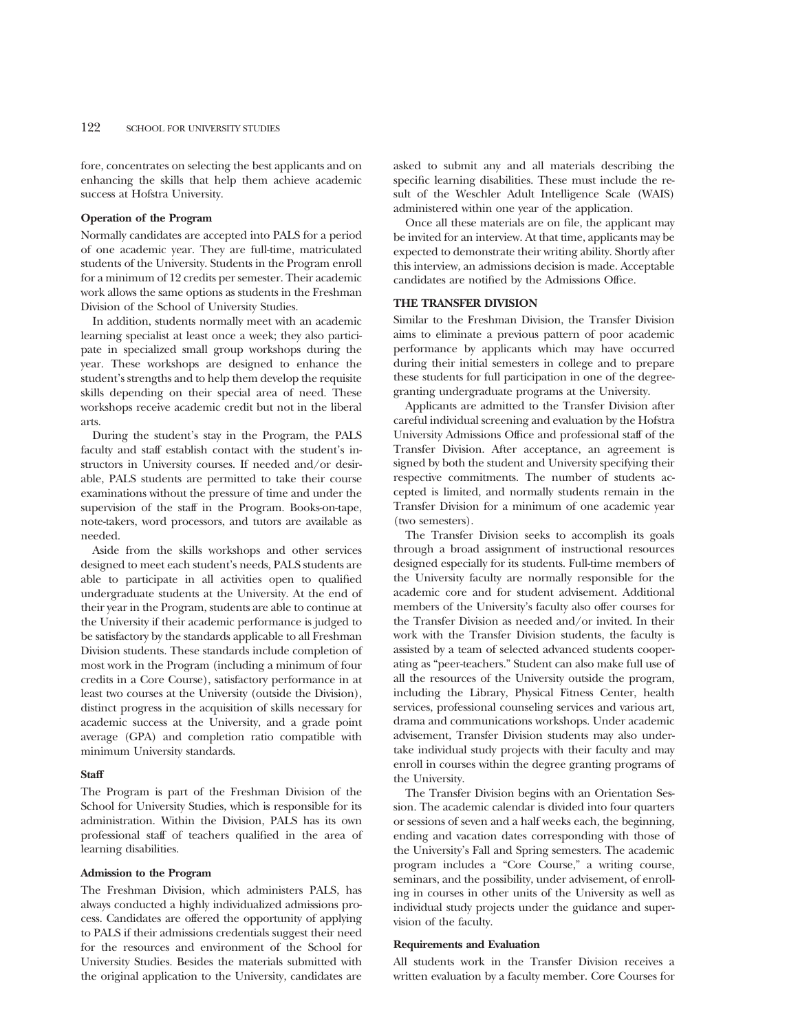fore, concentrates on selecting the best applicants and on enhancing the skills that help them achieve academic success at Hofstra University.

**Operation of the Program**

Normally candidates are accepted into PALS for a period of one academic year. They are full-time, matriculated students of the University. Students in the Program enroll for a minimum of 12 credits per semester. Their academic work allows the same options as students in the Freshman Division of the School of University Studies.

In addition, students normally meet with an academic learning specialist at least once a week; they also participate in specialized small group workshops during the year. These workshops are designed to enhance the student's strengths and to help them develop the requisite skills depending on their special area of need. These workshops receive academic credit but not in the liberal arts.

During the student's stay in the Program, the PALS faculty and staff establish contact with the student's instructors in University courses. If needed and/or desirable, PALS students are permitted to take their course examinations without the pressure of time and under the supervision of the staff in the Program. Books-on-tape, note-takers, word processors, and tutors are available as needed.

Aside from the skills workshops and other services designed to meet each student's needs, PALS students are able to participate in all activities open to qualified undergraduate students at the University. At the end of their year in the Program, students are able to continue at the University if their academic performance is judged to be satisfactory by the standards applicable to all Freshman Division students. These standards include completion of most work in the Program (including a minimum of four credits in a Core Course), satisfactory performance in at least two courses at the University (outside the Division), distinct progress in the acquisition of skills necessary for academic success at the University, and a grade point average (GPA) and completion ratio compatible with minimum University standards.

**Staff**

The Program is part of the Freshman Division of the School for University Studies, which is responsible for its administration. Within the Division, PALS has its own professional staff of teachers qualified in the area of learning disabilities.

**Admission to the Program**

The Freshman Division, which administers PALS, has always conducted a highly individualized admissions process. Candidates are offered the opportunity of applying to PALS if their admissions credentials suggest their need for the resources and environment of the School for University Studies. Besides the materials submitted with the original application to the University, candidates are asked to submit any and all materials describing the specific learning disabilities. These must include the result of the Weschler Adult Intelligence Scale (WAIS) administered within one year of the application.

Once all these materials are on file, the applicant may be invited for an interview. At that time, applicants may be expected to demonstrate their writing ability. Shortly after this interview, an admissions decision is made. Acceptable candidates are notified by the Admissions Office.

**THE TRANSFER DIVISION**

Similar to the Freshman Division, the Transfer Division aims to eliminate a previous pattern of poor academic performance by applicants which may have occurred during their initial semesters in college and to prepare these students for full participation in one of the degree-granting undergraduate programs at the University.

Applicants are admitted to the Transfer Division after careful individual screening and evaluation by the Hofstra University Admissions Office and professional staff of the Transfer Division. After acceptance, an agreement is signed by both the student and University specifying their respective commitments. The number of students accepted is limited, and normally students remain in the Transfer Division for a minimum of one academic year (two semesters).

The Transfer Division seeks to accomplish its goals through a broad assignment of instructional resources designed especially for its students. Full-time members of the University faculty are normally responsible for the academic core and for student advisement. Additional members of the University's faculty also offer courses for the Transfer Division as needed and/or invited. In their work with the Transfer Division students, the faculty is assisted by a team of selected advanced students cooperating as "peer-teachers." Student can also make full use of all the resources of the University outside the program, including the Library, Physical Fitness Center, health services, professional counseling services and various art, drama and communications workshops. Under academic advisement, Transfer Division students may also undertake individual study projects with their faculty and may enroll in courses within the degree granting programs of the University.

The Transfer Division begins with an Orientation Session. The academic calendar is divided into four quarters or sessions of seven and a half weeks each, the beginning, ending and vacation dates corresponding with those of the University's Fall and Spring semesters. The academic program includes a "Core Course," a writing course, seminars, and the possibility, under advisement, of enrolling in courses in other units of the University as well as individual study projects under the guidance and supervision of the faculty.

**Requirements and Evaluation**

All students work in the Transfer Division receives a written evaluation by a faculty member. Core Courses for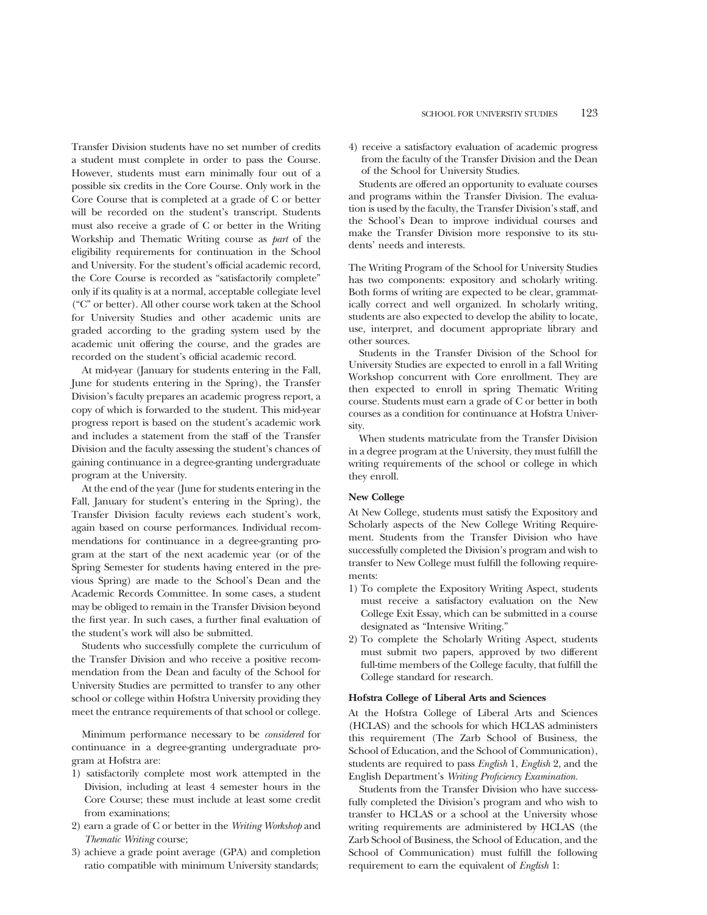Transfer Division students have no set number of credits a student must complete in order to pass the Course. However, students must earn minimally four out of a possible six credits in the Core Course. Only work in the Core Course that is completed at a grade of C or better will be recorded on the student's transcript. Students must also receive a grade of C or better in the Writing Workshop and Thematic Writing course as *part* of the eligibility requirements for continuation in the School and University. For the student's official academic record, the Core Course is recorded as "satisfactorily complete" only if its quality is at a normal, acceptable collegiate level ("C" or better). All other course work taken at the School for University Studies and other academic units are graded according to the grading system used by the academic unit offering the course, and the grades are recorded on the student's official academic record.

At mid-year (January for students entering in the Fall, June for students entering in the Spring), the Transfer Division's faculty prepares an academic progress report, a copy of which is forwarded to the student. This mid-year progress report is based on the student's academic work and includes a statement from the staff of the Transfer Division and the faculty assessing the student's chances of gaining continuance in a degree-granting undergraduate program at the University.

At the end of the year (June for students entering in the Fall, January for student's entering in the Spring), the Transfer Division faculty reviews each student's work, again based on course performances. Individual recommendations for continuance in a degree-granting program at the start of the next academic year (or of the Spring Semester for students having entered in the previous Spring) are made to the School's Dean and the Academic Records Committee. In some cases, a student may be obliged to remain in the Transfer Division beyond the first year. In such cases, a further final evaluation of the student's work will also be submitted.

Students who successfully complete the curriculum of the Transfer Division and who receive a positive recommendation from the Dean and faculty of the School for University Studies are permitted to transfer to any other school or college within Hofstra University providing they meet the entrance requirements of that school or college.

Minimum performance necessary to be *considered* for continuance in a degree-granting undergraduate program at Hofstra are:

1) satisfactorily complete most work attempted in the Division, including at least 4 semester hours in the Core Course; these must include at least some credit from examinations;
2) earn a grade of C or better in the *Writing Workshop* and *Thematic Writing* course;
3) achieve a grade point average (GPA) and completion ratio compatible with minimum University standards;
4) receive a satisfactory evaluation of academic progress from the faculty of the Transfer Division and the Dean of the School for University Studies.

Students are offered an opportunity to evaluate courses and programs within the Transfer Division. The evaluation is used by the faculty, the Transfer Division's staff, and the School's Dean to improve individual courses and make the Transfer Division more responsive to its students' needs and interests.

The Writing Program of the School for University Studies has two components: expository and scholarly writing. Both forms of writing are expected to be clear, grammatically correct and well organized. In scholarly writing, students are also expected to develop the ability to locate, use, interpret, and document appropriate library and other sources.

Students in the Transfer Division of the School for University Studies are expected to enroll in a fall Writing Workshop concurrent with Core enrollment. They are then expected to enroll in spring Thematic Writing course. Students must earn a grade of C or better in both courses as a condition for continuance at Hofstra University.

When students matriculate from the Transfer Division in a degree program at the University, they must fulfill the writing requirements of the school or college in which they enroll.

**New College**

At New College, students must satisfy the Expository and Scholarly aspects of the New College Writing Requirement. Students from the Transfer Division who have successfully completed the Division's program and wish to transfer to New College must fulfill the following requirements:

1) To complete the Expository Writing Aspect, students must receive a satisfactory evaluation on the New College Exit Essay, which can be submitted in a course designated as "Intensive Writing."
2) To complete the Scholarly Writing Aspect, students must submit two papers, approved by two different full-time members of the College faculty, that fulfill the College standard for research.

**Hofstra College of Liberal Arts and Sciences**

At the Hofstra College of Liberal Arts and Sciences (HCLAS) and the schools for which HCLAS administers this requirement (The Zarb School of Business, the School of Education, and the School of Communication), students are required to pass *English* 1, *English* 2, and the English Department's *Writing Proficiency Examination.*

Students from the Transfer Division who have successfully completed the Division's program and who wish to transfer to HCLAS or a school at the University whose writing requirements are administered by HCLAS (the Zarb School of Business, the School of Education, and the School of Communication) must fulfill the following requirement to earn the equivalent of *English* 1: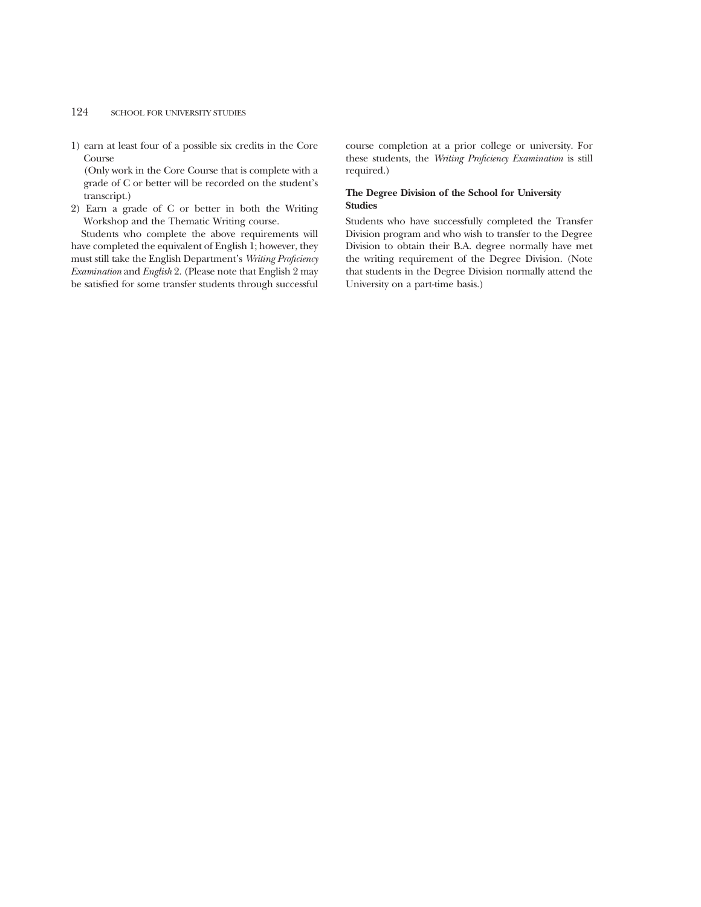1) earn at least four of a possible six credits in the Core Course

   (Only work in the Core Course that is complete with a grade of C or better will be recorded on the student's transcript.)

2) Earn a grade of C or better in both the Writing Workshop and the Thematic Writing course.

Students who complete the above requirements will have completed the equivalent of English 1; however, they must still take the English Department's *Writing Proficiency Examination* and *English* 2. (Please note that English 2 may be satisfied for some transfer students through successful course completion at a prior college or university. For these students, the *Writing Proficiency Examination* is still required.)

**The Degree Division of the School for University Studies**

Students who have successfully completed the Transfer Division program and who wish to transfer to the Degree Division to obtain their B.A. degree normally have met the writing requirement of the Degree Division. (Note that students in the Degree Division normally attend the University on a part-time basis.)